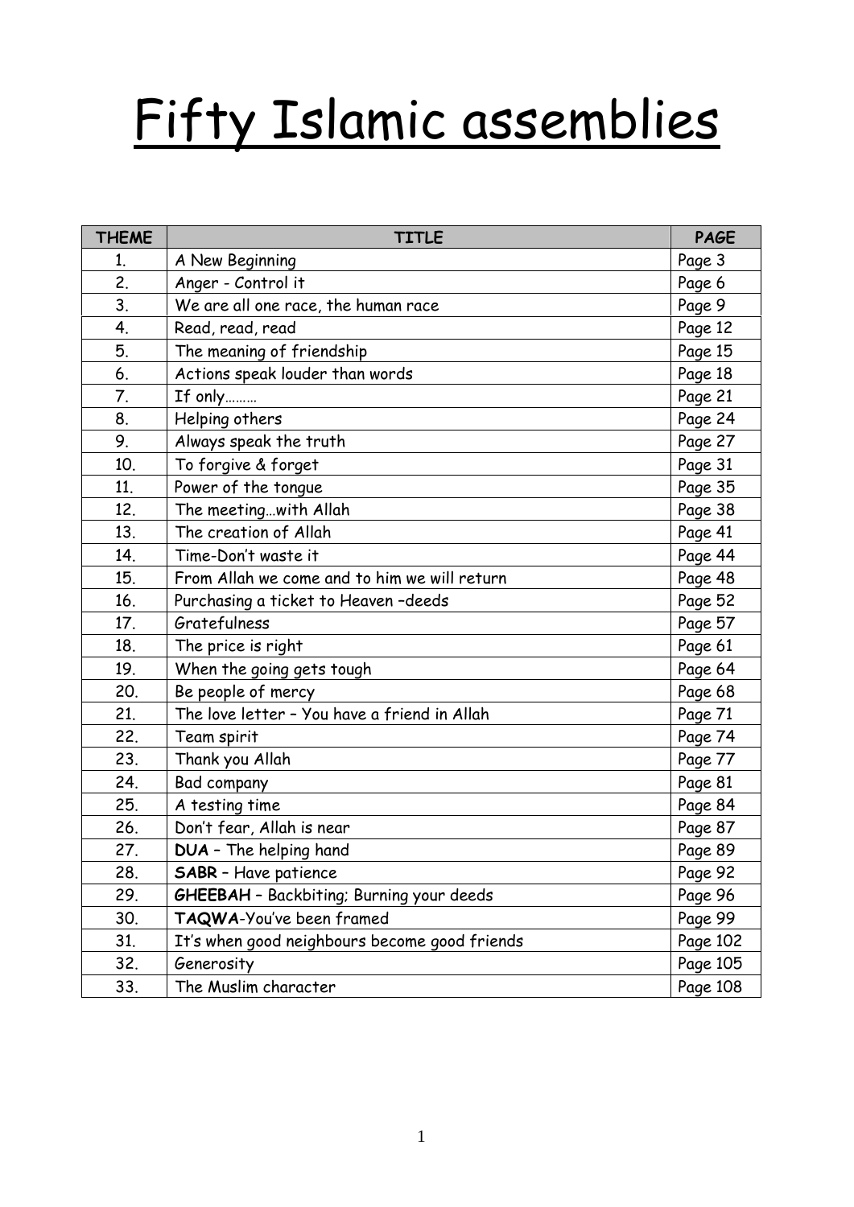# Fifty Islamic assemblies

| THEME | TITLE | PAGE |
|---|---|---|
| 1. | A New Beginning | Page 3 |
| 2. | Anger - Control it | Page 6 |
| 3. | We are all one race, the human race | Page 9 |
| 4. | Read, read, read | Page 12 |
| 5. | The meaning of friendship | Page 15 |
| 6. | Actions speak louder than words | Page 18 |
| 7. | If only……… | Page 21 |
| 8. | Helping others | Page 24 |
| 9. | Always speak the truth | Page 27 |
| 10. | To forgive & forget | Page 31 |
| 11. | Power of the tongue | Page 35 |
| 12. | The meeting…with Allah | Page 38 |
| 13. | The creation of Allah | Page 41 |
| 14. | Time-Don't waste it | Page 44 |
| 15. | From Allah we come and to him we will return | Page 48 |
| 16. | Purchasing a ticket to Heaven –deeds | Page 52 |
| 17. | Gratefulness | Page 57 |
| 18. | The price is right | Page 61 |
| 19. | When the going gets tough | Page 64 |
| 20. | Be people of mercy | Page 68 |
| 21. | The love letter – You have a friend in Allah | Page 71 |
| 22. | Team spirit | Page 74 |
| 23. | Thank you Allah | Page 77 |
| 24. | Bad company | Page 81 |
| 25. | A testing time | Page 84 |
| 26. | Don't fear, Allah is near | Page 87 |
| 27. | **DUA** – The helping hand | Page 89 |
| 28. | **SABR** – Have patience | Page 92 |
| 29. | **GHEEBAH** – Backbiting; Burning your deeds | Page 96 |
| 30. | **TAQWA**-You've been framed | Page 99 |
| 31. | It's when good neighbours become good friends | Page 102 |
| 32. | Generosity | Page 105 |
| 33. | The Muslim character | Page 108 |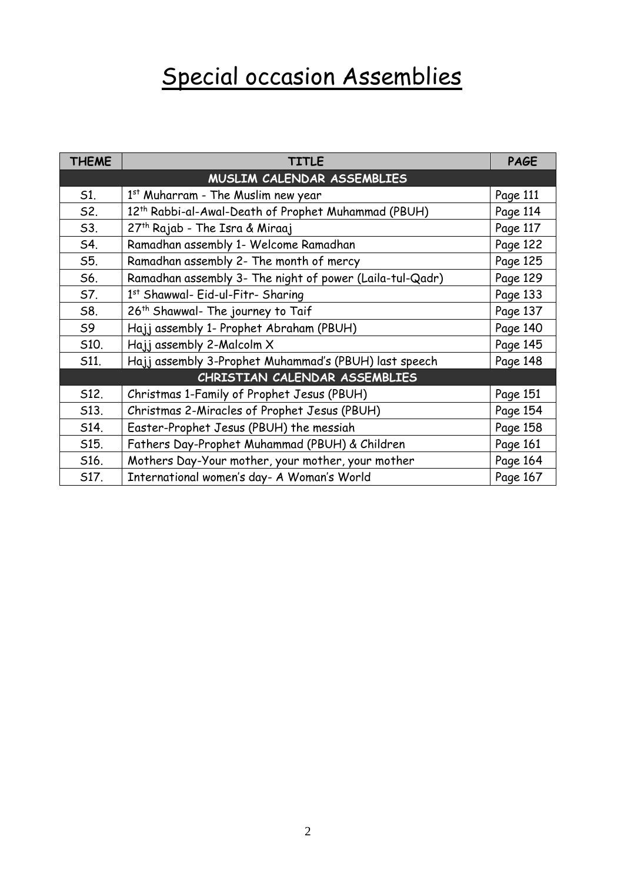# Special occasion Assemblies

| THEME | TITLE | PAGE |
|---|---|---|
| | **MUSLIM CALENDAR ASSEMBLIES** | |
| S1. | 1st Muharram - The Muslim new year | Page 111 |
| S2. | 12th Rabbi-al-Awal-Death of Prophet Muhammad (PBUH) | Page 114 |
| S3. | 27th Rajab - The Isra & Miraaj | Page 117 |
| S4. | Ramadhan assembly 1- Welcome Ramadhan | Page 122 |
| S5. | Ramadhan assembly 2- The month of mercy | Page 125 |
| S6. | Ramadhan assembly 3- The night of power (Laila-tul-Qadr) | Page 129 |
| S7. | 1st Shawwal- Eid-ul-Fitr- Sharing | Page 133 |
| S8. | 26th Shawwal- The journey to Taif | Page 137 |
| S9 | Hajj assembly 1- Prophet Abraham (PBUH) | Page 140 |
| S10. | Hajj assembly 2-Malcolm X | Page 145 |
| S11. | Hajj assembly 3-Prophet Muhammad's (PBUH) last speech | Page 148 |
| | **CHRISTIAN CALENDAR ASSEMBLIES** | |
| S12. | Christmas 1-Family of Prophet Jesus (PBUH) | Page 151 |
| S13. | Christmas 2-Miracles of Prophet Jesus (PBUH) | Page 154 |
| S14. | Easter-Prophet Jesus (PBUH) the messiah | Page 158 |
| S15. | Fathers Day-Prophet Muhammad (PBUH) & Children | Page 161 |
| S16. | Mothers Day-Your mother, your mother, your mother | Page 164 |
| S17. | International women's day- A Woman's World | Page 167 |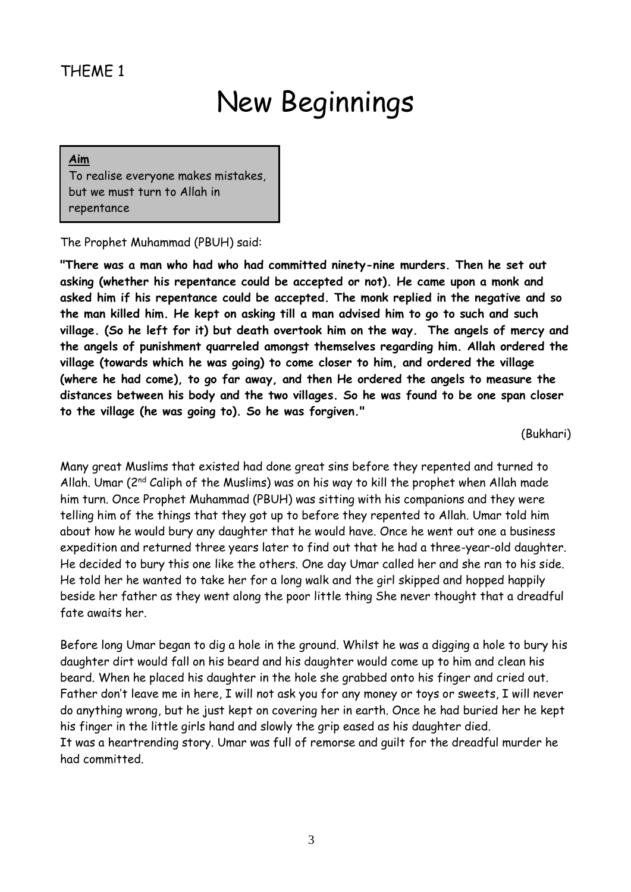THEME 1

# New Beginnings

**Aim**
To realise everyone makes mistakes, but we must turn to Allah in repentance

The Prophet Muhammad (PBUH) said:

**"There was a man who had who had committed ninety-nine murders. Then he set out asking (whether his repentance could be accepted or not). He came upon a monk and asked him if his repentance could be accepted. The monk replied in the negative and so the man killed him. He kept on asking till a man advised him to go to such and such village. (So he left for it) but death overtook him on the way. The angels of mercy and the angels of punishment quarreled amongst themselves regarding him. Allah ordered the village (towards which he was going) to come closer to him, and ordered the village (where he had come), to go far away, and then He ordered the angels to measure the distances between his body and the two villages. So he was found to be one span closer to the village (he was going to). So he was forgiven."**

(Bukhari)

Many great Muslims that existed had done great sins before they repented and turned to Allah. Umar (2nd Caliph of the Muslims) was on his way to kill the prophet when Allah made him turn. Once Prophet Muhammad (PBUH) was sitting with his companions and they were telling him of the things that they got up to before they repented to Allah. Umar told him about how he would bury any daughter that he would have. Once he went out one a business expedition and returned three years later to find out that he had a three-year-old daughter. He decided to bury this one like the others. One day Umar called her and she ran to his side. He told her he wanted to take her for a long walk and the girl skipped and hopped happily beside her father as they went along the poor little thing She never thought that a dreadful fate awaits her.

Before long Umar began to dig a hole in the ground. Whilst he was a digging a hole to bury his daughter dirt would fall on his beard and his daughter would come up to him and clean his beard. When he placed his daughter in the hole she grabbed onto his finger and cried out. Father don't leave me in here, I will not ask you for any money or toys or sweets, I will never do anything wrong, but he just kept on covering her in earth. Once he had buried her he kept his finger in the little girls hand and slowly the grip eased as his daughter died.
It was a heartrending story. Umar was full of remorse and guilt for the dreadful murder he had committed.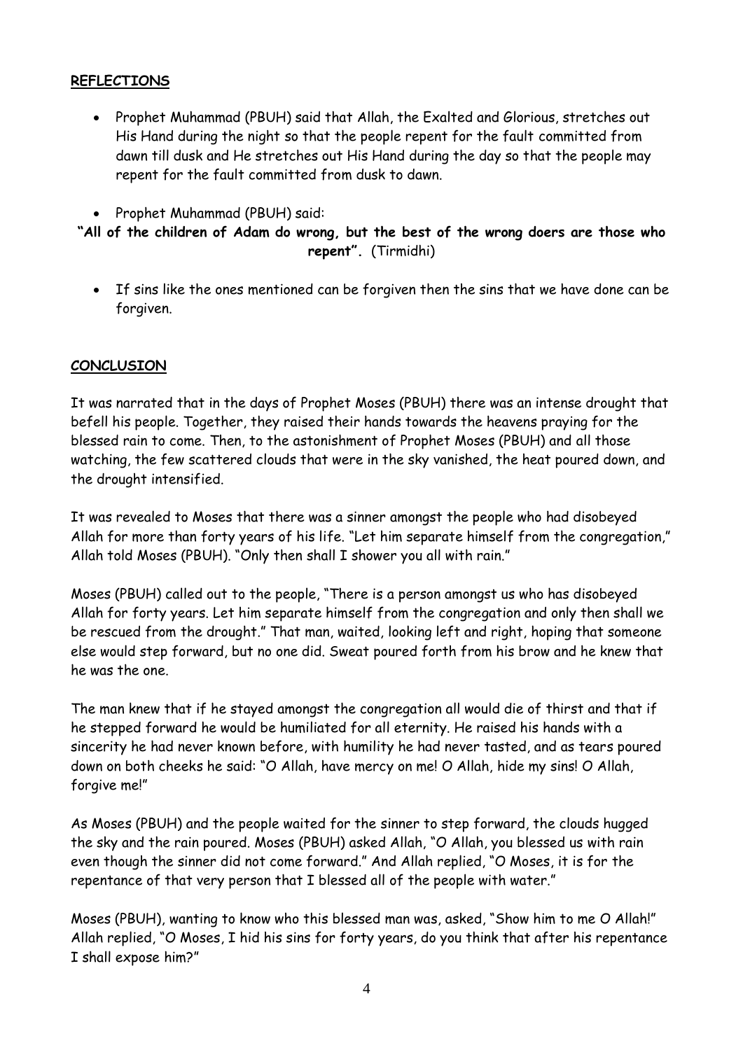## REFLECTIONS

- Prophet Muhammad (PBUH) said that Allah, the Exalted and Glorious, stretches out His Hand during the night so that the people repent for the fault committed from dawn till dusk and He stretches out His Hand during the day so that the people may repent for the fault committed from dusk to dawn.

- Prophet Muhammad (PBUH) said:

**"All of the children of Adam do wrong, but the best of the wrong doers are those who repent".** (Tirmidhi)

- If sins like the ones mentioned can be forgiven then the sins that we have done can be forgiven.

## CONCLUSION

It was narrated that in the days of Prophet Moses (PBUH) there was an intense drought that befell his people. Together, they raised their hands towards the heavens praying for the blessed rain to come. Then, to the astonishment of Prophet Moses (PBUH) and all those watching, the few scattered clouds that were in the sky vanished, the heat poured down, and the drought intensified.

It was revealed to Moses that there was a sinner amongst the people who had disobeyed Allah for more than forty years of his life. "Let him separate himself from the congregation," Allah told Moses (PBUH). "Only then shall I shower you all with rain."

Moses (PBUH) called out to the people, "There is a person amongst us who has disobeyed Allah for forty years. Let him separate himself from the congregation and only then shall we be rescued from the drought." That man, waited, looking left and right, hoping that someone else would step forward, but no one did. Sweat poured forth from his brow and he knew that he was the one.

The man knew that if he stayed amongst the congregation all would die of thirst and that if he stepped forward he would be humiliated for all eternity. He raised his hands with a sincerity he had never known before, with humility he had never tasted, and as tears poured down on both cheeks he said: "O Allah, have mercy on me! O Allah, hide my sins! O Allah, forgive me!"

As Moses (PBUH) and the people waited for the sinner to step forward, the clouds hugged the sky and the rain poured. Moses (PBUH) asked Allah, "O Allah, you blessed us with rain even though the sinner did not come forward." And Allah replied, "O Moses, it is for the repentance of that very person that I blessed all of the people with water."

Moses (PBUH), wanting to know who this blessed man was, asked, "Show him to me O Allah!" Allah replied, "O Moses, I hid his sins for forty years, do you think that after his repentance I shall expose him?"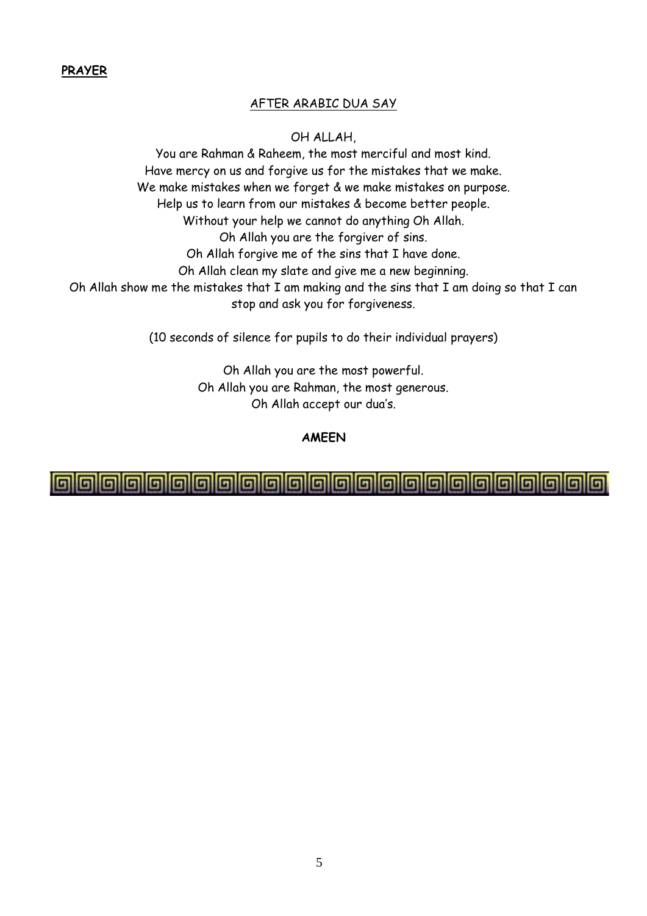**PRAYER**

AFTER ARABIC DUA SAY

OH ALLAH,

You are Rahman & Raheem, the most merciful and most kind.
Have mercy on us and forgive us for the mistakes that we make.
We make mistakes when we forget & we make mistakes on purpose.
Help us to learn from our mistakes & become better people.
Without your help we cannot do anything Oh Allah.
Oh Allah you are the forgiver of sins.
Oh Allah forgive me of the sins that I have done.
Oh Allah clean my slate and give me a new beginning.
Oh Allah show me the mistakes that I am making and the sins that I am doing so that I can stop and ask you for forgiveness.

(10 seconds of silence for pupils to do their individual prayers)

Oh Allah you are the most powerful.
Oh Allah you are Rahman, the most generous.
Oh Allah accept our dua's.

**AMEEN**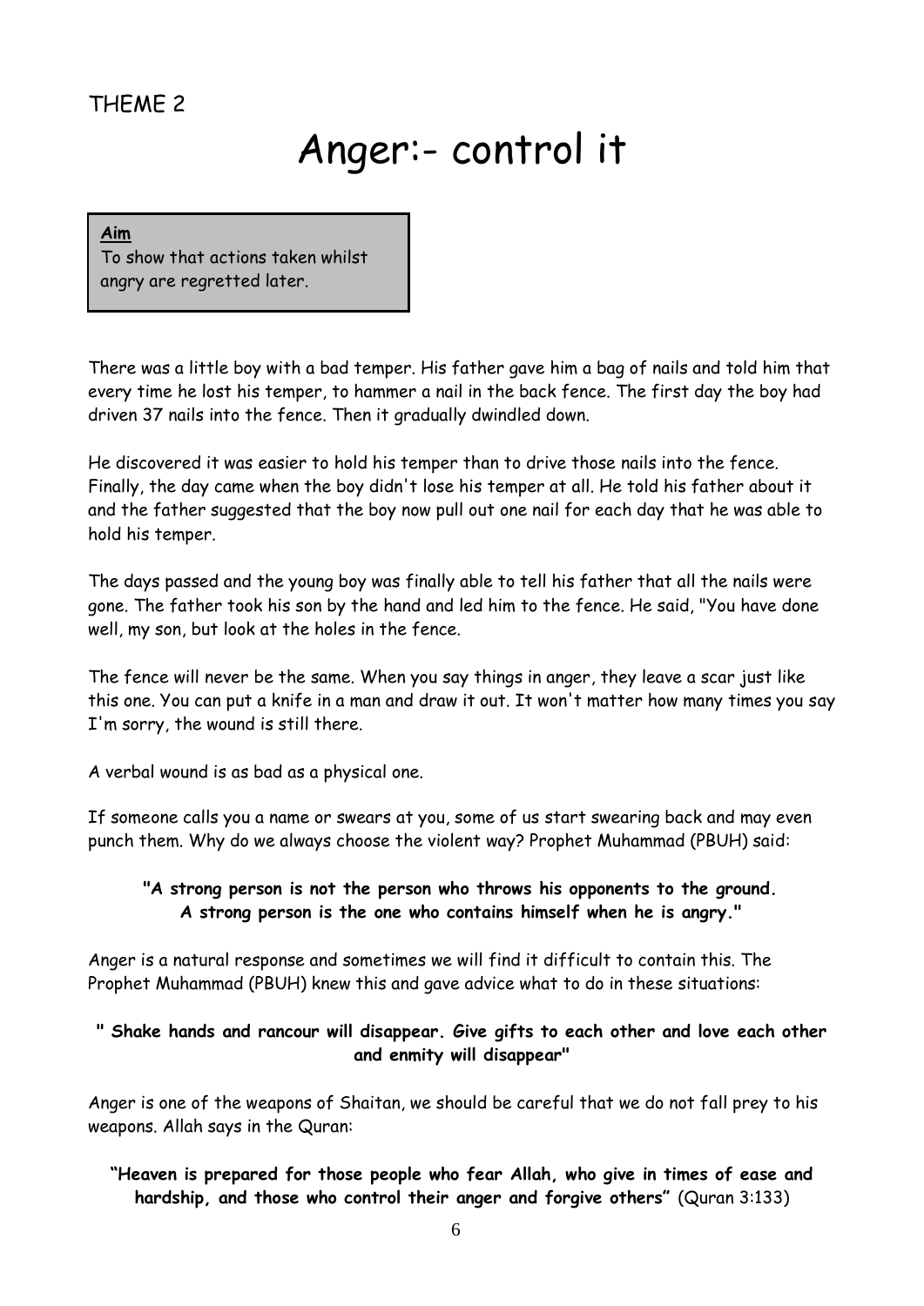THEME 2

# Anger:- control it

**Aim**

To show that actions taken whilst angry are regretted later.

There was a little boy with a bad temper. His father gave him a bag of nails and told him that every time he lost his temper, to hammer a nail in the back fence. The first day the boy had driven 37 nails into the fence. Then it gradually dwindled down.

He discovered it was easier to hold his temper than to drive those nails into the fence. Finally, the day came when the boy didn't lose his temper at all. He told his father about it and the father suggested that the boy now pull out one nail for each day that he was able to hold his temper.

The days passed and the young boy was finally able to tell his father that all the nails were gone. The father took his son by the hand and led him to the fence. He said, "You have done well, my son, but look at the holes in the fence.

The fence will never be the same. When you say things in anger, they leave a scar just like this one. You can put a knife in a man and draw it out. It won't matter how many times you say I'm sorry, the wound is still there.

A verbal wound is as bad as a physical one.

If someone calls you a name or swears at you, some of us start swearing back and may even punch them. Why do we always choose the violent way? Prophet Muhammad (PBUH) said:

**"A strong person is not the person who throws his opponents to the ground. A strong person is the one who contains himself when he is angry."**

Anger is a natural response and sometimes we will find it difficult to contain this. The Prophet Muhammad (PBUH) knew this and gave advice what to do in these situations:

**" Shake hands and rancour will disappear. Give gifts to each other and love each other and enmity will disappear"**

Anger is one of the weapons of Shaitan, we should be careful that we do not fall prey to his weapons. Allah says in the Quran:

**"Heaven is prepared for those people who fear Allah, who give in times of ease and hardship, and those who control their anger and forgive others"** (Quran 3:133)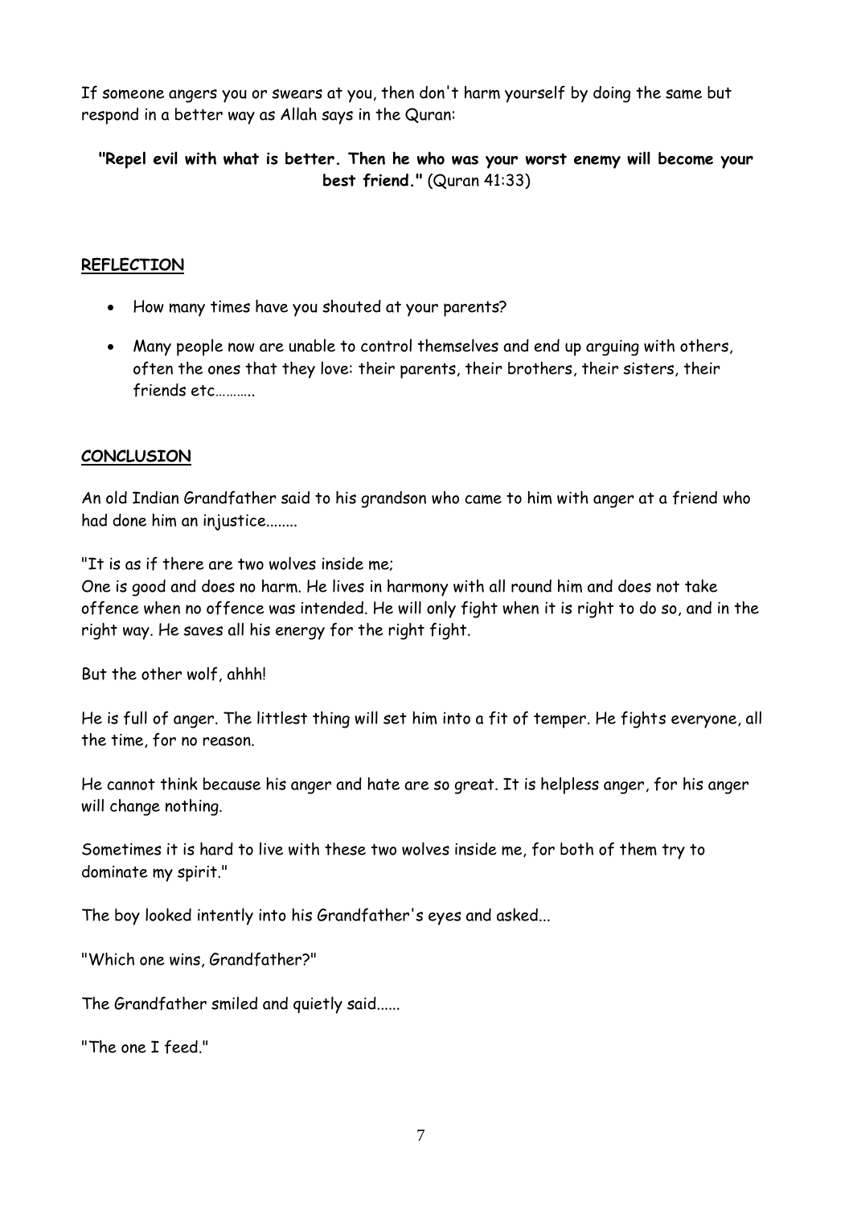If someone angers you or swears at you, then don't harm yourself by doing the same but respond in a better way as Allah says in the Quran:

**"Repel evil with what is better. Then he who was your worst enemy will become your best friend."** (Quran 41:33)

## REFLECTION

- How many times have you shouted at your parents?
- Many people now are unable to control themselves and end up arguing with others, often the ones that they love: their parents, their brothers, their sisters, their friends etc……….

## CONCLUSION

An old Indian Grandfather said to his grandson who came to him with anger at a friend who had done him an injustice........

"It is as if there are two wolves inside me;
One is good and does no harm. He lives in harmony with all round him and does not take offence when no offence was intended. He will only fight when it is right to do so, and in the right way. He saves all his energy for the right fight.

But the other wolf, ahhh!

He is full of anger. The littlest thing will set him into a fit of temper. He fights everyone, all the time, for no reason.

He cannot think because his anger and hate are so great. It is helpless anger, for his anger will change nothing.

Sometimes it is hard to live with these two wolves inside me, for both of them try to dominate my spirit."

The boy looked intently into his Grandfather's eyes and asked...

"Which one wins, Grandfather?"

The Grandfather smiled and quietly said......

"The one I feed."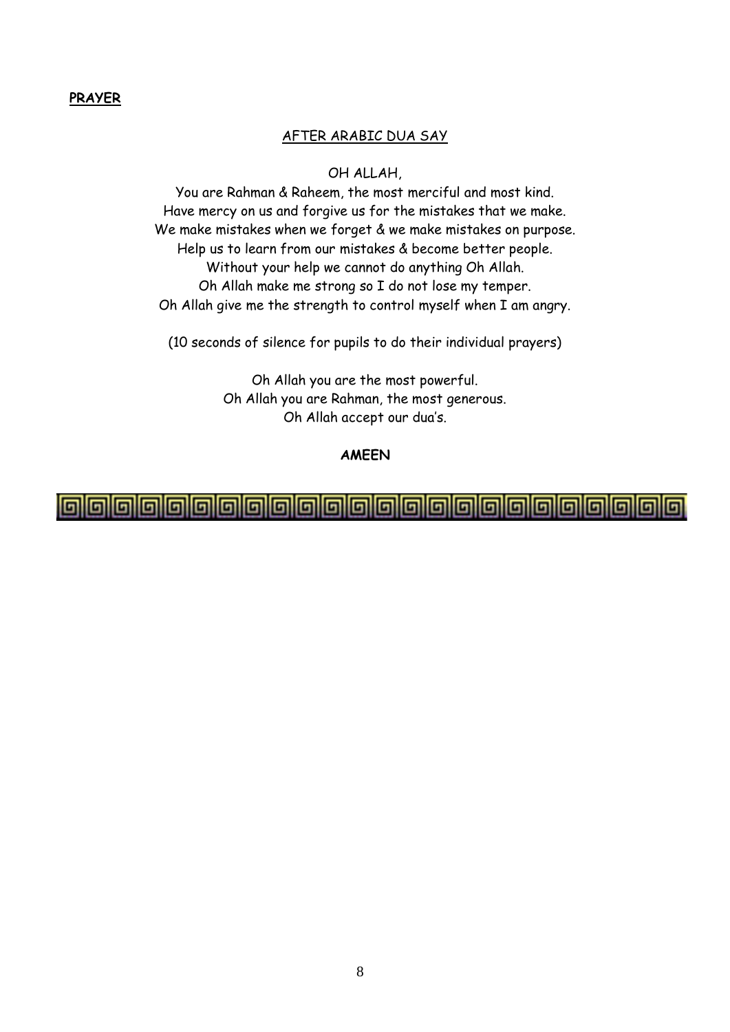**PRAYER**

AFTER ARABIC DUA SAY

OH ALLAH,

You are Rahman & Raheem, the most merciful and most kind.
Have mercy on us and forgive us for the mistakes that we make.
We make mistakes when we forget & we make mistakes on purpose.
Help us to learn from our mistakes & become better people.
Without your help we cannot do anything Oh Allah.
Oh Allah make me strong so I do not lose my temper.
Oh Allah give me the strength to control myself when I am angry.

(10 seconds of silence for pupils to do their individual prayers)

Oh Allah you are the most powerful.
Oh Allah you are Rahman, the most generous.
Oh Allah accept our dua's.

**AMEEN**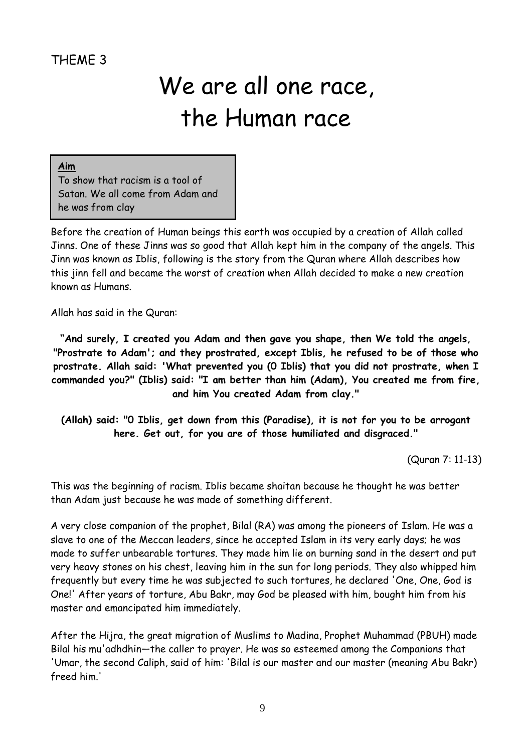THEME 3

# We are all one race, the Human race

**Aim**
To show that racism is a tool of Satan. We all come from Adam and he was from clay

Before the creation of Human beings this earth was occupied by a creation of Allah called Jinns. One of these Jinns was so good that Allah kept him in the company of the angels. This Jinn was known as Iblis, following is the story from the Quran where Allah describes how this jinn fell and became the worst of creation when Allah decided to make a new creation known as Humans.

Allah has said in the Quran:

**"And surely, I created you Adam and then gave you shape, then We told the angels, "Prostrate to Adam'; and they prostrated, except Iblis, he refused to be of those who prostrate. Allah said: 'What prevented you (O Iblis) that you did not prostrate, when I commanded you?" (Iblis) said: "I am better than him (Adam), You created me from fire, and him You created Adam from clay."**

**(Allah) said: "O Iblis, get down from this (Paradise), it is not for you to be arrogant here. Get out, for you are of those humiliated and disgraced."**

(Quran 7: 11-13)

This was the beginning of racism. Iblis became shaitan because he thought he was better than Adam just because he was made of something different.

A very close companion of the prophet, Bilal (RA) was among the pioneers of Islam. He was a slave to one of the Meccan leaders, since he accepted Islam in its very early days; he was made to suffer unbearable tortures. They made him lie on burning sand in the desert and put very heavy stones on his chest, leaving him in the sun for long periods. They also whipped him frequently but every time he was subjected to such tortures, he declared 'One, One, God is One!' After years of torture, Abu Bakr, may God be pleased with him, bought him from his master and emancipated him immediately.

After the Hijra, the great migration of Muslims to Madina, Prophet Muhammad (PBUH) made Bilal his mu'adhdhin—the caller to prayer. He was so esteemed among the Companions that 'Umar, the second Caliph, said of him: 'Bilal is our master and our master (meaning Abu Bakr) freed him.'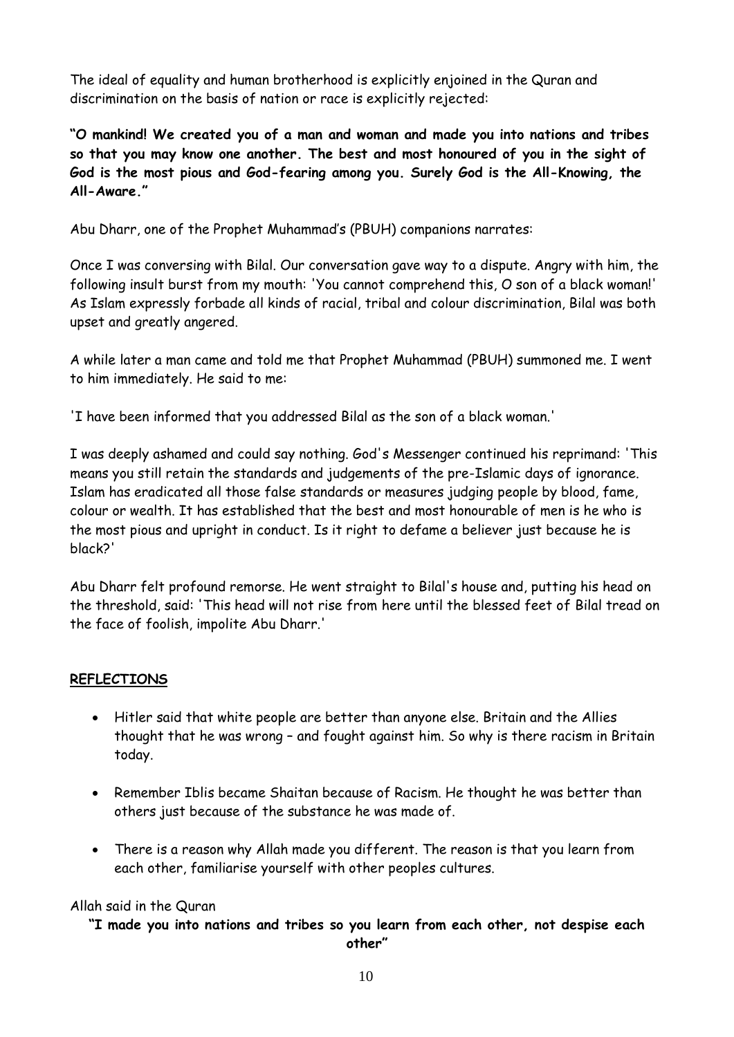The ideal of equality and human brotherhood is explicitly enjoined in the Quran and discrimination on the basis of nation or race is explicitly rejected:

**"O mankind! We created you of a man and woman and made you into nations and tribes so that you may know one another. The best and most honoured of you in the sight of God is the most pious and God-fearing among you. Surely God is the All-Knowing, the All-Aware."**

Abu Dharr, one of the Prophet Muhammad's (PBUH) companions narrates:

Once I was conversing with Bilal. Our conversation gave way to a dispute. Angry with him, the following insult burst from my mouth: 'You cannot comprehend this, O son of a black woman!' As Islam expressly forbade all kinds of racial, tribal and colour discrimination, Bilal was both upset and greatly angered.

A while later a man came and told me that Prophet Muhammad (PBUH) summoned me. I went to him immediately. He said to me:

'I have been informed that you addressed Bilal as the son of a black woman.'

I was deeply ashamed and could say nothing. God's Messenger continued his reprimand: 'This means you still retain the standards and judgements of the pre-Islamic days of ignorance. Islam has eradicated all those false standards or measures judging people by blood, fame, colour or wealth. It has established that the best and most honourable of men is he who is the most pious and upright in conduct. Is it right to defame a believer just because he is black?'

Abu Dharr felt profound remorse. He went straight to Bilal's house and, putting his head on the threshold, said: 'This head will not rise from here until the blessed feet of Bilal tread on the face of foolish, impolite Abu Dharr.'

## REFLECTIONS

- Hitler said that white people are better than anyone else. Britain and the Allies thought that he was wrong – and fought against him. So why is there racism in Britain today.
- Remember Iblis became Shaitan because of Racism. He thought he was better than others just because of the substance he was made of.
- There is a reason why Allah made you different. The reason is that you learn from each other, familiarise yourself with other peoples cultures.

Allah said in the Quran

**"I made you into nations and tribes so you learn from each other, not despise each other"**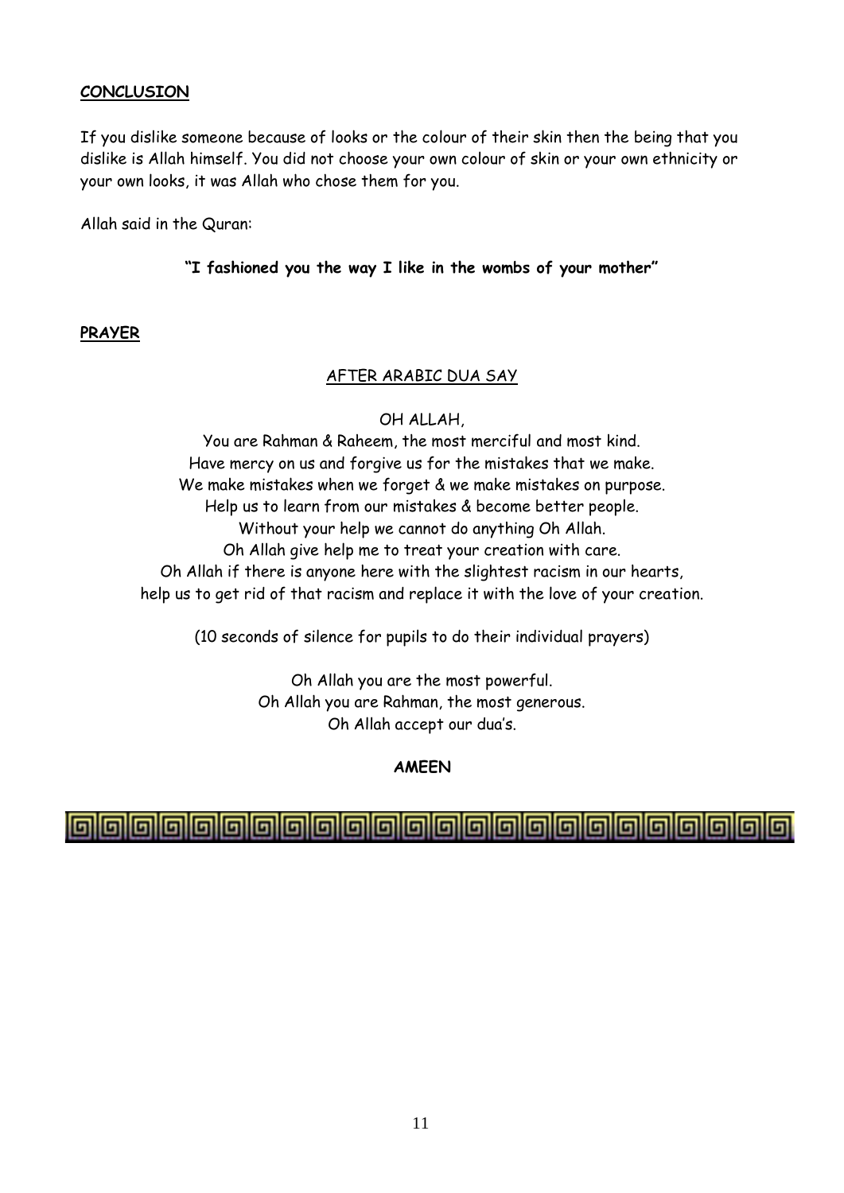**CONCLUSION**

If you dislike someone because of looks or the colour of their skin then the being that you dislike is Allah himself. You did not choose your own colour of skin or your own ethnicity or your own looks, it was Allah who chose them for you.

Allah said in the Quran:

**"I fashioned you the way I like in the wombs of your mother"**

**PRAYER**

AFTER ARABIC DUA SAY

OH ALLAH,
You are Rahman & Raheem, the most merciful and most kind.
Have mercy on us and forgive us for the mistakes that we make.
We make mistakes when we forget & we make mistakes on purpose.
Help us to learn from our mistakes & become better people.
Without your help we cannot do anything Oh Allah.
Oh Allah give help me to treat your creation with care.
Oh Allah if there is anyone here with the slightest racism in our hearts,
help us to get rid of that racism and replace it with the love of your creation.

(10 seconds of silence for pupils to do their individual prayers)

Oh Allah you are the most powerful.
Oh Allah you are Rahman, the most generous.
Oh Allah accept our dua's.

**AMEEN**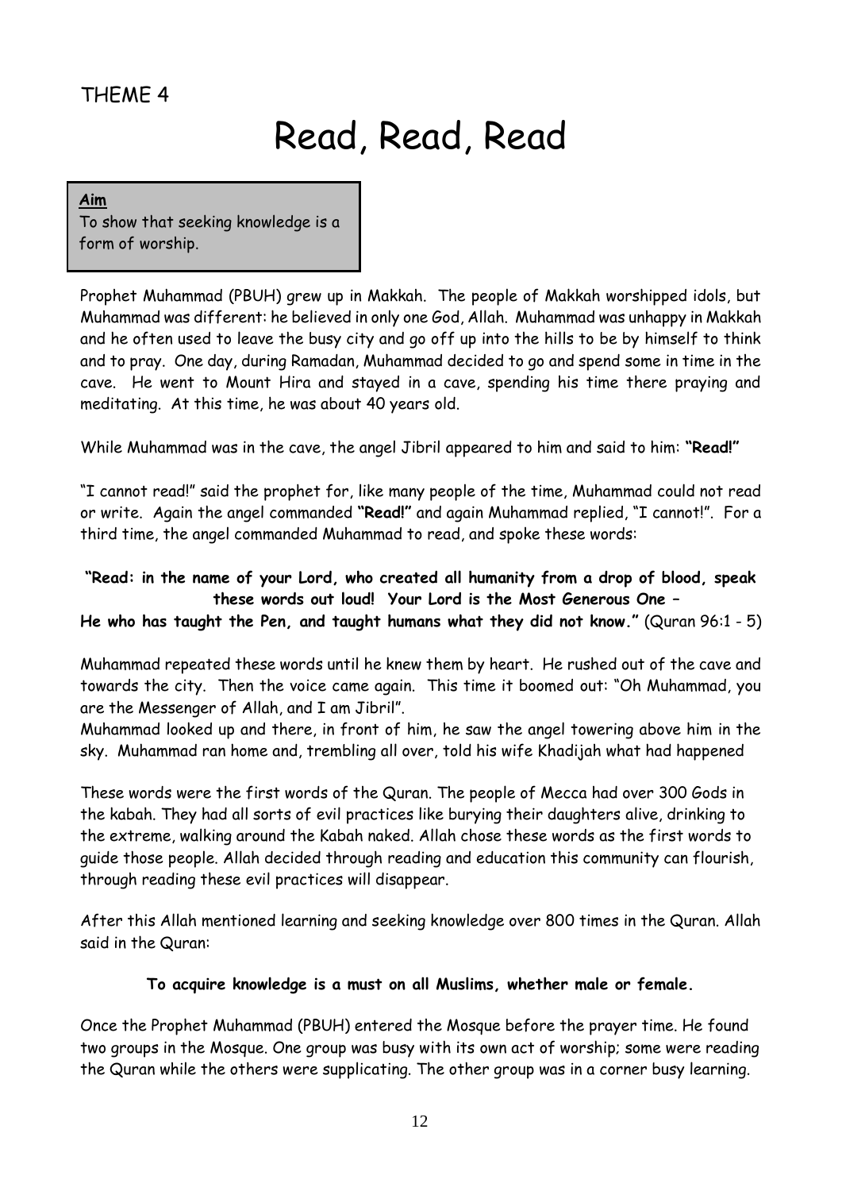THEME 4

# Read, Read, Read

**Aim**
To show that seeking knowledge is a form of worship.

Prophet Muhammad (PBUH) grew up in Makkah. The people of Makkah worshipped idols, but Muhammad was different: he believed in only one God, Allah. Muhammad was unhappy in Makkah and he often used to leave the busy city and go off up into the hills to be by himself to think and to pray. One day, during Ramadan, Muhammad decided to go and spend some in time in the cave. He went to Mount Hira and stayed in a cave, spending his time there praying and meditating. At this time, he was about 40 years old.

While Muhammad was in the cave, the angel Jibril appeared to him and said to him: **"Read!"**

"I cannot read!" said the prophet for, like many people of the time, Muhammad could not read or write. Again the angel commanded **"Read!"** and again Muhammad replied, "I cannot!". For a third time, the angel commanded Muhammad to read, and spoke these words:

**"Read: in the name of your Lord, who created all humanity from a drop of blood, speak these words out loud! Your Lord is the Most Generous One – He who has taught the Pen, and taught humans what they did not know."** (Quran 96:1 - 5)

Muhammad repeated these words until he knew them by heart. He rushed out of the cave and towards the city. Then the voice came again. This time it boomed out: "Oh Muhammad, you are the Messenger of Allah, and I am Jibril".
Muhammad looked up and there, in front of him, he saw the angel towering above him in the sky. Muhammad ran home and, trembling all over, told his wife Khadijah what had happened

These words were the first words of the Quran. The people of Mecca had over 300 Gods in the kabah. They had all sorts of evil practices like burying their daughters alive, drinking to the extreme, walking around the Kabah naked. Allah chose these words as the first words to guide those people. Allah decided through reading and education this community can flourish, through reading these evil practices will disappear.

After this Allah mentioned learning and seeking knowledge over 800 times in the Quran. Allah said in the Quran:

**To acquire knowledge is a must on all Muslims, whether male or female.**

Once the Prophet Muhammad (PBUH) entered the Mosque before the prayer time. He found two groups in the Mosque. One group was busy with its own act of worship; some were reading the Quran while the others were supplicating. The other group was in a corner busy learning.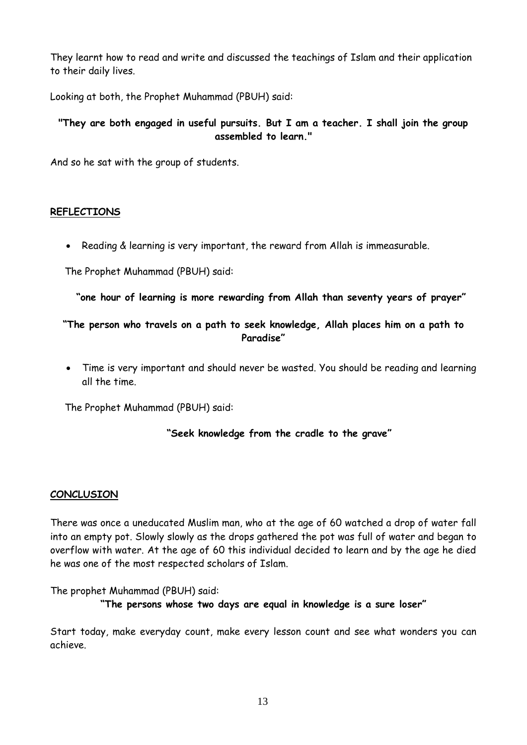They learnt how to read and write and discussed the teachings of Islam and their application to their daily lives.

Looking at both, the Prophet Muhammad (PBUH) said:

**"They are both engaged in useful pursuits. But I am a teacher. I shall join the group assembled to learn."**

And so he sat with the group of students.

## REFLECTIONS

- Reading & learning is very important, the reward from Allah is immeasurable.

The Prophet Muhammad (PBUH) said:

**"one hour of learning is more rewarding from Allah than seventy years of prayer"**

**"The person who travels on a path to seek knowledge, Allah places him on a path to Paradise"**

- Time is very important and should never be wasted. You should be reading and learning all the time.

The Prophet Muhammad (PBUH) said:

**"Seek knowledge from the cradle to the grave"**

## CONCLUSION

There was once a uneducated Muslim man, who at the age of 60 watched a drop of water fall into an empty pot. Slowly slowly as the drops gathered the pot was full of water and began to overflow with water. At the age of 60 this individual decided to learn and by the age he died he was one of the most respected scholars of Islam.

The prophet Muhammad (PBUH) said:

**"The persons whose two days are equal in knowledge is a sure loser"**

Start today, make everyday count, make every lesson count and see what wonders you can achieve.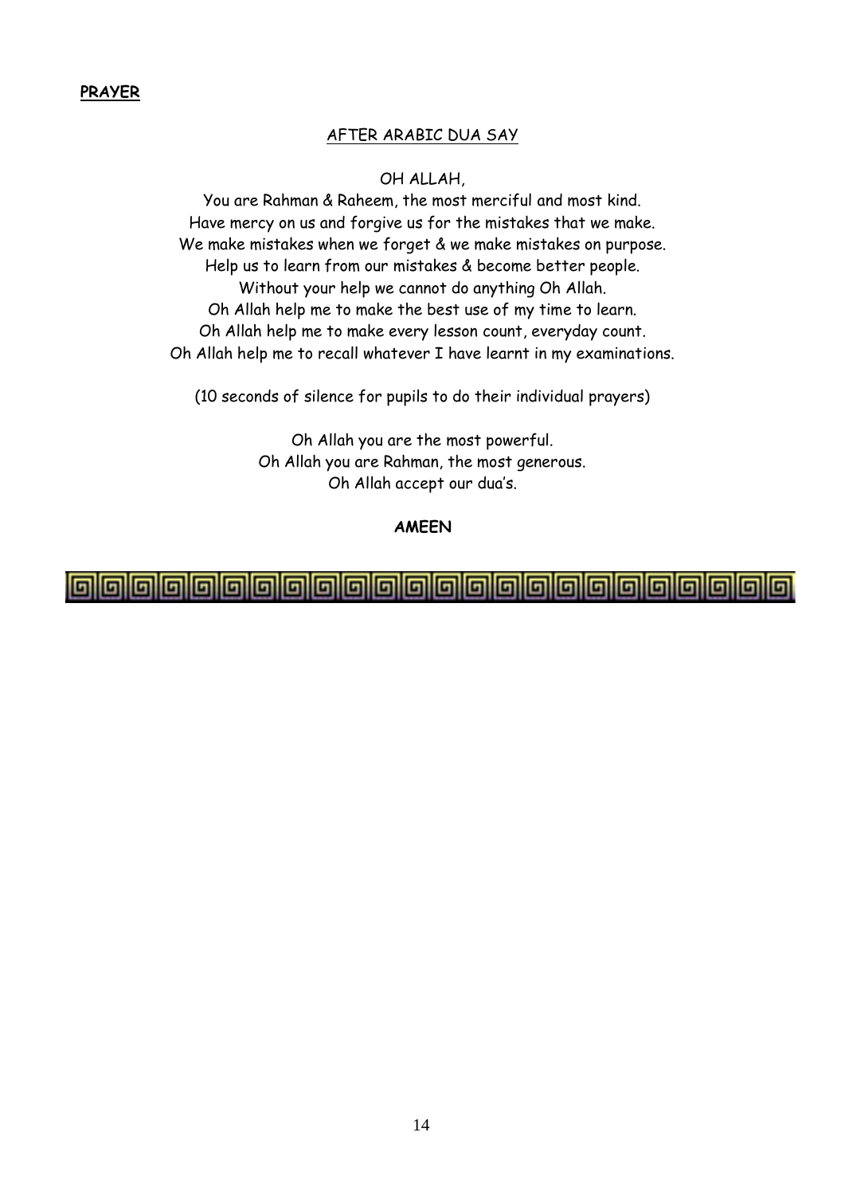**PRAYER**

AFTER ARABIC DUA SAY

OH ALLAH,

You are Rahman & Raheem, the most merciful and most kind.
Have mercy on us and forgive us for the mistakes that we make.
We make mistakes when we forget & we make mistakes on purpose.
Help us to learn from our mistakes & become better people.
Without your help we cannot do anything Oh Allah.
Oh Allah help me to make the best use of my time to learn.
Oh Allah help me to make every lesson count, everyday count.
Oh Allah help me to recall whatever I have learnt in my examinations.

(10 seconds of silence for pupils to do their individual prayers)

Oh Allah you are the most powerful.
Oh Allah you are Rahman, the most generous.
Oh Allah accept our dua's.

**AMEEN**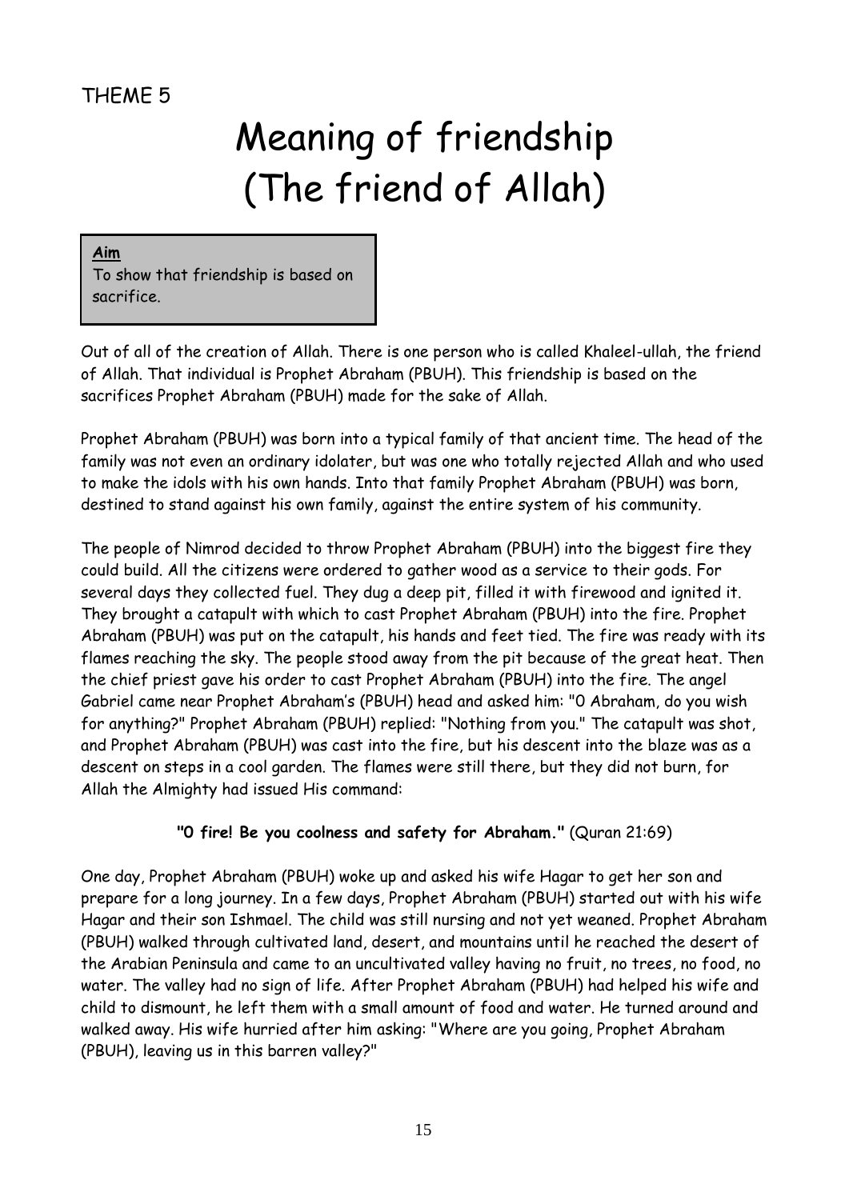THEME 5

# Meaning of friendship (The friend of Allah)

**Aim**

To show that friendship is based on sacrifice.

Out of all of the creation of Allah. There is one person who is called Khaleel-ullah, the friend of Allah. That individual is Prophet Abraham (PBUH). This friendship is based on the sacrifices Prophet Abraham (PBUH) made for the sake of Allah.

Prophet Abraham (PBUH) was born into a typical family of that ancient time. The head of the family was not even an ordinary idolater, but was one who totally rejected Allah and who used to make the idols with his own hands. Into that family Prophet Abraham (PBUH) was born, destined to stand against his own family, against the entire system of his community.

The people of Nimrod decided to throw Prophet Abraham (PBUH) into the biggest fire they could build. All the citizens were ordered to gather wood as a service to their gods. For several days they collected fuel. They dug a deep pit, filled it with firewood and ignited it. They brought a catapult with which to cast Prophet Abraham (PBUH) into the fire. Prophet Abraham (PBUH) was put on the catapult, his hands and feet tied. The fire was ready with its flames reaching the sky. The people stood away from the pit because of the great heat. Then the chief priest gave his order to cast Prophet Abraham (PBUH) into the fire. The angel Gabriel came near Prophet Abraham's (PBUH) head and asked him: "O Abraham, do you wish for anything?" Prophet Abraham (PBUH) replied: "Nothing from you." The catapult was shot, and Prophet Abraham (PBUH) was cast into the fire, but his descent into the blaze was as a descent on steps in a cool garden. The flames were still there, but they did not burn, for Allah the Almighty had issued His command:

**"O fire! Be you coolness and safety for Abraham."** (Quran 21:69)

One day, Prophet Abraham (PBUH) woke up and asked his wife Hagar to get her son and prepare for a long journey. In a few days, Prophet Abraham (PBUH) started out with his wife Hagar and their son Ishmael. The child was still nursing and not yet weaned. Prophet Abraham (PBUH) walked through cultivated land, desert, and mountains until he reached the desert of the Arabian Peninsula and came to an uncultivated valley having no fruit, no trees, no food, no water. The valley had no sign of life. After Prophet Abraham (PBUH) had helped his wife and child to dismount, he left them with a small amount of food and water. He turned around and walked away. His wife hurried after him asking: "Where are you going, Prophet Abraham (PBUH), leaving us in this barren valley?"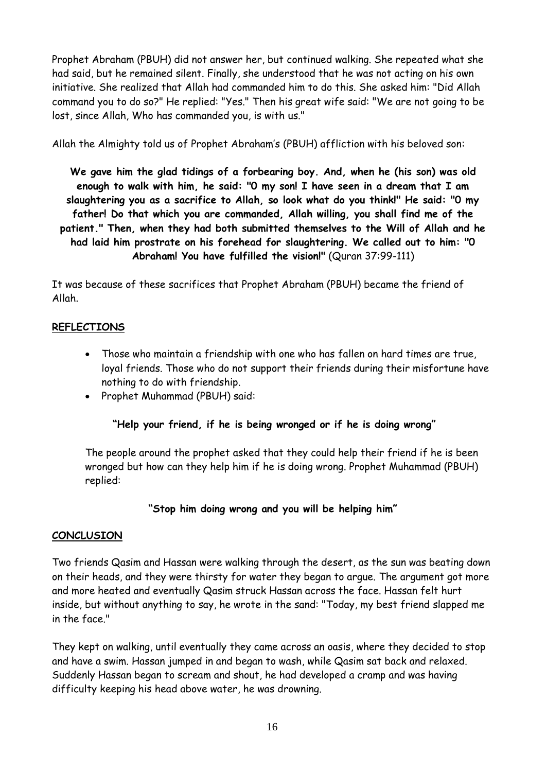Prophet Abraham (PBUH) did not answer her, but continued walking. She repeated what she had said, but he remained silent. Finally, she understood that he was not acting on his own initiative. She realized that Allah had commanded him to do this. She asked him: "Did Allah command you to do so?" He replied: "Yes." Then his great wife said: "We are not going to be lost, since Allah, Who has commanded you, is with us."

Allah the Almighty told us of Prophet Abraham's (PBUH) affliction with his beloved son:

**We gave him the glad tidings of a forbearing boy. And, when he (his son) was old enough to walk with him, he said: "O my son! I have seen in a dream that I am slaughtering you as a sacrifice to Allah, so look what do you think!" He said: "O my father! Do that which you are commanded, Allah willing, you shall find me of the patient." Then, when they had both submitted themselves to the Will of Allah and he had laid him prostrate on his forehead for slaughtering. We called out to him: "O Abraham! You have fulfilled the vision!"** (Quran 37:99-111)

It was because of these sacrifices that Prophet Abraham (PBUH) became the friend of Allah.

## REFLECTIONS

- Those who maintain a friendship with one who has fallen on hard times are true, loyal friends. Those who do not support their friends during their misfortune have nothing to do with friendship.
- Prophet Muhammad (PBUH) said:

  **"Help your friend, if he is being wronged or if he is doing wrong"**

  The people around the prophet asked that they could help their friend if he is been wronged but how can they help him if he is doing wrong. Prophet Muhammad (PBUH) replied:

  **"Stop him doing wrong and you will be helping him"**

## CONCLUSION

Two friends Qasim and Hassan were walking through the desert, as the sun was beating down on their heads, and they were thirsty for water they began to argue. The argument got more and more heated and eventually Qasim struck Hassan across the face. Hassan felt hurt inside, but without anything to say, he wrote in the sand: "Today, my best friend slapped me in the face."

They kept on walking, until eventually they came across an oasis, where they decided to stop and have a swim. Hassan jumped in and began to wash, while Qasim sat back and relaxed. Suddenly Hassan began to scream and shout, he had developed a cramp and was having difficulty keeping his head above water, he was drowning.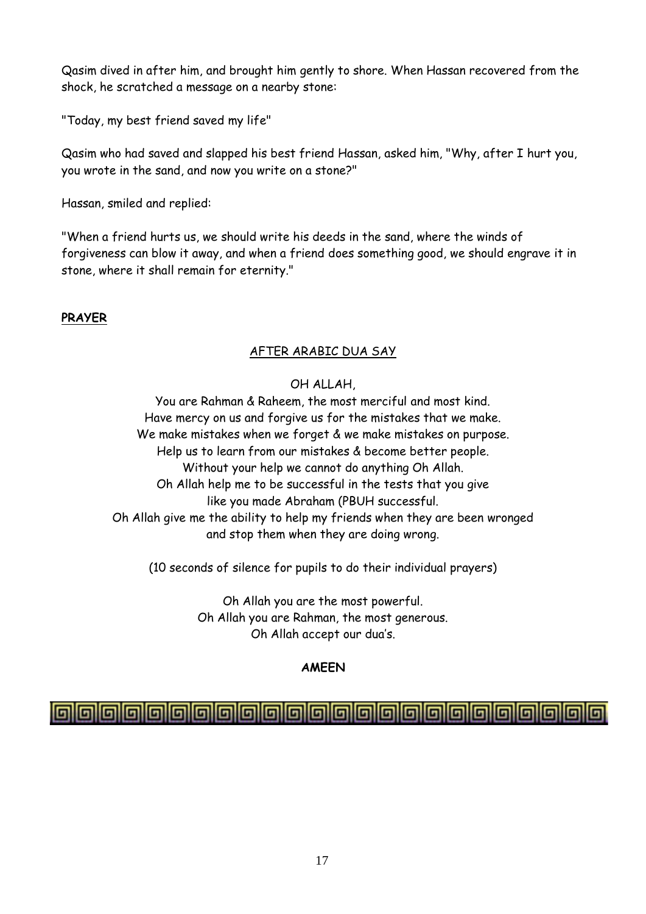Qasim dived in after him, and brought him gently to shore. When Hassan recovered from the shock, he scratched a message on a nearby stone:

"Today, my best friend saved my life"

Qasim who had saved and slapped his best friend Hassan, asked him, "Why, after I hurt you, you wrote in the sand, and now you write on a stone?"

Hassan, smiled and replied:

"When a friend hurts us, we should write his deeds in the sand, where the winds of forgiveness can blow it away, and when a friend does something good, we should engrave it in stone, where it shall remain for eternity."

**PRAYER**

AFTER ARABIC DUA SAY

OH ALLAH,
You are Rahman & Raheem, the most merciful and most kind.
Have mercy on us and forgive us for the mistakes that we make.
We make mistakes when we forget & we make mistakes on purpose.
Help us to learn from our mistakes & become better people.
Without your help we cannot do anything Oh Allah.
Oh Allah help me to be successful in the tests that you give
like you made Abraham (PBUH successful.
Oh Allah give me the ability to help my friends when they are been wronged
and stop them when they are doing wrong.

(10 seconds of silence for pupils to do their individual prayers)

Oh Allah you are the most powerful.
Oh Allah you are Rahman, the most generous.
Oh Allah accept our dua's.

**AMEEN**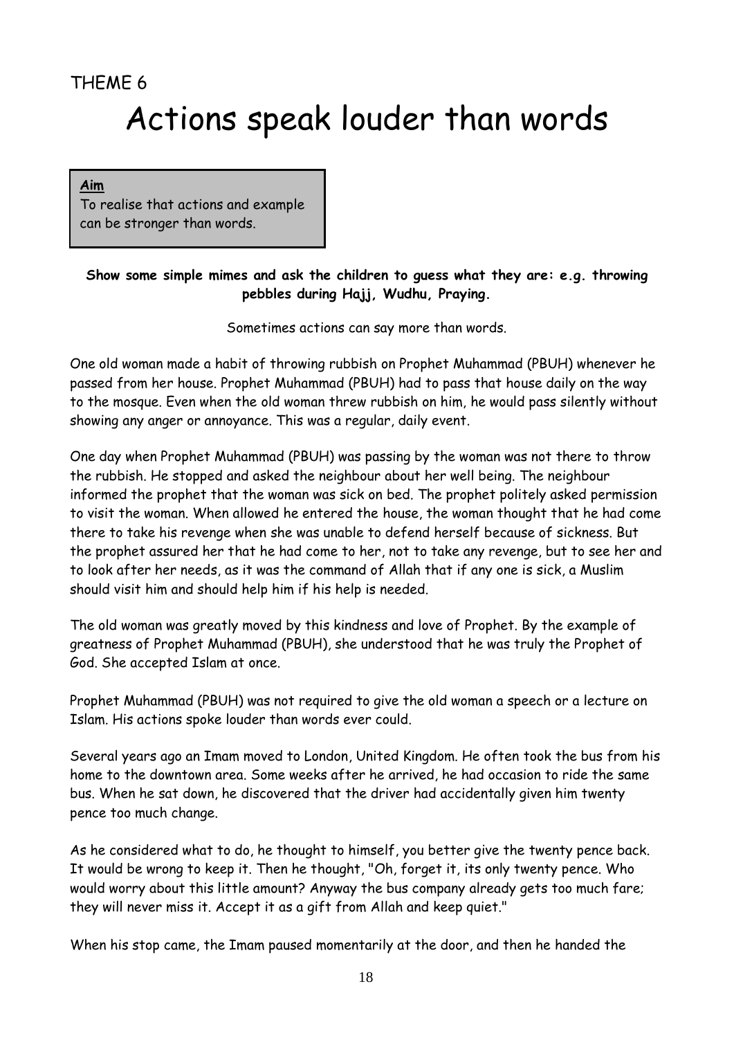THEME 6

# Actions speak louder than words

**Aim**

To realise that actions and example can be stronger than words.

**Show some simple mimes and ask the children to guess what they are: e.g. throwing pebbles during Hajj, Wudhu, Praying.**

Sometimes actions can say more than words.

One old woman made a habit of throwing rubbish on Prophet Muhammad (PBUH) whenever he passed from her house. Prophet Muhammad (PBUH) had to pass that house daily on the way to the mosque. Even when the old woman threw rubbish on him, he would pass silently without showing any anger or annoyance. This was a regular, daily event.

One day when Prophet Muhammad (PBUH) was passing by the woman was not there to throw the rubbish. He stopped and asked the neighbour about her well being. The neighbour informed the prophet that the woman was sick on bed. The prophet politely asked permission to visit the woman. When allowed he entered the house, the woman thought that he had come there to take his revenge when she was unable to defend herself because of sickness. But the prophet assured her that he had come to her, not to take any revenge, but to see her and to look after her needs, as it was the command of Allah that if any one is sick, a Muslim should visit him and should help him if his help is needed.

The old woman was greatly moved by this kindness and love of Prophet. By the example of greatness of Prophet Muhammad (PBUH), she understood that he was truly the Prophet of God. She accepted Islam at once.

Prophet Muhammad (PBUH) was not required to give the old woman a speech or a lecture on Islam. His actions spoke louder than words ever could.

Several years ago an Imam moved to London, United Kingdom. He often took the bus from his home to the downtown area. Some weeks after he arrived, he had occasion to ride the same bus. When he sat down, he discovered that the driver had accidentally given him twenty pence too much change.

As he considered what to do, he thought to himself, you better give the twenty pence back. It would be wrong to keep it. Then he thought, "Oh, forget it, its only twenty pence. Who would worry about this little amount? Anyway the bus company already gets too much fare; they will never miss it. Accept it as a gift from Allah and keep quiet."

When his stop came, the Imam paused momentarily at the door, and then he handed the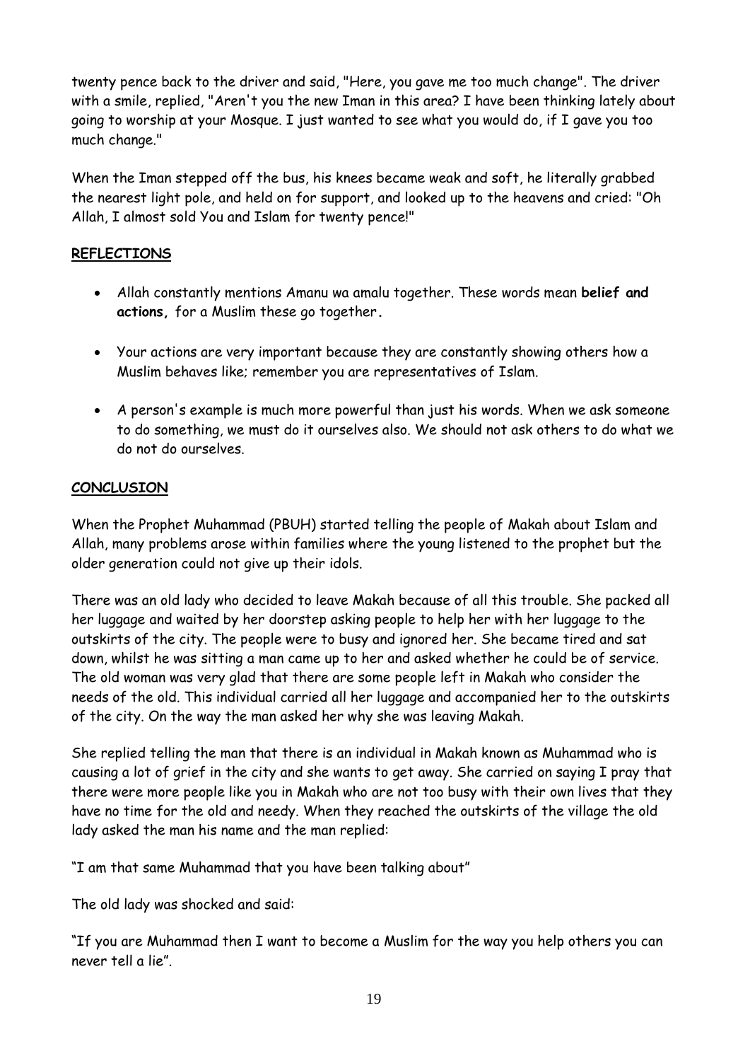twenty pence back to the driver and said, "Here, you gave me too much change". The driver with a smile, replied, "Aren't you the new Iman in this area? I have been thinking lately about going to worship at your Mosque. I just wanted to see what you would do, if I gave you too much change."

When the Iman stepped off the bus, his knees became weak and soft, he literally grabbed the nearest light pole, and held on for support, and looked up to the heavens and cried: "Oh Allah, I almost sold You and Islam for twenty pence!"

## REFLECTIONS

- Allah constantly mentions Amanu wa amalu together. These words mean **belief and actions,** for a Muslim these go together**.**
- Your actions are very important because they are constantly showing others how a Muslim behaves like; remember you are representatives of Islam.
- A person's example is much more powerful than just his words. When we ask someone to do something, we must do it ourselves also. We should not ask others to do what we do not do ourselves.

## CONCLUSION

When the Prophet Muhammad (PBUH) started telling the people of Makah about Islam and Allah, many problems arose within families where the young listened to the prophet but the older generation could not give up their idols.

There was an old lady who decided to leave Makah because of all this trouble. She packed all her luggage and waited by her doorstep asking people to help her with her luggage to the outskirts of the city. The people were to busy and ignored her. She became tired and sat down, whilst he was sitting a man came up to her and asked whether he could be of service. The old woman was very glad that there are some people left in Makah who consider the needs of the old. This individual carried all her luggage and accompanied her to the outskirts of the city. On the way the man asked her why she was leaving Makah.

She replied telling the man that there is an individual in Makah known as Muhammad who is causing a lot of grief in the city and she wants to get away. She carried on saying I pray that there were more people like you in Makah who are not too busy with their own lives that they have no time for the old and needy. When they reached the outskirts of the village the old lady asked the man his name and the man replied:

"I am that same Muhammad that you have been talking about"

The old lady was shocked and said:

"If you are Muhammad then I want to become a Muslim for the way you help others you can never tell a lie".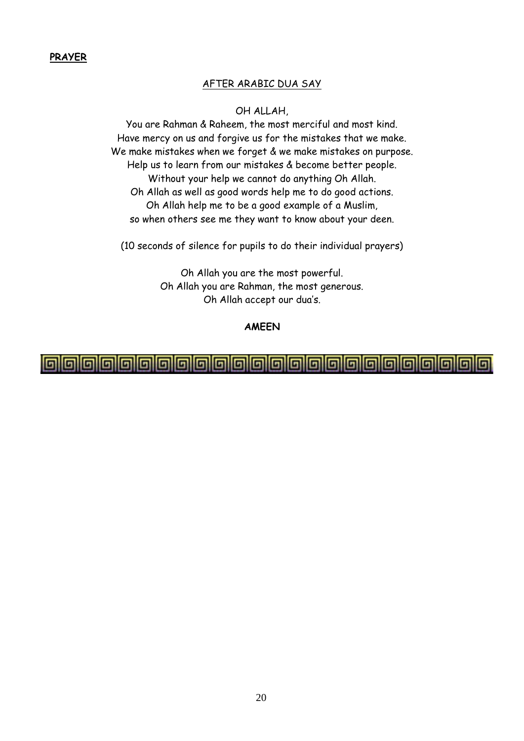**PRAYER**

AFTER ARABIC DUA SAY

OH ALLAH,

You are Rahman & Raheem, the most merciful and most kind.
Have mercy on us and forgive us for the mistakes that we make.
We make mistakes when we forget & we make mistakes on purpose.
Help us to learn from our mistakes & become better people.
Without your help we cannot do anything Oh Allah.
Oh Allah as well as good words help me to do good actions.
Oh Allah help me to be a good example of a Muslim,
so when others see me they want to know about your deen.

(10 seconds of silence for pupils to do their individual prayers)

Oh Allah you are the most powerful.
Oh Allah you are Rahman, the most generous.
Oh Allah accept our dua's.

**AMEEN**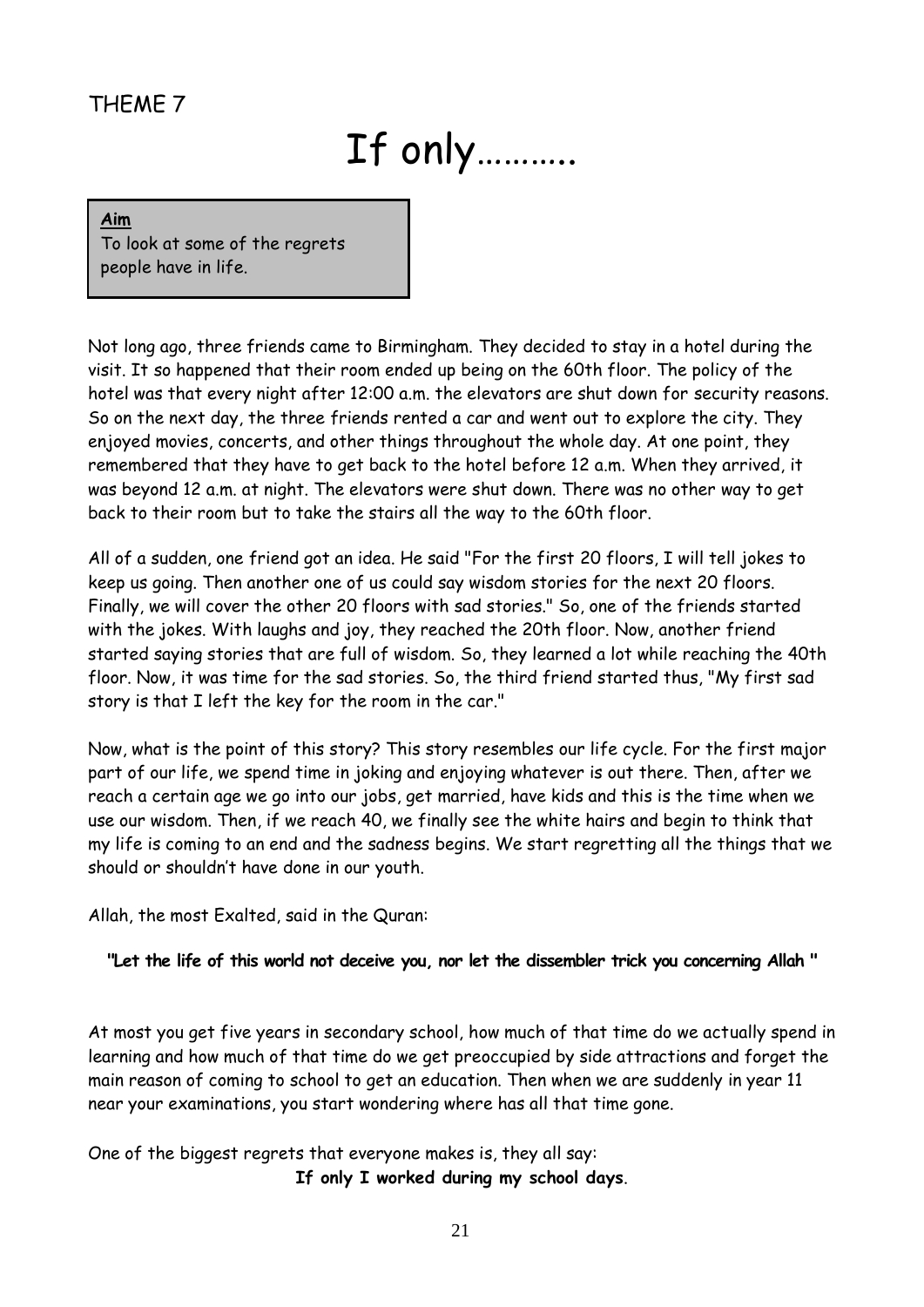THEME 7

# If only……….

**Aim**
To look at some of the regrets people have in life.

Not long ago, three friends came to Birmingham. They decided to stay in a hotel during the visit. It so happened that their room ended up being on the 60th floor. The policy of the hotel was that every night after 12:00 a.m. the elevators are shut down for security reasons. So on the next day, the three friends rented a car and went out to explore the city. They enjoyed movies, concerts, and other things throughout the whole day. At one point, they remembered that they have to get back to the hotel before 12 a.m. When they arrived, it was beyond 12 a.m. at night. The elevators were shut down. There was no other way to get back to their room but to take the stairs all the way to the 60th floor.

All of a sudden, one friend got an idea. He said "For the first 20 floors, I will tell jokes to keep us going. Then another one of us could say wisdom stories for the next 20 floors. Finally, we will cover the other 20 floors with sad stories." So, one of the friends started with the jokes. With laughs and joy, they reached the 20th floor. Now, another friend started saying stories that are full of wisdom. So, they learned a lot while reaching the 40th floor. Now, it was time for the sad stories. So, the third friend started thus, "My first sad story is that I left the key for the room in the car."

Now, what is the point of this story? This story resembles our life cycle. For the first major part of our life, we spend time in joking and enjoying whatever is out there. Then, after we reach a certain age we go into our jobs, get married, have kids and this is the time when we use our wisdom. Then, if we reach 40, we finally see the white hairs and begin to think that my life is coming to an end and the sadness begins. We start regretting all the things that we should or shouldn't have done in our youth.

Allah, the most Exalted, said in the Quran:

**"Let the life of this world not deceive you, nor let the dissembler trick you concerning Allah "**

At most you get five years in secondary school, how much of that time do we actually spend in learning and how much of that time do we get preoccupied by side attractions and forget the main reason of coming to school to get an education. Then when we are suddenly in year 11 near your examinations, you start wondering where has all that time gone.

One of the biggest regrets that everyone makes is, they all say:

**If only I worked during my school days**.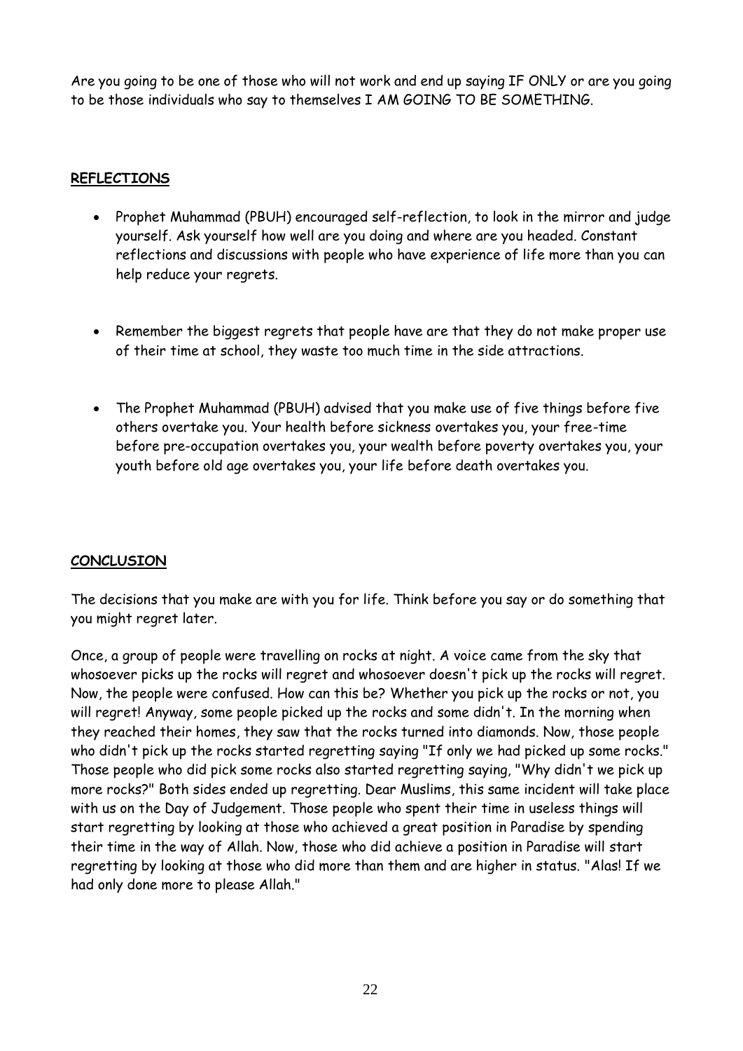Are you going to be one of those who will not work and end up saying IF ONLY or are you going to be those individuals who say to themselves I AM GOING TO BE SOMETHING.

## **REFLECTIONS**

- Prophet Muhammad (PBUH) encouraged self-reflection, to look in the mirror and judge yourself. Ask yourself how well are you doing and where are you headed. Constant reflections and discussions with people who have experience of life more than you can help reduce your regrets.

- Remember the biggest regrets that people have are that they do not make proper use of their time at school, they waste too much time in the side attractions.

- The Prophet Muhammad (PBUH) advised that you make use of five things before five others overtake you. Your health before sickness overtakes you, your free-time before pre-occupation overtakes you, your wealth before poverty overtakes you, your youth before old age overtakes you, your life before death overtakes you.

## **CONCLUSION**

The decisions that you make are with you for life. Think before you say or do something that you might regret later.

Once, a group of people were travelling on rocks at night. A voice came from the sky that whosoever picks up the rocks will regret and whosoever doesn't pick up the rocks will regret. Now, the people were confused. How can this be? Whether you pick up the rocks or not, you will regret! Anyway, some people picked up the rocks and some didn't. In the morning when they reached their homes, they saw that the rocks turned into diamonds. Now, those people who didn't pick up the rocks started regretting saying "If only we had picked up some rocks." Those people who did pick some rocks also started regretting saying, "Why didn't we pick up more rocks?" Both sides ended up regretting. Dear Muslims, this same incident will take place with us on the Day of Judgement. Those people who spent their time in useless things will start regretting by looking at those who achieved a great position in Paradise by spending their time in the way of Allah. Now, those who did achieve a position in Paradise will start regretting by looking at those who did more than them and are higher in status. "Alas! If we had only done more to please Allah."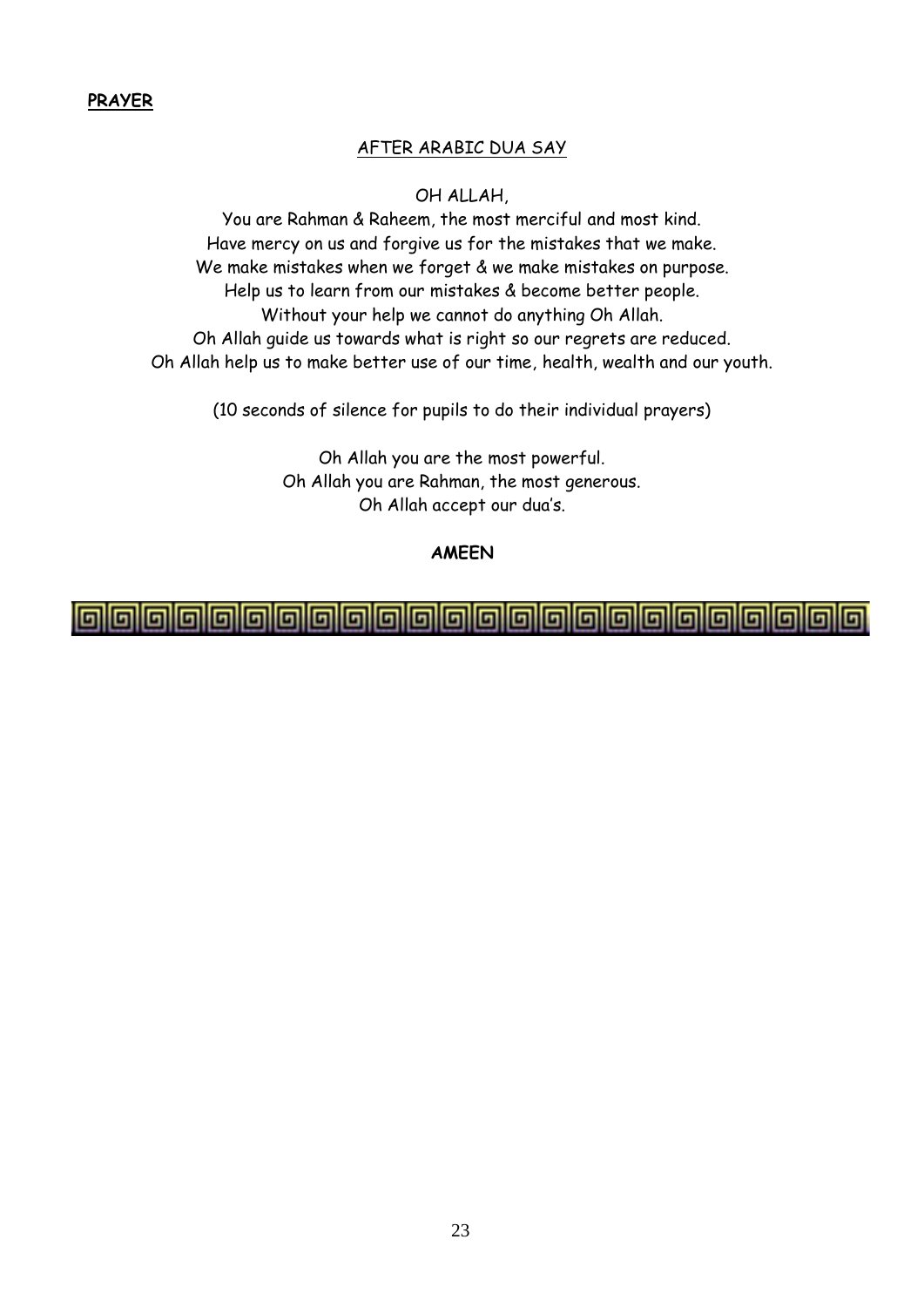**PRAYER**

AFTER ARABIC DUA SAY

OH ALLAH,

You are Rahman & Raheem, the most merciful and most kind.
Have mercy on us and forgive us for the mistakes that we make.
We make mistakes when we forget & we make mistakes on purpose.
Help us to learn from our mistakes & become better people.
Without your help we cannot do anything Oh Allah.
Oh Allah guide us towards what is right so our regrets are reduced.
Oh Allah help us to make better use of our time, health, wealth and our youth.

(10 seconds of silence for pupils to do their individual prayers)

Oh Allah you are the most powerful.
Oh Allah you are Rahman, the most generous.
Oh Allah accept our dua's.

**AMEEN**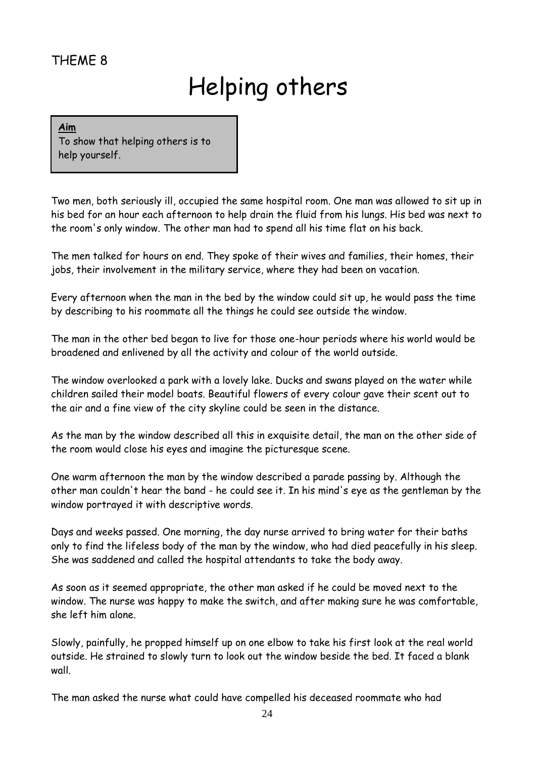THEME 8

# Helping others

**Aim**

To show that helping others is to help yourself.

Two men, both seriously ill, occupied the same hospital room. One man was allowed to sit up in his bed for an hour each afternoon to help drain the fluid from his lungs. His bed was next to the room's only window. The other man had to spend all his time flat on his back.

The men talked for hours on end. They spoke of their wives and families, their homes, their jobs, their involvement in the military service, where they had been on vacation.

Every afternoon when the man in the bed by the window could sit up, he would pass the time by describing to his roommate all the things he could see outside the window.

The man in the other bed began to live for those one-hour periods where his world would be broadened and enlivened by all the activity and colour of the world outside.

The window overlooked a park with a lovely lake. Ducks and swans played on the water while children sailed their model boats. Beautiful flowers of every colour gave their scent out to the air and a fine view of the city skyline could be seen in the distance.

As the man by the window described all this in exquisite detail, the man on the other side of the room would close his eyes and imagine the picturesque scene.

One warm afternoon the man by the window described a parade passing by. Although the other man couldn't hear the band - he could see it. In his mind's eye as the gentleman by the window portrayed it with descriptive words.

Days and weeks passed. One morning, the day nurse arrived to bring water for their baths only to find the lifeless body of the man by the window, who had died peacefully in his sleep. She was saddened and called the hospital attendants to take the body away.

As soon as it seemed appropriate, the other man asked if he could be moved next to the window. The nurse was happy to make the switch, and after making sure he was comfortable, she left him alone.

Slowly, painfully, he propped himself up on one elbow to take his first look at the real world outside. He strained to slowly turn to look out the window beside the bed. It faced a blank wall.

The man asked the nurse what could have compelled his deceased roommate who had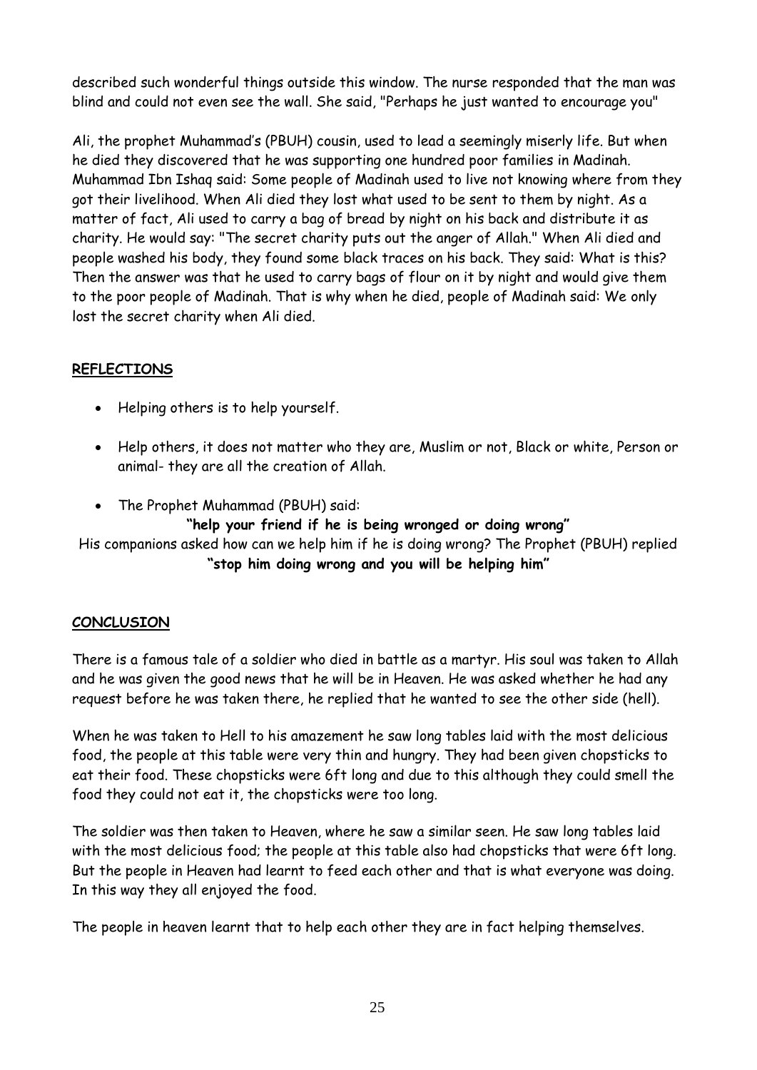described such wonderful things outside this window. The nurse responded that the man was blind and could not even see the wall. She said, "Perhaps he just wanted to encourage you"

Ali, the prophet Muhammad's (PBUH) cousin, used to lead a seemingly miserly life. But when he died they discovered that he was supporting one hundred poor families in Madinah. Muhammad Ibn Ishaq said: Some people of Madinah used to live not knowing where from they got their livelihood. When Ali died they lost what used to be sent to them by night. As a matter of fact, Ali used to carry a bag of bread by night on his back and distribute it as charity. He would say: "The secret charity puts out the anger of Allah." When Ali died and people washed his body, they found some black traces on his back. They said: What is this? Then the answer was that he used to carry bags of flour on it by night and would give them to the poor people of Madinah. That is why when he died, people of Madinah said: We only lost the secret charity when Ali died.

## REFLECTIONS

- Helping others is to help yourself.
- Help others, it does not matter who they are, Muslim or not, Black or white, Person or animal- they are all the creation of Allah.
- The Prophet Muhammad (PBUH) said:

**"help your friend if he is being wronged or doing wrong"**

His companions asked how can we help him if he is doing wrong? The Prophet (PBUH) replied **"stop him doing wrong and you will be helping him"**

## CONCLUSION

There is a famous tale of a soldier who died in battle as a martyr. His soul was taken to Allah and he was given the good news that he will be in Heaven. He was asked whether he had any request before he was taken there, he replied that he wanted to see the other side (hell).

When he was taken to Hell to his amazement he saw long tables laid with the most delicious food, the people at this table were very thin and hungry. They had been given chopsticks to eat their food. These chopsticks were 6ft long and due to this although they could smell the food they could not eat it, the chopsticks were too long.

The soldier was then taken to Heaven, where he saw a similar seen. He saw long tables laid with the most delicious food; the people at this table also had chopsticks that were 6ft long. But the people in Heaven had learnt to feed each other and that is what everyone was doing. In this way they all enjoyed the food.

The people in heaven learnt that to help each other they are in fact helping themselves.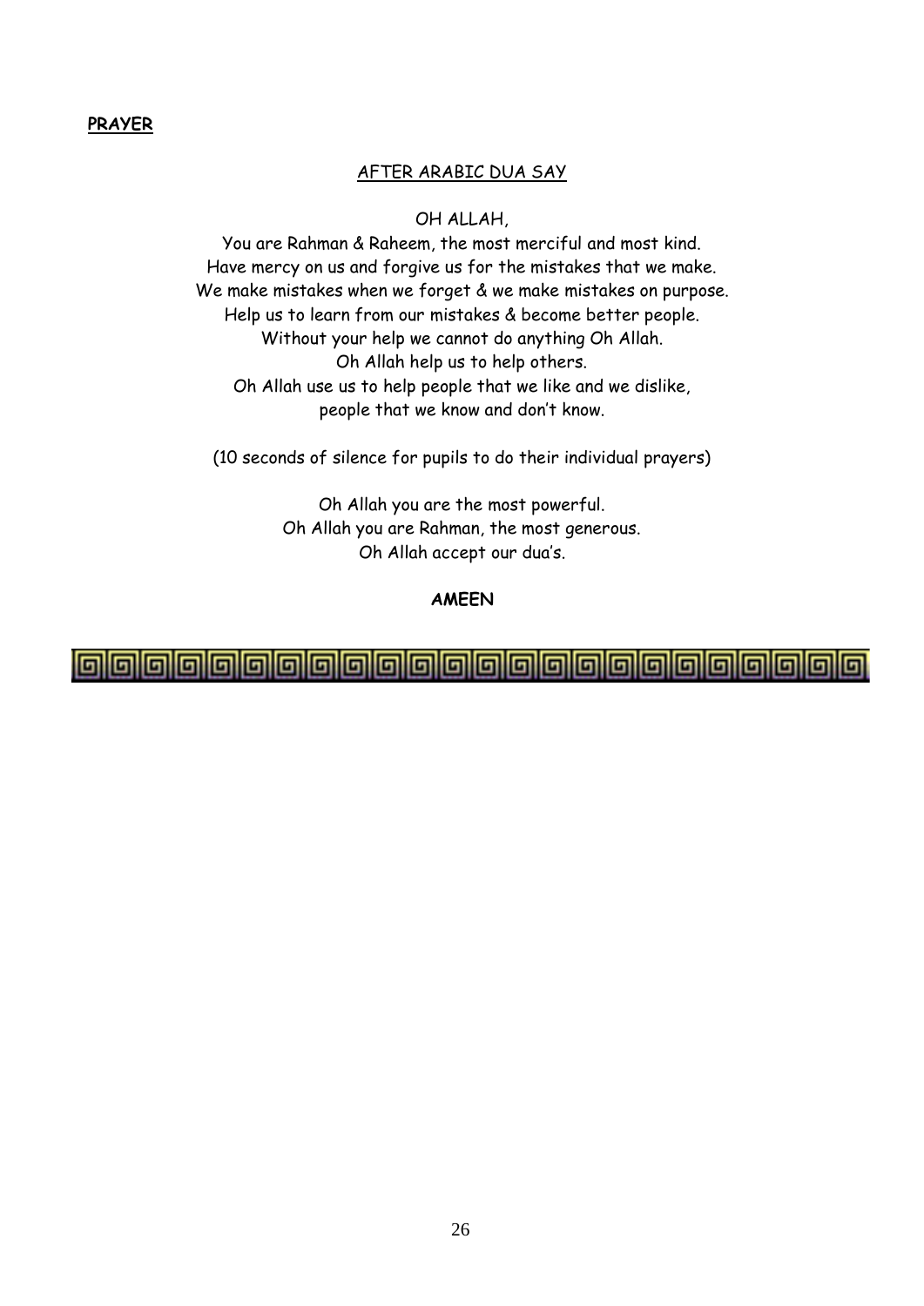**PRAYER**

AFTER ARABIC DUA SAY

OH ALLAH,

You are Rahman & Raheem, the most merciful and most kind.
Have mercy on us and forgive us for the mistakes that we make.
We make mistakes when we forget & we make mistakes on purpose.
Help us to learn from our mistakes & become better people.
Without your help we cannot do anything Oh Allah.
Oh Allah help us to help others.
Oh Allah use us to help people that we like and we dislike,
people that we know and don't know.

(10 seconds of silence for pupils to do their individual prayers)

Oh Allah you are the most powerful.
Oh Allah you are Rahman, the most generous.
Oh Allah accept our dua's.

**AMEEN**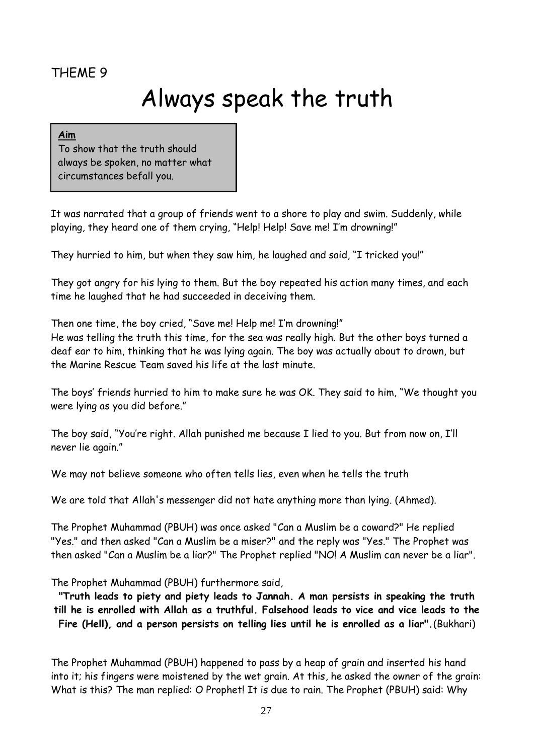THEME 9

# Always speak the truth

**Aim**

To show that the truth should always be spoken, no matter what circumstances befall you.

It was narrated that a group of friends went to a shore to play and swim. Suddenly, while playing, they heard one of them crying, "Help! Help! Save me! I'm drowning!"

They hurried to him, but when they saw him, he laughed and said, "I tricked you!"

They got angry for his lying to them. But the boy repeated his action many times, and each time he laughed that he had succeeded in deceiving them.

Then one time, the boy cried, "Save me! Help me! I'm drowning!"
He was telling the truth this time, for the sea was really high. But the other boys turned a deaf ear to him, thinking that he was lying again. The boy was actually about to drown, but the Marine Rescue Team saved his life at the last minute.

The boys' friends hurried to him to make sure he was OK. They said to him, "We thought you were lying as you did before."

The boy said, "You're right. Allah punished me because I lied to you. But from now on, I'll never lie again."

We may not believe someone who often tells lies, even when he tells the truth

We are told that Allah's messenger did not hate anything more than lying. (Ahmed).

The Prophet Muhammad (PBUH) was once asked "Can a Muslim be a coward?" He replied "Yes." and then asked "Can a Muslim be a miser?" and the reply was "Yes." The Prophet was then asked "Can a Muslim be a liar?" The Prophet replied "NO! A Muslim can never be a liar".

The Prophet Muhammad (PBUH) furthermore said,

**"Truth leads to piety and piety leads to Jannah. A man persists in speaking the truth till he is enrolled with Allah as a truthful. Falsehood leads to vice and vice leads to the Fire (Hell), and a person persists on telling lies until he is enrolled as a liar".** (Bukhari)

The Prophet Muhammad (PBUH) happened to pass by a heap of grain and inserted his hand into it; his fingers were moistened by the wet grain. At this, he asked the owner of the grain: What is this? The man replied: O Prophet! It is due to rain. The Prophet (PBUH) said: Why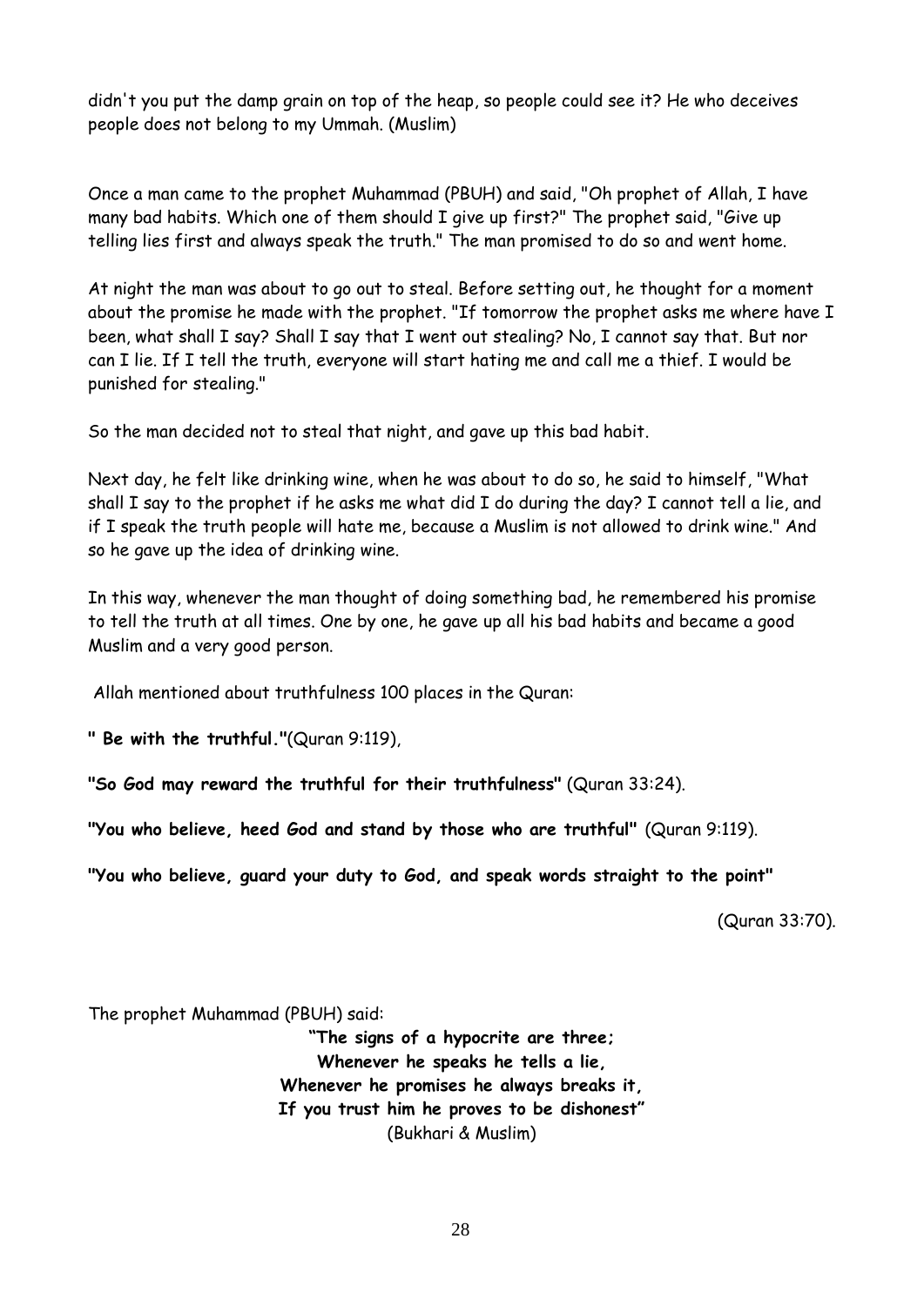didn't you put the damp grain on top of the heap, so people could see it? He who deceives people does not belong to my Ummah. (Muslim)

Once a man came to the prophet Muhammad (PBUH) and said, "Oh prophet of Allah, I have many bad habits. Which one of them should I give up first?" The prophet said, "Give up telling lies first and always speak the truth." The man promised to do so and went home.

At night the man was about to go out to steal. Before setting out, he thought for a moment about the promise he made with the prophet. "If tomorrow the prophet asks me where have I been, what shall I say? Shall I say that I went out stealing? No, I cannot say that. But nor can I lie. If I tell the truth, everyone will start hating me and call me a thief. I would be punished for stealing."

So the man decided not to steal that night, and gave up this bad habit.

Next day, he felt like drinking wine, when he was about to do so, he said to himself, "What shall I say to the prophet if he asks me what did I do during the day? I cannot tell a lie, and if I speak the truth people will hate me, because a Muslim is not allowed to drink wine." And so he gave up the idea of drinking wine.

In this way, whenever the man thought of doing something bad, he remembered his promise to tell the truth at all times. One by one, he gave up all his bad habits and became a good Muslim and a very good person.

Allah mentioned about truthfulness 100 places in the Quran:

**" Be with the truthful."**(Quran 9:119),

**"So God may reward the truthful for their truthfulness"** (Quran 33:24).

**"You who believe, heed God and stand by those who are truthful"** (Quran 9:119).

**"You who believe, guard your duty to God, and speak words straight to the point"**

(Quran 33:70).

The prophet Muhammad (PBUH) said:

**"The signs of a hypocrite are three;**
**Whenever he speaks he tells a lie,**
**Whenever he promises he always breaks it,**
**If you trust him he proves to be dishonest"**
(Bukhari & Muslim)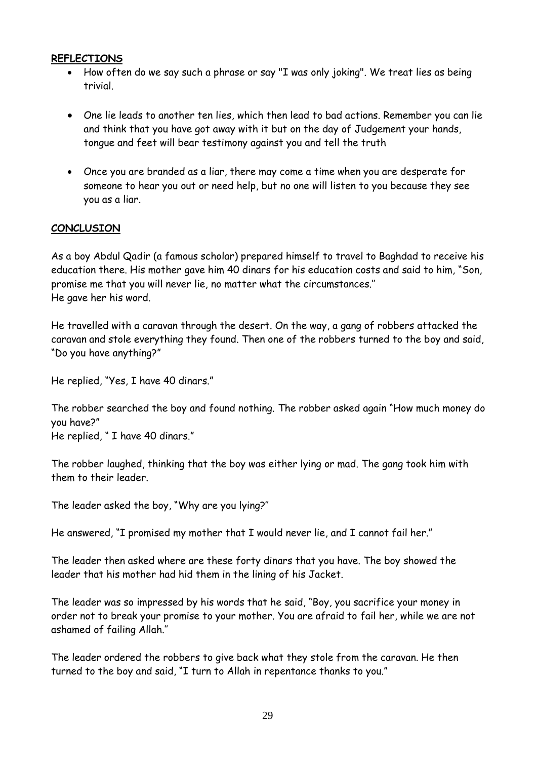**REFLECTIONS**

- How often do we say such a phrase or say "I was only joking". We treat lies as being trivial.
- One lie leads to another ten lies, which then lead to bad actions. Remember you can lie and think that you have got away with it but on the day of Judgement your hands, tongue and feet will bear testimony against you and tell the truth
- Once you are branded as a liar, there may come a time when you are desperate for someone to hear you out or need help, but no one will listen to you because they see you as a liar.

**CONCLUSION**

As a boy Abdul Qadir (a famous scholar) prepared himself to travel to Baghdad to receive his education there. His mother gave him 40 dinars for his education costs and said to him, "Son, promise me that you will never lie, no matter what the circumstances."
He gave her his word.

He travelled with a caravan through the desert. On the way, a gang of robbers attacked the caravan and stole everything they found. Then one of the robbers turned to the boy and said, "Do you have anything?"

He replied, "Yes, I have 40 dinars."

The robber searched the boy and found nothing. The robber asked again "How much money do you have?"
He replied, " I have 40 dinars."

The robber laughed, thinking that the boy was either lying or mad. The gang took him with them to their leader.

The leader asked the boy, "Why are you lying?"

He answered, "I promised my mother that I would never lie, and I cannot fail her."

The leader then asked where are these forty dinars that you have. The boy showed the leader that his mother had hid them in the lining of his Jacket.

The leader was so impressed by his words that he said, "Boy, you sacrifice your money in order not to break your promise to your mother. You are afraid to fail her, while we are not ashamed of failing Allah."

The leader ordered the robbers to give back what they stole from the caravan. He then turned to the boy and said, "I turn to Allah in repentance thanks to you."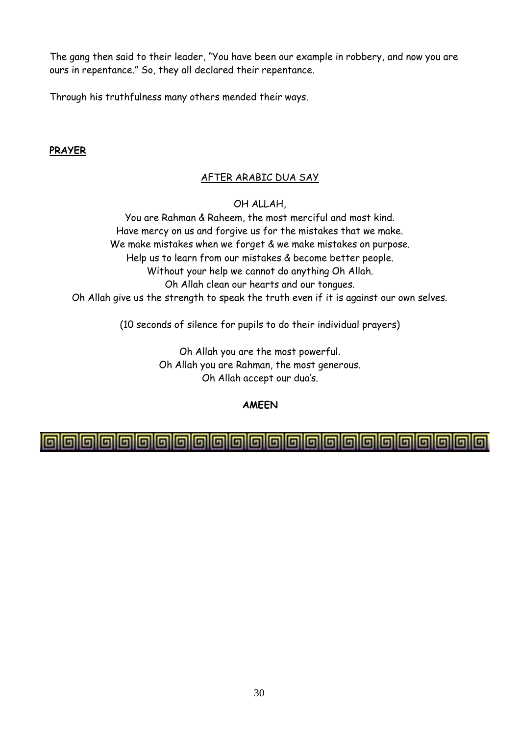The gang then said to their leader, "You have been our example in robbery, and now you are ours in repentance." So, they all declared their repentance.

Through his truthfulness many others mended their ways.

**PRAYER**

AFTER ARABIC DUA SAY

OH ALLAH,
You are Rahman & Raheem, the most merciful and most kind.
Have mercy on us and forgive us for the mistakes that we make.
We make mistakes when we forget & we make mistakes on purpose.
Help us to learn from our mistakes & become better people.
Without your help we cannot do anything Oh Allah.
Oh Allah clean our hearts and our tongues.
Oh Allah give us the strength to speak the truth even if it is against our own selves.

(10 seconds of silence for pupils to do their individual prayers)

Oh Allah you are the most powerful.
Oh Allah you are Rahman, the most generous.
Oh Allah accept our dua's.

**AMEEN**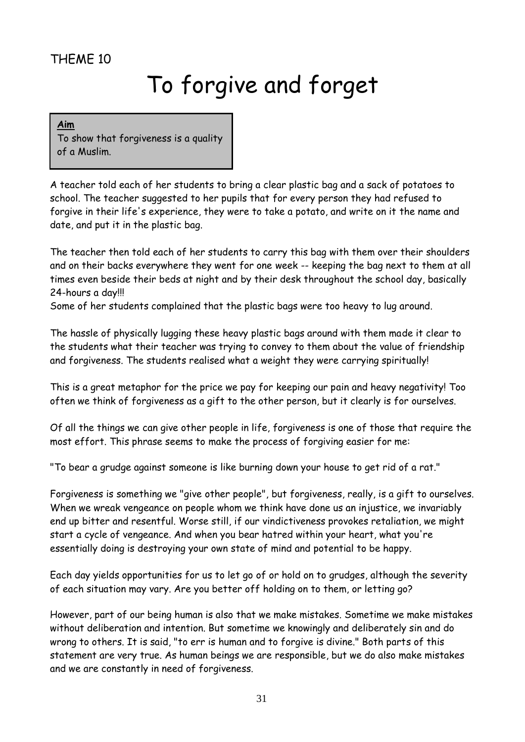THEME 10

# To forgive and forget

**Aim**
To show that forgiveness is a quality of a Muslim.

A teacher told each of her students to bring a clear plastic bag and a sack of potatoes to school. The teacher suggested to her pupils that for every person they had refused to forgive in their life's experience, they were to take a potato, and write on it the name and date, and put it in the plastic bag.

The teacher then told each of her students to carry this bag with them over their shoulders and on their backs everywhere they went for one week -- keeping the bag next to them at all times even beside their beds at night and by their desk throughout the school day, basically 24-hours a day!!!
Some of her students complained that the plastic bags were too heavy to lug around.

The hassle of physically lugging these heavy plastic bags around with them made it clear to the students what their teacher was trying to convey to them about the value of friendship and forgiveness. The students realised what a weight they were carrying spiritually!

This is a great metaphor for the price we pay for keeping our pain and heavy negativity! Too often we think of forgiveness as a gift to the other person, but it clearly is for ourselves.

Of all the things we can give other people in life, forgiveness is one of those that require the most effort. This phrase seems to make the process of forgiving easier for me:

"To bear a grudge against someone is like burning down your house to get rid of a rat."

Forgiveness is something we "give other people", but forgiveness, really, is a gift to ourselves. When we wreak vengeance on people whom we think have done us an injustice, we invariably end up bitter and resentful. Worse still, if our vindictiveness provokes retaliation, we might start a cycle of vengeance. And when you bear hatred within your heart, what you're essentially doing is destroying your own state of mind and potential to be happy.

Each day yields opportunities for us to let go of or hold on to grudges, although the severity of each situation may vary. Are you better off holding on to them, or letting go?

However, part of our being human is also that we make mistakes. Sometime we make mistakes without deliberation and intention. But sometime we knowingly and deliberately sin and do wrong to others. It is said, "to err is human and to forgive is divine." Both parts of this statement are very true. As human beings we are responsible, but we do also make mistakes and we are constantly in need of forgiveness.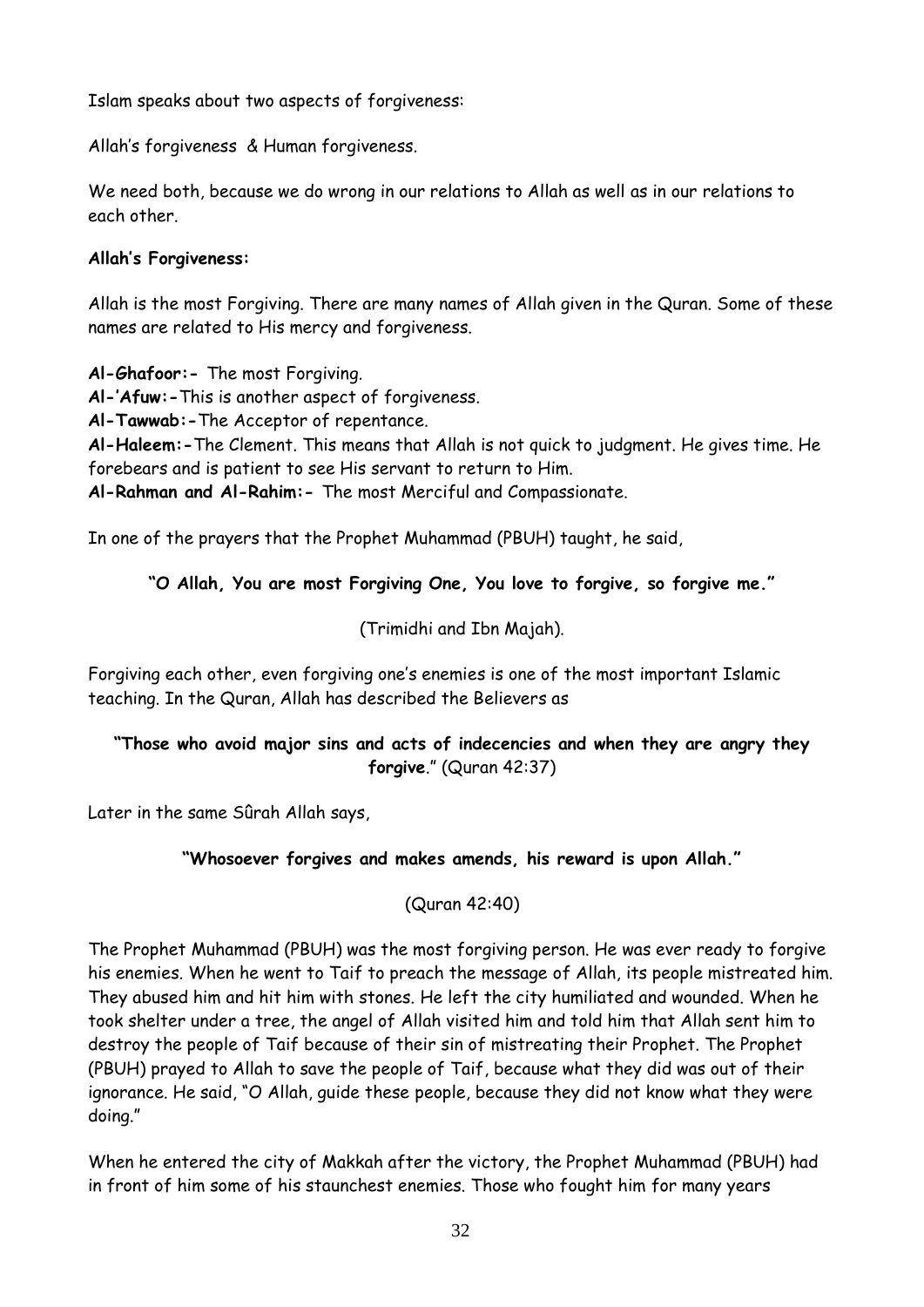Islam speaks about two aspects of forgiveness:

Allah's forgiveness & Human forgiveness.

We need both, because we do wrong in our relations to Allah as well as in our relations to each other.

**Allah's Forgiveness:**

Allah is the most Forgiving. There are many names of Allah given in the Quran. Some of these names are related to His mercy and forgiveness.

**Al-Ghafoor:-** The most Forgiving.
**Al-'Afuw:-**This is another aspect of forgiveness.
**Al-Tawwab:-**The Acceptor of repentance.
**Al-Haleem:-**The Clement. This means that Allah is not quick to judgment. He gives time. He forebears and is patient to see His servant to return to Him.
**Al-Rahman and Al-Rahim:-** The most Merciful and Compassionate.

In one of the prayers that the Prophet Muhammad (PBUH) taught, he said,

**"O Allah, You are most Forgiving One, You love to forgive, so forgive me."**

(Trimidhi and Ibn Majah).

Forgiving each other, even forgiving one's enemies is one of the most important Islamic teaching. In the Quran, Allah has described the Believers as

**"Those who avoid major sins and acts of indecencies and when they are angry they forgive**." (Quran 42:37)

Later in the same Sûrah Allah says,

**"Whosoever forgives and makes amends, his reward is upon Allah."**

(Quran 42:40)

The Prophet Muhammad (PBUH) was the most forgiving person. He was ever ready to forgive his enemies. When he went to Taif to preach the message of Allah, its people mistreated him. They abused him and hit him with stones. He left the city humiliated and wounded. When he took shelter under a tree, the angel of Allah visited him and told him that Allah sent him to destroy the people of Taif because of their sin of mistreating their Prophet. The Prophet (PBUH) prayed to Allah to save the people of Taif, because what they did was out of their ignorance. He said, "O Allah, guide these people, because they did not know what they were doing."

When he entered the city of Makkah after the victory, the Prophet Muhammad (PBUH) had in front of him some of his staunchest enemies. Those who fought him for many years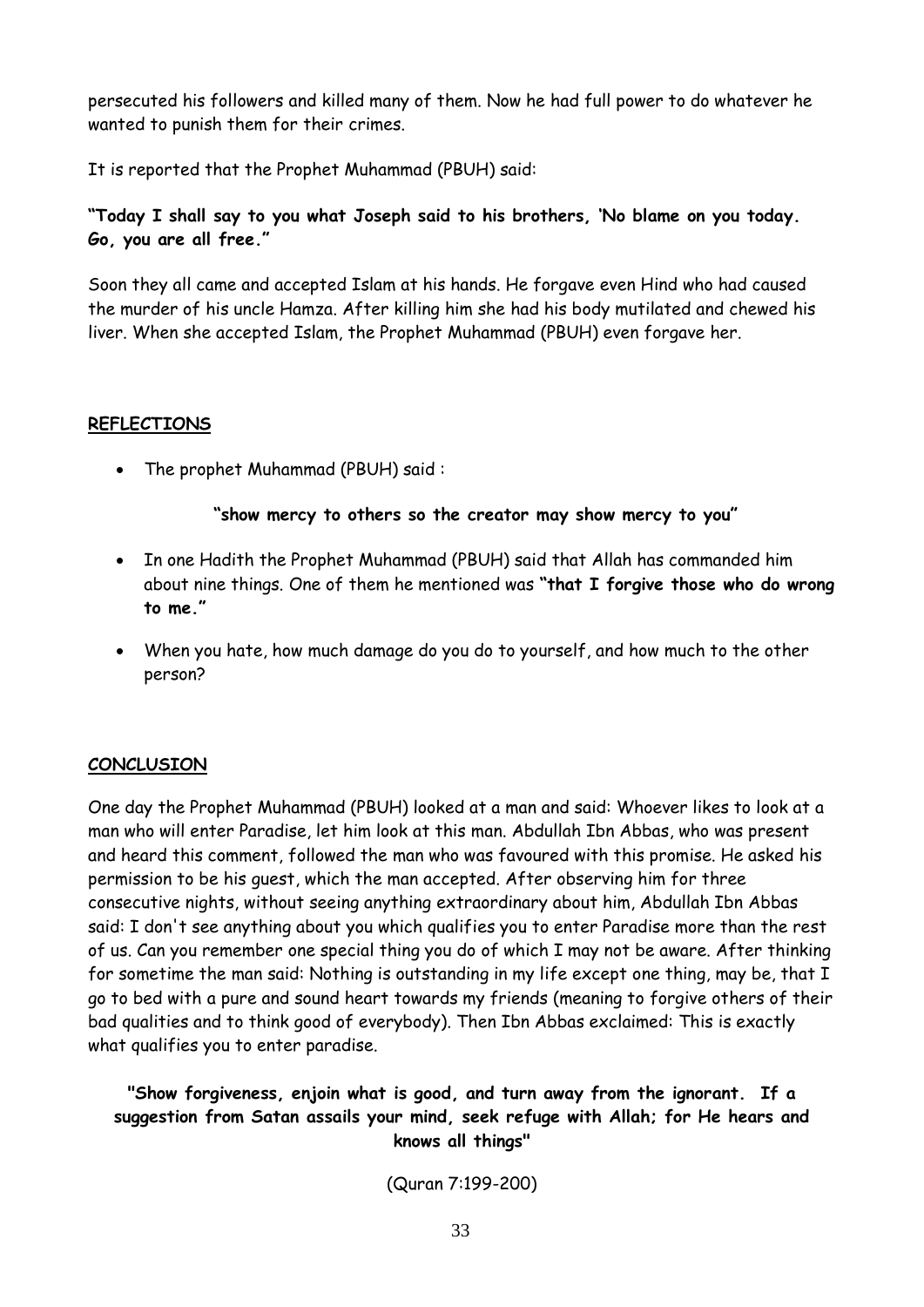persecuted his followers and killed many of them. Now he had full power to do whatever he wanted to punish them for their crimes.

It is reported that the Prophet Muhammad (PBUH) said:

**"Today I shall say to you what Joseph said to his brothers, 'No blame on you today. Go, you are all free."**

Soon they all came and accepted Islam at his hands. He forgave even Hind who had caused the murder of his uncle Hamza. After killing him she had his body mutilated and chewed his liver. When she accepted Islam, the Prophet Muhammad (PBUH) even forgave her.

## REFLECTIONS

- The prophet Muhammad (PBUH) said :

  **"show mercy to others so the creator may show mercy to you"**

- In one Hadith the Prophet Muhammad (PBUH) said that Allah has commanded him about nine things. One of them he mentioned was **"that I forgive those who do wrong to me."**
- When you hate, how much damage do you do to yourself, and how much to the other person?

## CONCLUSION

One day the Prophet Muhammad (PBUH) looked at a man and said: Whoever likes to look at a man who will enter Paradise, let him look at this man. Abdullah Ibn Abbas, who was present and heard this comment, followed the man who was favoured with this promise. He asked his permission to be his guest, which the man accepted. After observing him for three consecutive nights, without seeing anything extraordinary about him, Abdullah Ibn Abbas said: I don't see anything about you which qualifies you to enter Paradise more than the rest of us. Can you remember one special thing you do of which I may not be aware. After thinking for sometime the man said: Nothing is outstanding in my life except one thing, may be, that I go to bed with a pure and sound heart towards my friends (meaning to forgive others of their bad qualities and to think good of everybody). Then Ibn Abbas exclaimed: This is exactly what qualifies you to enter paradise.

**"Show forgiveness, enjoin what is good, and turn away from the ignorant. If a suggestion from Satan assails your mind, seek refuge with Allah; for He hears and knows all things"**

(Quran 7:199-200)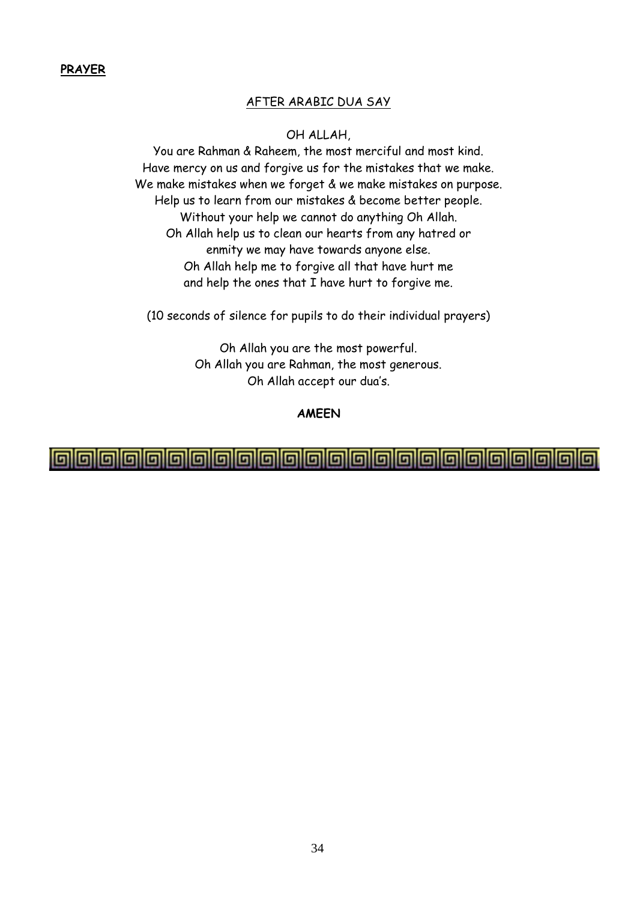**PRAYER**

AFTER ARABIC DUA SAY

OH ALLAH,

You are Rahman & Raheem, the most merciful and most kind.
Have mercy on us and forgive us for the mistakes that we make.
We make mistakes when we forget & we make mistakes on purpose.
Help us to learn from our mistakes & become better people.
Without your help we cannot do anything Oh Allah.
Oh Allah help us to clean our hearts from any hatred or
enmity we may have towards anyone else.
Oh Allah help me to forgive all that have hurt me
and help the ones that I have hurt to forgive me.

(10 seconds of silence for pupils to do their individual prayers)

Oh Allah you are the most powerful.
Oh Allah you are Rahman, the most generous.
Oh Allah accept our dua's.

**AMEEN**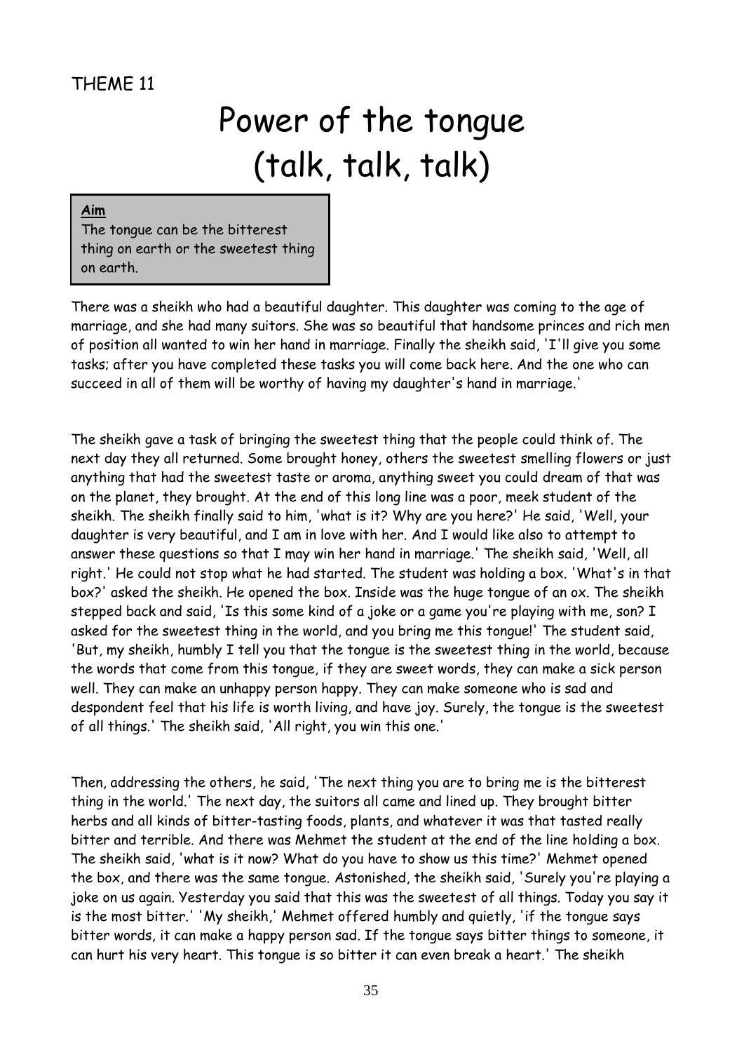THEME 11

# Power of the tongue (talk, talk, talk)

> **Aim**
> The tongue can be the bitterest thing on earth or the sweetest thing on earth.

There was a sheikh who had a beautiful daughter. This daughter was coming to the age of marriage, and she had many suitors. She was so beautiful that handsome princes and rich men of position all wanted to win her hand in marriage. Finally the sheikh said, 'I'll give you some tasks; after you have completed these tasks you will come back here. And the one who can succeed in all of them will be worthy of having my daughter's hand in marriage.'

The sheikh gave a task of bringing the sweetest thing that the people could think of. The next day they all returned. Some brought honey, others the sweetest smelling flowers or just anything that had the sweetest taste or aroma, anything sweet you could dream of that was on the planet, they brought. At the end of this long line was a poor, meek student of the sheikh. The sheikh finally said to him, 'what is it? Why are you here?' He said, 'Well, your daughter is very beautiful, and I am in love with her. And I would like also to attempt to answer these questions so that I may win her hand in marriage.' The sheikh said, 'Well, all right.' He could not stop what he had started. The student was holding a box. 'What's in that box?' asked the sheikh. He opened the box. Inside was the huge tongue of an ox. The sheikh stepped back and said, 'Is this some kind of a joke or a game you're playing with me, son? I asked for the sweetest thing in the world, and you bring me this tongue!' The student said, 'But, my sheikh, humbly I tell you that the tongue is the sweetest thing in the world, because the words that come from this tongue, if they are sweet words, they can make a sick person well. They can make an unhappy person happy. They can make someone who is sad and despondent feel that his life is worth living, and have joy. Surely, the tongue is the sweetest of all things.' The sheikh said, 'All right, you win this one.'

Then, addressing the others, he said, 'The next thing you are to bring me is the bitterest thing in the world.' The next day, the suitors all came and lined up. They brought bitter herbs and all kinds of bitter-tasting foods, plants, and whatever it was that tasted really bitter and terrible. And there was Mehmet the student at the end of the line holding a box. The sheikh said, 'what is it now? What do you have to show us this time?' Mehmet opened the box, and there was the same tongue. Astonished, the sheikh said, 'Surely you're playing a joke on us again. Yesterday you said that this was the sweetest of all things. Today you say it is the most bitter.' 'My sheikh,' Mehmet offered humbly and quietly, 'if the tongue says bitter words, it can make a happy person sad. If the tongue says bitter things to someone, it can hurt his very heart. This tongue is so bitter it can even break a heart.' The sheikh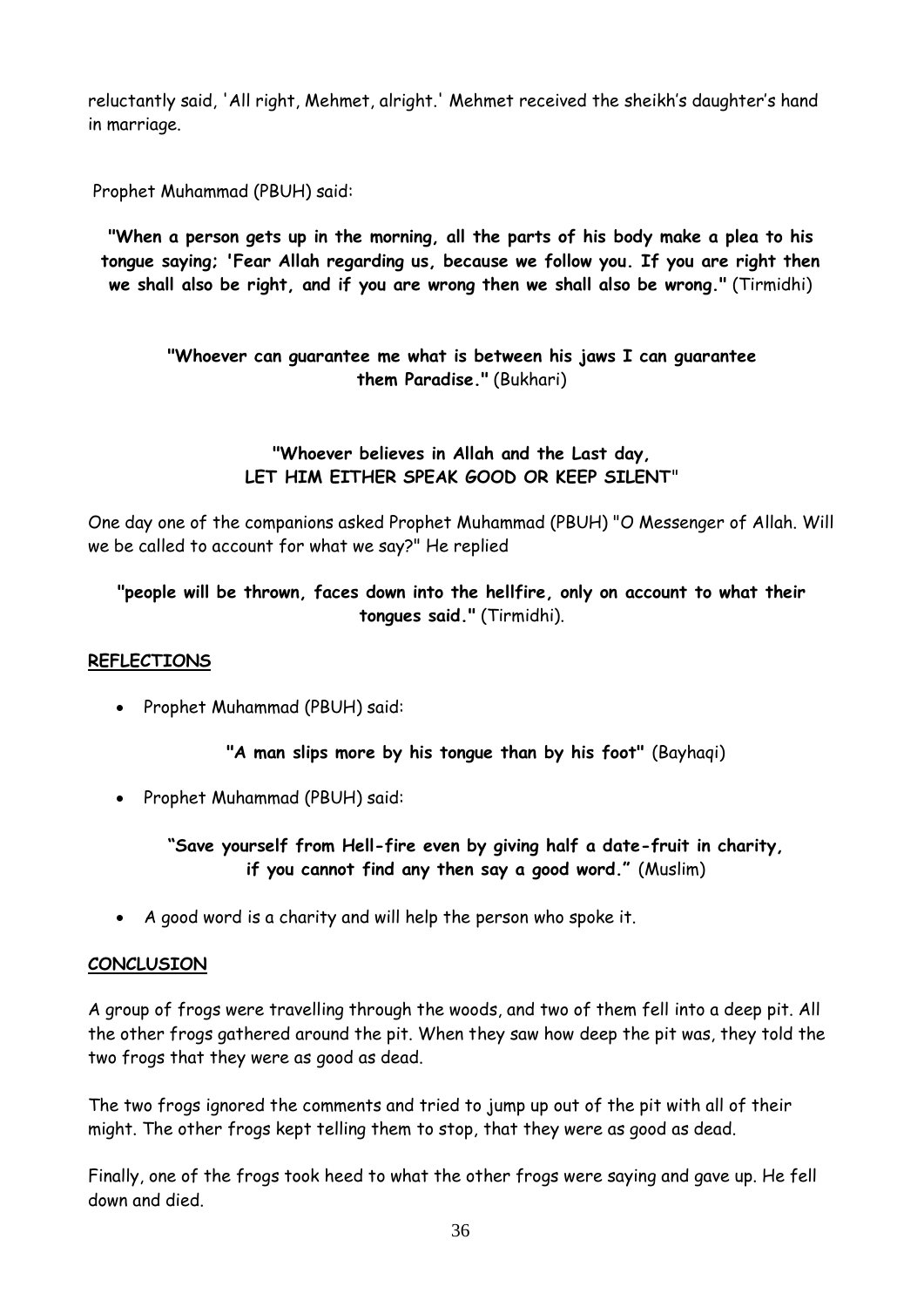reluctantly said, 'All right, Mehmet, alright.' Mehmet received the sheikh's daughter's hand in marriage.

Prophet Muhammad (PBUH) said:

**"When a person gets up in the morning, all the parts of his body make a plea to his tongue saying; 'Fear Allah regarding us, because we follow you. If you are right then we shall also be right, and if you are wrong then we shall also be wrong."** (Tirmidhi)

**"Whoever can guarantee me what is between his jaws I can guarantee them Paradise."** (Bukhari)

**"Whoever believes in Allah and the Last day,**
**LET HIM EITHER SPEAK GOOD OR KEEP SILENT"**

One day one of the companions asked Prophet Muhammad (PBUH) "O Messenger of Allah. Will we be called to account for what we say?" He replied

**"people will be thrown, faces down into the hellfire, only on account to what their tongues said."** (Tirmidhi).

## REFLECTIONS

- Prophet Muhammad (PBUH) said:

  **"A man slips more by his tongue than by his foot"** (Bayhaqi)

- Prophet Muhammad (PBUH) said:

  **"Save yourself from Hell-fire even by giving half a date-fruit in charity, if you cannot find any then say a good word."** (Muslim)

- A good word is a charity and will help the person who spoke it.

## CONCLUSION

A group of frogs were travelling through the woods, and two of them fell into a deep pit. All the other frogs gathered around the pit. When they saw how deep the pit was, they told the two frogs that they were as good as dead.

The two frogs ignored the comments and tried to jump up out of the pit with all of their might. The other frogs kept telling them to stop, that they were as good as dead.

Finally, one of the frogs took heed to what the other frogs were saying and gave up. He fell down and died.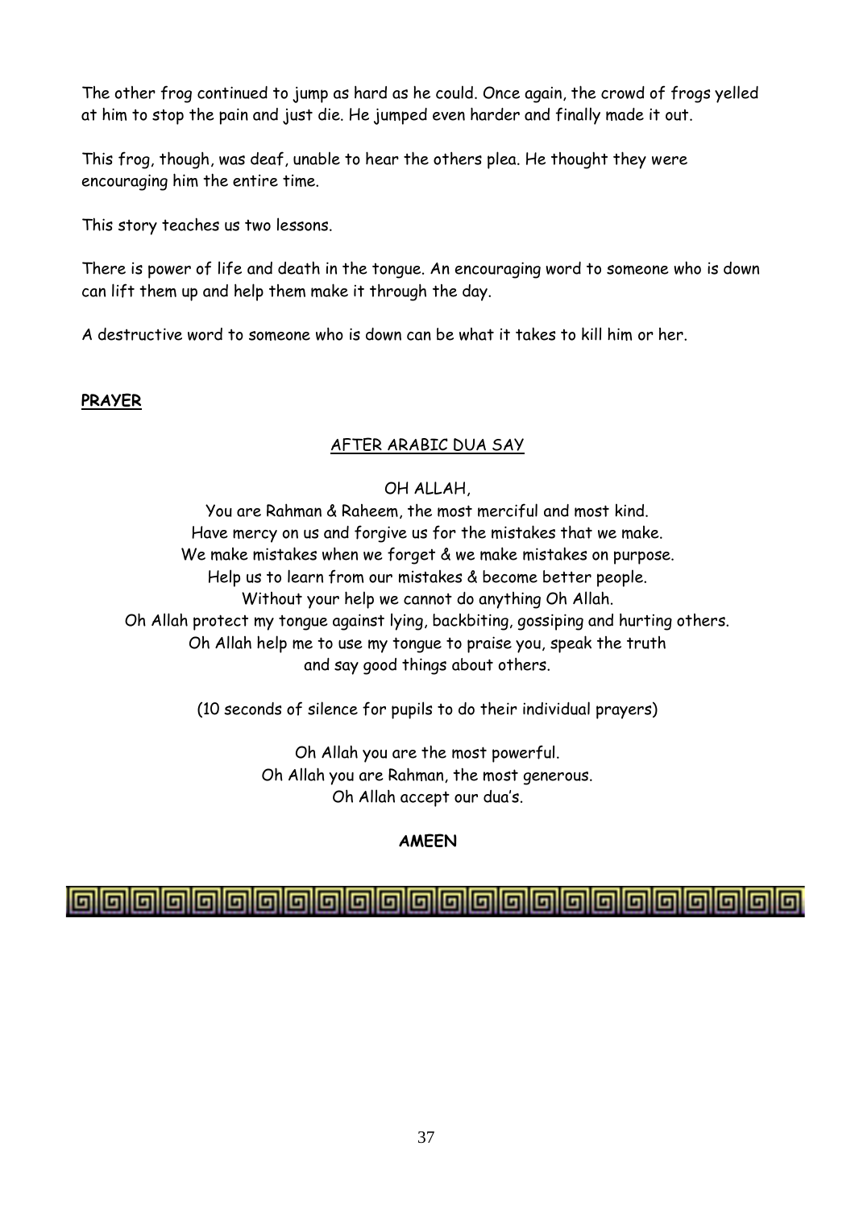The other frog continued to jump as hard as he could. Once again, the crowd of frogs yelled at him to stop the pain and just die. He jumped even harder and finally made it out.

This frog, though, was deaf, unable to hear the others plea. He thought they were encouraging him the entire time.

This story teaches us two lessons.

There is power of life and death in the tongue. An encouraging word to someone who is down can lift them up and help them make it through the day.

A destructive word to someone who is down can be what it takes to kill him or her.

**PRAYER**

<u>AFTER ARABIC DUA SAY</u>

OH ALLAH,
You are Rahman & Raheem, the most merciful and most kind.
Have mercy on us and forgive us for the mistakes that we make.
We make mistakes when we forget & we make mistakes on purpose.
Help us to learn from our mistakes & become better people.
Without your help we cannot do anything Oh Allah.
Oh Allah protect my tongue against lying, backbiting, gossiping and hurting others.
Oh Allah help me to use my tongue to praise you, speak the truth
and say good things about others.

(10 seconds of silence for pupils to do their individual prayers)

Oh Allah you are the most powerful.
Oh Allah you are Rahman, the most generous.
Oh Allah accept our dua's.

**AMEEN**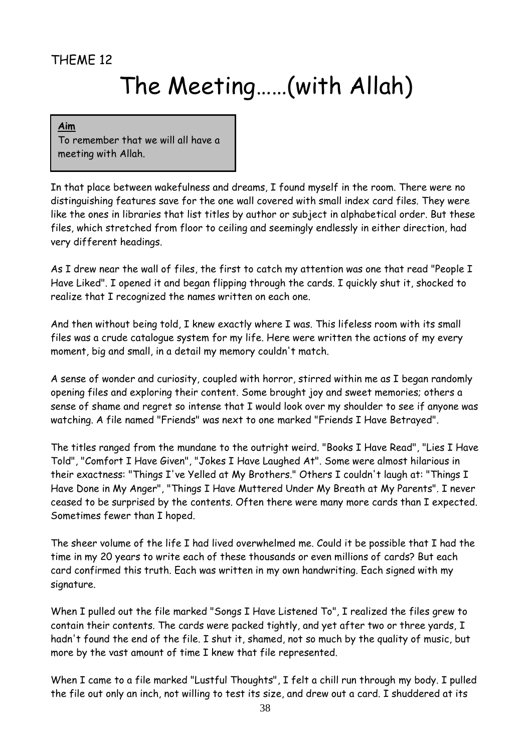THEME 12

# The Meeting……(with Allah)

**Aim**
To remember that we will all have a meeting with Allah.

In that place between wakefulness and dreams, I found myself in the room. There were no distinguishing features save for the one wall covered with small index card files. They were like the ones in libraries that list titles by author or subject in alphabetical order. But these files, which stretched from floor to ceiling and seemingly endlessly in either direction, had very different headings.

As I drew near the wall of files, the first to catch my attention was one that read "People I Have Liked". I opened it and began flipping through the cards. I quickly shut it, shocked to realize that I recognized the names written on each one.

And then without being told, I knew exactly where I was. This lifeless room with its small files was a crude catalogue system for my life. Here were written the actions of my every moment, big and small, in a detail my memory couldn't match.

A sense of wonder and curiosity, coupled with horror, stirred within me as I began randomly opening files and exploring their content. Some brought joy and sweet memories; others a sense of shame and regret so intense that I would look over my shoulder to see if anyone was watching. A file named "Friends" was next to one marked "Friends I Have Betrayed".

The titles ranged from the mundane to the outright weird. "Books I Have Read", "Lies I Have Told", "Comfort I Have Given", "Jokes I Have Laughed At". Some were almost hilarious in their exactness: "Things I've Yelled at My Brothers." Others I couldn't laugh at: "Things I Have Done in My Anger", "Things I Have Muttered Under My Breath at My Parents". I never ceased to be surprised by the contents. Often there were many more cards than I expected. Sometimes fewer than I hoped.

The sheer volume of the life I had lived overwhelmed me. Could it be possible that I had the time in my 20 years to write each of these thousands or even millions of cards? But each card confirmed this truth. Each was written in my own handwriting. Each signed with my signature.

When I pulled out the file marked "Songs I Have Listened To", I realized the files grew to contain their contents. The cards were packed tightly, and yet after two or three yards, I hadn't found the end of the file. I shut it, shamed, not so much by the quality of music, but more by the vast amount of time I knew that file represented.

When I came to a file marked "Lustful Thoughts", I felt a chill run through my body. I pulled the file out only an inch, not willing to test its size, and drew out a card. I shuddered at its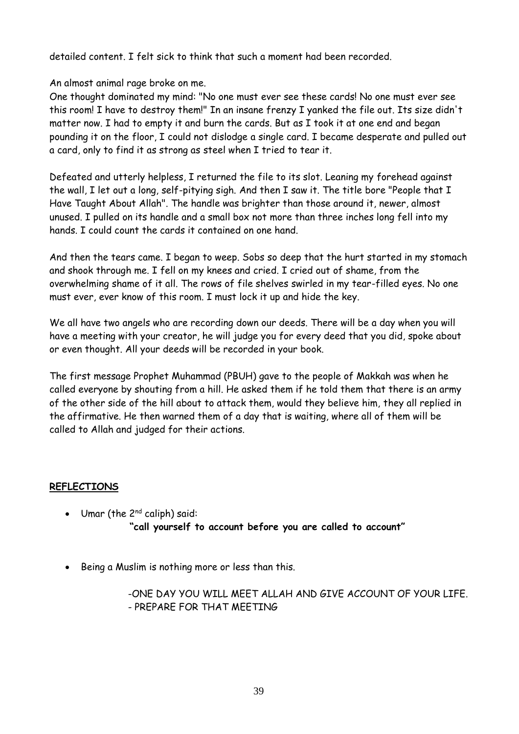detailed content. I felt sick to think that such a moment had been recorded.

An almost animal rage broke on me.
One thought dominated my mind: "No one must ever see these cards! No one must ever see this room! I have to destroy them!" In an insane frenzy I yanked the file out. Its size didn't matter now. I had to empty it and burn the cards. But as I took it at one end and began pounding it on the floor, I could not dislodge a single card. I became desperate and pulled out a card, only to find it as strong as steel when I tried to tear it.

Defeated and utterly helpless, I returned the file to its slot. Leaning my forehead against the wall, I let out a long, self-pitying sigh. And then I saw it. The title bore "People that I Have Taught About Allah". The handle was brighter than those around it, newer, almost unused. I pulled on its handle and a small box not more than three inches long fell into my hands. I could count the cards it contained on one hand.

And then the tears came. I began to weep. Sobs so deep that the hurt started in my stomach and shook through me. I fell on my knees and cried. I cried out of shame, from the overwhelming shame of it all. The rows of file shelves swirled in my tear-filled eyes. No one must ever, ever know of this room. I must lock it up and hide the key.

We all have two angels who are recording down our deeds. There will be a day when you will have a meeting with your creator, he will judge you for every deed that you did, spoke about or even thought. All your deeds will be recorded in your book.

The first message Prophet Muhammad (PBUH) gave to the people of Makkah was when he called everyone by shouting from a hill. He asked them if he told them that there is an army of the other side of the hill about to attack them, would they believe him, they all replied in the affirmative. He then warned them of a day that is waiting, where all of them will be called to Allah and judged for their actions.

**REFLECTIONS**

- Umar (the 2nd caliph) said:
  **"call yourself to account before you are called to account"**

- Being a Muslim is nothing more or less than this.

  -ONE DAY YOU WILL MEET ALLAH AND GIVE ACCOUNT OF YOUR LIFE.
  - PREPARE FOR THAT MEETING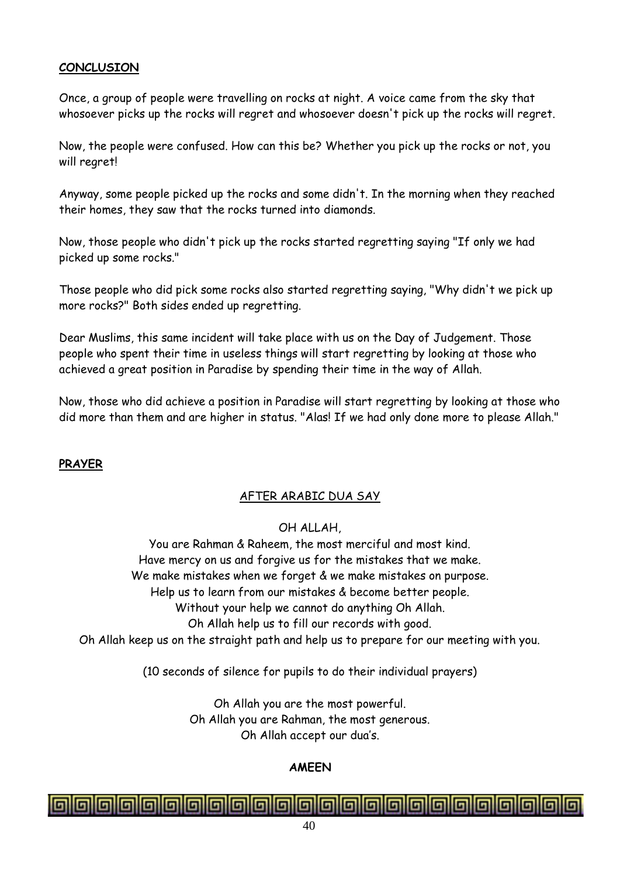**CONCLUSION**

Once, a group of people were travelling on rocks at night. A voice came from the sky that whosoever picks up the rocks will regret and whosoever doesn't pick up the rocks will regret.

Now, the people were confused. How can this be? Whether you pick up the rocks or not, you will regret!

Anyway, some people picked up the rocks and some didn't. In the morning when they reached their homes, they saw that the rocks turned into diamonds.

Now, those people who didn't pick up the rocks started regretting saying "If only we had picked up some rocks."

Those people who did pick some rocks also started regretting saying, "Why didn't we pick up more rocks?" Both sides ended up regretting.

Dear Muslims, this same incident will take place with us on the Day of Judgement. Those people who spent their time in useless things will start regretting by looking at those who achieved a great position in Paradise by spending their time in the way of Allah.

Now, those who did achieve a position in Paradise will start regretting by looking at those who did more than them and are higher in status. "Alas! If we had only done more to please Allah."

**PRAYER**

AFTER ARABIC DUA SAY

OH ALLAH,

You are Rahman & Raheem, the most merciful and most kind.
Have mercy on us and forgive us for the mistakes that we make.
We make mistakes when we forget & we make mistakes on purpose.
Help us to learn from our mistakes & become better people.
Without your help we cannot do anything Oh Allah.
Oh Allah help us to fill our records with good.
Oh Allah keep us on the straight path and help us to prepare for our meeting with you.

(10 seconds of silence for pupils to do their individual prayers)

Oh Allah you are the most powerful.
Oh Allah you are Rahman, the most generous.
Oh Allah accept our dua's.

**AMEEN**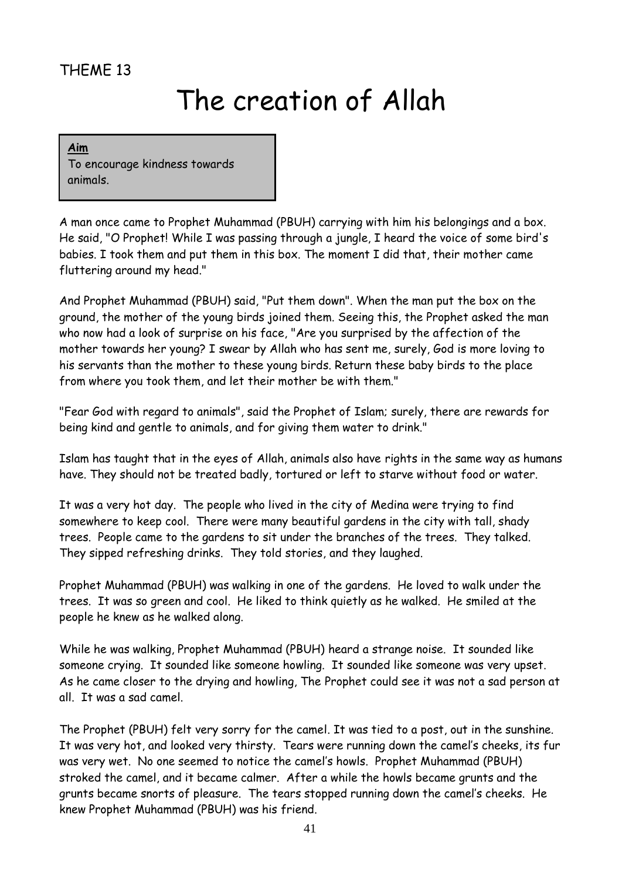THEME 13

# The creation of Allah

**Aim**

To encourage kindness towards animals.

A man once came to Prophet Muhammad (PBUH) carrying with him his belongings and a box. He said, "O Prophet! While I was passing through a jungle, I heard the voice of some bird's babies. I took them and put them in this box. The moment I did that, their mother came fluttering around my head."

And Prophet Muhammad (PBUH) said, "Put them down". When the man put the box on the ground, the mother of the young birds joined them. Seeing this, the Prophet asked the man who now had a look of surprise on his face, "Are you surprised by the affection of the mother towards her young? I swear by Allah who has sent me, surely, God is more loving to his servants than the mother to these young birds. Return these baby birds to the place from where you took them, and let their mother be with them."

"Fear God with regard to animals", said the Prophet of Islam; surely, there are rewards for being kind and gentle to animals, and for giving them water to drink."

Islam has taught that in the eyes of Allah, animals also have rights in the same way as humans have. They should not be treated badly, tortured or left to starve without food or water.

It was a very hot day. The people who lived in the city of Medina were trying to find somewhere to keep cool. There were many beautiful gardens in the city with tall, shady trees. People came to the gardens to sit under the branches of the trees. They talked. They sipped refreshing drinks. They told stories, and they laughed.

Prophet Muhammad (PBUH) was walking in one of the gardens. He loved to walk under the trees. It was so green and cool. He liked to think quietly as he walked. He smiled at the people he knew as he walked along.

While he was walking, Prophet Muhammad (PBUH) heard a strange noise. It sounded like someone crying. It sounded like someone howling. It sounded like someone was very upset. As he came closer to the drying and howling, The Prophet could see it was not a sad person at all. It was a sad camel.

The Prophet (PBUH) felt very sorry for the camel. It was tied to a post, out in the sunshine. It was very hot, and looked very thirsty. Tears were running down the camel's cheeks, its fur was very wet. No one seemed to notice the camel's howls. Prophet Muhammad (PBUH) stroked the camel, and it became calmer. After a while the howls became grunts and the grunts became snorts of pleasure. The tears stopped running down the camel's cheeks. He knew Prophet Muhammad (PBUH) was his friend.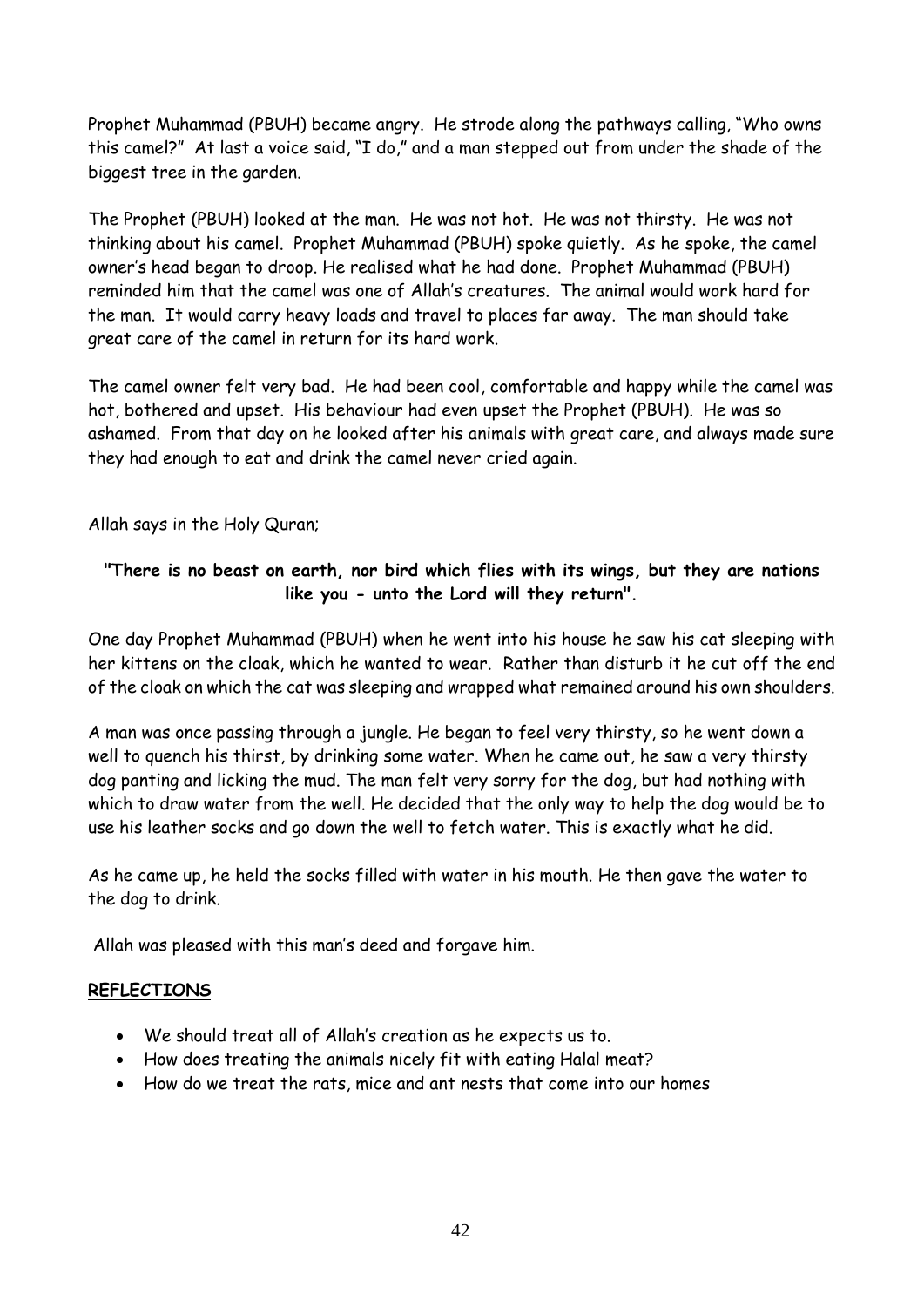Prophet Muhammad (PBUH) became angry. He strode along the pathways calling, "Who owns this camel?" At last a voice said, "I do," and a man stepped out from under the shade of the biggest tree in the garden.

The Prophet (PBUH) looked at the man. He was not hot. He was not thirsty. He was not thinking about his camel. Prophet Muhammad (PBUH) spoke quietly. As he spoke, the camel owner's head began to droop. He realised what he had done. Prophet Muhammad (PBUH) reminded him that the camel was one of Allah's creatures. The animal would work hard for the man. It would carry heavy loads and travel to places far away. The man should take great care of the camel in return for its hard work.

The camel owner felt very bad. He had been cool, comfortable and happy while the camel was hot, bothered and upset. His behaviour had even upset the Prophet (PBUH). He was so ashamed. From that day on he looked after his animals with great care, and always made sure they had enough to eat and drink the camel never cried again.

Allah says in the Holy Quran;

**"There is no beast on earth, nor bird which flies with its wings, but they are nations like you - unto the Lord will they return".**

One day Prophet Muhammad (PBUH) when he went into his house he saw his cat sleeping with her kittens on the cloak, which he wanted to wear. Rather than disturb it he cut off the end of the cloak on which the cat was sleeping and wrapped what remained around his own shoulders.

A man was once passing through a jungle. He began to feel very thirsty, so he went down a well to quench his thirst, by drinking some water. When he came out, he saw a very thirsty dog panting and licking the mud. The man felt very sorry for the dog, but had nothing with which to draw water from the well. He decided that the only way to help the dog would be to use his leather socks and go down the well to fetch water. This is exactly what he did.

As he came up, he held the socks filled with water in his mouth. He then gave the water to the dog to drink.

Allah was pleased with this man's deed and forgave him.

**REFLECTIONS**

- We should treat all of Allah's creation as he expects us to.
- How does treating the animals nicely fit with eating Halal meat?
- How do we treat the rats, mice and ant nests that come into our homes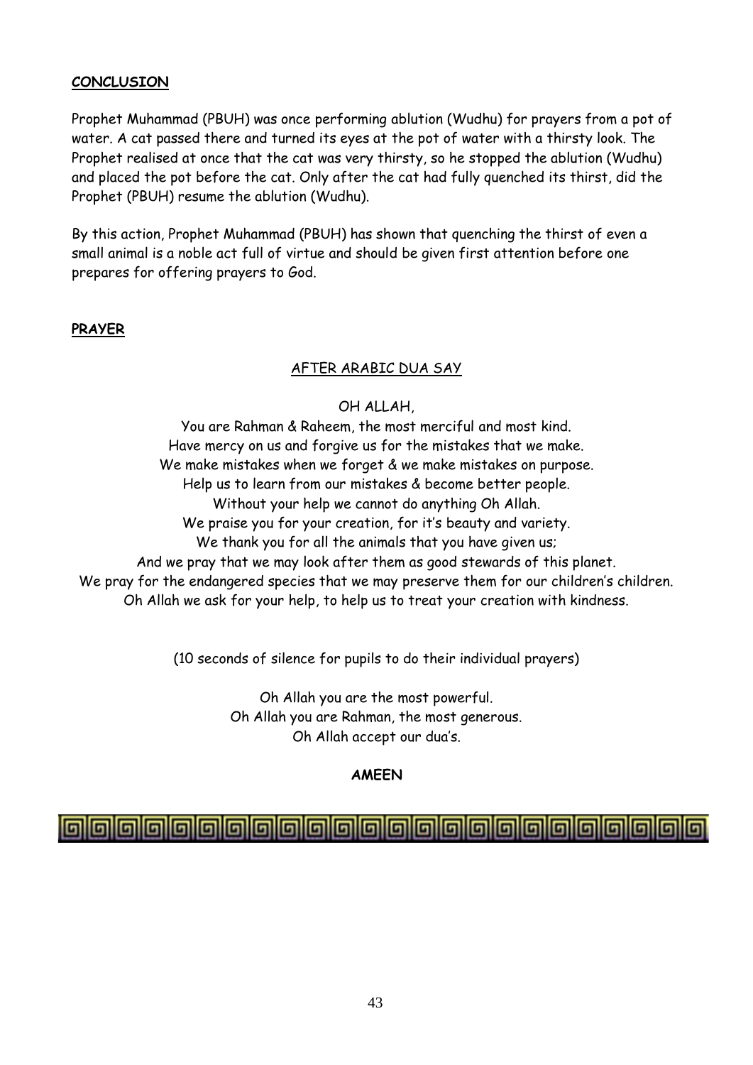**CONCLUSION**

Prophet Muhammad (PBUH) was once performing ablution (Wudhu) for prayers from a pot of water. A cat passed there and turned its eyes at the pot of water with a thirsty look. The Prophet realised at once that the cat was very thirsty, so he stopped the ablution (Wudhu) and placed the pot before the cat. Only after the cat had fully quenched its thirst, did the Prophet (PBUH) resume the ablution (Wudhu).

By this action, Prophet Muhammad (PBUH) has shown that quenching the thirst of even a small animal is a noble act full of virtue and should be given first attention before one prepares for offering prayers to God.

**PRAYER**

AFTER ARABIC DUA SAY

OH ALLAH,
You are Rahman & Raheem, the most merciful and most kind.
Have mercy on us and forgive us for the mistakes that we make.
We make mistakes when we forget & we make mistakes on purpose.
Help us to learn from our mistakes & become better people.
Without your help we cannot do anything Oh Allah.
We praise you for your creation, for it's beauty and variety.
We thank you for all the animals that you have given us;
And we pray that we may look after them as good stewards of this planet.
We pray for the endangered species that we may preserve them for our children's children.
Oh Allah we ask for your help, to help us to treat your creation with kindness.

(10 seconds of silence for pupils to do their individual prayers)

Oh Allah you are the most powerful.
Oh Allah you are Rahman, the most generous.
Oh Allah accept our dua's.

**AMEEN**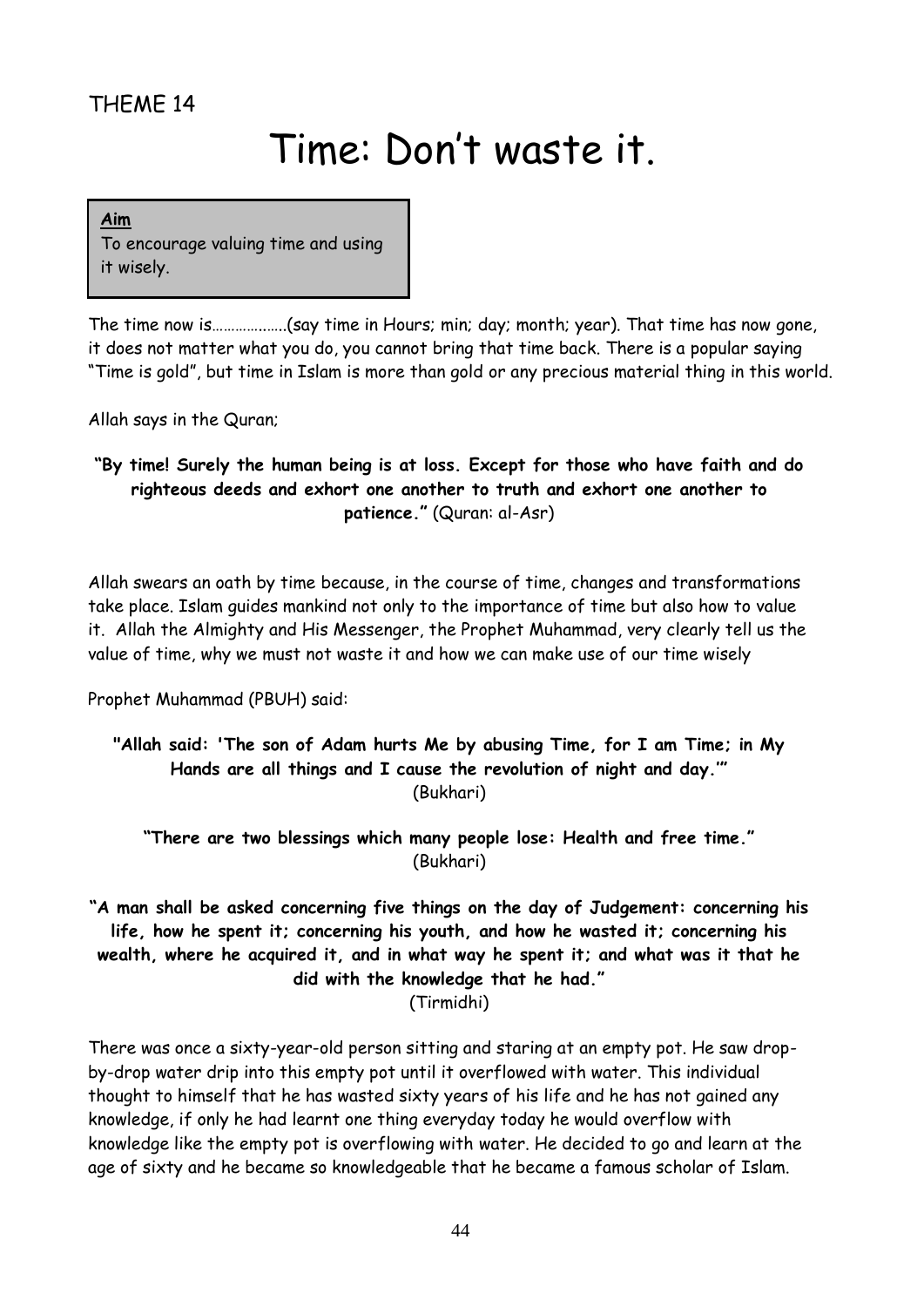THEME 14

# Time: Don't waste it.

**Aim**
To encourage valuing time and using it wisely.

The time now is……………...(say time in Hours; min; day; month; year). That time has now gone, it does not matter what you do, you cannot bring that time back. There is a popular saying "Time is gold", but time in Islam is more than gold or any precious material thing in this world.

Allah says in the Quran;

**"By time! Surely the human being is at loss. Except for those who have faith and do righteous deeds and exhort one another to truth and exhort one another to patience."** (Quran: al-Asr)

Allah swears an oath by time because, in the course of time, changes and transformations take place. Islam guides mankind not only to the importance of time but also how to value it. Allah the Almighty and His Messenger, the Prophet Muhammad, very clearly tell us the value of time, why we must not waste it and how we can make use of our time wisely

Prophet Muhammad (PBUH) said:

**"Allah said: 'The son of Adam hurts Me by abusing Time, for I am Time; in My Hands are all things and I cause the revolution of night and day.'"**
(Bukhari)

**"There are two blessings which many people lose: Health and free time."**
(Bukhari)

**"A man shall be asked concerning five things on the day of Judgement: concerning his life, how he spent it; concerning his youth, and how he wasted it; concerning his wealth, where he acquired it, and in what way he spent it; and what was it that he did with the knowledge that he had."**
(Tirmidhi)

There was once a sixty-year-old person sitting and staring at an empty pot. He saw drop-by-drop water drip into this empty pot until it overflowed with water. This individual thought to himself that he has wasted sixty years of his life and he has not gained any knowledge, if only he had learnt one thing everyday today he would overflow with knowledge like the empty pot is overflowing with water. He decided to go and learn at the age of sixty and he became so knowledgeable that he became a famous scholar of Islam.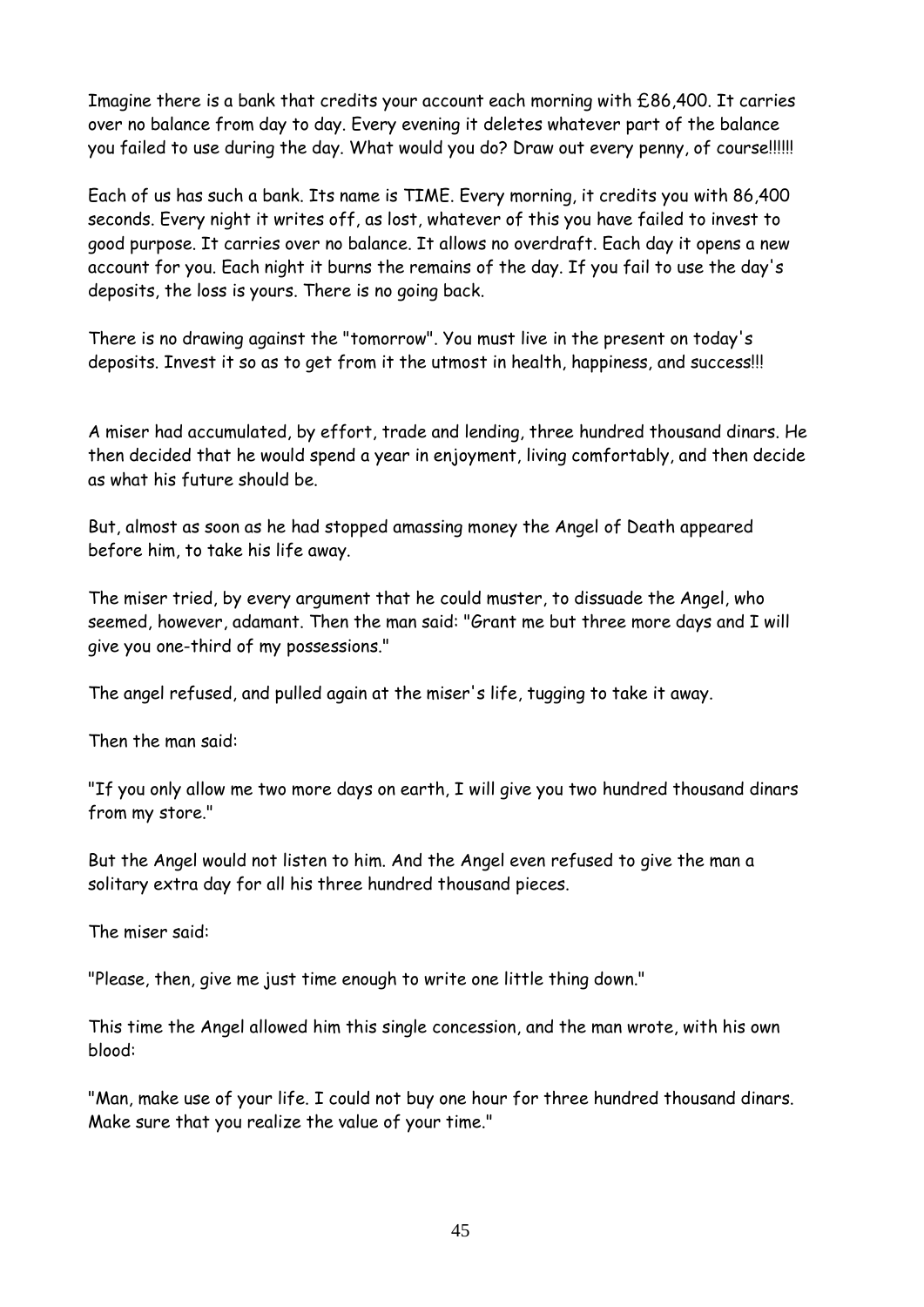Imagine there is a bank that credits your account each morning with £86,400. It carries over no balance from day to day. Every evening it deletes whatever part of the balance you failed to use during the day. What would you do? Draw out every penny, of course!!!!!!

Each of us has such a bank. Its name is TIME. Every morning, it credits you with 86,400 seconds. Every night it writes off, as lost, whatever of this you have failed to invest to good purpose. It carries over no balance. It allows no overdraft. Each day it opens a new account for you. Each night it burns the remains of the day. If you fail to use the day's deposits, the loss is yours. There is no going back.

There is no drawing against the "tomorrow". You must live in the present on today's deposits. Invest it so as to get from it the utmost in health, happiness, and success!!!

A miser had accumulated, by effort, trade and lending, three hundred thousand dinars. He then decided that he would spend a year in enjoyment, living comfortably, and then decide as what his future should be.

But, almost as soon as he had stopped amassing money the Angel of Death appeared before him, to take his life away.

The miser tried, by every argument that he could muster, to dissuade the Angel, who seemed, however, adamant. Then the man said: "Grant me but three more days and I will give you one-third of my possessions."

The angel refused, and pulled again at the miser's life, tugging to take it away.

Then the man said:

"If you only allow me two more days on earth, I will give you two hundred thousand dinars from my store."

But the Angel would not listen to him. And the Angel even refused to give the man a solitary extra day for all his three hundred thousand pieces.

The miser said:

"Please, then, give me just time enough to write one little thing down."

This time the Angel allowed him this single concession, and the man wrote, with his own blood:

"Man, make use of your life. I could not buy one hour for three hundred thousand dinars. Make sure that you realize the value of your time."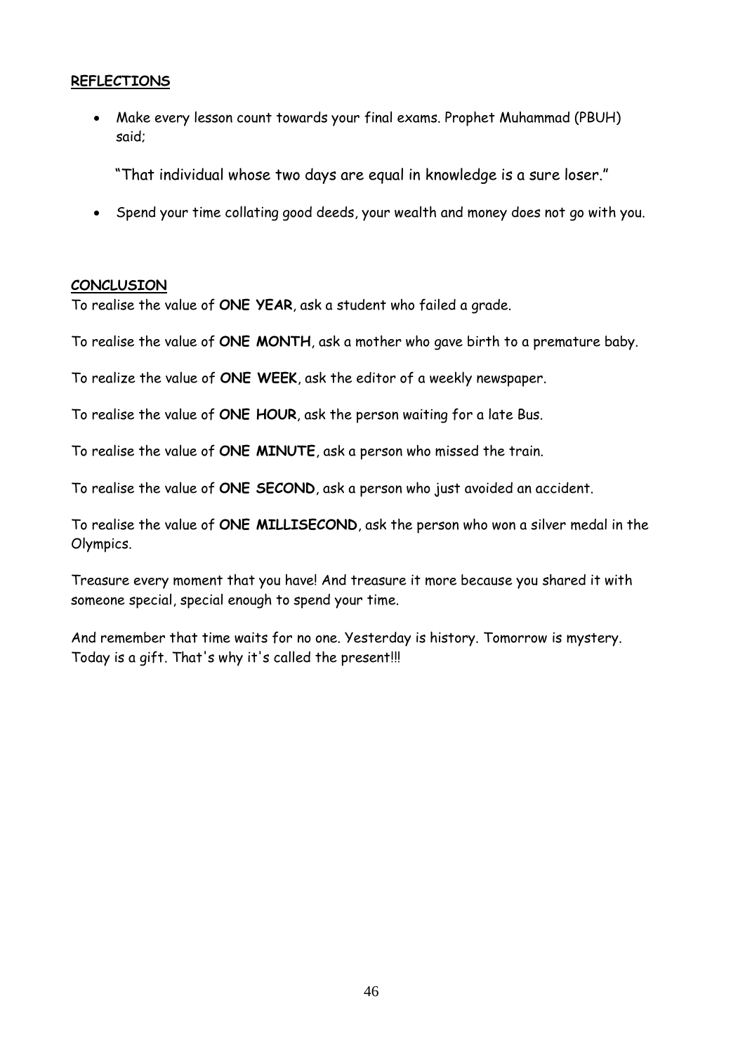## REFLECTIONS

- Make every lesson count towards your final exams. Prophet Muhammad (PBUH) said;

  "That individual whose two days are equal in knowledge is a sure loser."

- Spend your time collating good deeds, your wealth and money does not go with you.

## CONCLUSION

To realise the value of **ONE YEAR**, ask a student who failed a grade.

To realise the value of **ONE MONTH**, ask a mother who gave birth to a premature baby.

To realize the value of **ONE WEEK**, ask the editor of a weekly newspaper.

To realise the value of **ONE HOUR**, ask the person waiting for a late Bus.

To realise the value of **ONE MINUTE**, ask a person who missed the train.

To realise the value of **ONE SECOND**, ask a person who just avoided an accident.

To realise the value of **ONE MILLISECOND**, ask the person who won a silver medal in the Olympics.

Treasure every moment that you have! And treasure it more because you shared it with someone special, special enough to spend your time.

And remember that time waits for no one. Yesterday is history. Tomorrow is mystery. Today is a gift. That's why it's called the present!!!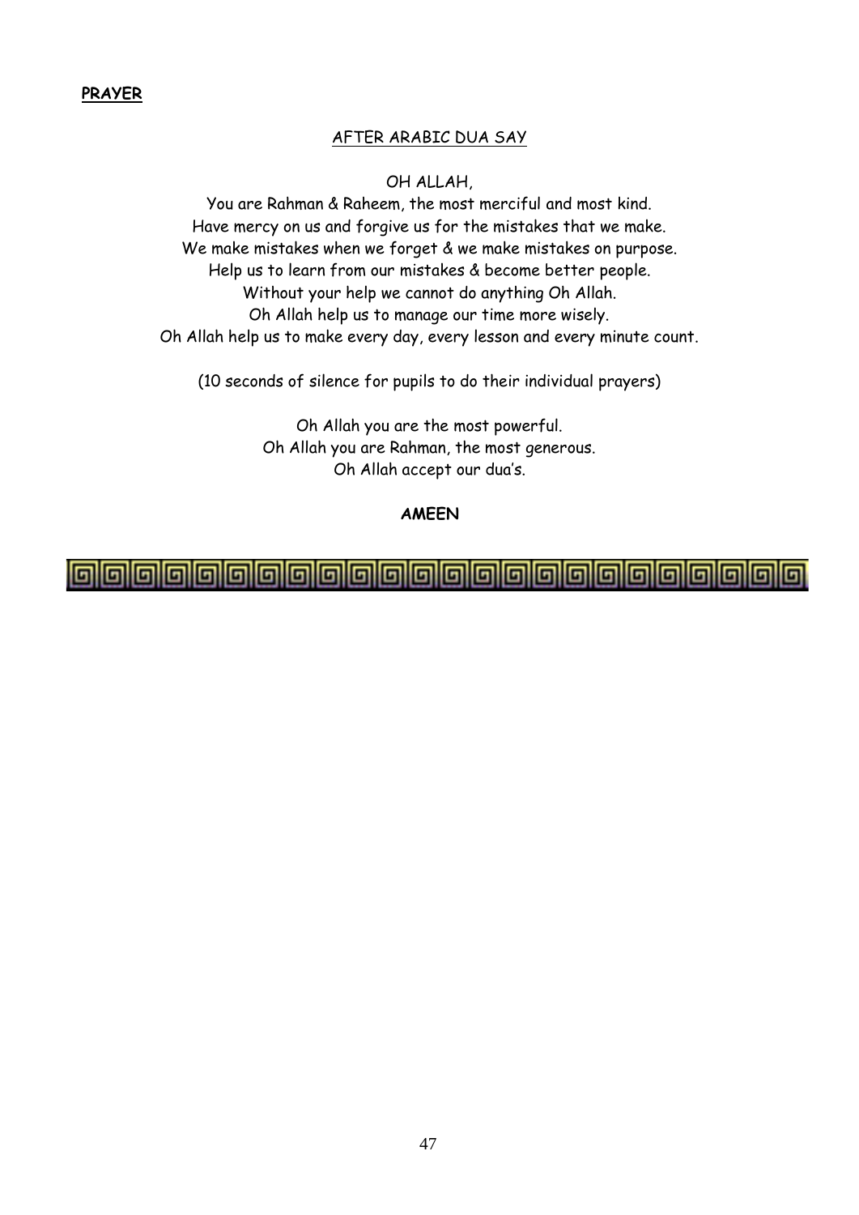**PRAYER**

AFTER ARABIC DUA SAY

OH ALLAH,

You are Rahman & Raheem, the most merciful and most kind.
Have mercy on us and forgive us for the mistakes that we make.
We make mistakes when we forget & we make mistakes on purpose.
Help us to learn from our mistakes & become better people.
Without your help we cannot do anything Oh Allah.
Oh Allah help us to manage our time more wisely.
Oh Allah help us to make every day, every lesson and every minute count.

(10 seconds of silence for pupils to do their individual prayers)

Oh Allah you are the most powerful.
Oh Allah you are Rahman, the most generous.
Oh Allah accept our dua's.

**AMEEN**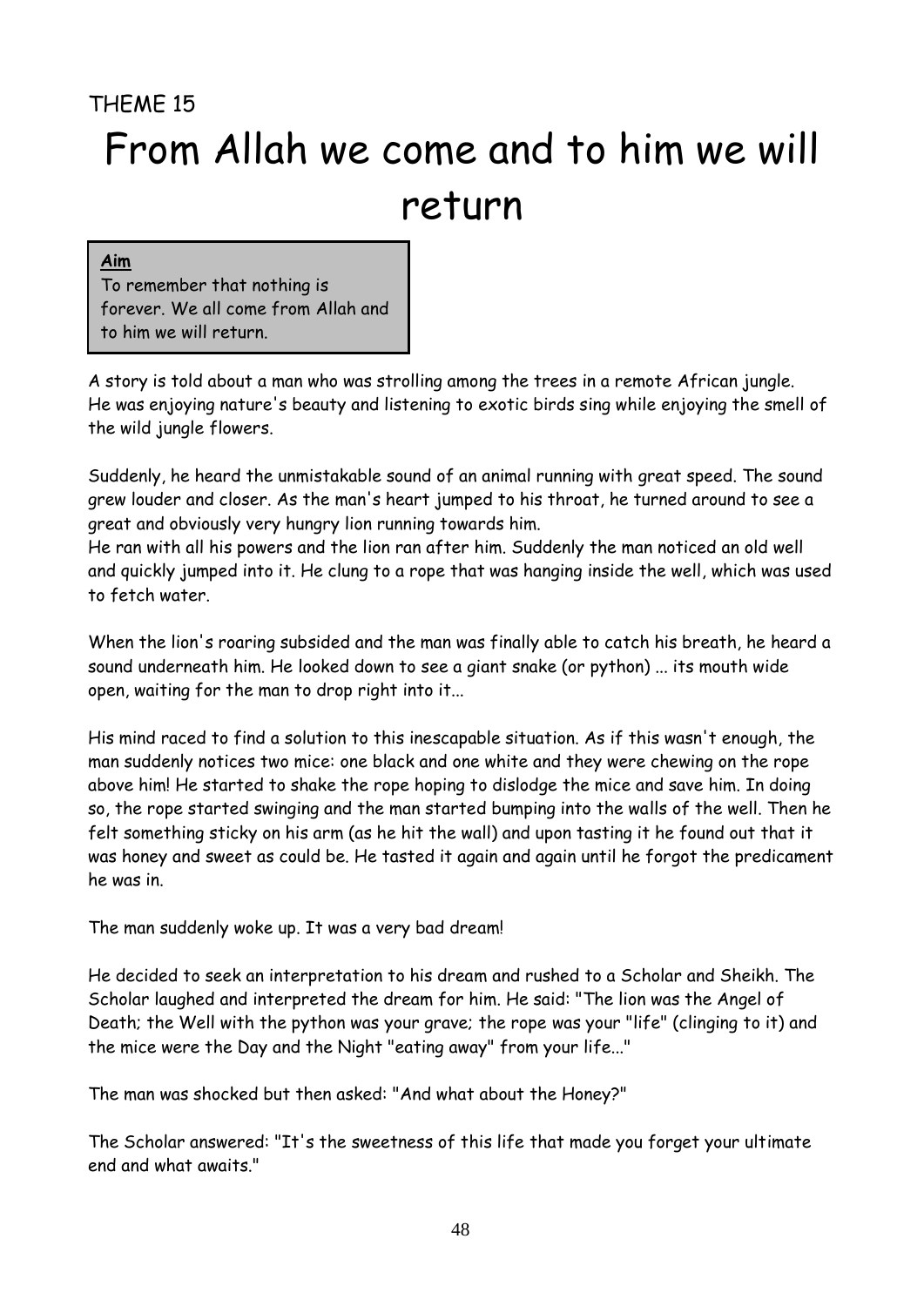THEME 15

# From Allah we come and to him we will return

**Aim**

To remember that nothing is forever. We all come from Allah and to him we will return.

A story is told about a man who was strolling among the trees in a remote African jungle. He was enjoying nature's beauty and listening to exotic birds sing while enjoying the smell of the wild jungle flowers.

Suddenly, he heard the unmistakable sound of an animal running with great speed. The sound grew louder and closer. As the man's heart jumped to his throat, he turned around to see a great and obviously very hungry lion running towards him.
He ran with all his powers and the lion ran after him. Suddenly the man noticed an old well and quickly jumped into it. He clung to a rope that was hanging inside the well, which was used to fetch water.

When the lion's roaring subsided and the man was finally able to catch his breath, he heard a sound underneath him. He looked down to see a giant snake (or python) ... its mouth wide open, waiting for the man to drop right into it...

His mind raced to find a solution to this inescapable situation. As if this wasn't enough, the man suddenly notices two mice: one black and one white and they were chewing on the rope above him! He started to shake the rope hoping to dislodge the mice and save him. In doing so, the rope started swinging and the man started bumping into the walls of the well. Then he felt something sticky on his arm (as he hit the wall) and upon tasting it he found out that it was honey and sweet as could be. He tasted it again and again until he forgot the predicament he was in.

The man suddenly woke up. It was a very bad dream!

He decided to seek an interpretation to his dream and rushed to a Scholar and Sheikh. The Scholar laughed and interpreted the dream for him. He said: "The lion was the Angel of Death; the Well with the python was your grave; the rope was your "life" (clinging to it) and the mice were the Day and the Night "eating away" from your life..."

The man was shocked but then asked: "And what about the Honey?"

The Scholar answered: "It's the sweetness of this life that made you forget your ultimate end and what awaits."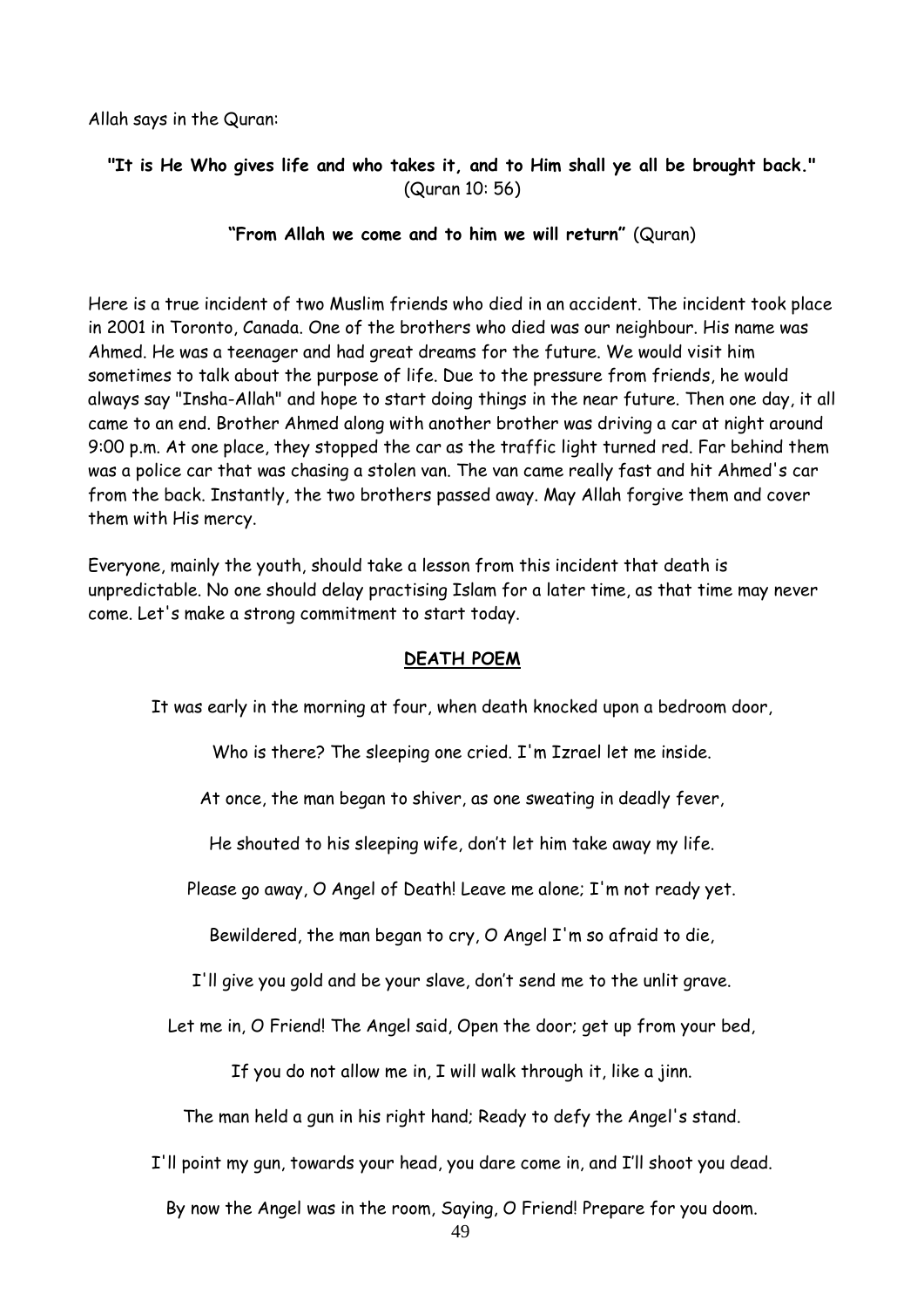Allah says in the Quran:

**"It is He Who gives life and who takes it, and to Him shall ye all be brought back."** (Quran 10: 56)

**"From Allah we come and to him we will return"** (Quran)

Here is a true incident of two Muslim friends who died in an accident. The incident took place in 2001 in Toronto, Canada. One of the brothers who died was our neighbour. His name was Ahmed. He was a teenager and had great dreams for the future. We would visit him sometimes to talk about the purpose of life. Due to the pressure from friends, he would always say "Insha-Allah" and hope to start doing things in the near future. Then one day, it all came to an end. Brother Ahmed along with another brother was driving a car at night around 9:00 p.m. At one place, they stopped the car as the traffic light turned red. Far behind them was a police car that was chasing a stolen van. The van came really fast and hit Ahmed's car from the back. Instantly, the two brothers passed away. May Allah forgive them and cover them with His mercy.

Everyone, mainly the youth, should take a lesson from this incident that death is unpredictable. No one should delay practising Islam for a later time, as that time may never come. Let's make a strong commitment to start today.

## DEATH POEM

It was early in the morning at four, when death knocked upon a bedroom door,

Who is there? The sleeping one cried. I'm Izrael let me inside.

At once, the man began to shiver, as one sweating in deadly fever,

He shouted to his sleeping wife, don't let him take away my life.

Please go away, O Angel of Death! Leave me alone; I'm not ready yet.

Bewildered, the man began to cry, O Angel I'm so afraid to die,

I'll give you gold and be your slave, don't send me to the unlit grave.

Let me in, O Friend! The Angel said, Open the door; get up from your bed,

If you do not allow me in, I will walk through it, like a jinn.

The man held a gun in his right hand; Ready to defy the Angel's stand.

I'll point my gun, towards your head, you dare come in, and I'll shoot you dead.

By now the Angel was in the room, Saying, O Friend! Prepare for you doom.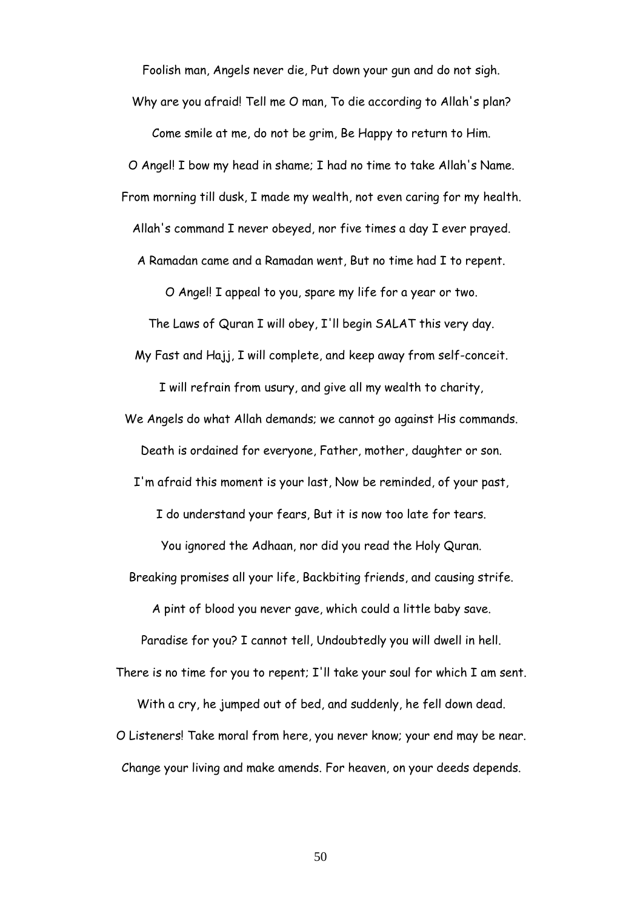Foolish man, Angels never die, Put down your gun and do not sigh.

Why are you afraid! Tell me O man, To die according to Allah's plan?

Come smile at me, do not be grim, Be Happy to return to Him.

O Angel! I bow my head in shame; I had no time to take Allah's Name.

From morning till dusk, I made my wealth, not even caring for my health.

Allah's command I never obeyed, nor five times a day I ever prayed.

A Ramadan came and a Ramadan went, But no time had I to repent.

O Angel! I appeal to you, spare my life for a year or two.

The Laws of Quran I will obey, I'll begin SALAT this very day.

My Fast and Hajj, I will complete, and keep away from self-conceit.

I will refrain from usury, and give all my wealth to charity,

We Angels do what Allah demands; we cannot go against His commands.

Death is ordained for everyone, Father, mother, daughter or son.

I'm afraid this moment is your last, Now be reminded, of your past,

I do understand your fears, But it is now too late for tears.

You ignored the Adhaan, nor did you read the Holy Quran.

Breaking promises all your life, Backbiting friends, and causing strife.

A pint of blood you never gave, which could a little baby save.

Paradise for you? I cannot tell, Undoubtedly you will dwell in hell.

There is no time for you to repent; I'll take your soul for which I am sent.

With a cry, he jumped out of bed, and suddenly, he fell down dead.

O Listeners! Take moral from here, you never know; your end may be near.

Change your living and make amends. For heaven, on your deeds depends.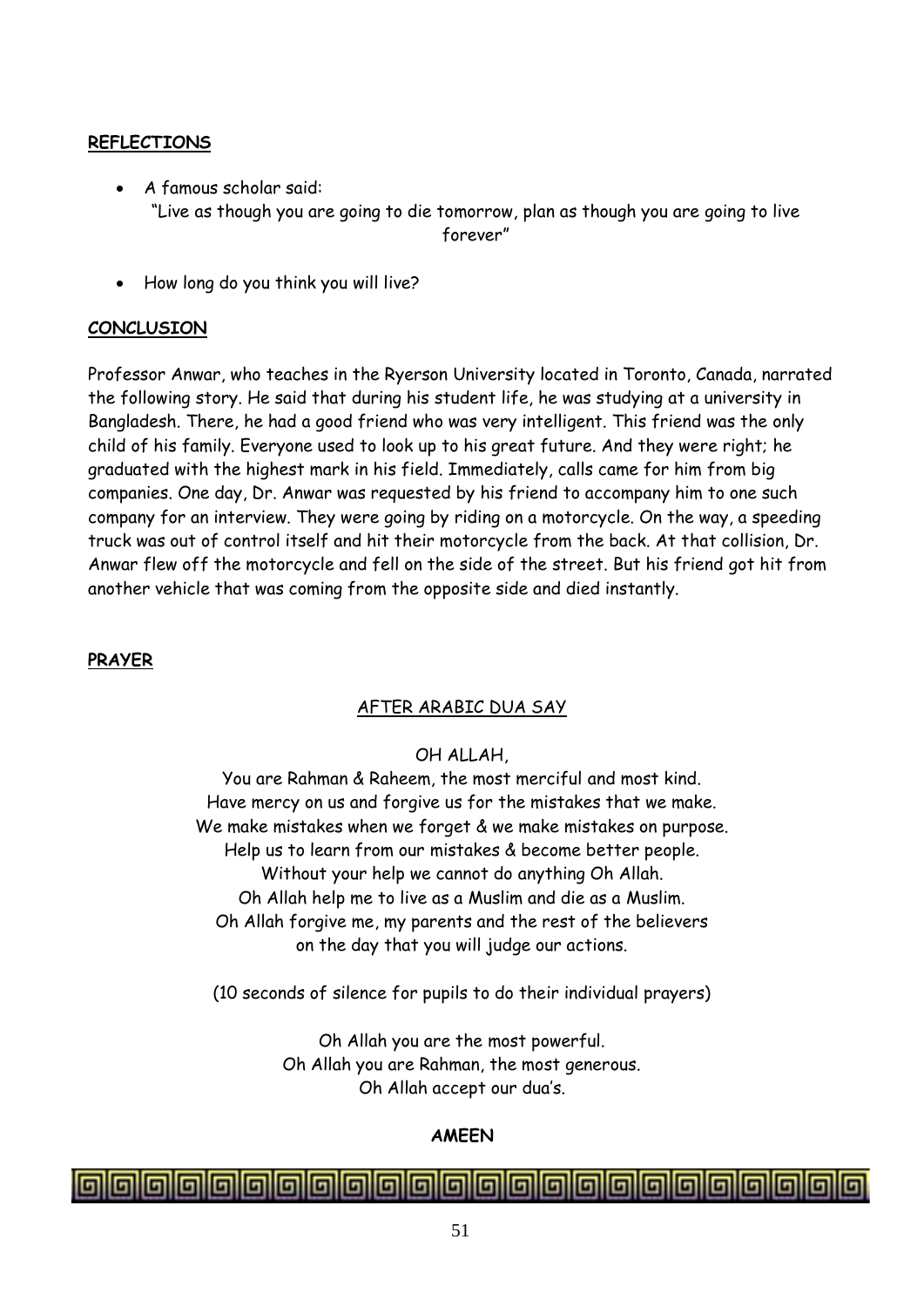## REFLECTIONS

- A famous scholar said:
  "Live as though you are going to die tomorrow, plan as though you are going to live forever"

- How long do you think you will live?

## CONCLUSION

Professor Anwar, who teaches in the Ryerson University located in Toronto, Canada, narrated the following story. He said that during his student life, he was studying at a university in Bangladesh. There, he had a good friend who was very intelligent. This friend was the only child of his family. Everyone used to look up to his great future. And they were right; he graduated with the highest mark in his field. Immediately, calls came for him from big companies. One day, Dr. Anwar was requested by his friend to accompany him to one such company for an interview. They were going by riding on a motorcycle. On the way, a speeding truck was out of control itself and hit their motorcycle from the back. At that collision, Dr. Anwar flew off the motorcycle and fell on the side of the street. But his friend got hit from another vehicle that was coming from the opposite side and died instantly.

## PRAYER

AFTER ARABIC DUA SAY

OH ALLAH,
You are Rahman & Raheem, the most merciful and most kind.
Have mercy on us and forgive us for the mistakes that we make.
We make mistakes when we forget & we make mistakes on purpose.
Help us to learn from our mistakes & become better people.
Without your help we cannot do anything Oh Allah.
Oh Allah help me to live as a Muslim and die as a Muslim.
Oh Allah forgive me, my parents and the rest of the believers
on the day that you will judge our actions.

(10 seconds of silence for pupils to do their individual prayers)

Oh Allah you are the most powerful.
Oh Allah you are Rahman, the most generous.
Oh Allah accept our dua's.

**AMEEN**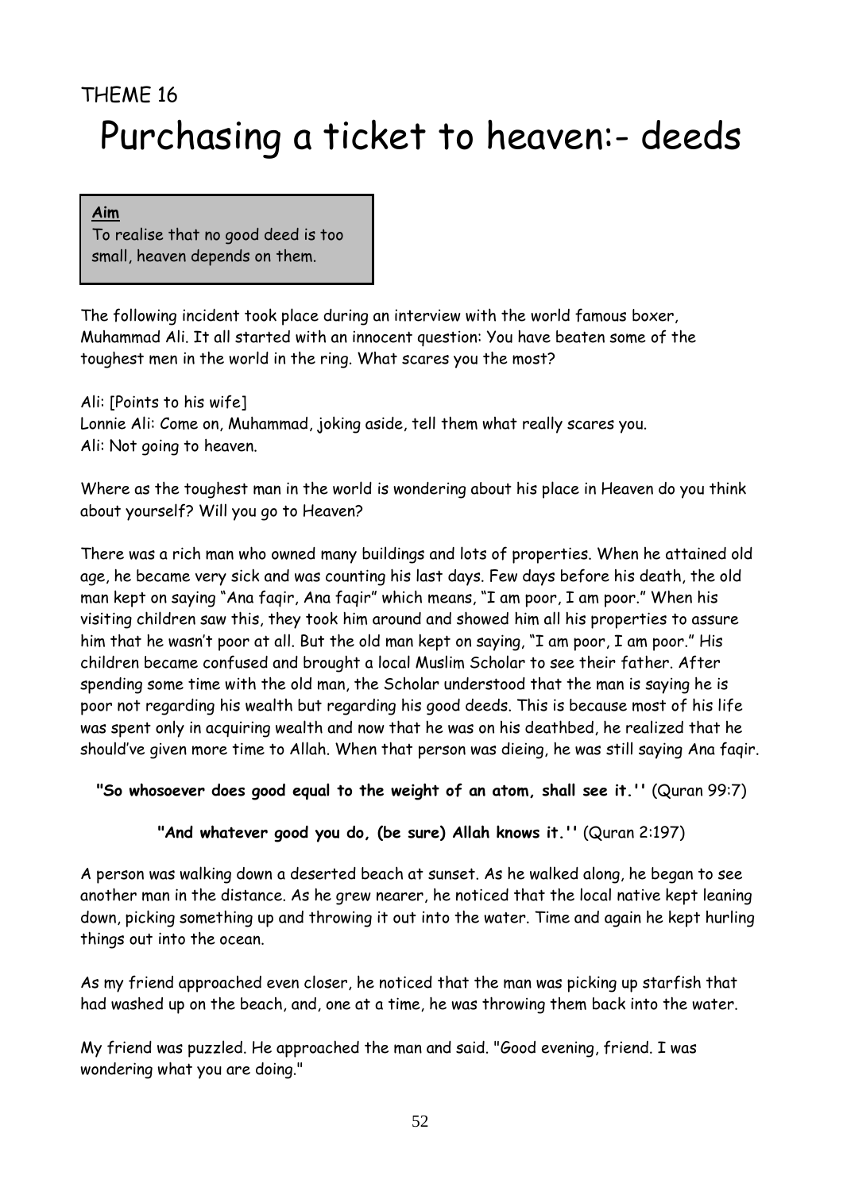THEME 16

# Purchasing a ticket to heaven:- deeds

**Aim**

To realise that no good deed is too small, heaven depends on them.

The following incident took place during an interview with the world famous boxer, Muhammad Ali. It all started with an innocent question: You have beaten some of the toughest men in the world in the ring. What scares you the most?

Ali: [Points to his wife]
Lonnie Ali: Come on, Muhammad, joking aside, tell them what really scares you.
Ali: Not going to heaven.

Where as the toughest man in the world is wondering about his place in Heaven do you think about yourself? Will you go to Heaven?

There was a rich man who owned many buildings and lots of properties. When he attained old age, he became very sick and was counting his last days. Few days before his death, the old man kept on saying "Ana faqir, Ana faqir" which means, "I am poor, I am poor." When his visiting children saw this, they took him around and showed him all his properties to assure him that he wasn't poor at all. But the old man kept on saying, "I am poor, I am poor." His children became confused and brought a local Muslim Scholar to see their father. After spending some time with the old man, the Scholar understood that the man is saying he is poor not regarding his wealth but regarding his good deeds. This is because most of his life was spent only in acquiring wealth and now that he was on his deathbed, he realized that he should've given more time to Allah. When that person was dieing, he was still saying Ana faqir.

**"So whosoever does good equal to the weight of an atom, shall see it.''** (Quran 99:7)

**"And whatever good you do, (be sure) Allah knows it.''** (Quran 2:197)

A person was walking down a deserted beach at sunset. As he walked along, he began to see another man in the distance. As he grew nearer, he noticed that the local native kept leaning down, picking something up and throwing it out into the water. Time and again he kept hurling things out into the ocean.

As my friend approached even closer, he noticed that the man was picking up starfish that had washed up on the beach, and, one at a time, he was throwing them back into the water.

My friend was puzzled. He approached the man and said. "Good evening, friend. I was wondering what you are doing."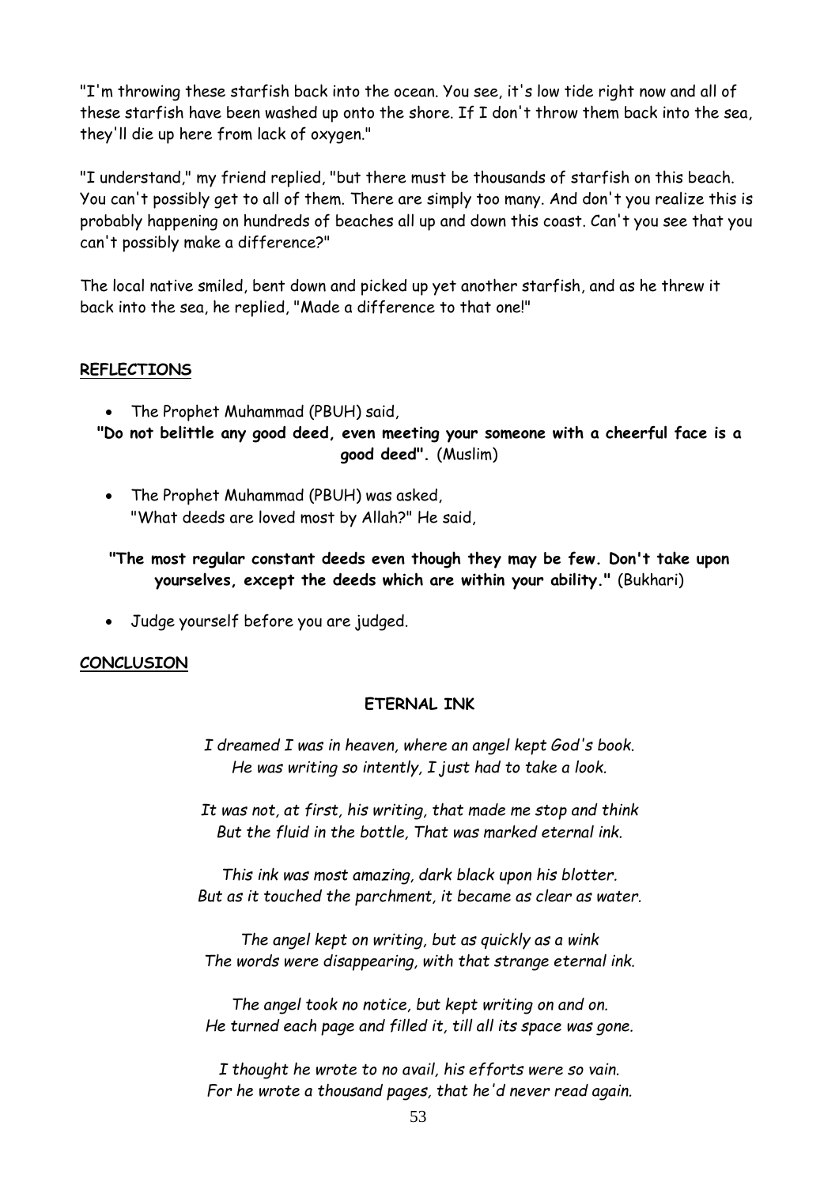"I'm throwing these starfish back into the ocean. You see, it's low tide right now and all of these starfish have been washed up onto the shore. If I don't throw them back into the sea, they'll die up here from lack of oxygen."

"I understand," my friend replied, "but there must be thousands of starfish on this beach. You can't possibly get to all of them. There are simply too many. And don't you realize this is probably happening on hundreds of beaches all up and down this coast. Can't you see that you can't possibly make a difference?"

The local native smiled, bent down and picked up yet another starfish, and as he threw it back into the sea, he replied, "Made a difference to that one!"

**REFLECTIONS**

- The Prophet Muhammad (PBUH) said,

**"Do not belittle any good deed, even meeting your someone with a cheerful face is a good deed".** (Muslim)

- The Prophet Muhammad (PBUH) was asked, "What deeds are loved most by Allah?" He said,

**"The most regular constant deeds even though they may be few. Don't take upon yourselves, except the deeds which are within your ability."** (Bukhari)

- Judge yourself before you are judged.

**CONCLUSION**

**ETERNAL INK**

*I dreamed I was in heaven, where an angel kept God's book.*
*He was writing so intently, I just had to take a look.*

*It was not, at first, his writing, that made me stop and think*
*But the fluid in the bottle, That was marked eternal ink.*

*This ink was most amazing, dark black upon his blotter.*
*But as it touched the parchment, it became as clear as water.*

*The angel kept on writing, but as quickly as a wink*
*The words were disappearing, with that strange eternal ink.*

*The angel took no notice, but kept writing on and on.*
*He turned each page and filled it, till all its space was gone.*

*I thought he wrote to no avail, his efforts were so vain.*
*For he wrote a thousand pages, that he'd never read again.*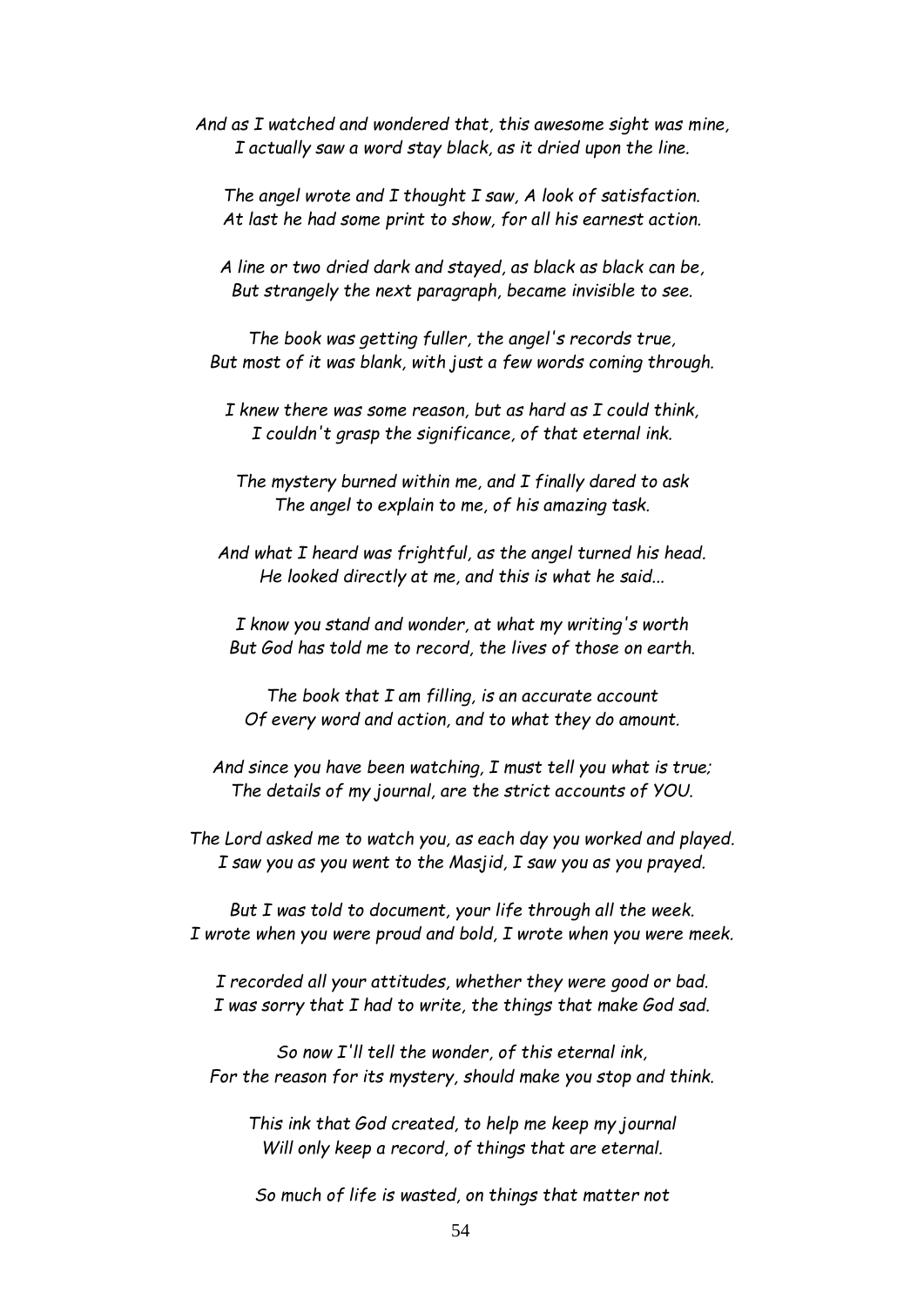*And as I watched and wondered that, this awesome sight was mine,*
*I actually saw a word stay black, as it dried upon the line.*

*The angel wrote and I thought I saw, A look of satisfaction.*
*At last he had some print to show, for all his earnest action.*

*A line or two dried dark and stayed, as black as black can be,*
*But strangely the next paragraph, became invisible to see.*

*The book was getting fuller, the angel's records true,*
*But most of it was blank, with just a few words coming through.*

*I knew there was some reason, but as hard as I could think,*
*I couldn't grasp the significance, of that eternal ink.*

*The mystery burned within me, and I finally dared to ask*
*The angel to explain to me, of his amazing task.*

*And what I heard was frightful, as the angel turned his head.*
*He looked directly at me, and this is what he said...*

*I know you stand and wonder, at what my writing's worth*
*But God has told me to record, the lives of those on earth.*

*The book that I am filling, is an accurate account*
*Of every word and action, and to what they do amount.*

*And since you have been watching, I must tell you what is true;*
*The details of my journal, are the strict accounts of YOU.*

*The Lord asked me to watch you, as each day you worked and played.*
*I saw you as you went to the Masjid, I saw you as you prayed.*

*But I was told to document, your life through all the week.*
*I wrote when you were proud and bold, I wrote when you were meek.*

*I recorded all your attitudes, whether they were good or bad.*
*I was sorry that I had to write, the things that make God sad.*

*So now I'll tell the wonder, of this eternal ink,*
*For the reason for its mystery, should make you stop and think.*

*This ink that God created, to help me keep my journal*
*Will only keep a record, of things that are eternal.*

*So much of life is wasted, on things that matter not*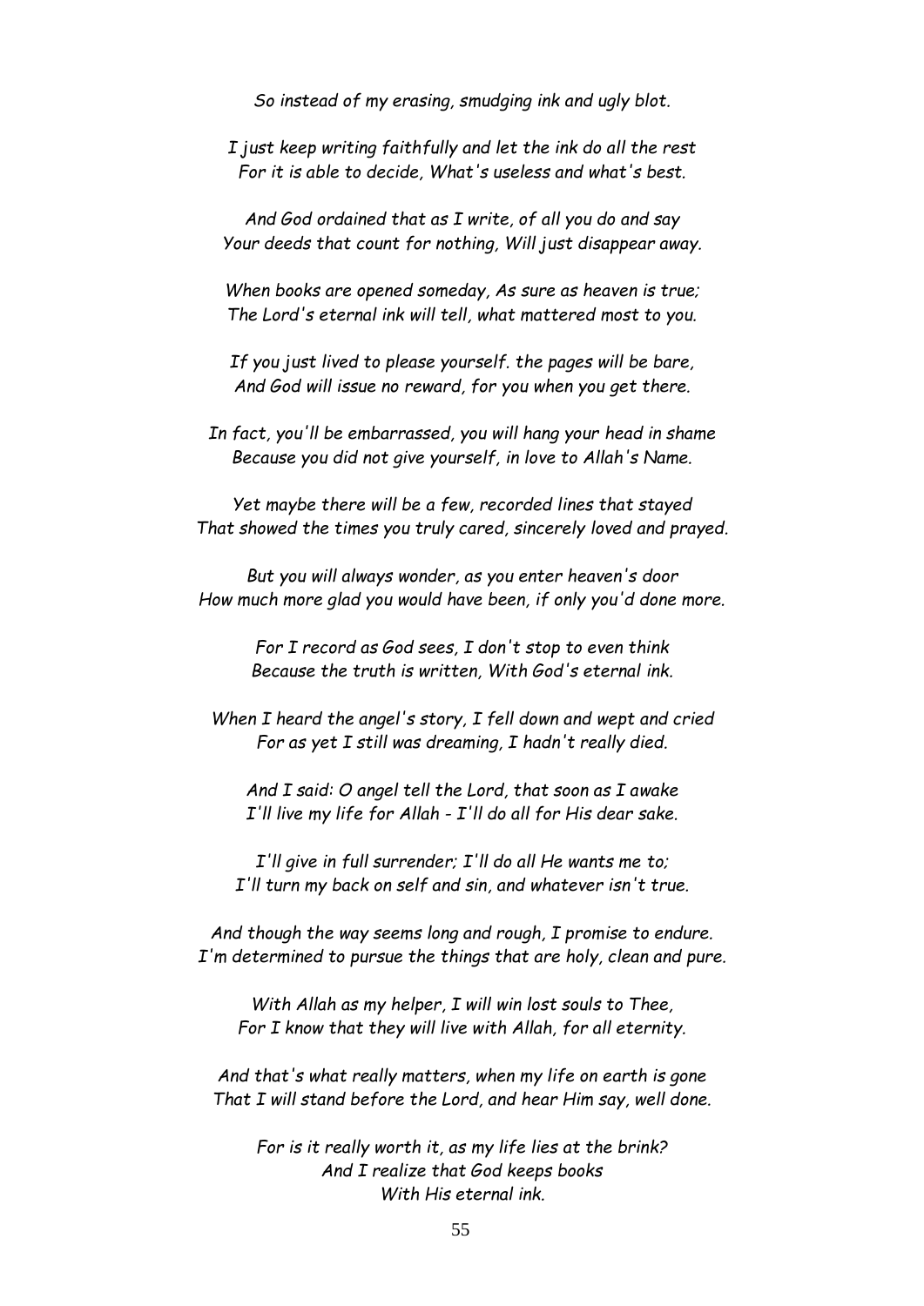*So instead of my erasing, smudging ink and ugly blot.*

*I just keep writing faithfully and let the ink do all the rest*
*For it is able to decide, What's useless and what's best.*

*And God ordained that as I write, of all you do and say*
*Your deeds that count for nothing, Will just disappear away.*

*When books are opened someday, As sure as heaven is true;*
*The Lord's eternal ink will tell, what mattered most to you.*

*If you just lived to please yourself. the pages will be bare,*
*And God will issue no reward, for you when you get there.*

*In fact, you'll be embarrassed, you will hang your head in shame*
*Because you did not give yourself, in love to Allah's Name.*

*Yet maybe there will be a few, recorded lines that stayed*
*That showed the times you truly cared, sincerely loved and prayed.*

*But you will always wonder, as you enter heaven's door*
*How much more glad you would have been, if only you'd done more.*

*For I record as God sees, I don't stop to even think*
*Because the truth is written, With God's eternal ink.*

*When I heard the angel's story, I fell down and wept and cried*
*For as yet I still was dreaming, I hadn't really died.*

*And I said: O angel tell the Lord, that soon as I awake*
*I'll live my life for Allah - I'll do all for His dear sake.*

*I'll give in full surrender; I'll do all He wants me to;*
*I'll turn my back on self and sin, and whatever isn't true.*

*And though the way seems long and rough, I promise to endure.*
*I'm determined to pursue the things that are holy, clean and pure.*

*With Allah as my helper, I will win lost souls to Thee,*
*For I know that they will live with Allah, for all eternity.*

*And that's what really matters, when my life on earth is gone*
*That I will stand before the Lord, and hear Him say, well done.*

*For is it really worth it, as my life lies at the brink?*
*And I realize that God keeps books*
*With His eternal ink.*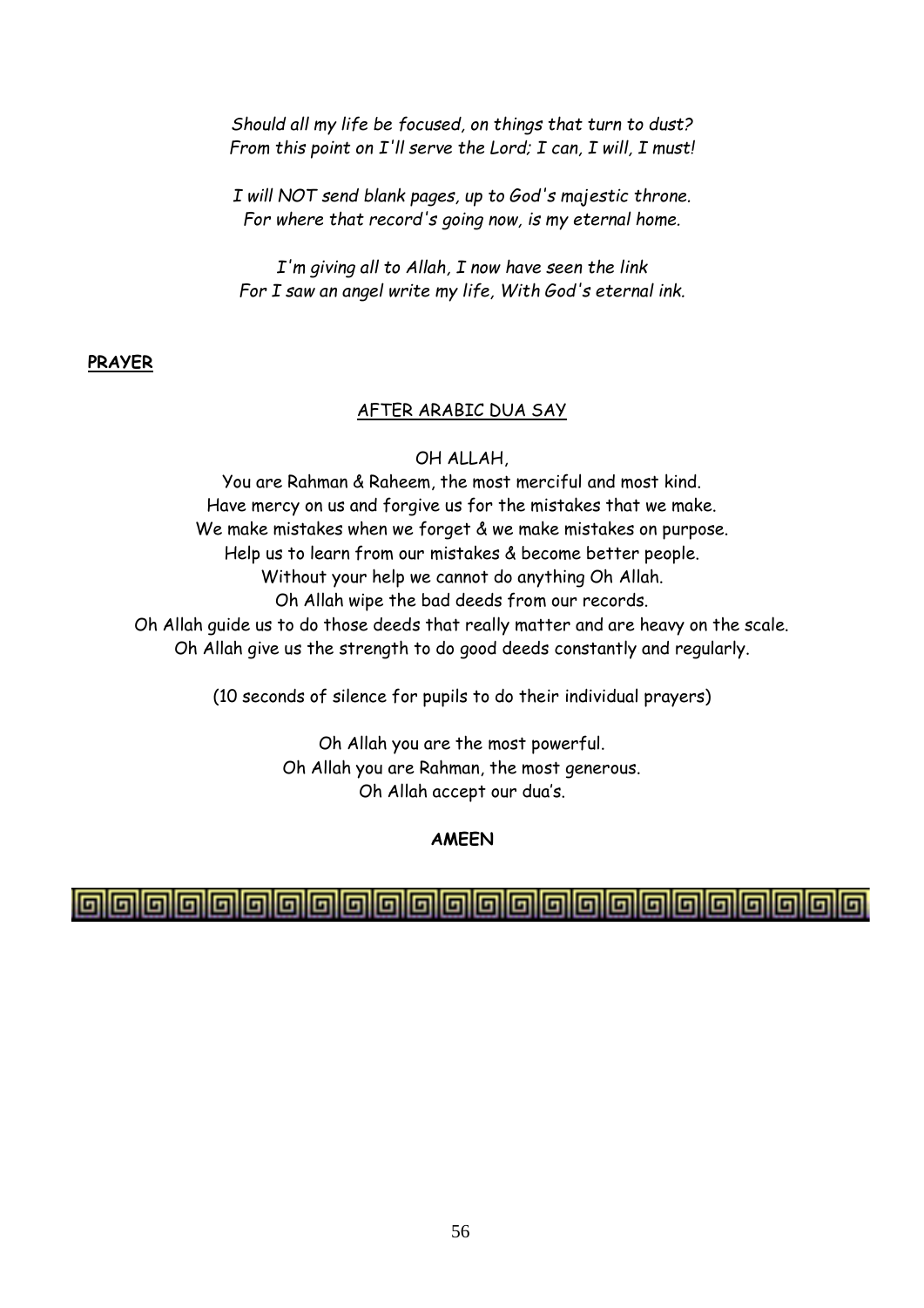*Should all my life be focused, on things that turn to dust?*
*From this point on I'll serve the Lord; I can, I will, I must!*

*I will NOT send blank pages, up to God's majestic throne.*
*For where that record's going now, is my eternal home.*

*I'm giving all to Allah, I now have seen the link*
*For I saw an angel write my life, With God's eternal ink.*

**PRAYER**

AFTER ARABIC DUA SAY

OH ALLAH,

You are Rahman & Raheem, the most merciful and most kind.
Have mercy on us and forgive us for the mistakes that we make.
We make mistakes when we forget & we make mistakes on purpose.
Help us to learn from our mistakes & become better people.
Without your help we cannot do anything Oh Allah.
Oh Allah wipe the bad deeds from our records.
Oh Allah guide us to do those deeds that really matter and are heavy on the scale.
Oh Allah give us the strength to do good deeds constantly and regularly.

(10 seconds of silence for pupils to do their individual prayers)

Oh Allah you are the most powerful.
Oh Allah you are Rahman, the most generous.
Oh Allah accept our dua's.

**AMEEN**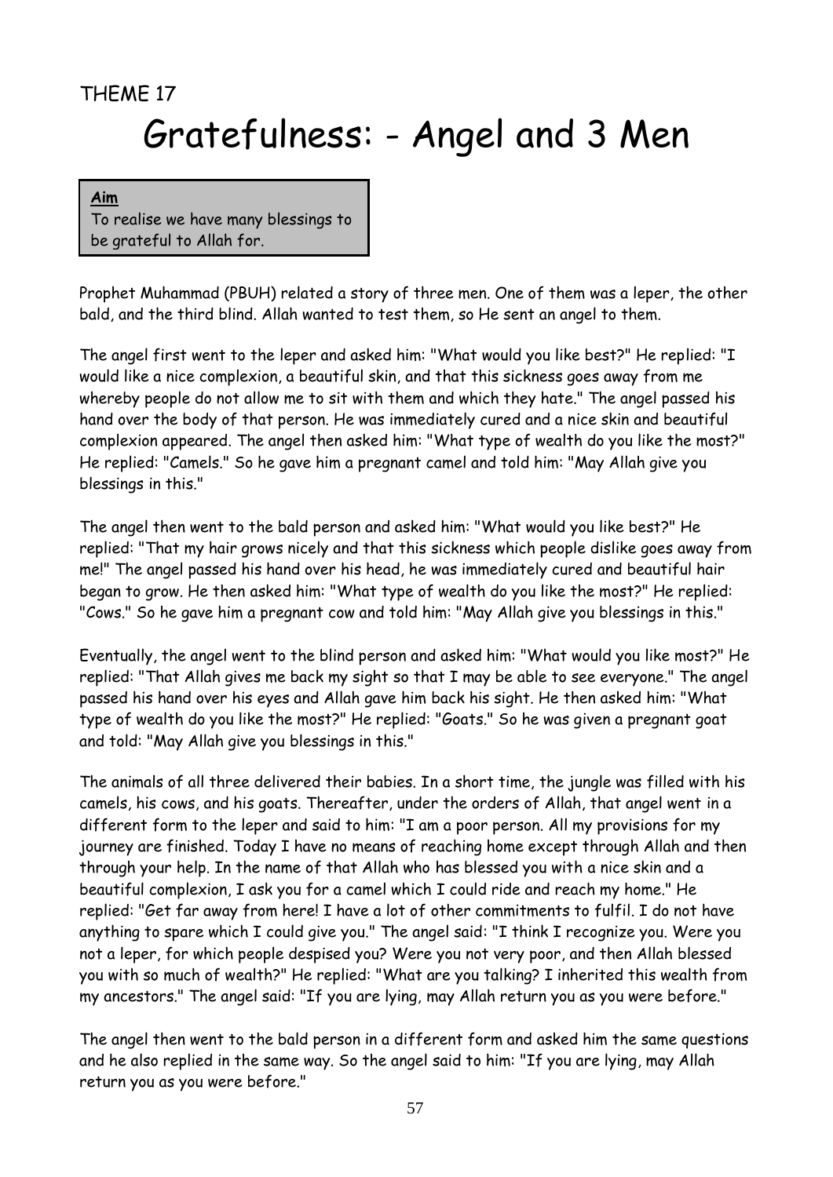THEME 17

# Gratefulness: - Angel and 3 Men

**Aim**
To realise we have many blessings to be grateful to Allah for.

Prophet Muhammad (PBUH) related a story of three men. One of them was a leper, the other bald, and the third blind. Allah wanted to test them, so He sent an angel to them.

The angel first went to the leper and asked him: "What would you like best?" He replied: "I would like a nice complexion, a beautiful skin, and that this sickness goes away from me whereby people do not allow me to sit with them and which they hate." The angel passed his hand over the body of that person. He was immediately cured and a nice skin and beautiful complexion appeared. The angel then asked him: "What type of wealth do you like the most?" He replied: "Camels." So he gave him a pregnant camel and told him: "May Allah give you blessings in this."

The angel then went to the bald person and asked him: "What would you like best?" He replied: "That my hair grows nicely and that this sickness which people dislike goes away from me!" The angel passed his hand over his head, he was immediately cured and beautiful hair began to grow. He then asked him: "What type of wealth do you like the most?" He replied: "Cows." So he gave him a pregnant cow and told him: "May Allah give you blessings in this."

Eventually, the angel went to the blind person and asked him: "What would you like most?" He replied: "That Allah gives me back my sight so that I may be able to see everyone." The angel passed his hand over his eyes and Allah gave him back his sight. He then asked him: "What type of wealth do you like the most?" He replied: "Goats." So he was given a pregnant goat and told: "May Allah give you blessings in this."

The animals of all three delivered their babies. In a short time, the jungle was filled with his camels, his cows, and his goats. Thereafter, under the orders of Allah, that angel went in a different form to the leper and said to him: "I am a poor person. All my provisions for my journey are finished. Today I have no means of reaching home except through Allah and then through your help. In the name of that Allah who has blessed you with a nice skin and a beautiful complexion, I ask you for a camel which I could ride and reach my home." He replied: "Get far away from here! I have a lot of other commitments to fulfil. I do not have anything to spare which I could give you." The angel said: "I think I recognize you. Were you not a leper, for which people despised you? Were you not very poor, and then Allah blessed you with so much of wealth?" He replied: "What are you talking? I inherited this wealth from my ancestors." The angel said: "If you are lying, may Allah return you as you were before."

The angel then went to the bald person in a different form and asked him the same questions and he also replied in the same way. So the angel said to him: "If you are lying, may Allah return you as you were before."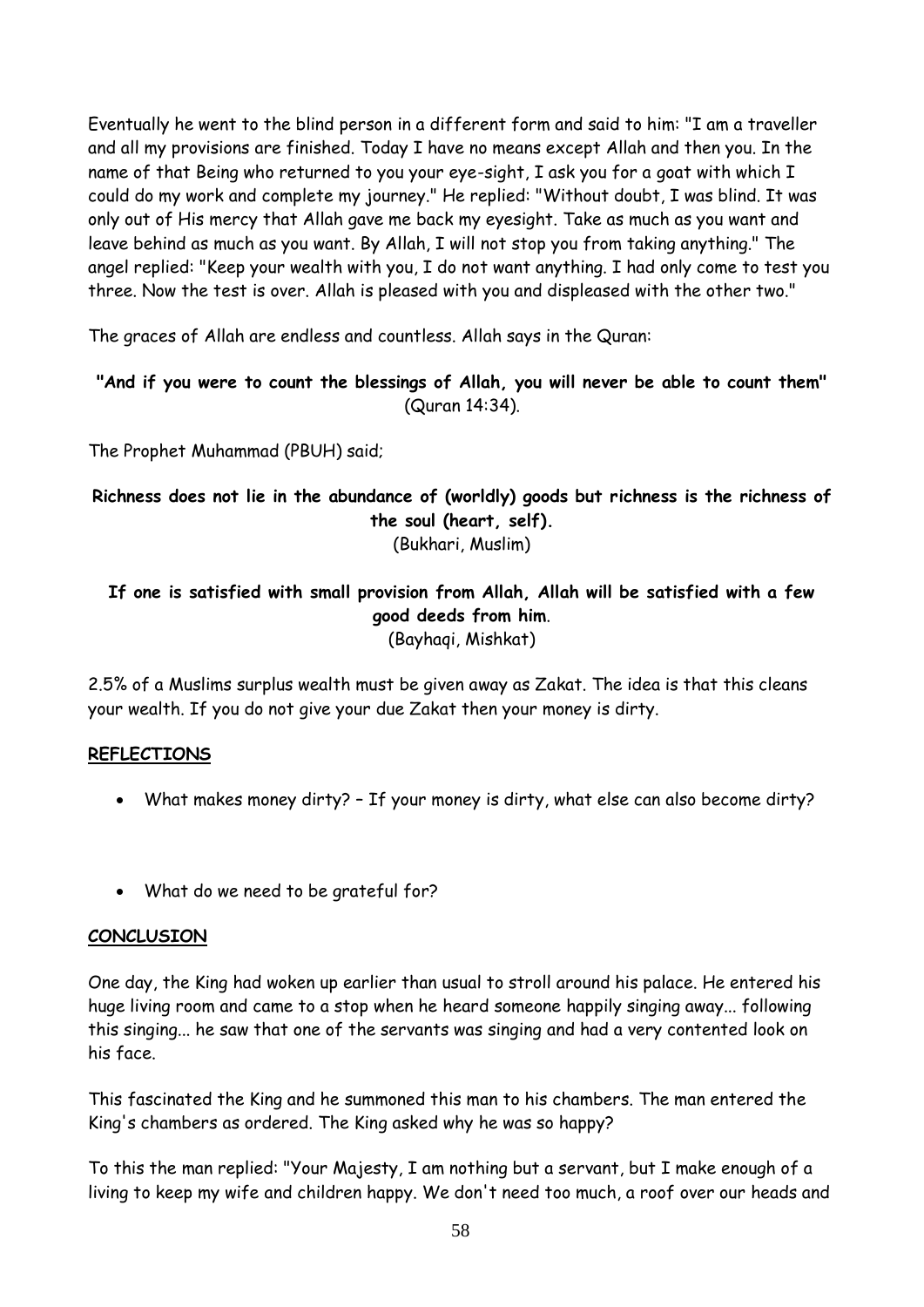Eventually he went to the blind person in a different form and said to him: "I am a traveller and all my provisions are finished. Today I have no means except Allah and then you. In the name of that Being who returned to you your eye-sight, I ask you for a goat with which I could do my work and complete my journey." He replied: "Without doubt, I was blind. It was only out of His mercy that Allah gave me back my eyesight. Take as much as you want and leave behind as much as you want. By Allah, I will not stop you from taking anything." The angel replied: "Keep your wealth with you, I do not want anything. I had only come to test you three. Now the test is over. Allah is pleased with you and displeased with the other two."

The graces of Allah are endless and countless. Allah says in the Quran:

**"And if you were to count the blessings of Allah, you will never be able to count them"** (Quran 14:34).

The Prophet Muhammad (PBUH) said;

**Richness does not lie in the abundance of (worldly) goods but richness is the richness of the soul (heart, self).**
(Bukhari, Muslim)

**If one is satisfied with small provision from Allah, Allah will be satisfied with a few good deeds from him**.
(Bayhaqi, Mishkat)

2.5% of a Muslims surplus wealth must be given away as Zakat. The idea is that this cleans your wealth. If you do not give your due Zakat then your money is dirty.

## REFLECTIONS

- What makes money dirty? – If your money is dirty, what else can also become dirty?

- What do we need to be grateful for?

## CONCLUSION

One day, the King had woken up earlier than usual to stroll around his palace. He entered his huge living room and came to a stop when he heard someone happily singing away... following this singing... he saw that one of the servants was singing and had a very contented look on his face.

This fascinated the King and he summoned this man to his chambers. The man entered the King's chambers as ordered. The King asked why he was so happy?

To this the man replied: "Your Majesty, I am nothing but a servant, but I make enough of a living to keep my wife and children happy. We don't need too much, a roof over our heads and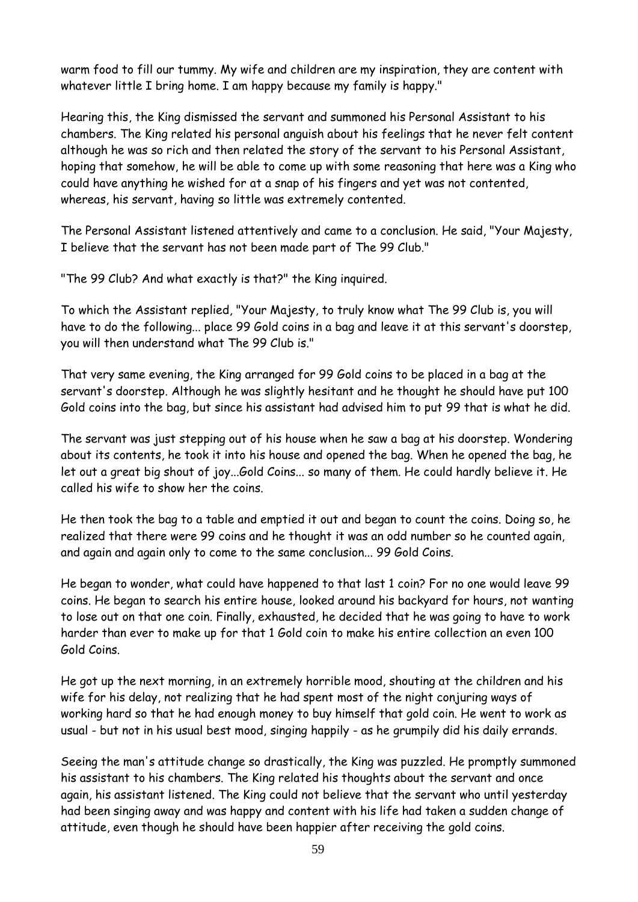warm food to fill our tummy. My wife and children are my inspiration, they are content with whatever little I bring home. I am happy because my family is happy."

Hearing this, the King dismissed the servant and summoned his Personal Assistant to his chambers. The King related his personal anguish about his feelings that he never felt content although he was so rich and then related the story of the servant to his Personal Assistant, hoping that somehow, he will be able to come up with some reasoning that here was a King who could have anything he wished for at a snap of his fingers and yet was not contented, whereas, his servant, having so little was extremely contented.

The Personal Assistant listened attentively and came to a conclusion. He said, "Your Majesty, I believe that the servant has not been made part of The 99 Club."

"The 99 Club? And what exactly is that?" the King inquired.

To which the Assistant replied, "Your Majesty, to truly know what The 99 Club is, you will have to do the following... place 99 Gold coins in a bag and leave it at this servant's doorstep, you will then understand what The 99 Club is."

That very same evening, the King arranged for 99 Gold coins to be placed in a bag at the servant's doorstep. Although he was slightly hesitant and he thought he should have put 100 Gold coins into the bag, but since his assistant had advised him to put 99 that is what he did.

The servant was just stepping out of his house when he saw a bag at his doorstep. Wondering about its contents, he took it into his house and opened the bag. When he opened the bag, he let out a great big shout of joy...Gold Coins... so many of them. He could hardly believe it. He called his wife to show her the coins.

He then took the bag to a table and emptied it out and began to count the coins. Doing so, he realized that there were 99 coins and he thought it was an odd number so he counted again, and again and again only to come to the same conclusion... 99 Gold Coins.

He began to wonder, what could have happened to that last 1 coin? For no one would leave 99 coins. He began to search his entire house, looked around his backyard for hours, not wanting to lose out on that one coin. Finally, exhausted, he decided that he was going to have to work harder than ever to make up for that 1 Gold coin to make his entire collection an even 100 Gold Coins.

He got up the next morning, in an extremely horrible mood, shouting at the children and his wife for his delay, not realizing that he had spent most of the night conjuring ways of working hard so that he had enough money to buy himself that gold coin. He went to work as usual - but not in his usual best mood, singing happily - as he grumpily did his daily errands.

Seeing the man's attitude change so drastically, the King was puzzled. He promptly summoned his assistant to his chambers. The King related his thoughts about the servant and once again, his assistant listened. The King could not believe that the servant who until yesterday had been singing away and was happy and content with his life had taken a sudden change of attitude, even though he should have been happier after receiving the gold coins.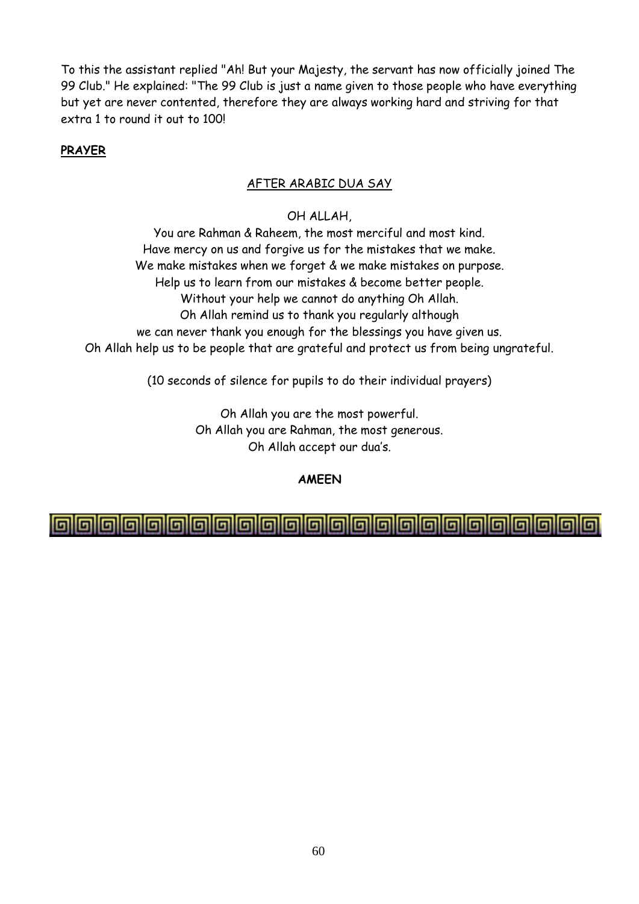To this the assistant replied "Ah! But your Majesty, the servant has now officially joined The 99 Club." He explained: "The 99 Club is just a name given to those people who have everything but yet are never contented, therefore they are always working hard and striving for that extra 1 to round it out to 100!

**PRAYER**

AFTER ARABIC DUA SAY

OH ALLAH,
You are Rahman & Raheem, the most merciful and most kind.
Have mercy on us and forgive us for the mistakes that we make.
We make mistakes when we forget & we make mistakes on purpose.
Help us to learn from our mistakes & become better people.
Without your help we cannot do anything Oh Allah.
Oh Allah remind us to thank you regularly although
we can never thank you enough for the blessings you have given us.
Oh Allah help us to be people that are grateful and protect us from being ungrateful.

(10 seconds of silence for pupils to do their individual prayers)

Oh Allah you are the most powerful.
Oh Allah you are Rahman, the most generous.
Oh Allah accept our dua's.

**AMEEN**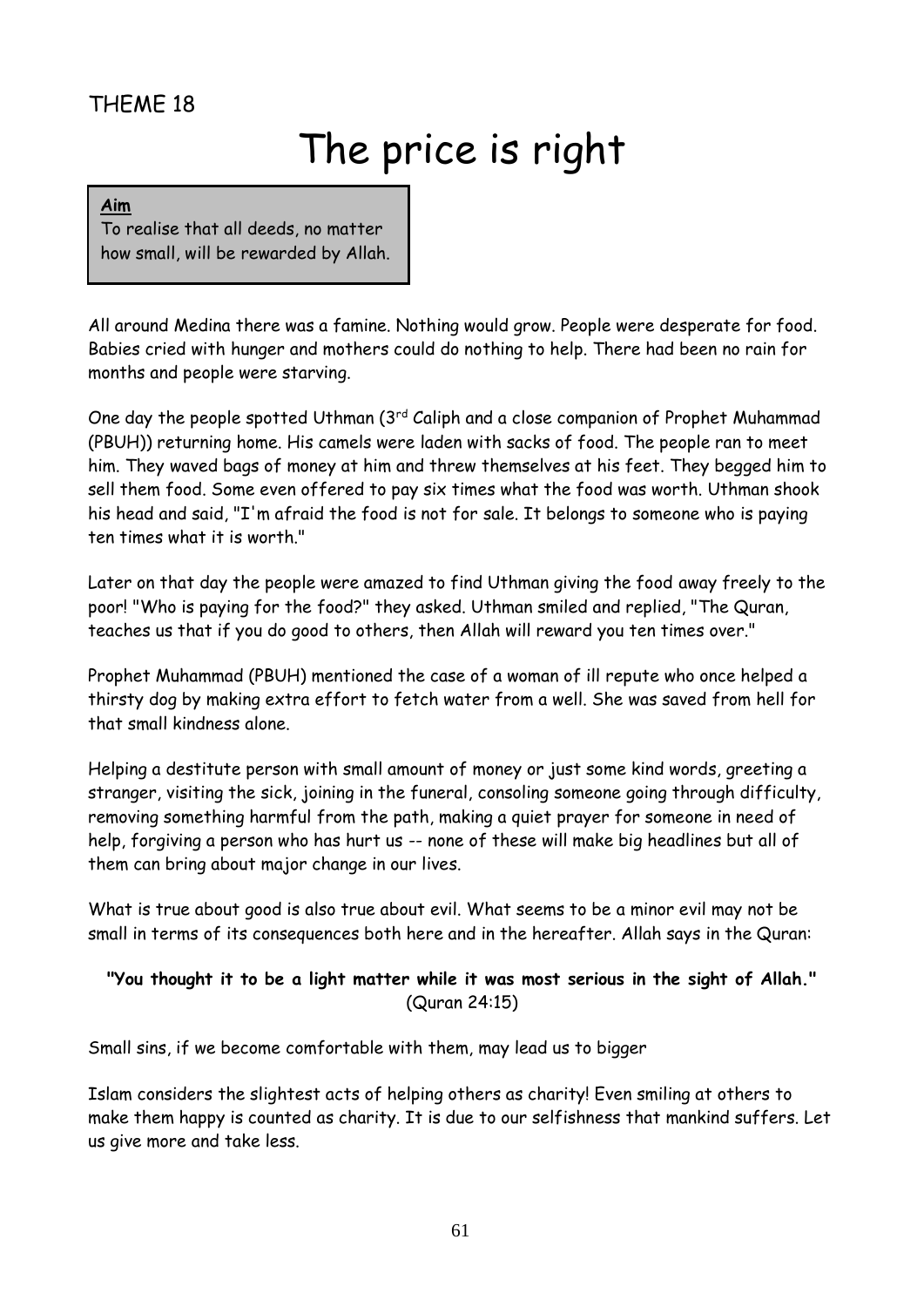THEME 18

# The price is right

**Aim**

To realise that all deeds, no matter how small, will be rewarded by Allah.

All around Medina there was a famine. Nothing would grow. People were desperate for food. Babies cried with hunger and mothers could do nothing to help. There had been no rain for months and people were starving.

One day the people spotted Uthman (3rd Caliph and a close companion of Prophet Muhammad (PBUH)) returning home. His camels were laden with sacks of food. The people ran to meet him. They waved bags of money at him and threw themselves at his feet. They begged him to sell them food. Some even offered to pay six times what the food was worth. Uthman shook his head and said, "I'm afraid the food is not for sale. It belongs to someone who is paying ten times what it is worth."

Later on that day the people were amazed to find Uthman giving the food away freely to the poor! "Who is paying for the food?" they asked. Uthman smiled and replied, "The Quran, teaches us that if you do good to others, then Allah will reward you ten times over."

Prophet Muhammad (PBUH) mentioned the case of a woman of ill repute who once helped a thirsty dog by making extra effort to fetch water from a well. She was saved from hell for that small kindness alone.

Helping a destitute person with small amount of money or just some kind words, greeting a stranger, visiting the sick, joining in the funeral, consoling someone going through difficulty, removing something harmful from the path, making a quiet prayer for someone in need of help, forgiving a person who has hurt us -- none of these will make big headlines but all of them can bring about major change in our lives.

What is true about good is also true about evil. What seems to be a minor evil may not be small in terms of its consequences both here and in the hereafter. Allah says in the Quran:

**"You thought it to be a light matter while it was most serious in the sight of Allah."** (Quran 24:15)

Small sins, if we become comfortable with them, may lead us to bigger

Islam considers the slightest acts of helping others as charity! Even smiling at others to make them happy is counted as charity. It is due to our selfishness that mankind suffers. Let us give more and take less.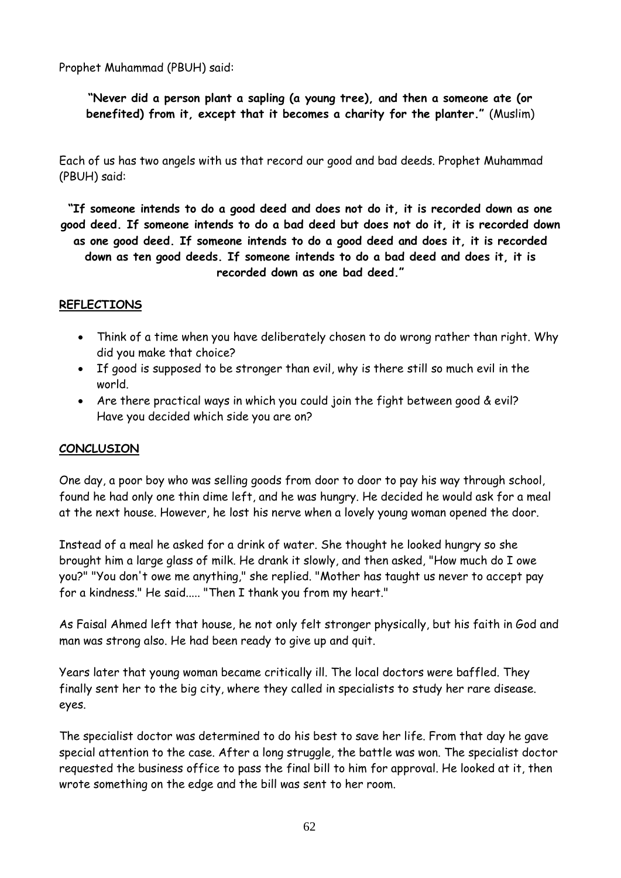Prophet Muhammad (PBUH) said:

**"Never did a person plant a sapling (a young tree), and then a someone ate (or benefited) from it, except that it becomes a charity for the planter."** (Muslim)

Each of us has two angels with us that record our good and bad deeds. Prophet Muhammad (PBUH) said:

**"If someone intends to do a good deed and does not do it, it is recorded down as one good deed. If someone intends to do a bad deed but does not do it, it is recorded down as one good deed. If someone intends to do a good deed and does it, it is recorded down as ten good deeds. If someone intends to do a bad deed and does it, it is recorded down as one bad deed."**

## REFLECTIONS

- Think of a time when you have deliberately chosen to do wrong rather than right. Why did you make that choice?
- If good is supposed to be stronger than evil, why is there still so much evil in the world.
- Are there practical ways in which you could join the fight between good & evil? Have you decided which side you are on?

## CONCLUSION

One day, a poor boy who was selling goods from door to door to pay his way through school, found he had only one thin dime left, and he was hungry. He decided he would ask for a meal at the next house. However, he lost his nerve when a lovely young woman opened the door.

Instead of a meal he asked for a drink of water. She thought he looked hungry so she brought him a large glass of milk. He drank it slowly, and then asked, "How much do I owe you?" "You don't owe me anything," she replied. "Mother has taught us never to accept pay for a kindness." He said..... "Then I thank you from my heart."

As Faisal Ahmed left that house, he not only felt stronger physically, but his faith in God and man was strong also. He had been ready to give up and quit.

Years later that young woman became critically ill. The local doctors were baffled. They finally sent her to the big city, where they called in specialists to study her rare disease. eyes.

The specialist doctor was determined to do his best to save her life. From that day he gave special attention to the case. After a long struggle, the battle was won. The specialist doctor requested the business office to pass the final bill to him for approval. He looked at it, then wrote something on the edge and the bill was sent to her room.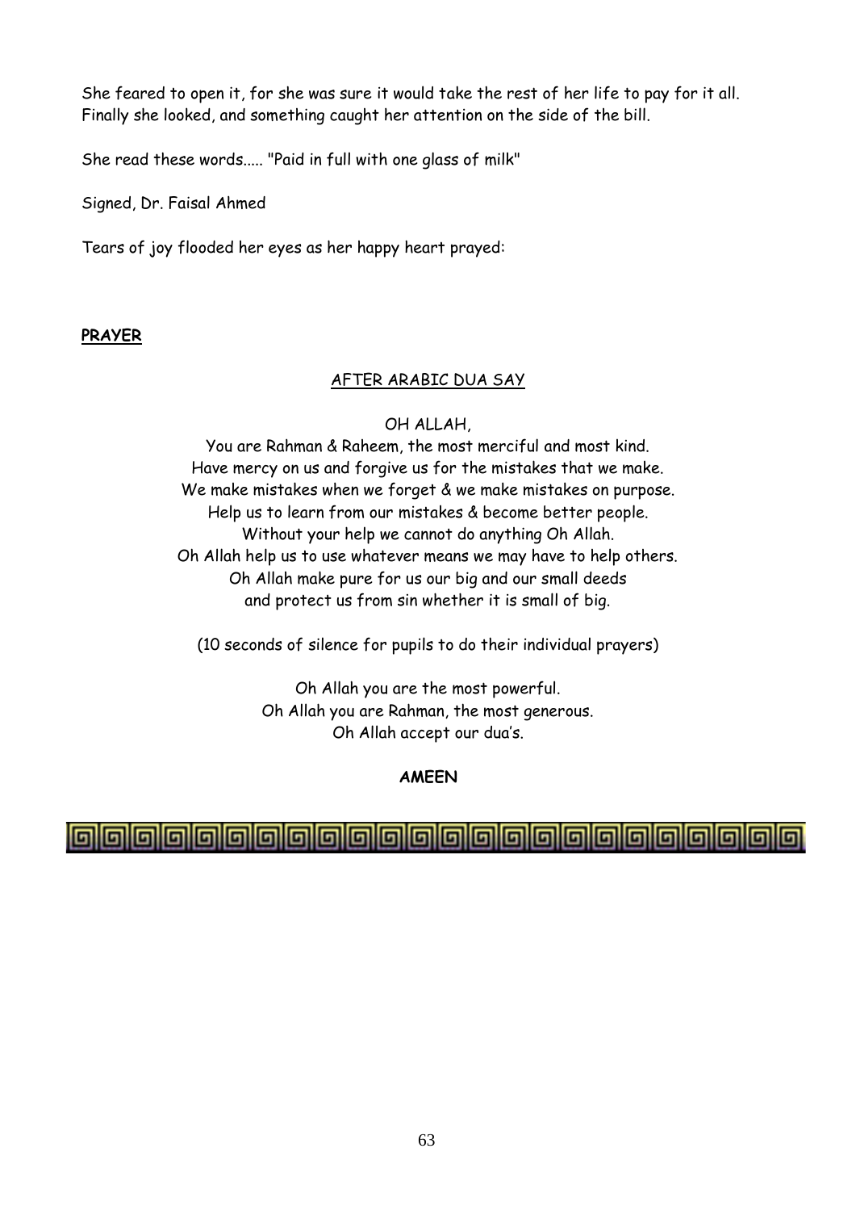She feared to open it, for she was sure it would take the rest of her life to pay for it all. Finally she looked, and something caught her attention on the side of the bill.

She read these words..... "Paid in full with one glass of milk"

Signed, Dr. Faisal Ahmed

Tears of joy flooded her eyes as her happy heart prayed:

**PRAYER**

AFTER ARABIC DUA SAY

OH ALLAH,
You are Rahman & Raheem, the most merciful and most kind.
Have mercy on us and forgive us for the mistakes that we make.
We make mistakes when we forget & we make mistakes on purpose.
Help us to learn from our mistakes & become better people.
Without your help we cannot do anything Oh Allah.
Oh Allah help us to use whatever means we may have to help others.
Oh Allah make pure for us our big and our small deeds
and protect us from sin whether it is small of big.

(10 seconds of silence for pupils to do their individual prayers)

Oh Allah you are the most powerful.
Oh Allah you are Rahman, the most generous.
Oh Allah accept our dua's.

**AMEEN**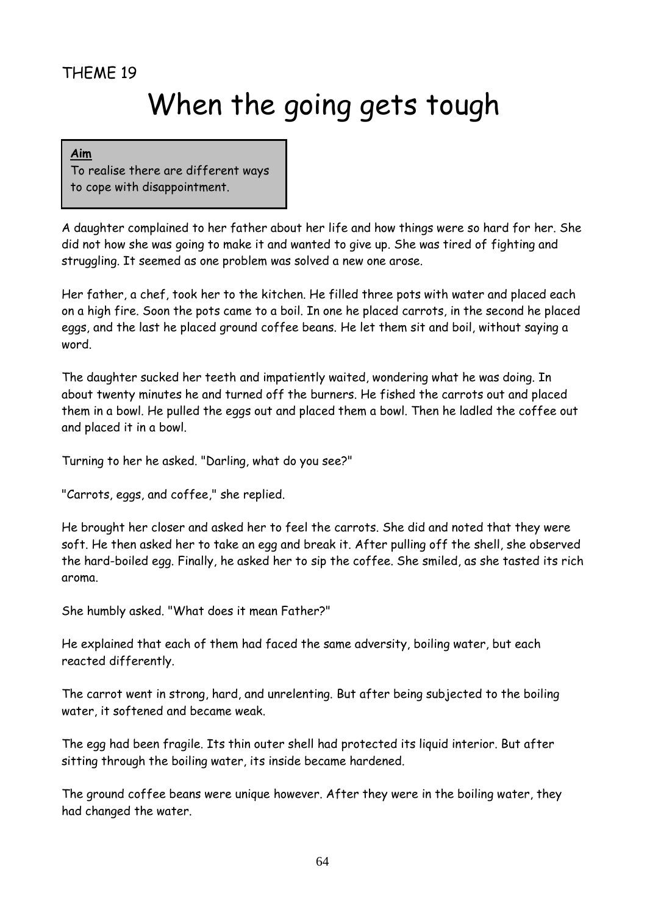THEME 19

# When the going gets tough

**Aim**

To realise there are different ways to cope with disappointment.

A daughter complained to her father about her life and how things were so hard for her. She did not how she was going to make it and wanted to give up. She was tired of fighting and struggling. It seemed as one problem was solved a new one arose.

Her father, a chef, took her to the kitchen. He filled three pots with water and placed each on a high fire. Soon the pots came to a boil. In one he placed carrots, in the second he placed eggs, and the last he placed ground coffee beans. He let them sit and boil, without saying a word.

The daughter sucked her teeth and impatiently waited, wondering what he was doing. In about twenty minutes he and turned off the burners. He fished the carrots out and placed them in a bowl. He pulled the eggs out and placed them a bowl. Then he ladled the coffee out and placed it in a bowl.

Turning to her he asked. "Darling, what do you see?"

"Carrots, eggs, and coffee," she replied.

He brought her closer and asked her to feel the carrots. She did and noted that they were soft. He then asked her to take an egg and break it. After pulling off the shell, she observed the hard-boiled egg. Finally, he asked her to sip the coffee. She smiled, as she tasted its rich aroma.

She humbly asked. "What does it mean Father?"

He explained that each of them had faced the same adversity, boiling water, but each reacted differently.

The carrot went in strong, hard, and unrelenting. But after being subjected to the boiling water, it softened and became weak.

The egg had been fragile. Its thin outer shell had protected its liquid interior. But after sitting through the boiling water, its inside became hardened.

The ground coffee beans were unique however. After they were in the boiling water, they had changed the water.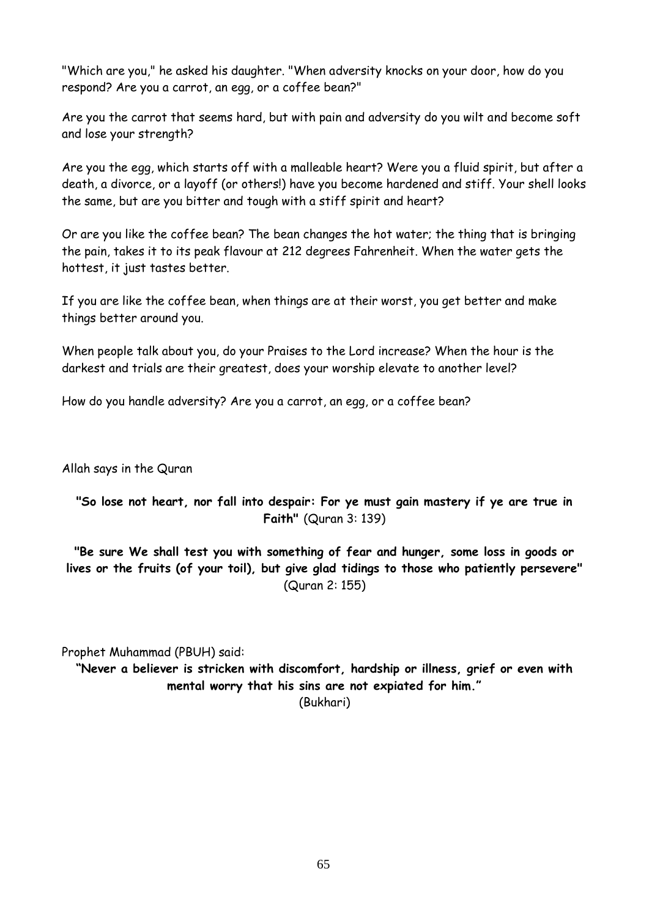"Which are you," he asked his daughter. "When adversity knocks on your door, how do you respond? Are you a carrot, an egg, or a coffee bean?"

Are you the carrot that seems hard, but with pain and adversity do you wilt and become soft and lose your strength?

Are you the egg, which starts off with a malleable heart? Were you a fluid spirit, but after a death, a divorce, or a layoff (or others!) have you become hardened and stiff. Your shell looks the same, but are you bitter and tough with a stiff spirit and heart?

Or are you like the coffee bean? The bean changes the hot water; the thing that is bringing the pain, takes it to its peak flavour at 212 degrees Fahrenheit. When the water gets the hottest, it just tastes better.

If you are like the coffee bean, when things are at their worst, you get better and make things better around you.

When people talk about you, do your Praises to the Lord increase? When the hour is the darkest and trials are their greatest, does your worship elevate to another level?

How do you handle adversity? Are you a carrot, an egg, or a coffee bean?

Allah says in the Quran

**"So lose not heart, nor fall into despair: For ye must gain mastery if ye are true in Faith"** (Quran 3: 139)

**"Be sure We shall test you with something of fear and hunger, some loss in goods or lives or the fruits (of your toil), but give glad tidings to those who patiently persevere"** (Quran 2: 155)

Prophet Muhammad (PBUH) said:

**"Never a believer is stricken with discomfort, hardship or illness, grief or even with mental worry that his sins are not expiated for him."**
(Bukhari)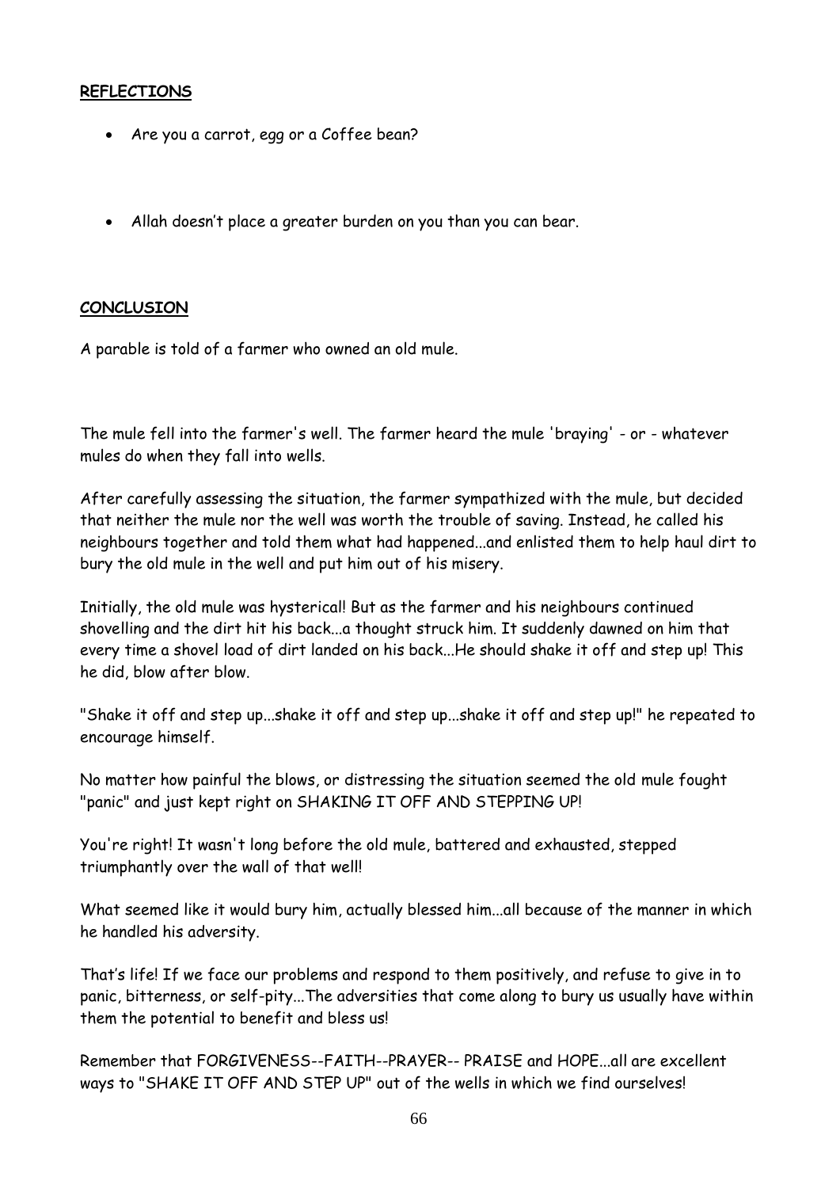## REFLECTIONS

- Are you a carrot, egg or a Coffee bean?

- Allah doesn't place a greater burden on you than you can bear.

## CONCLUSION

A parable is told of a farmer who owned an old mule.

The mule fell into the farmer's well. The farmer heard the mule 'braying' - or - whatever mules do when they fall into wells.

After carefully assessing the situation, the farmer sympathized with the mule, but decided that neither the mule nor the well was worth the trouble of saving. Instead, he called his neighbours together and told them what had happened...and enlisted them to help haul dirt to bury the old mule in the well and put him out of his misery.

Initially, the old mule was hysterical! But as the farmer and his neighbours continued shovelling and the dirt hit his back...a thought struck him. It suddenly dawned on him that every time a shovel load of dirt landed on his back...He should shake it off and step up! This he did, blow after blow.

"Shake it off and step up...shake it off and step up...shake it off and step up!" he repeated to encourage himself.

No matter how painful the blows, or distressing the situation seemed the old mule fought "panic" and just kept right on SHAKING IT OFF AND STEPPING UP!

You're right! It wasn't long before the old mule, battered and exhausted, stepped triumphantly over the wall of that well!

What seemed like it would bury him, actually blessed him...all because of the manner in which he handled his adversity.

That's life! If we face our problems and respond to them positively, and refuse to give in to panic, bitterness, or self-pity...The adversities that come along to bury us usually have within them the potential to benefit and bless us!

Remember that FORGIVENESS--FAITH--PRAYER-- PRAISE and HOPE...all are excellent ways to "SHAKE IT OFF AND STEP UP" out of the wells in which we find ourselves!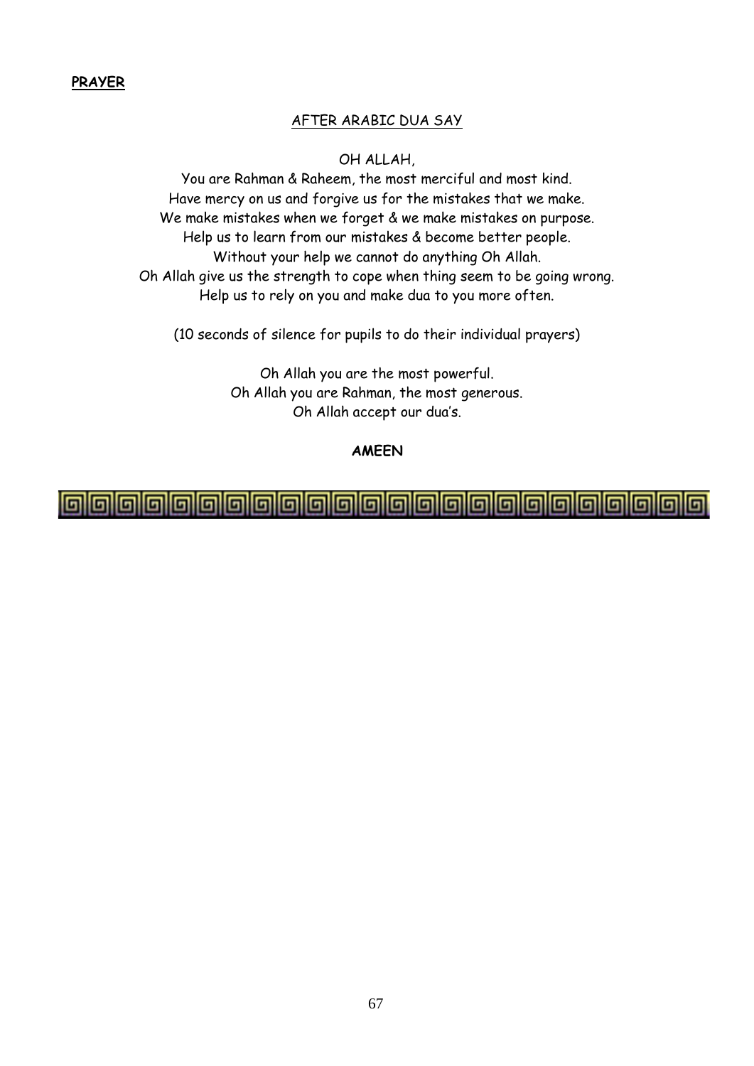**PRAYER**

AFTER ARABIC DUA SAY

OH ALLAH,

You are Rahman & Raheem, the most merciful and most kind.
Have mercy on us and forgive us for the mistakes that we make.
We make mistakes when we forget & we make mistakes on purpose.
Help us to learn from our mistakes & become better people.
Without your help we cannot do anything Oh Allah.
Oh Allah give us the strength to cope when thing seem to be going wrong.
Help us to rely on you and make dua to you more often.

(10 seconds of silence for pupils to do their individual prayers)

Oh Allah you are the most powerful.
Oh Allah you are Rahman, the most generous.
Oh Allah accept our dua's.

**AMEEN**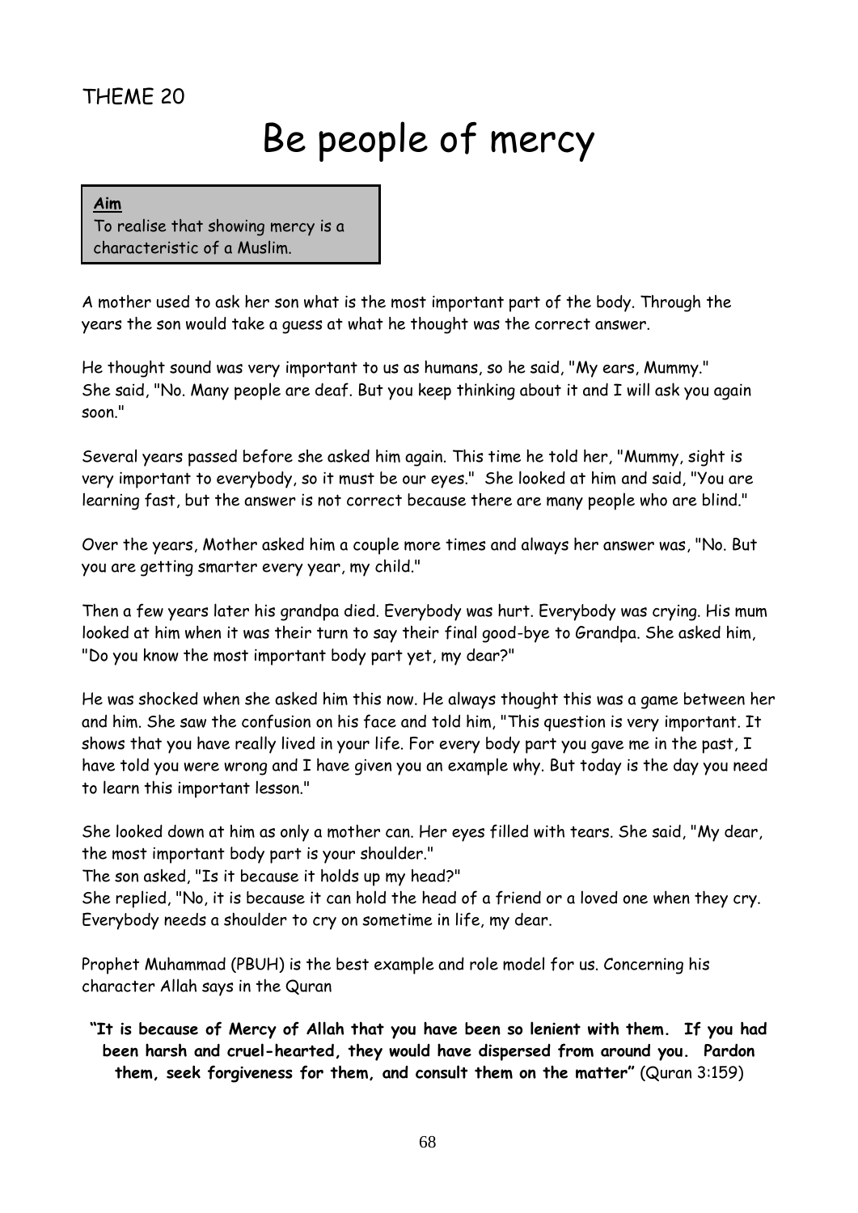THEME 20

# Be people of mercy

**Aim**
To realise that showing mercy is a characteristic of a Muslim.

A mother used to ask her son what is the most important part of the body. Through the years the son would take a guess at what he thought was the correct answer.

He thought sound was very important to us as humans, so he said, "My ears, Mummy."
She said, "No. Many people are deaf. But you keep thinking about it and I will ask you again soon."

Several years passed before she asked him again. This time he told her, "Mummy, sight is very important to everybody, so it must be our eyes." She looked at him and said, "You are learning fast, but the answer is not correct because there are many people who are blind."

Over the years, Mother asked him a couple more times and always her answer was, "No. But you are getting smarter every year, my child."

Then a few years later his grandpa died. Everybody was hurt. Everybody was crying. His mum looked at him when it was their turn to say their final good-bye to Grandpa. She asked him, "Do you know the most important body part yet, my dear?"

He was shocked when she asked him this now. He always thought this was a game between her and him. She saw the confusion on his face and told him, "This question is very important. It shows that you have really lived in your life. For every body part you gave me in the past, I have told you were wrong and I have given you an example why. But today is the day you need to learn this important lesson."

She looked down at him as only a mother can. Her eyes filled with tears. She said, "My dear, the most important body part is your shoulder."
The son asked, "Is it because it holds up my head?"
She replied, "No, it is because it can hold the head of a friend or a loved one when they cry. Everybody needs a shoulder to cry on sometime in life, my dear.

Prophet Muhammad (PBUH) is the best example and role model for us. Concerning his character Allah says in the Quran

**"It is because of Mercy of Allah that you have been so lenient with them. If you had been harsh and cruel-hearted, they would have dispersed from around you. Pardon them, seek forgiveness for them, and consult them on the matter"** (Quran 3:159)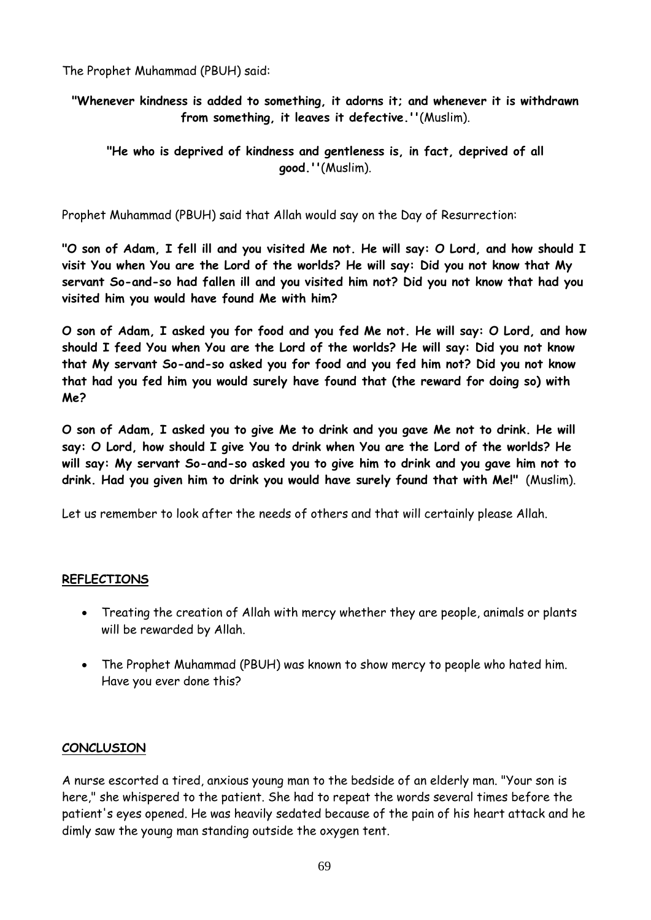The Prophet Muhammad (PBUH) said:

**"Whenever kindness is added to something, it adorns it; and whenever it is withdrawn from something, it leaves it defective.''**(Muslim).

**"He who is deprived of kindness and gentleness is, in fact, deprived of all good.''**(Muslim).

Prophet Muhammad (PBUH) said that Allah would say on the Day of Resurrection:

**"O son of Adam, I fell ill and you visited Me not. He will say: O Lord, and how should I visit You when You are the Lord of the worlds? He will say: Did you not know that My servant So-and-so had fallen ill and you visited him not? Did you not know that had you visited him you would have found Me with him?**

**O son of Adam, I asked you for food and you fed Me not. He will say: O Lord, and how should I feed You when You are the Lord of the worlds? He will say: Did you not know that My servant So-and-so asked you for food and you fed him not? Did you not know that had you fed him you would surely have found that (the reward for doing so) with Me?**

**O son of Adam, I asked you to give Me to drink and you gave Me not to drink. He will say: O Lord, how should I give You to drink when You are the Lord of the worlds? He will say: My servant So-and-so asked you to give him to drink and you gave him not to drink. Had you given him to drink you would have surely found that with Me!"** (Muslim).

Let us remember to look after the needs of others and that will certainly please Allah.

## REFLECTIONS

- Treating the creation of Allah with mercy whether they are people, animals or plants will be rewarded by Allah.
- The Prophet Muhammad (PBUH) was known to show mercy to people who hated him. Have you ever done this?

## CONCLUSION

A nurse escorted a tired, anxious young man to the bedside of an elderly man. "Your son is here," she whispered to the patient. She had to repeat the words several times before the patient's eyes opened. He was heavily sedated because of the pain of his heart attack and he dimly saw the young man standing outside the oxygen tent.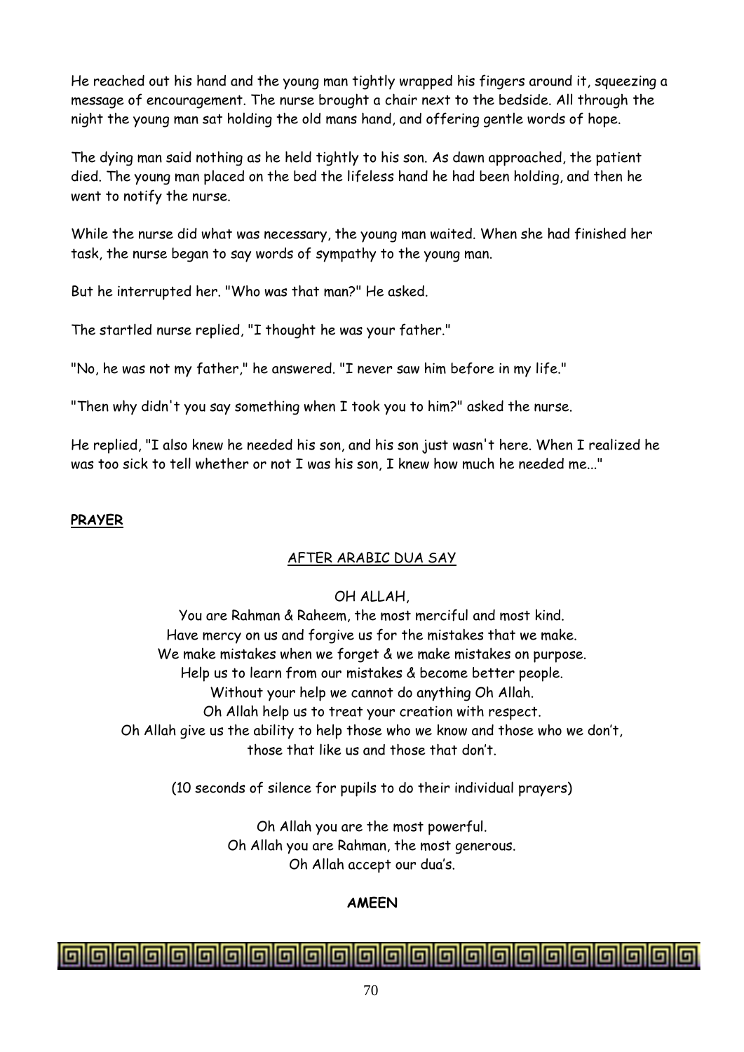He reached out his hand and the young man tightly wrapped his fingers around it, squeezing a message of encouragement. The nurse brought a chair next to the bedside. All through the night the young man sat holding the old mans hand, and offering gentle words of hope.

The dying man said nothing as he held tightly to his son. As dawn approached, the patient died. The young man placed on the bed the lifeless hand he had been holding, and then he went to notify the nurse.

While the nurse did what was necessary, the young man waited. When she had finished her task, the nurse began to say words of sympathy to the young man.

But he interrupted her. "Who was that man?" He asked.

The startled nurse replied, "I thought he was your father."

"No, he was not my father," he answered. "I never saw him before in my life."

"Then why didn't you say something when I took you to him?" asked the nurse.

He replied, "I also knew he needed his son, and his son just wasn't here. When I realized he was too sick to tell whether or not I was his son, I knew how much he needed me..."

**PRAYER**

AFTER ARABIC DUA SAY

OH ALLAH,
You are Rahman & Raheem, the most merciful and most kind.
Have mercy on us and forgive us for the mistakes that we make.
We make mistakes when we forget & we make mistakes on purpose.
Help us to learn from our mistakes & become better people.
Without your help we cannot do anything Oh Allah.
Oh Allah help us to treat your creation with respect.
Oh Allah give us the ability to help those who we know and those who we don't, those that like us and those that don't.

(10 seconds of silence for pupils to do their individual prayers)

Oh Allah you are the most powerful.
Oh Allah you are Rahman, the most generous.
Oh Allah accept our dua's.

**AMEEN**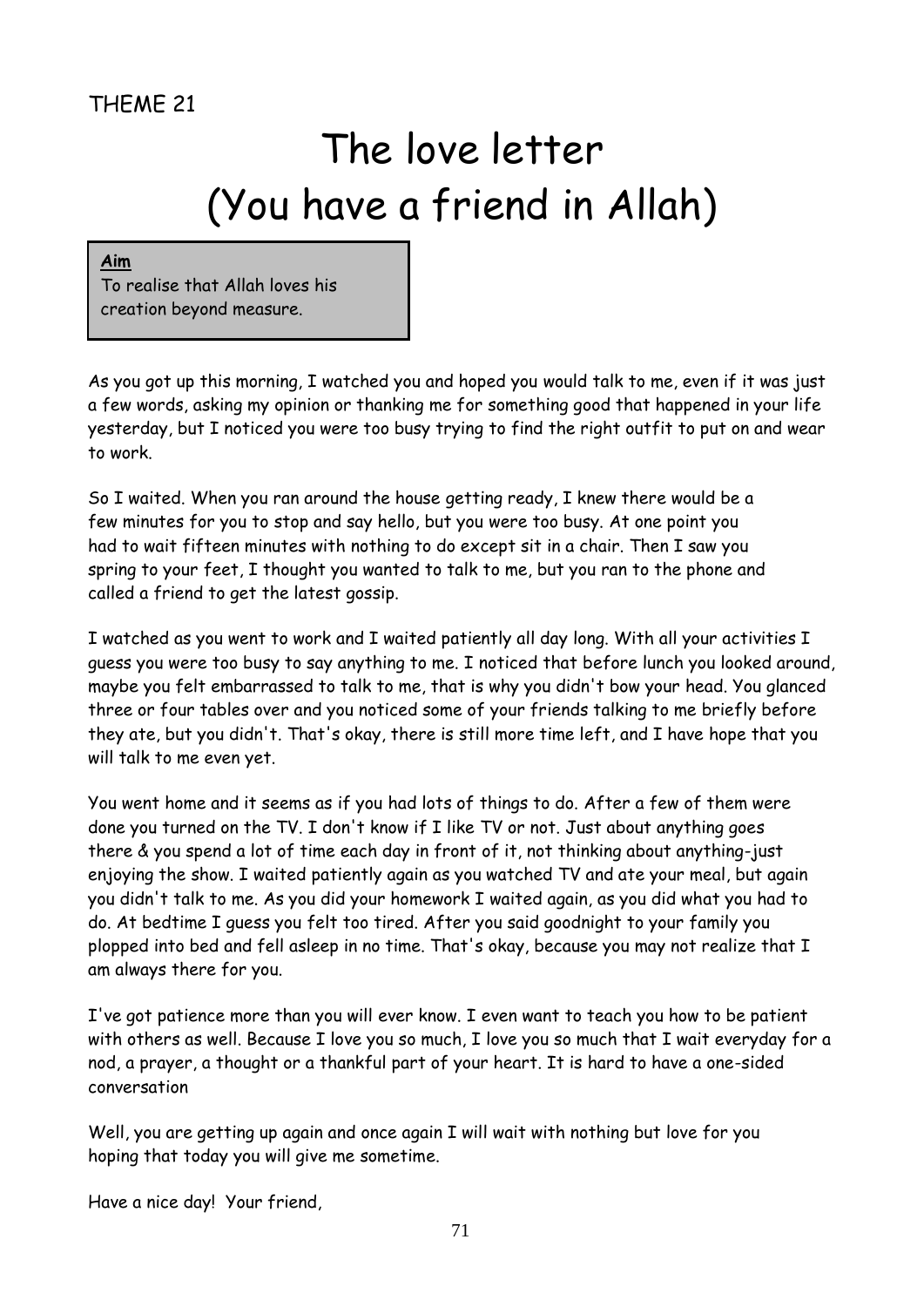THEME 21

# The love letter (You have a friend in Allah)

**Aim**
To realise that Allah loves his creation beyond measure.

As you got up this morning, I watched you and hoped you would talk to me, even if it was just a few words, asking my opinion or thanking me for something good that happened in your life yesterday, but I noticed you were too busy trying to find the right outfit to put on and wear to work.

So I waited. When you ran around the house getting ready, I knew there would be a few minutes for you to stop and say hello, but you were too busy. At one point you had to wait fifteen minutes with nothing to do except sit in a chair. Then I saw you spring to your feet, I thought you wanted to talk to me, but you ran to the phone and called a friend to get the latest gossip.

I watched as you went to work and I waited patiently all day long. With all your activities I guess you were too busy to say anything to me. I noticed that before lunch you looked around, maybe you felt embarrassed to talk to me, that is why you didn't bow your head. You glanced three or four tables over and you noticed some of your friends talking to me briefly before they ate, but you didn't. That's okay, there is still more time left, and I have hope that you will talk to me even yet.

You went home and it seems as if you had lots of things to do. After a few of them were done you turned on the TV. I don't know if I like TV or not. Just about anything goes there & you spend a lot of time each day in front of it, not thinking about anything-just enjoying the show. I waited patiently again as you watched TV and ate your meal, but again you didn't talk to me. As you did your homework I waited again, as you did what you had to do. At bedtime I guess you felt too tired. After you said goodnight to your family you plopped into bed and fell asleep in no time. That's okay, because you may not realize that I am always there for you.

I've got patience more than you will ever know. I even want to teach you how to be patient with others as well. Because I love you so much, I love you so much that I wait everyday for a nod, a prayer, a thought or a thankful part of your heart. It is hard to have a one-sided conversation

Well, you are getting up again and once again I will wait with nothing but love for you hoping that today you will give me sometime.

Have a nice day! Your friend,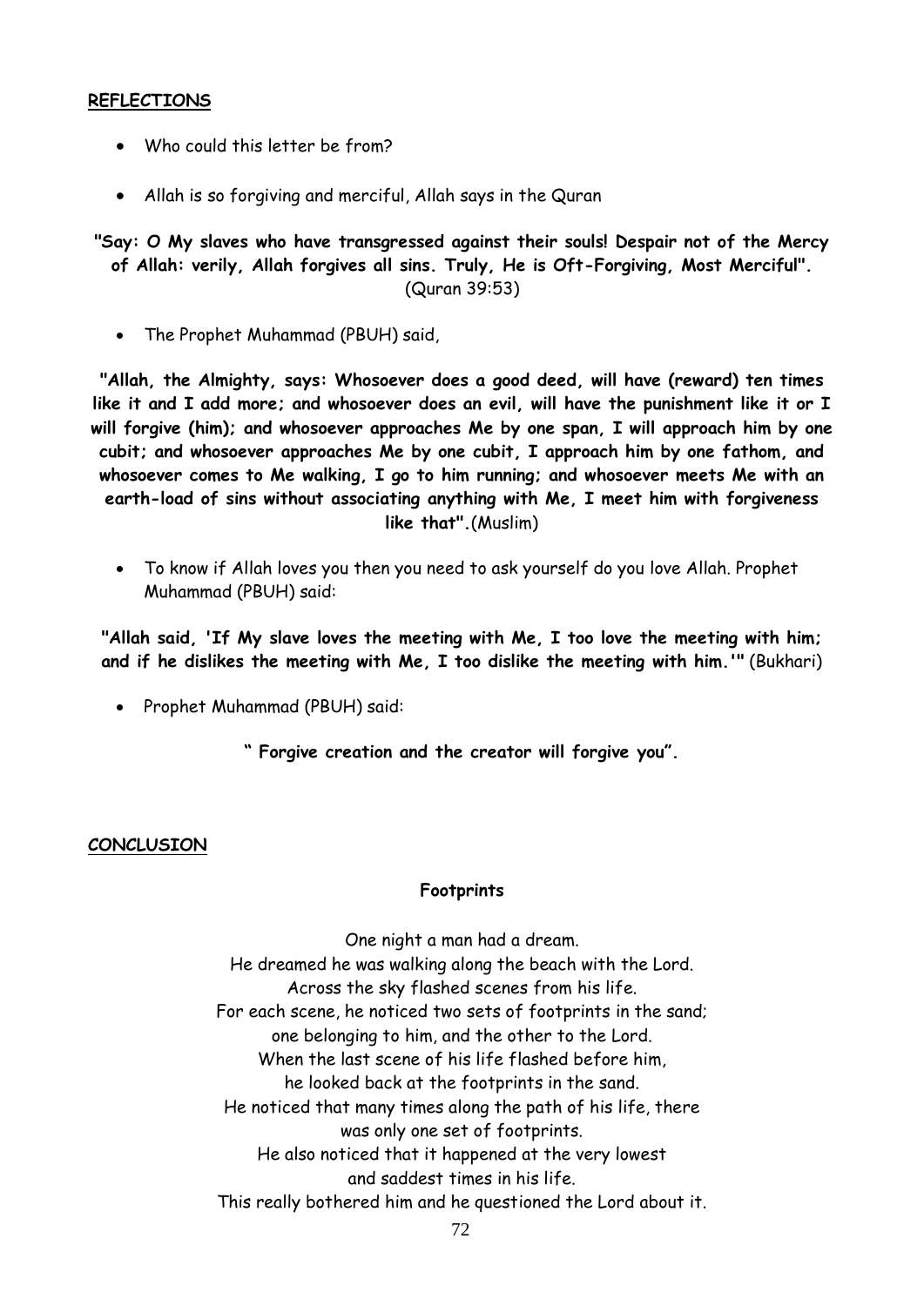## REFLECTIONS

- Who could this letter be from?
- Allah is so forgiving and merciful, Allah says in the Quran

**"Say: O My slaves who have transgressed against their souls! Despair not of the Mercy of Allah: verily, Allah forgives all sins. Truly, He is Oft-Forgiving, Most Merciful".** (Quran 39:53)

- The Prophet Muhammad (PBUH) said,

**"Allah, the Almighty, says: Whosoever does a good deed, will have (reward) ten times like it and I add more; and whosoever does an evil, will have the punishment like it or I will forgive (him); and whosoever approaches Me by one span, I will approach him by one cubit; and whosoever approaches Me by one cubit, I approach him by one fathom, and whosoever comes to Me walking, I go to him running; and whosoever meets Me with an earth-load of sins without associating anything with Me, I meet him with forgiveness like that".**(Muslim)

- To know if Allah loves you then you need to ask yourself do you love Allah. Prophet Muhammad (PBUH) said:

**"Allah said, 'If My slave loves the meeting with Me, I too love the meeting with him; and if he dislikes the meeting with Me, I too dislike the meeting with him.'"** (Bukhari)

- Prophet Muhammad (PBUH) said:

**" Forgive creation and the creator will forgive you".**

## CONCLUSION

**Footprints**

One night a man had a dream.
He dreamed he was walking along the beach with the Lord.
Across the sky flashed scenes from his life.
For each scene, he noticed two sets of footprints in the sand;
one belonging to him, and the other to the Lord.
When the last scene of his life flashed before him,
he looked back at the footprints in the sand.
He noticed that many times along the path of his life, there
was only one set of footprints.
He also noticed that it happened at the very lowest
and saddest times in his life.
This really bothered him and he questioned the Lord about it.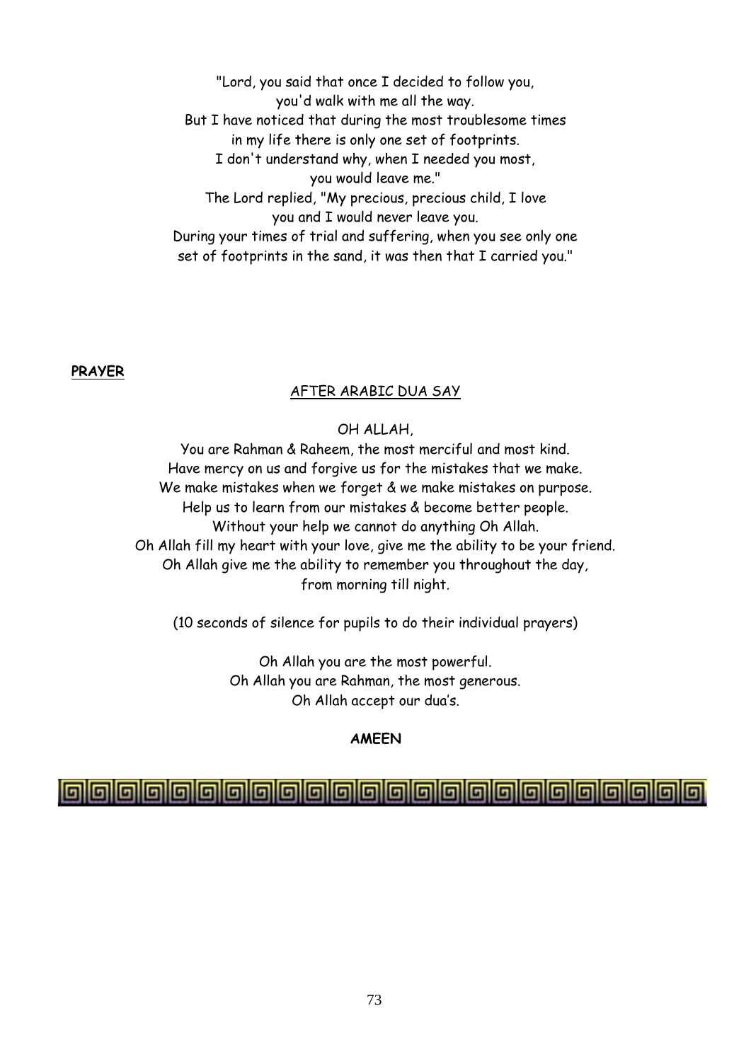"Lord, you said that once I decided to follow you,
you'd walk with me all the way.
But I have noticed that during the most troublesome times
in my life there is only one set of footprints.
I don't understand why, when I needed you most,
you would leave me."
The Lord replied, "My precious, precious child, I love
you and I would never leave you.
During your times of trial and suffering, when you see only one
set of footprints in the sand, it was then that I carried you."

**PRAYER**

AFTER ARABIC DUA SAY

OH ALLAH,

You are Rahman & Raheem, the most merciful and most kind.
Have mercy on us and forgive us for the mistakes that we make.
We make mistakes when we forget & we make mistakes on purpose.
Help us to learn from our mistakes & become better people.
Without your help we cannot do anything Oh Allah.
Oh Allah fill my heart with your love, give me the ability to be your friend.
Oh Allah give me the ability to remember you throughout the day,
from morning till night.

(10 seconds of silence for pupils to do their individual prayers)

Oh Allah you are the most powerful.
Oh Allah you are Rahman, the most generous.
Oh Allah accept our dua's.

**AMEEN**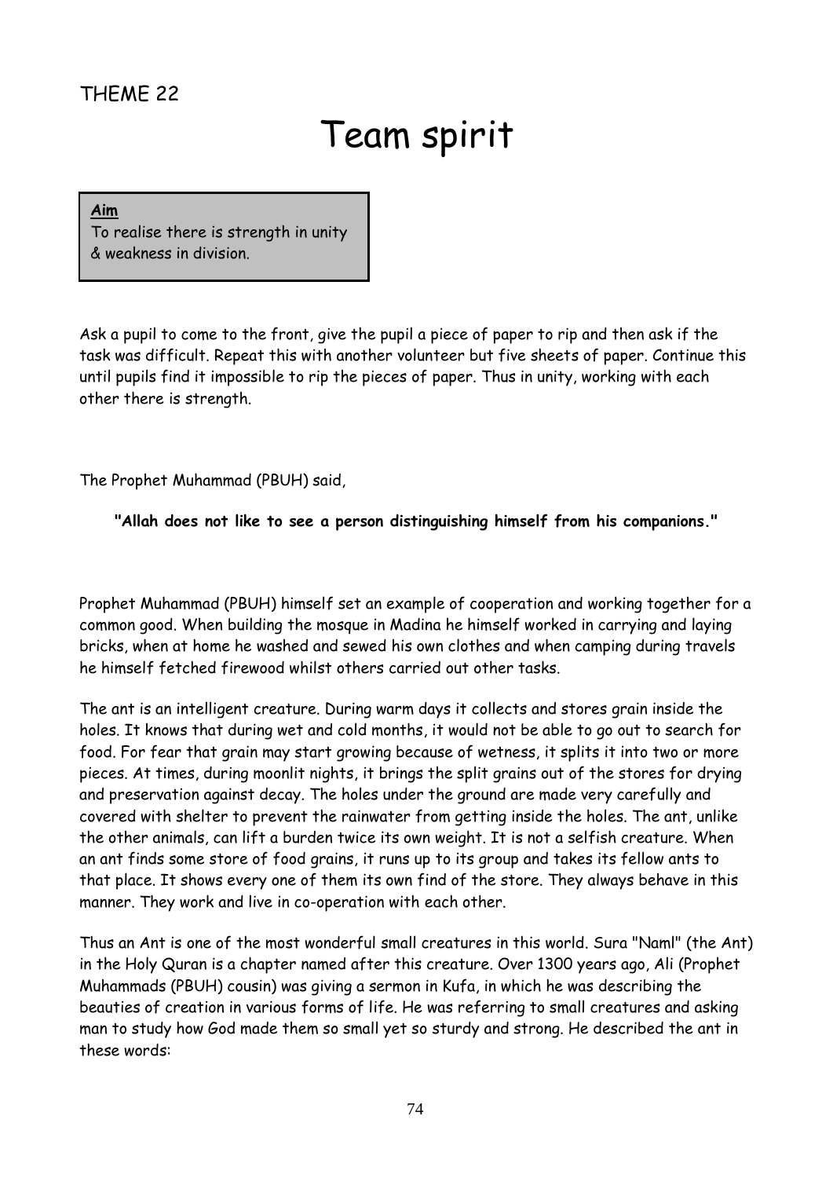THEME 22

# Team spirit

**Aim**

To realise there is strength in unity & weakness in division.

Ask a pupil to come to the front, give the pupil a piece of paper to rip and then ask if the task was difficult. Repeat this with another volunteer but five sheets of paper. Continue this until pupils find it impossible to rip the pieces of paper. Thus in unity, working with each other there is strength.

The Prophet Muhammad (PBUH) said,

**"Allah does not like to see a person distinguishing himself from his companions."**

Prophet Muhammad (PBUH) himself set an example of cooperation and working together for a common good. When building the mosque in Madina he himself worked in carrying and laying bricks, when at home he washed and sewed his own clothes and when camping during travels he himself fetched firewood whilst others carried out other tasks.

The ant is an intelligent creature. During warm days it collects and stores grain inside the holes. It knows that during wet and cold months, it would not be able to go out to search for food. For fear that grain may start growing because of wetness, it splits it into two or more pieces. At times, during moonlit nights, it brings the split grains out of the stores for drying and preservation against decay. The holes under the ground are made very carefully and covered with shelter to prevent the rainwater from getting inside the holes. The ant, unlike the other animals, can lift a burden twice its own weight. It is not a selfish creature. When an ant finds some store of food grains, it runs up to its group and takes its fellow ants to that place. It shows every one of them its own find of the store. They always behave in this manner. They work and live in co-operation with each other.

Thus an Ant is one of the most wonderful small creatures in this world. Sura "Naml" (the Ant) in the Holy Quran is a chapter named after this creature. Over 1300 years ago, Ali (Prophet Muhammads (PBUH) cousin) was giving a sermon in Kufa, in which he was describing the beauties of creation in various forms of life. He was referring to small creatures and asking man to study how God made them so small yet so sturdy and strong. He described the ant in these words: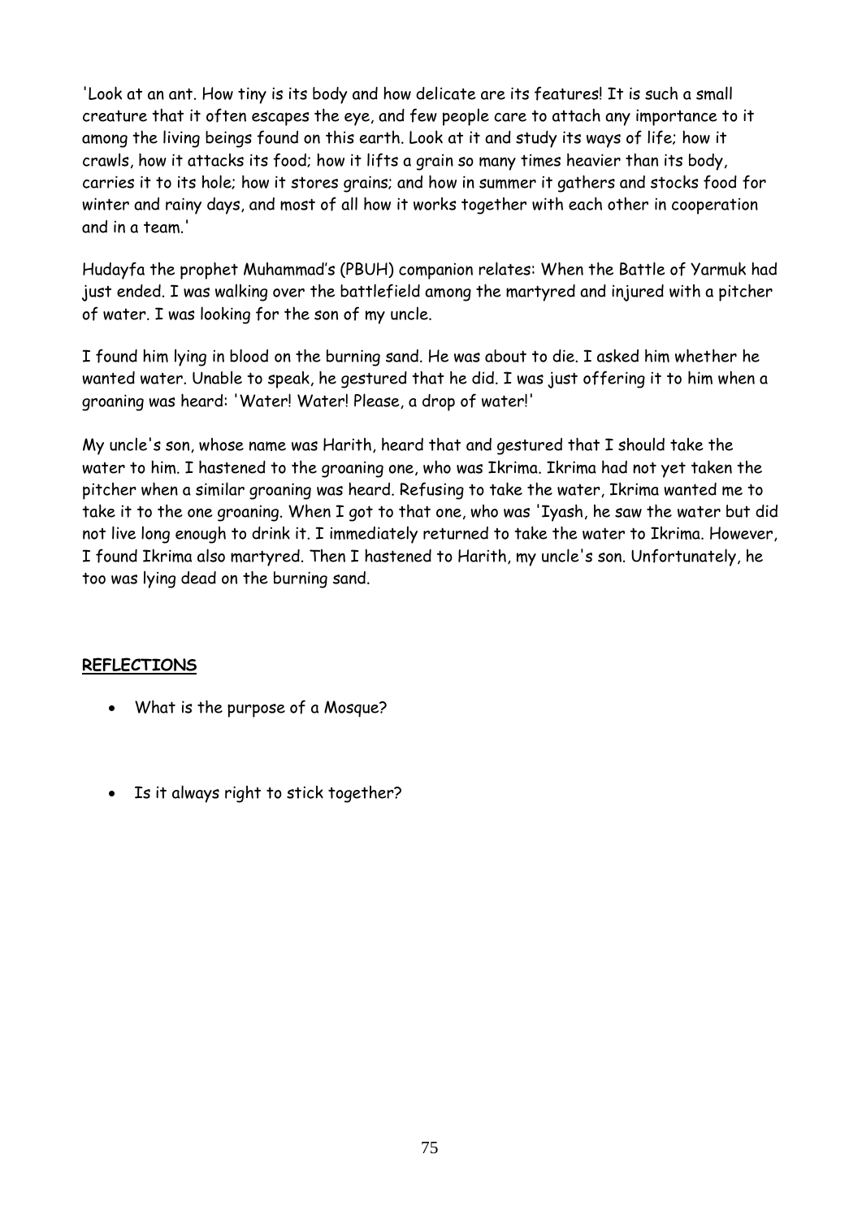'Look at an ant. How tiny is its body and how delicate are its features! It is such a small creature that it often escapes the eye, and few people care to attach any importance to it among the living beings found on this earth. Look at it and study its ways of life; how it crawls, how it attacks its food; how it lifts a grain so many times heavier than its body, carries it to its hole; how it stores grains; and how in summer it gathers and stocks food for winter and rainy days, and most of all how it works together with each other in cooperation and in a team.'

Hudayfa the prophet Muhammad's (PBUH) companion relates: When the Battle of Yarmuk had just ended. I was walking over the battlefield among the martyred and injured with a pitcher of water. I was looking for the son of my uncle.

I found him lying in blood on the burning sand. He was about to die. I asked him whether he wanted water. Unable to speak, he gestured that he did. I was just offering it to him when a groaning was heard: 'Water! Water! Please, a drop of water!'

My uncle's son, whose name was Harith, heard that and gestured that I should take the water to him. I hastened to the groaning one, who was Ikrima. Ikrima had not yet taken the pitcher when a similar groaning was heard. Refusing to take the water, Ikrima wanted me to take it to the one groaning. When I got to that one, who was 'Iyash, he saw the water but did not live long enough to drink it. I immediately returned to take the water to Ikrima. However, I found Ikrima also martyred. Then I hastened to Harith, my uncle's son. Unfortunately, he too was lying dead on the burning sand.

**REFLECTIONS**

- What is the purpose of a Mosque?

- Is it always right to stick together?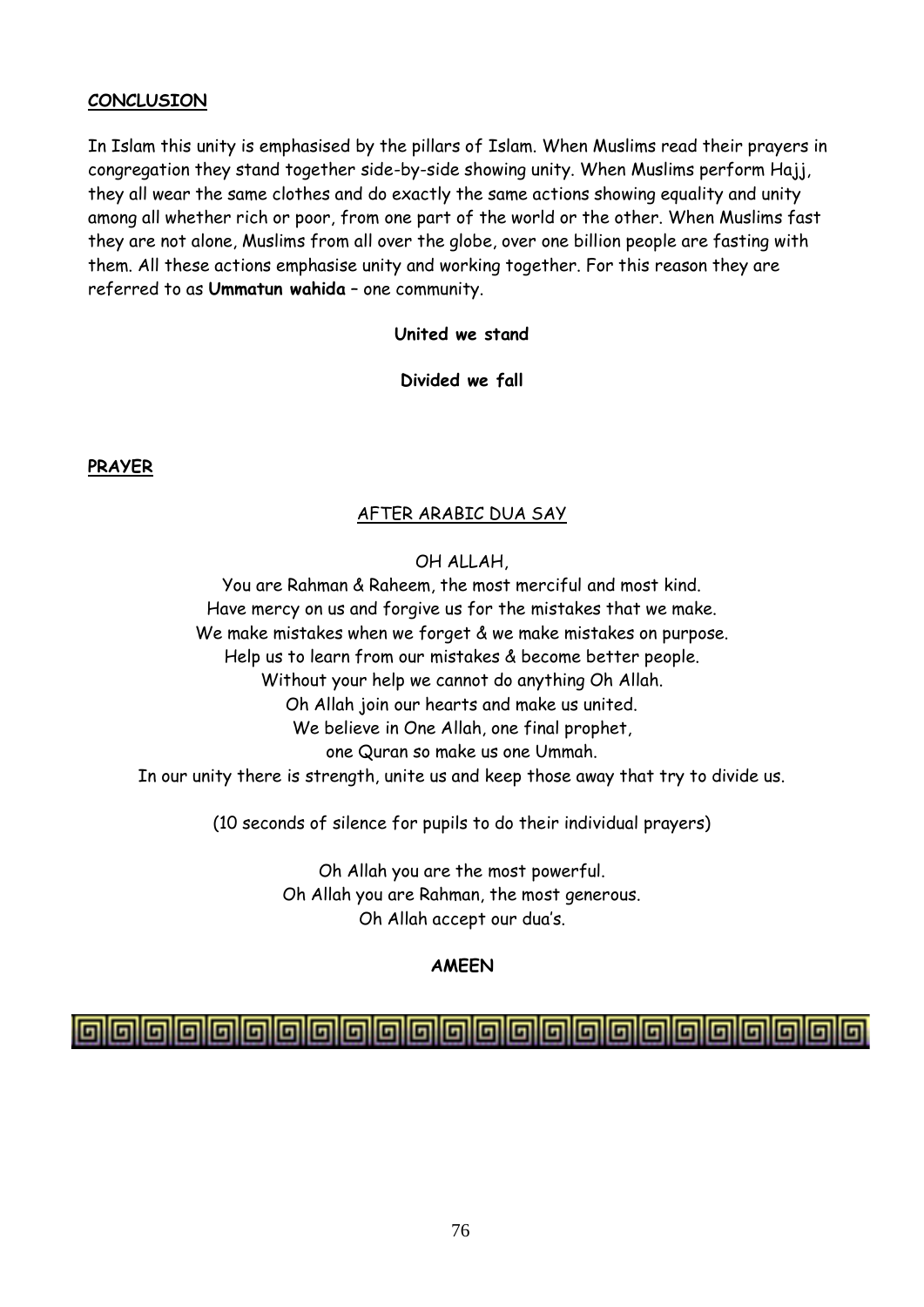**CONCLUSION**

In Islam this unity is emphasised by the pillars of Islam. When Muslims read their prayers in congregation they stand together side-by-side showing unity. When Muslims perform Hajj, they all wear the same clothes and do exactly the same actions showing equality and unity among all whether rich or poor, from one part of the world or the other. When Muslims fast they are not alone, Muslims from all over the globe, over one billion people are fasting with them. All these actions emphasise unity and working together. For this reason they are referred to as **Ummatun wahida** – one community.

**United we stand**

**Divided we fall**

**PRAYER**

AFTER ARABIC DUA SAY

OH ALLAH,
You are Rahman & Raheem, the most merciful and most kind.
Have mercy on us and forgive us for the mistakes that we make.
We make mistakes when we forget & we make mistakes on purpose.
Help us to learn from our mistakes & become better people.
Without your help we cannot do anything Oh Allah.
Oh Allah join our hearts and make us united.
We believe in One Allah, one final prophet,
one Quran so make us one Ummah.
In our unity there is strength, unite us and keep those away that try to divide us.

(10 seconds of silence for pupils to do their individual prayers)

Oh Allah you are the most powerful.
Oh Allah you are Rahman, the most generous.
Oh Allah accept our dua's.

**AMEEN**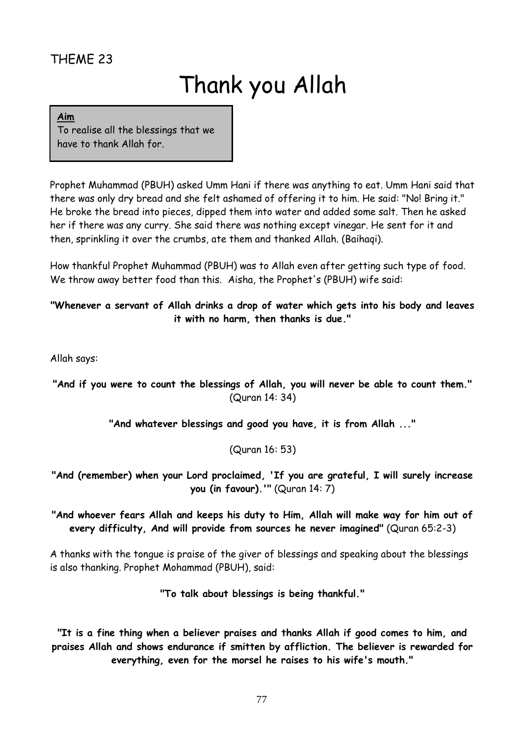THEME 23

# Thank you Allah

**Aim**
To realise all the blessings that we have to thank Allah for.

Prophet Muhammad (PBUH) asked Umm Hani if there was anything to eat. Umm Hani said that there was only dry bread and she felt ashamed of offering it to him. He said: "No! Bring it." He broke the bread into pieces, dipped them into water and added some salt. Then he asked her if there was any curry. She said there was nothing except vinegar. He sent for it and then, sprinkling it over the crumbs, ate them and thanked Allah. (Baihaqi).

How thankful Prophet Muhammad (PBUH) was to Allah even after getting such type of food. We throw away better food than this. Aisha, the Prophet's (PBUH) wife said:

**"Whenever a servant of Allah drinks a drop of water which gets into his body and leaves it with no harm, then thanks is due."**

Allah says:

**"And if you were to count the blessings of Allah, you will never be able to count them."** (Quran 14: 34)

**"And whatever blessings and good you have, it is from Allah ..."**

(Quran 16: 53)

**"And (remember) when your Lord proclaimed, 'If you are grateful, I will surely increase you (in favour).'"** (Quran 14: 7)

**"And whoever fears Allah and keeps his duty to Him, Allah will make way for him out of every difficulty, And will provide from sources he never imagined"** (Quran 65:2-3)

A thanks with the tongue is praise of the giver of blessings and speaking about the blessings is also thanking. Prophet Mohammad (PBUH), said:

**"To talk about blessings is being thankful."**

**"It is a fine thing when a believer praises and thanks Allah if good comes to him, and praises Allah and shows endurance if smitten by affliction. The believer is rewarded for everything, even for the morsel he raises to his wife's mouth."**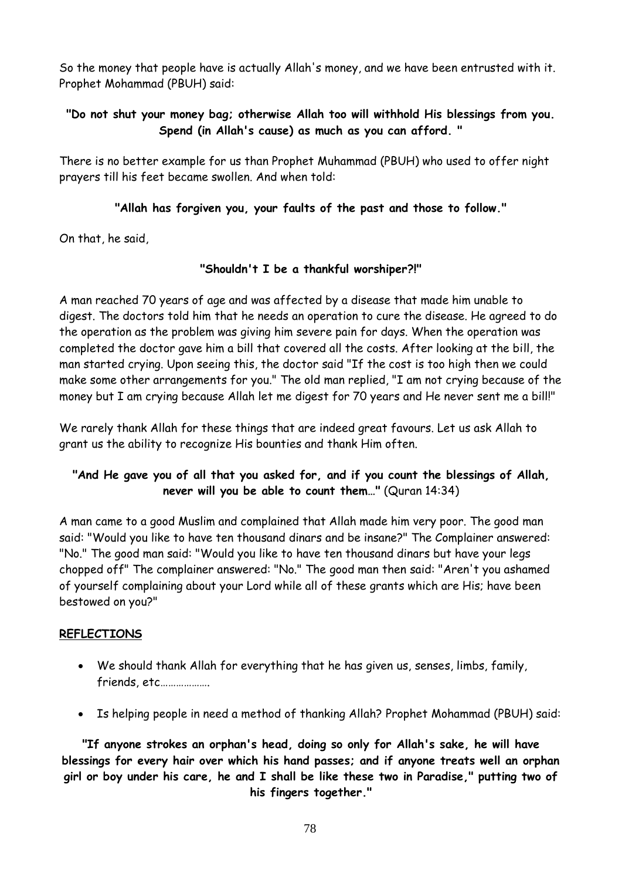So the money that people have is actually Allah's money, and we have been entrusted with it. Prophet Mohammad (PBUH) said:

**"Do not shut your money bag; otherwise Allah too will withhold His blessings from you. Spend (in Allah's cause) as much as you can afford. "**

There is no better example for us than Prophet Muhammad (PBUH) who used to offer night prayers till his feet became swollen. And when told:

**"Allah has forgiven you, your faults of the past and those to follow."**

On that, he said,

**"Shouldn't I be a thankful worshiper?!"**

A man reached 70 years of age and was affected by a disease that made him unable to digest. The doctors told him that he needs an operation to cure the disease. He agreed to do the operation as the problem was giving him severe pain for days. When the operation was completed the doctor gave him a bill that covered all the costs. After looking at the bill, the man started crying. Upon seeing this, the doctor said "If the cost is too high then we could make some other arrangements for you." The old man replied, "I am not crying because of the money but I am crying because Allah let me digest for 70 years and He never sent me a bill!"

We rarely thank Allah for these things that are indeed great favours. Let us ask Allah to grant us the ability to recognize His bounties and thank Him often.

**"And He gave you of all that you asked for, and if you count the blessings of Allah, never will you be able to count them…"** (Quran 14:34)

A man came to a good Muslim and complained that Allah made him very poor. The good man said: "Would you like to have ten thousand dinars and be insane?" The Complainer answered: "No." The good man said: "Would you like to have ten thousand dinars but have your legs chopped off" The complainer answered: "No." The good man then said: "Aren't you ashamed of yourself complaining about your Lord while all of these grants which are His; have been bestowed on you?"

**REFLECTIONS**

- We should thank Allah for everything that he has given us, senses, limbs, family, friends, etc……………….
- Is helping people in need a method of thanking Allah? Prophet Mohammad (PBUH) said:

**"If anyone strokes an orphan's head, doing so only for Allah's sake, he will have blessings for every hair over which his hand passes; and if anyone treats well an orphan girl or boy under his care, he and I shall be like these two in Paradise," putting two of his fingers together."**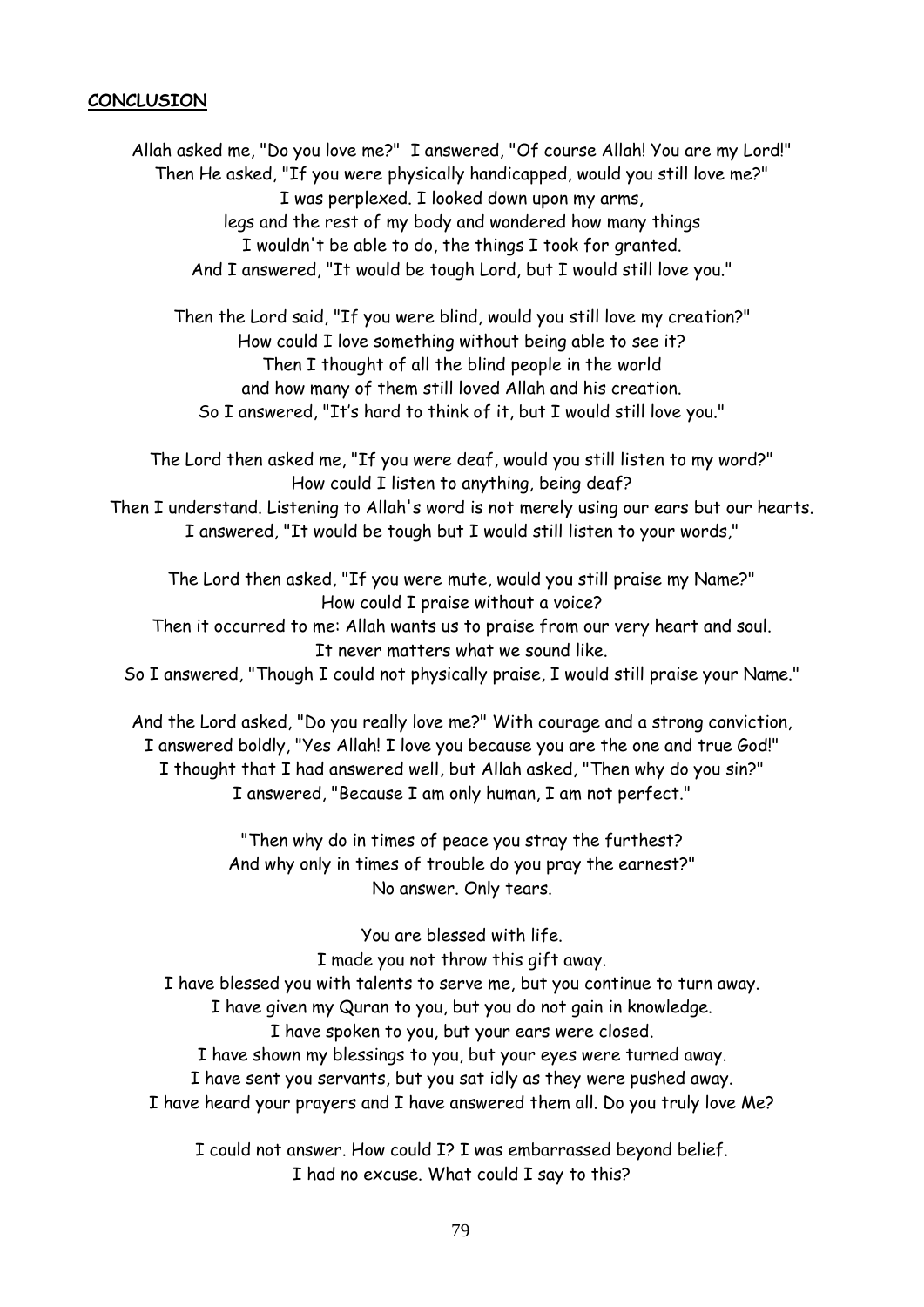**CONCLUSION**

Allah asked me, "Do you love me?" I answered, "Of course Allah! You are my Lord!"
Then He asked, "If you were physically handicapped, would you still love me?"
I was perplexed. I looked down upon my arms,
legs and the rest of my body and wondered how many things
I wouldn't be able to do, the things I took for granted.
And I answered, "It would be tough Lord, but I would still love you."

Then the Lord said, "If you were blind, would you still love my creation?"
How could I love something without being able to see it?
Then I thought of all the blind people in the world
and how many of them still loved Allah and his creation.
So I answered, "It's hard to think of it, but I would still love you."

The Lord then asked me, "If you were deaf, would you still listen to my word?"
How could I listen to anything, being deaf?
Then I understand. Listening to Allah's word is not merely using our ears but our hearts.
I answered, "It would be tough but I would still listen to your words,"

The Lord then asked, "If you were mute, would you still praise my Name?"
How could I praise without a voice?
Then it occurred to me: Allah wants us to praise from our very heart and soul.
It never matters what we sound like.
So I answered, "Though I could not physically praise, I would still praise your Name."

And the Lord asked, "Do you really love me?" With courage and a strong conviction,
I answered boldly, "Yes Allah! I love you because you are the one and true God!"
I thought that I had answered well, but Allah asked, "Then why do you sin?"
I answered, "Because I am only human, I am not perfect."

"Then why do in times of peace you stray the furthest?
And why only in times of trouble do you pray the earnest?"
No answer. Only tears.

You are blessed with life.
I made you not throw this gift away.
I have blessed you with talents to serve me, but you continue to turn away.
I have given my Quran to you, but you do not gain in knowledge.
I have spoken to you, but your ears were closed.
I have shown my blessings to you, but your eyes were turned away.
I have sent you servants, but you sat idly as they were pushed away.
I have heard your prayers and I have answered them all. Do you truly love Me?

I could not answer. How could I? I was embarrassed beyond belief.
I had no excuse. What could I say to this?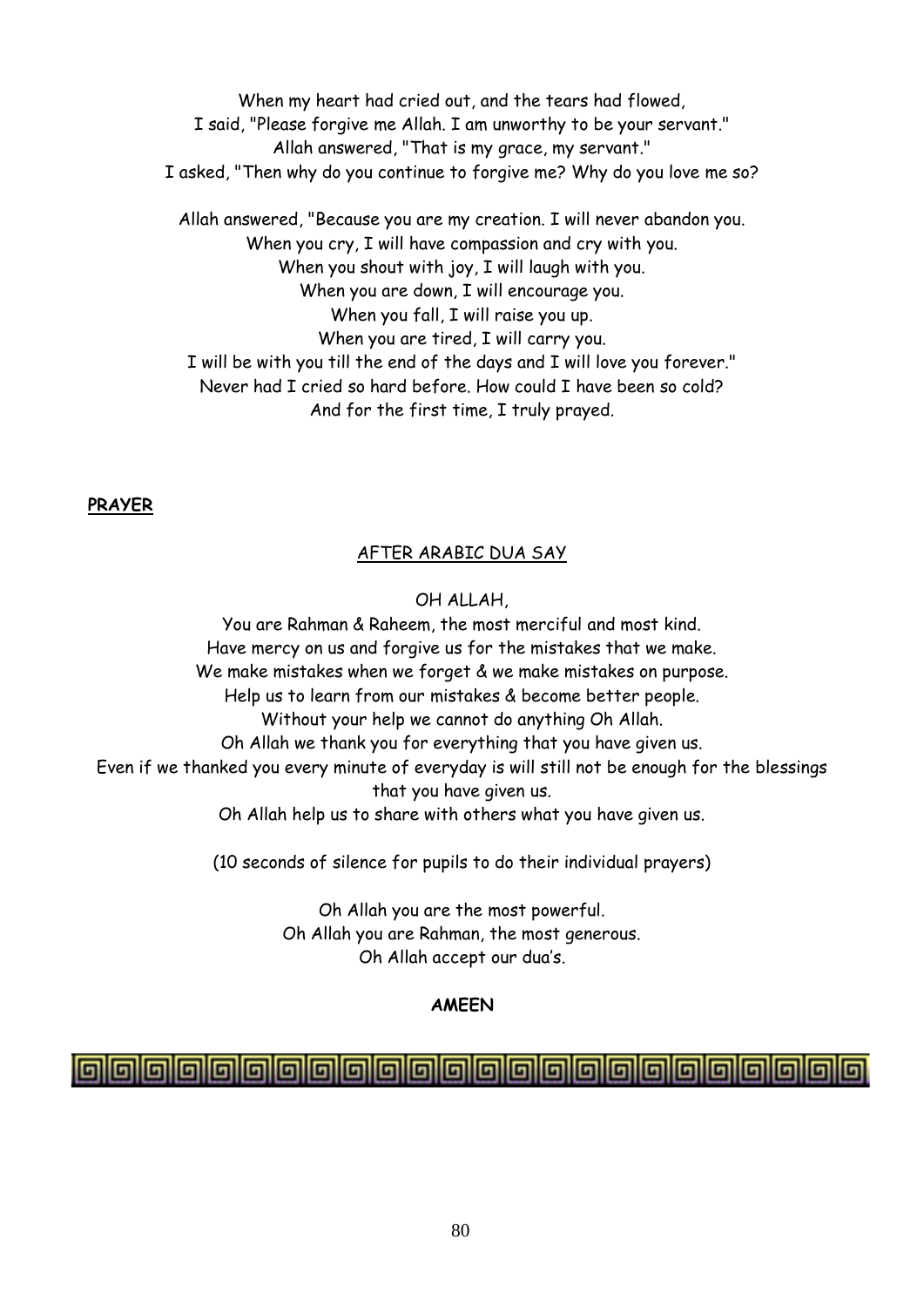When my heart had cried out, and the tears had flowed,
I said, "Please forgive me Allah. I am unworthy to be your servant."
Allah answered, "That is my grace, my servant."
I asked, "Then why do you continue to forgive me? Why do you love me so?

Allah answered, "Because you are my creation. I will never abandon you.
When you cry, I will have compassion and cry with you.
When you shout with joy, I will laugh with you.
When you are down, I will encourage you.
When you fall, I will raise you up.
When you are tired, I will carry you.
I will be with you till the end of the days and I will love you forever."
Never had I cried so hard before. How could I have been so cold?
And for the first time, I truly prayed.

**PRAYER**

AFTER ARABIC DUA SAY

OH ALLAH,

You are Rahman & Raheem, the most merciful and most kind.
Have mercy on us and forgive us for the mistakes that we make.
We make mistakes when we forget & we make mistakes on purpose.
Help us to learn from our mistakes & become better people.
Without your help we cannot do anything Oh Allah.
Oh Allah we thank you for everything that you have given us.
Even if we thanked you every minute of everyday is will still not be enough for the blessings that you have given us.
Oh Allah help us to share with others what you have given us.

(10 seconds of silence for pupils to do their individual prayers)

Oh Allah you are the most powerful.
Oh Allah you are Rahman, the most generous.
Oh Allah accept our dua's.

**AMEEN**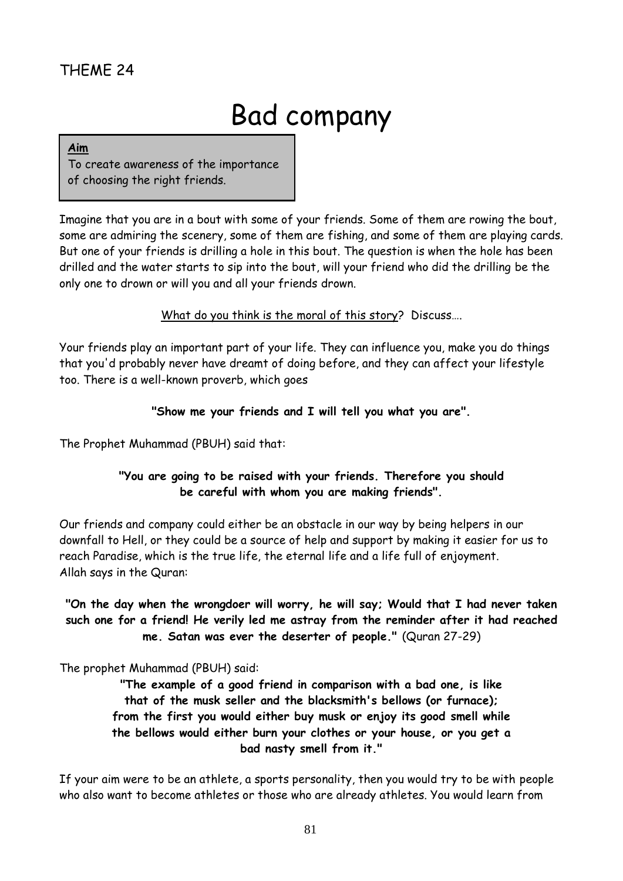THEME 24

# Bad company

**Aim**
To create awareness of the importance of choosing the right friends.

Imagine that you are in a bout with some of your friends. Some of them are rowing the bout, some are admiring the scenery, some of them are fishing, and some of them are playing cards. But one of your friends is drilling a hole in this bout. The question is when the hole has been drilled and the water starts to sip into the bout, will your friend who did the drilling be the only one to drown or will you and all your friends drown.

What do you think is the moral of this story? Discuss….

Your friends play an important part of your life. They can influence you, make you do things that you'd probably never have dreamt of doing before, and they can affect your lifestyle too. There is a well-known proverb, which goes

**"Show me your friends and I will tell you what you are".**

The Prophet Muhammad (PBUH) said that:

**"You are going to be raised with your friends. Therefore you should be careful with whom you are making friends".**

Our friends and company could either be an obstacle in our way by being helpers in our downfall to Hell, or they could be a source of help and support by making it easier for us to reach Paradise, which is the true life, the eternal life and a life full of enjoyment.
Allah says in the Quran:

**"On the day when the wrongdoer will worry, he will say; Would that I had never taken such one for a friend! He verily led me astray from the reminder after it had reached me. Satan was ever the deserter of people."** (Quran 27-29)

The prophet Muhammad (PBUH) said:

**"The example of a good friend in comparison with a bad one, is like that of the musk seller and the blacksmith's bellows (or furnace); from the first you would either buy musk or enjoy its good smell while the bellows would either burn your clothes or your house, or you get a bad nasty smell from it."**

If your aim were to be an athlete, a sports personality, then you would try to be with people who also want to become athletes or those who are already athletes. You would learn from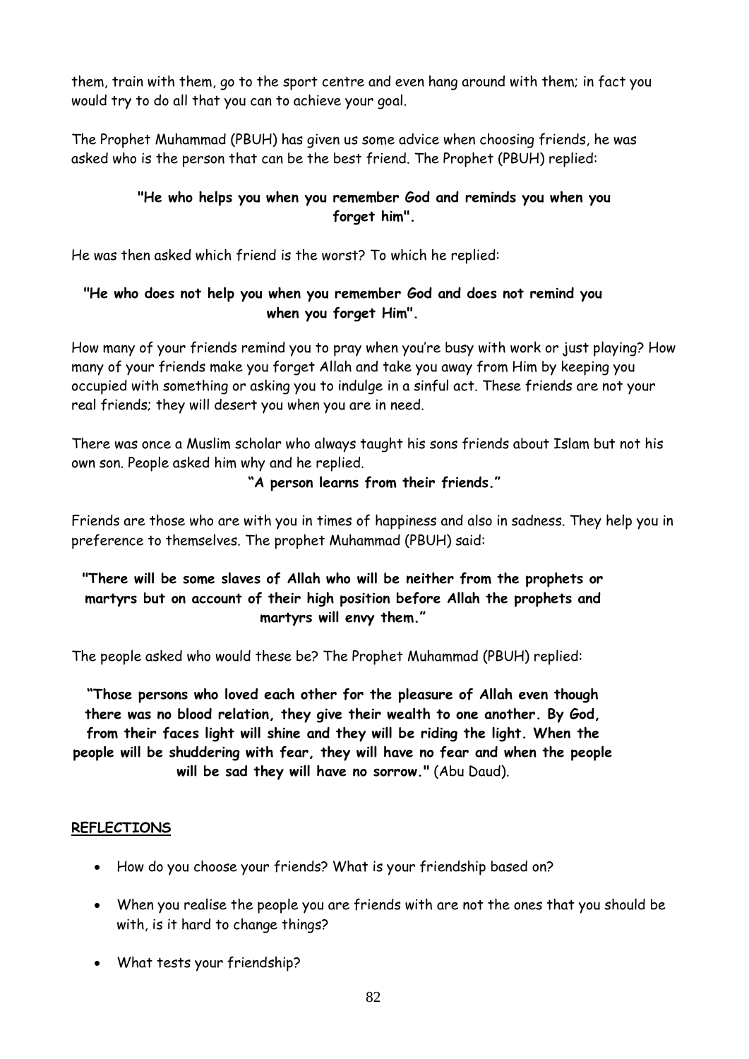them, train with them, go to the sport centre and even hang around with them; in fact you would try to do all that you can to achieve your goal.

The Prophet Muhammad (PBUH) has given us some advice when choosing friends, he was asked who is the person that can be the best friend. The Prophet (PBUH) replied:

**"He who helps you when you remember God and reminds you when you forget him".**

He was then asked which friend is the worst? To which he replied:

**"He who does not help you when you remember God and does not remind you when you forget Him".**

How many of your friends remind you to pray when you're busy with work or just playing? How many of your friends make you forget Allah and take you away from Him by keeping you occupied with something or asking you to indulge in a sinful act. These friends are not your real friends; they will desert you when you are in need.

There was once a Muslim scholar who always taught his sons friends about Islam but not his own son. People asked him why and he replied.

**"A person learns from their friends."**

Friends are those who are with you in times of happiness and also in sadness. They help you in preference to themselves. The prophet Muhammad (PBUH) said:

**"There will be some slaves of Allah who will be neither from the prophets or martyrs but on account of their high position before Allah the prophets and martyrs will envy them."**

The people asked who would these be? The Prophet Muhammad (PBUH) replied:

**"Those persons who loved each other for the pleasure of Allah even though there was no blood relation, they give their wealth to one another. By God, from their faces light will shine and they will be riding the light. When the people will be shuddering with fear, they will have no fear and when the people will be sad they will have no sorrow."** (Abu Daud).

## REFLECTIONS

- How do you choose your friends? What is your friendship based on?
- When you realise the people you are friends with are not the ones that you should be with, is it hard to change things?
- What tests your friendship?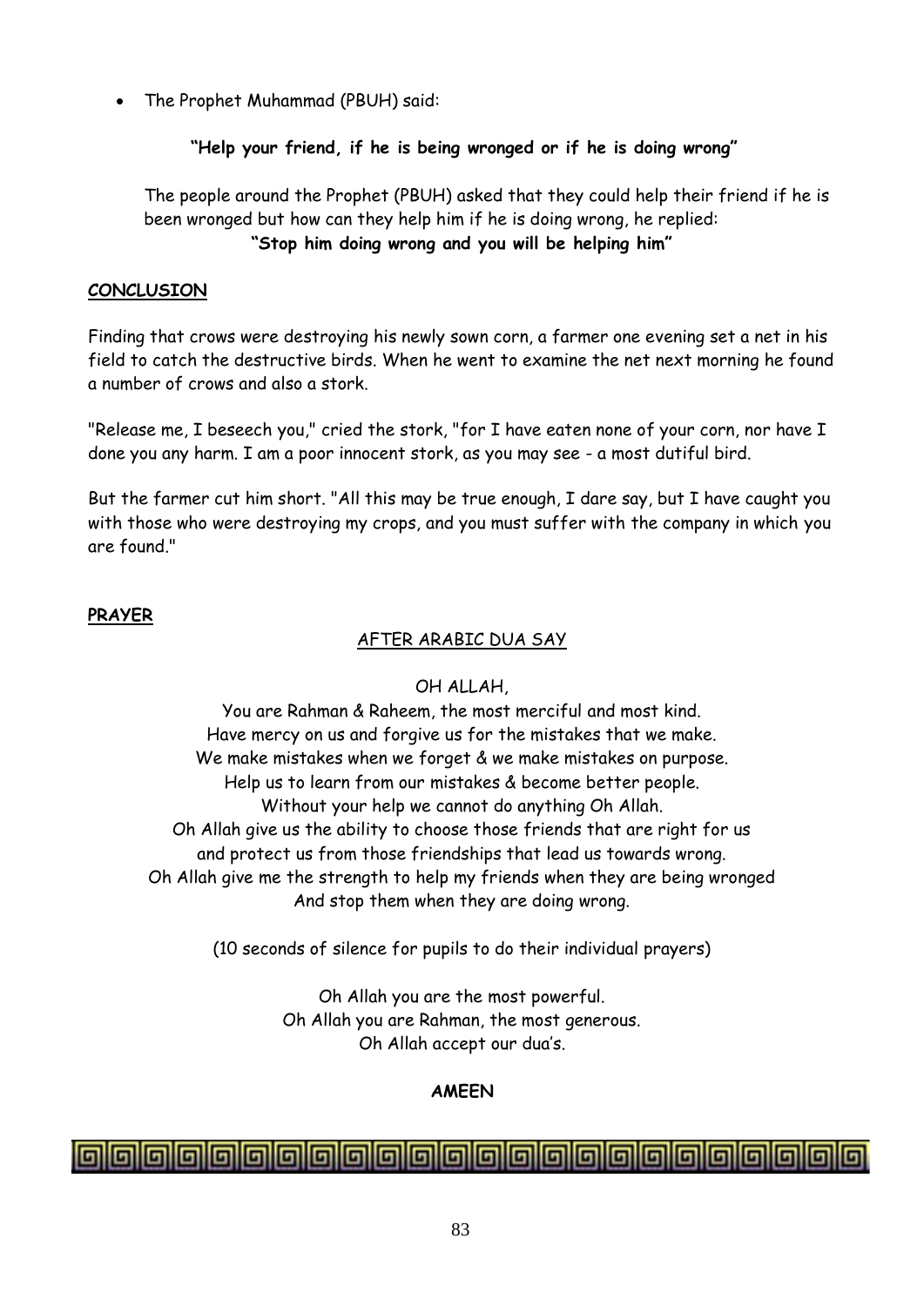- The Prophet Muhammad (PBUH) said:

**"Help your friend, if he is being wronged or if he is doing wrong"**

The people around the Prophet (PBUH) asked that they could help their friend if he is been wronged but how can they help him if he is doing wrong, he replied:

**"Stop him doing wrong and you will be helping him"**

**CONCLUSION**

Finding that crows were destroying his newly sown corn, a farmer one evening set a net in his field to catch the destructive birds. When he went to examine the net next morning he found a number of crows and also a stork.

"Release me, I beseech you," cried the stork, "for I have eaten none of your corn, nor have I done you any harm. I am a poor innocent stork, as you may see - a most dutiful bird.

But the farmer cut him short. "All this may be true enough, I dare say, but I have caught you with those who were destroying my crops, and you must suffer with the company in which you are found."

**PRAYER**

AFTER ARABIC DUA SAY

OH ALLAH,
You are Rahman & Raheem, the most merciful and most kind.
Have mercy on us and forgive us for the mistakes that we make.
We make mistakes when we forget & we make mistakes on purpose.
Help us to learn from our mistakes & become better people.
Without your help we cannot do anything Oh Allah.
Oh Allah give us the ability to choose those friends that are right for us
and protect us from those friendships that lead us towards wrong.
Oh Allah give me the strength to help my friends when they are being wronged
And stop them when they are doing wrong.

(10 seconds of silence for pupils to do their individual prayers)

Oh Allah you are the most powerful.
Oh Allah you are Rahman, the most generous.
Oh Allah accept our dua's.

**AMEEN**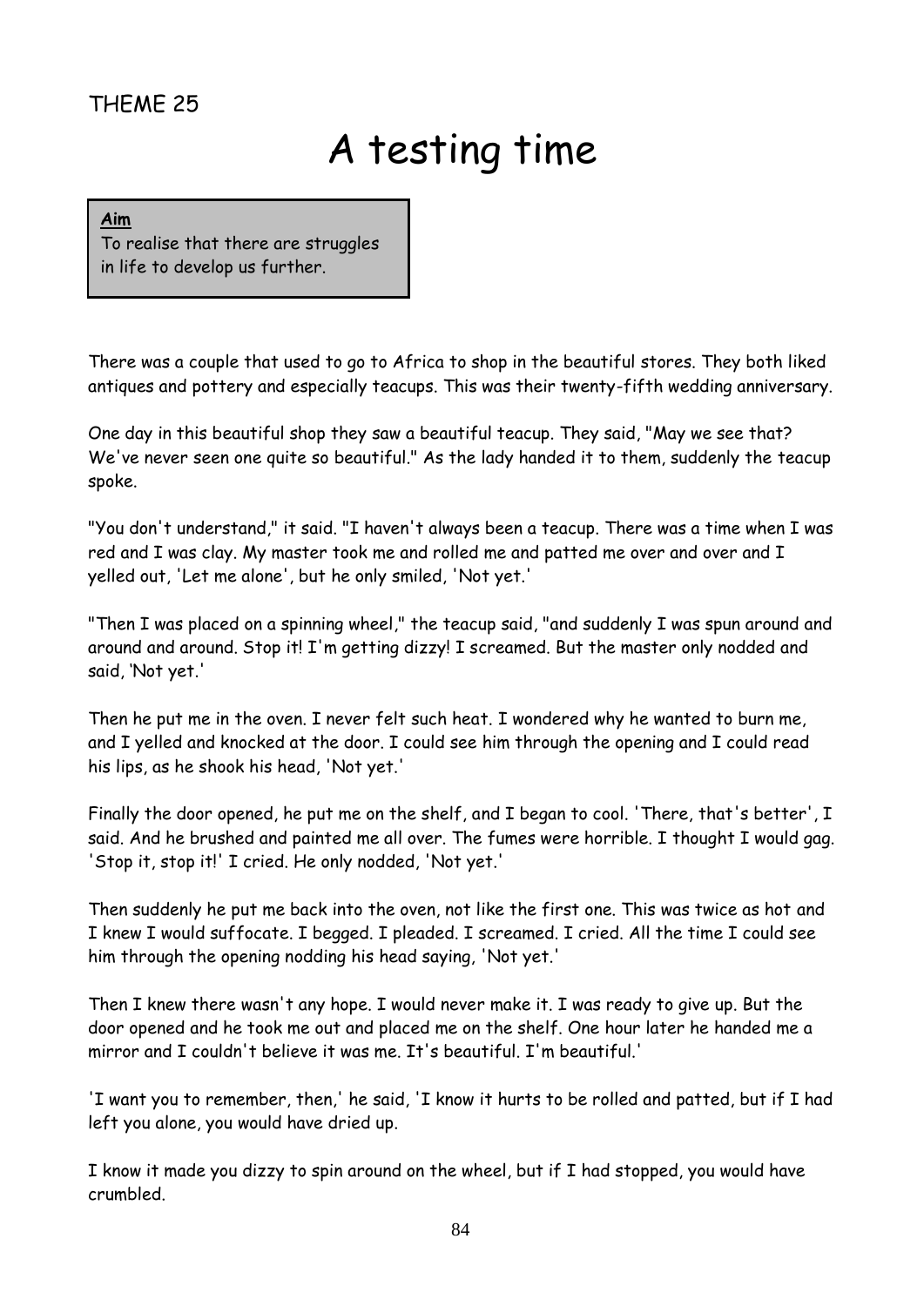THEME 25

# A testing time

**Aim**
To realise that there are struggles in life to develop us further.

There was a couple that used to go to Africa to shop in the beautiful stores. They both liked antiques and pottery and especially teacups. This was their twenty-fifth wedding anniversary.

One day in this beautiful shop they saw a beautiful teacup. They said, "May we see that? We've never seen one quite so beautiful." As the lady handed it to them, suddenly the teacup spoke.

"You don't understand," it said. "I haven't always been a teacup. There was a time when I was red and I was clay. My master took me and rolled me and patted me over and over and I yelled out, 'Let me alone', but he only smiled, 'Not yet.'

"Then I was placed on a spinning wheel," the teacup said, "and suddenly I was spun around and around and around. Stop it! I'm getting dizzy! I screamed. But the master only nodded and said, 'Not yet.'

Then he put me in the oven. I never felt such heat. I wondered why he wanted to burn me, and I yelled and knocked at the door. I could see him through the opening and I could read his lips, as he shook his head, 'Not yet.'

Finally the door opened, he put me on the shelf, and I began to cool. 'There, that's better', I said. And he brushed and painted me all over. The fumes were horrible. I thought I would gag. 'Stop it, stop it!' I cried. He only nodded, 'Not yet.'

Then suddenly he put me back into the oven, not like the first one. This was twice as hot and I knew I would suffocate. I begged. I pleaded. I screamed. I cried. All the time I could see him through the opening nodding his head saying, 'Not yet.'

Then I knew there wasn't any hope. I would never make it. I was ready to give up. But the door opened and he took me out and placed me on the shelf. One hour later he handed me a mirror and I couldn't believe it was me. It's beautiful. I'm beautiful.'

'I want you to remember, then,' he said, 'I know it hurts to be rolled and patted, but if I had left you alone, you would have dried up.

I know it made you dizzy to spin around on the wheel, but if I had stopped, you would have crumbled.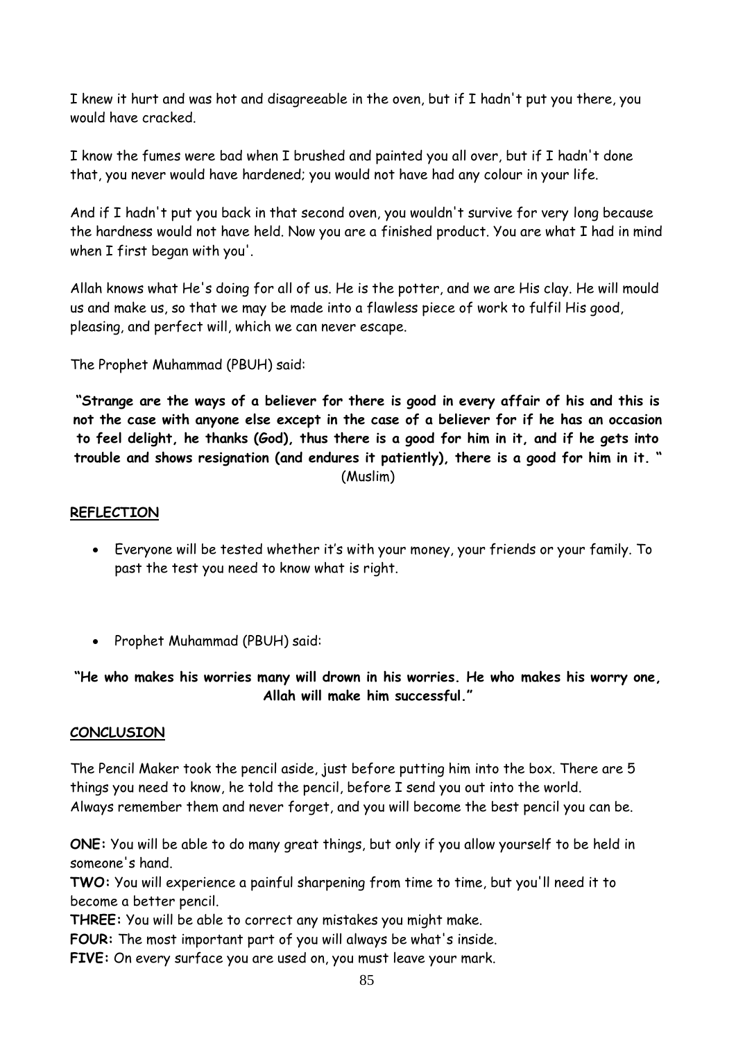I knew it hurt and was hot and disagreeable in the oven, but if I hadn't put you there, you would have cracked.

I know the fumes were bad when I brushed and painted you all over, but if I hadn't done that, you never would have hardened; you would not have had any colour in your life.

And if I hadn't put you back in that second oven, you wouldn't survive for very long because the hardness would not have held. Now you are a finished product. You are what I had in mind when I first began with you'.

Allah knows what He's doing for all of us. He is the potter, and we are His clay. He will mould us and make us, so that we may be made into a flawless piece of work to fulfil His good, pleasing, and perfect will, which we can never escape.

The Prophet Muhammad (PBUH) said:

**"Strange are the ways of a believer for there is good in every affair of his and this is not the case with anyone else except in the case of a believer for if he has an occasion to feel delight, he thanks (God), thus there is a good for him in it, and if he gets into trouble and shows resignation (and endures it patiently), there is a good for him in it. "** (Muslim)

## REFLECTION

- Everyone will be tested whether it's with your money, your friends or your family. To past the test you need to know what is right.

- Prophet Muhammad (PBUH) said:

**"He who makes his worries many will drown in his worries. He who makes his worry one, Allah will make him successful."**

## CONCLUSION

The Pencil Maker took the pencil aside, just before putting him into the box. There are 5 things you need to know, he told the pencil, before I send you out into the world. Always remember them and never forget, and you will become the best pencil you can be.

**ONE:** You will be able to do many great things, but only if you allow yourself to be held in someone's hand.
**TWO:** You will experience a painful sharpening from time to time, but you'll need it to become a better pencil.
**THREE:** You will be able to correct any mistakes you might make.
**FOUR:** The most important part of you will always be what's inside.
**FIVE:** On every surface you are used on, you must leave your mark.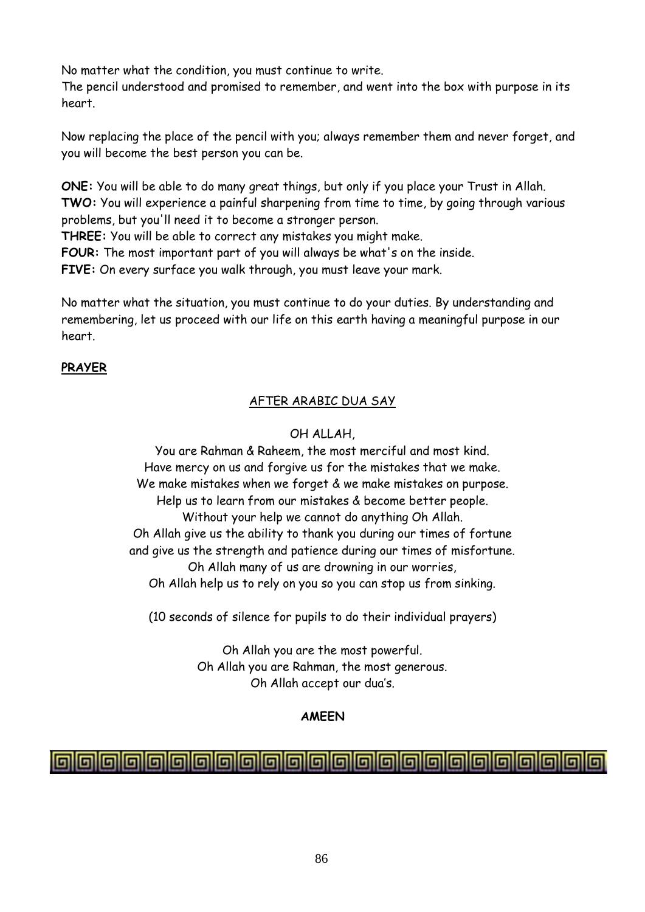No matter what the condition, you must continue to write.
The pencil understood and promised to remember, and went into the box with purpose in its heart.

Now replacing the place of the pencil with you; always remember them and never forget, and you will become the best person you can be.

**ONE:** You will be able to do many great things, but only if you place your Trust in Allah.
**TWO:** You will experience a painful sharpening from time to time, by going through various problems, but you'll need it to become a stronger person.
**THREE:** You will be able to correct any mistakes you might make.
**FOUR:** The most important part of you will always be what's on the inside.
**FIVE:** On every surface you walk through, you must leave your mark.

No matter what the situation, you must continue to do your duties. By understanding and remembering, let us proceed with our life on this earth having a meaningful purpose in our heart.

**PRAYER**

AFTER ARABIC DUA SAY

OH ALLAH,
You are Rahman & Raheem, the most merciful and most kind.
Have mercy on us and forgive us for the mistakes that we make.
We make mistakes when we forget & we make mistakes on purpose.
Help us to learn from our mistakes & become better people.
Without your help we cannot do anything Oh Allah.
Oh Allah give us the ability to thank you during our times of fortune
and give us the strength and patience during our times of misfortune.
Oh Allah many of us are drowning in our worries,
Oh Allah help us to rely on you so you can stop us from sinking.

(10 seconds of silence for pupils to do their individual prayers)

Oh Allah you are the most powerful.
Oh Allah you are Rahman, the most generous.
Oh Allah accept our dua's.

**AMEEN**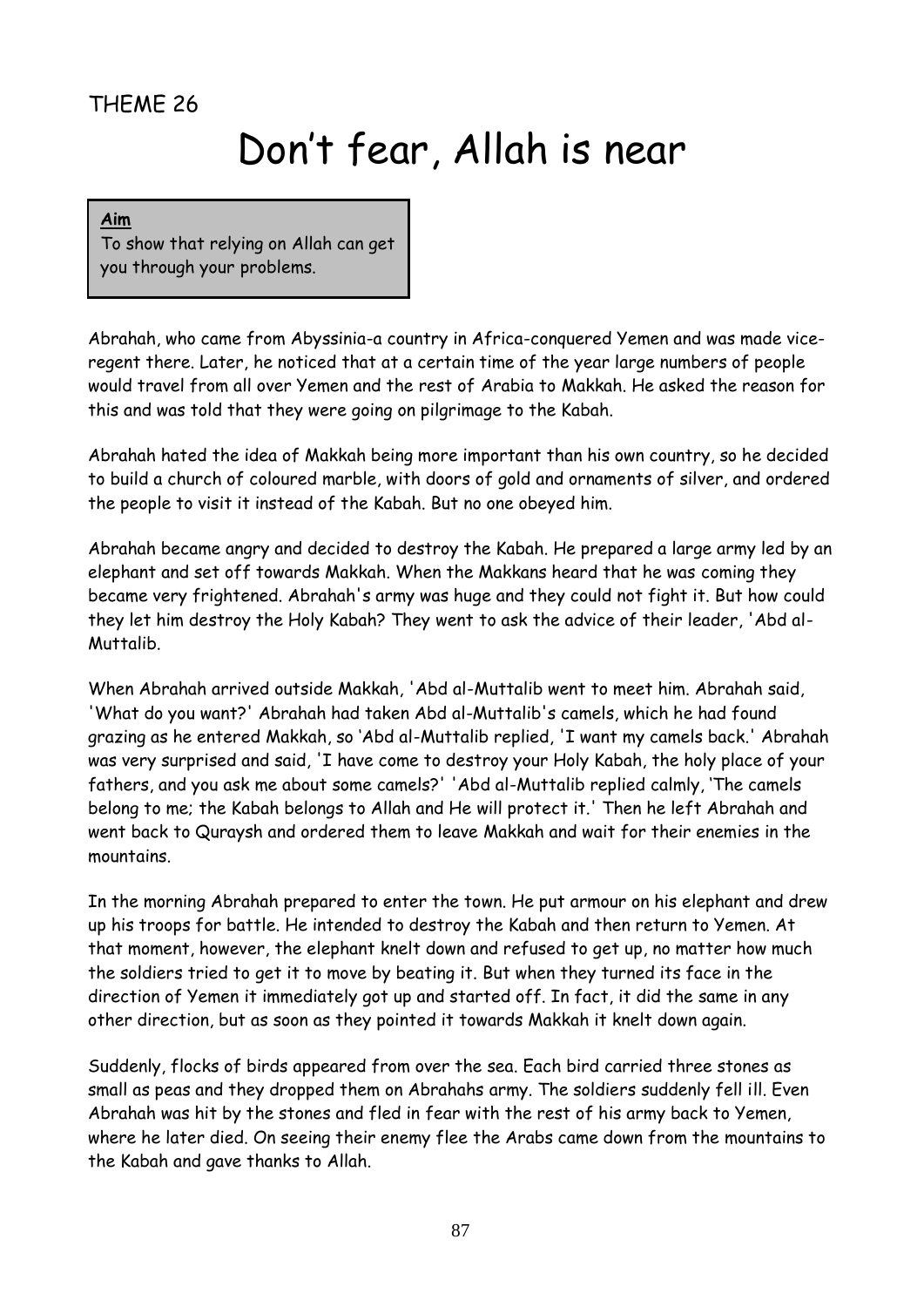THEME 26

# Don't fear, Allah is near

**Aim**
To show that relying on Allah can get you through your problems.

Abrahah, who came from Abyssinia-a country in Africa-conquered Yemen and was made vice-regent there. Later, he noticed that at a certain time of the year large numbers of people would travel from all over Yemen and the rest of Arabia to Makkah. He asked the reason for this and was told that they were going on pilgrimage to the Kabah.

Abrahah hated the idea of Makkah being more important than his own country, so he decided to build a church of coloured marble, with doors of gold and ornaments of silver, and ordered the people to visit it instead of the Kabah. But no one obeyed him.

Abrahah became angry and decided to destroy the Kabah. He prepared a large army led by an elephant and set off towards Makkah. When the Makkans heard that he was coming they became very frightened. Abrahah's army was huge and they could not fight it. But how could they let him destroy the Holy Kabah? They went to ask the advice of their leader, 'Abd al-Muttalib.

When Abrahah arrived outside Makkah, 'Abd al-Muttalib went to meet him. Abrahah said, 'What do you want?' Abrahah had taken Abd al-Muttalib's camels, which he had found grazing as he entered Makkah, so 'Abd al-Muttalib replied, 'I want my camels back.' Abrahah was very surprised and said, 'I have come to destroy your Holy Kabah, the holy place of your fathers, and you ask me about some camels?' 'Abd al-Muttalib replied calmly, 'The camels belong to me; the Kabah belongs to Allah and He will protect it.' Then he left Abrahah and went back to Quraysh and ordered them to leave Makkah and wait for their enemies in the mountains.

In the morning Abrahah prepared to enter the town. He put armour on his elephant and drew up his troops for battle. He intended to destroy the Kabah and then return to Yemen. At that moment, however, the elephant knelt down and refused to get up, no matter how much the soldiers tried to get it to move by beating it. But when they turned its face in the direction of Yemen it immediately got up and started off. In fact, it did the same in any other direction, but as soon as they pointed it towards Makkah it knelt down again.

Suddenly, flocks of birds appeared from over the sea. Each bird carried three stones as small as peas and they dropped them on Abrahahs army. The soldiers suddenly fell ill. Even Abrahah was hit by the stones and fled in fear with the rest of his army back to Yemen, where he later died. On seeing their enemy flee the Arabs came down from the mountains to the Kabah and gave thanks to Allah.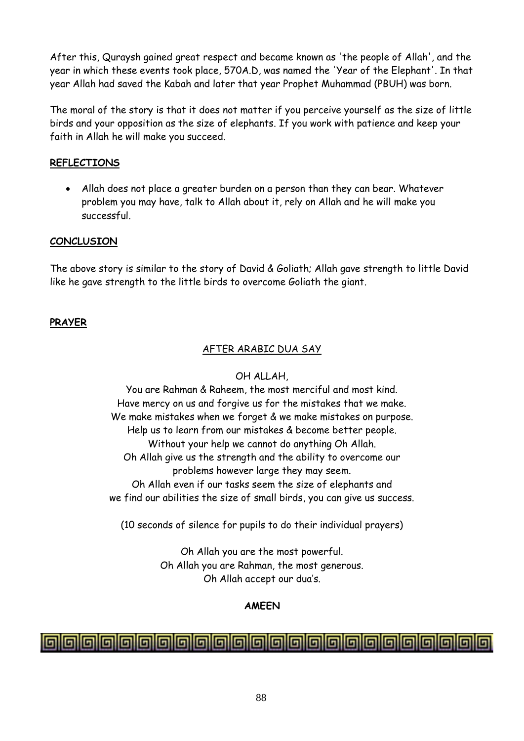After this, Quraysh gained great respect and became known as 'the people of Allah', and the year in which these events took place, 570A.D, was named the 'Year of the Elephant'. In that year Allah had saved the Kabah and later that year Prophet Muhammad (PBUH) was born.

The moral of the story is that it does not matter if you perceive yourself as the size of little birds and your opposition as the size of elephants. If you work with patience and keep your faith in Allah he will make you succeed.

**REFLECTIONS**

- Allah does not place a greater burden on a person than they can bear. Whatever problem you may have, talk to Allah about it, rely on Allah and he will make you successful.

**CONCLUSION**

The above story is similar to the story of David & Goliath; Allah gave strength to little David like he gave strength to the little birds to overcome Goliath the giant.

**PRAYER**

AFTER ARABIC DUA SAY

OH ALLAH,
You are Rahman & Raheem, the most merciful and most kind.
Have mercy on us and forgive us for the mistakes that we make.
We make mistakes when we forget & we make mistakes on purpose.
Help us to learn from our mistakes & become better people.
Without your help we cannot do anything Oh Allah.
Oh Allah give us the strength and the ability to overcome our problems however large they may seem.
Oh Allah even if our tasks seem the size of elephants and we find our abilities the size of small birds, you can give us success.

(10 seconds of silence for pupils to do their individual prayers)

Oh Allah you are the most powerful.
Oh Allah you are Rahman, the most generous.
Oh Allah accept our dua's.

**AMEEN**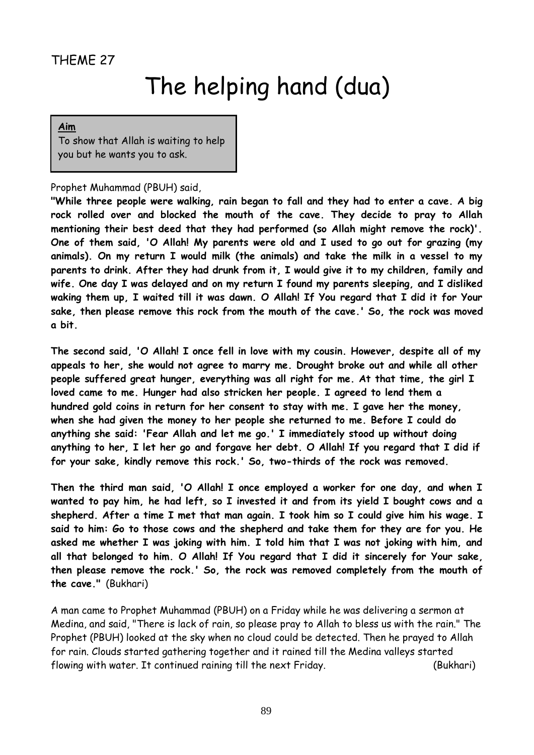THEME 27

# The helping hand (dua)

**Aim**
To show that Allah is waiting to help you but he wants you to ask.

Prophet Muhammad (PBUH) said,

**"While three people were walking, rain began to fall and they had to enter a cave. A big rock rolled over and blocked the mouth of the cave. They decide to pray to Allah mentioning their best deed that they had performed (so Allah might remove the rock)'. One of them said, 'O Allah! My parents were old and I used to go out for grazing (my animals). On my return I would milk (the animals) and take the milk in a vessel to my parents to drink. After they had drunk from it, I would give it to my children, family and wife. One day I was delayed and on my return I found my parents sleeping, and I disliked waking them up, I waited till it was dawn. O Allah! If You regard that I did it for Your sake, then please remove this rock from the mouth of the cave.' So, the rock was moved a bit.**

**The second said, 'O Allah! I once fell in love with my cousin. However, despite all of my appeals to her, she would not agree to marry me. Drought broke out and while all other people suffered great hunger, everything was all right for me. At that time, the girl I loved came to me. Hunger had also stricken her people. I agreed to lend them a hundred gold coins in return for her consent to stay with me. I gave her the money, when she had given the money to her people she returned to me. Before I could do anything she said: 'Fear Allah and let me go.' I immediately stood up without doing anything to her, I let her go and forgave her debt. O Allah! If you regard that I did if for your sake, kindly remove this rock.' So, two-thirds of the rock was removed.**

**Then the third man said, 'O Allah! I once employed a worker for one day, and when I wanted to pay him, he had left, so I invested it and from its yield I bought cows and a shepherd. After a time I met that man again. I took him so I could give him his wage. I said to him: Go to those cows and the shepherd and take them for they are for you. He asked me whether I was joking with him. I told him that I was not joking with him, and all that belonged to him. O Allah! If You regard that I did it sincerely for Your sake, then please remove the rock.' So, the rock was removed completely from the mouth of the cave."** (Bukhari)

A man came to Prophet Muhammad (PBUH) on a Friday while he was delivering a sermon at Medina, and said, "There is lack of rain, so please pray to Allah to bless us with the rain." The Prophet (PBUH) looked at the sky when no cloud could be detected. Then he prayed to Allah for rain. Clouds started gathering together and it rained till the Medina valleys started flowing with water. It continued raining till the next Friday. (Bukhari)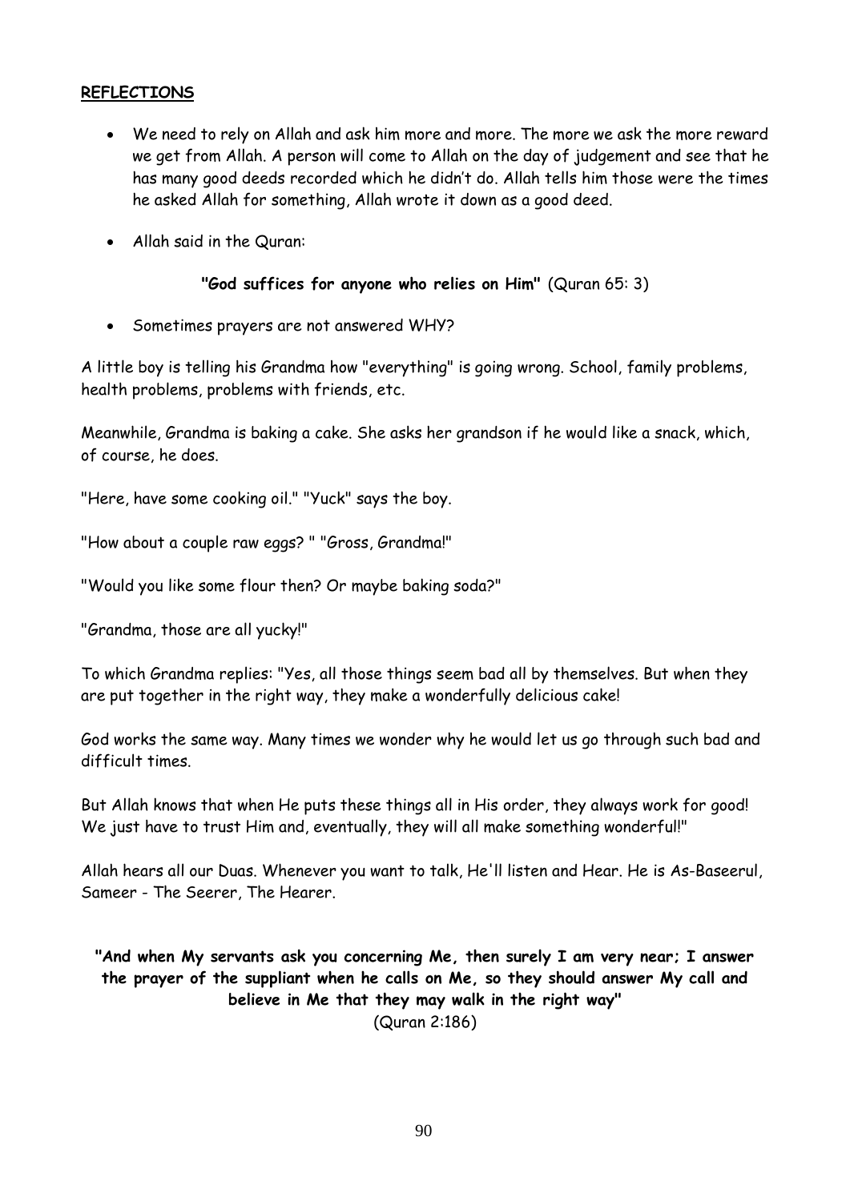**REFLECTIONS**

- We need to rely on Allah and ask him more and more. The more we ask the more reward we get from Allah. A person will come to Allah on the day of judgement and see that he has many good deeds recorded which he didn't do. Allah tells him those were the times he asked Allah for something, Allah wrote it down as a good deed.

- Allah said in the Quran:

**"God suffices for anyone who relies on Him"** (Quran 65: 3)

- Sometimes prayers are not answered WHY?

A little boy is telling his Grandma how "everything" is going wrong. School, family problems, health problems, problems with friends, etc.

Meanwhile, Grandma is baking a cake. She asks her grandson if he would like a snack, which, of course, he does.

"Here, have some cooking oil." "Yuck" says the boy.

"How about a couple raw eggs? " "Gross, Grandma!"

"Would you like some flour then? Or maybe baking soda?"

"Grandma, those are all yucky!"

To which Grandma replies: "Yes, all those things seem bad all by themselves. But when they are put together in the right way, they make a wonderfully delicious cake!

God works the same way. Many times we wonder why he would let us go through such bad and difficult times.

But Allah knows that when He puts these things all in His order, they always work for good! We just have to trust Him and, eventually, they will all make something wonderful!"

Allah hears all our Duas. Whenever you want to talk, He'll listen and Hear. He is As-Baseerul, Sameer - The Seerer, The Hearer.

**"And when My servants ask you concerning Me, then surely I am very near; I answer the prayer of the suppliant when he calls on Me, so they should answer My call and believe in Me that they may walk in the right way"**
(Quran 2:186)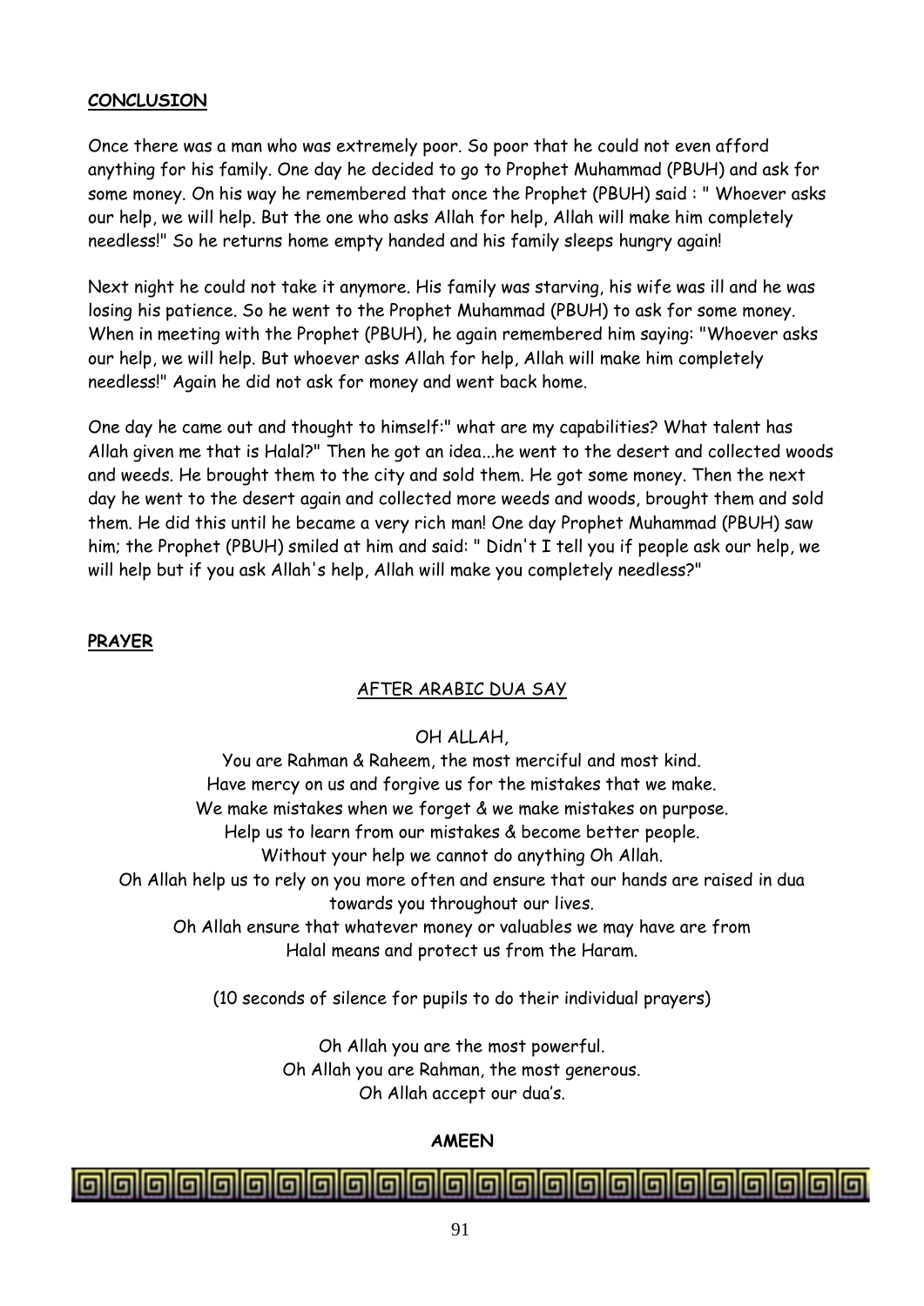**CONCLUSION**

Once there was a man who was extremely poor. So poor that he could not even afford anything for his family. One day he decided to go to Prophet Muhammad (PBUH) and ask for some money. On his way he remembered that once the Prophet (PBUH) said : " Whoever asks our help, we will help. But the one who asks Allah for help, Allah will make him completely needless!" So he returns home empty handed and his family sleeps hungry again!

Next night he could not take it anymore. His family was starving, his wife was ill and he was losing his patience. So he went to the Prophet Muhammad (PBUH) to ask for some money. When in meeting with the Prophet (PBUH), he again remembered him saying: "Whoever asks our help, we will help. But whoever asks Allah for help, Allah will make him completely needless!" Again he did not ask for money and went back home.

One day he came out and thought to himself:" what are my capabilities? What talent has Allah given me that is Halal?" Then he got an idea...he went to the desert and collected woods and weeds. He brought them to the city and sold them. He got some money. Then the next day he went to the desert again and collected more weeds and woods, brought them and sold them. He did this until he became a very rich man! One day Prophet Muhammad (PBUH) saw him; the Prophet (PBUH) smiled at him and said: " Didn't I tell you if people ask our help, we will help but if you ask Allah's help, Allah will make you completely needless?"

**PRAYER**

AFTER ARABIC DUA SAY

OH ALLAH,

You are Rahman & Raheem, the most merciful and most kind.
Have mercy on us and forgive us for the mistakes that we make.
We make mistakes when we forget & we make mistakes on purpose.
Help us to learn from our mistakes & become better people.
Without your help we cannot do anything Oh Allah.
Oh Allah help us to rely on you more often and ensure that our hands are raised in dua towards you throughout our lives.
Oh Allah ensure that whatever money or valuables we may have are from Halal means and protect us from the Haram.

(10 seconds of silence for pupils to do their individual prayers)

Oh Allah you are the most powerful.
Oh Allah you are Rahman, the most generous.
Oh Allah accept our dua's.

**AMEEN**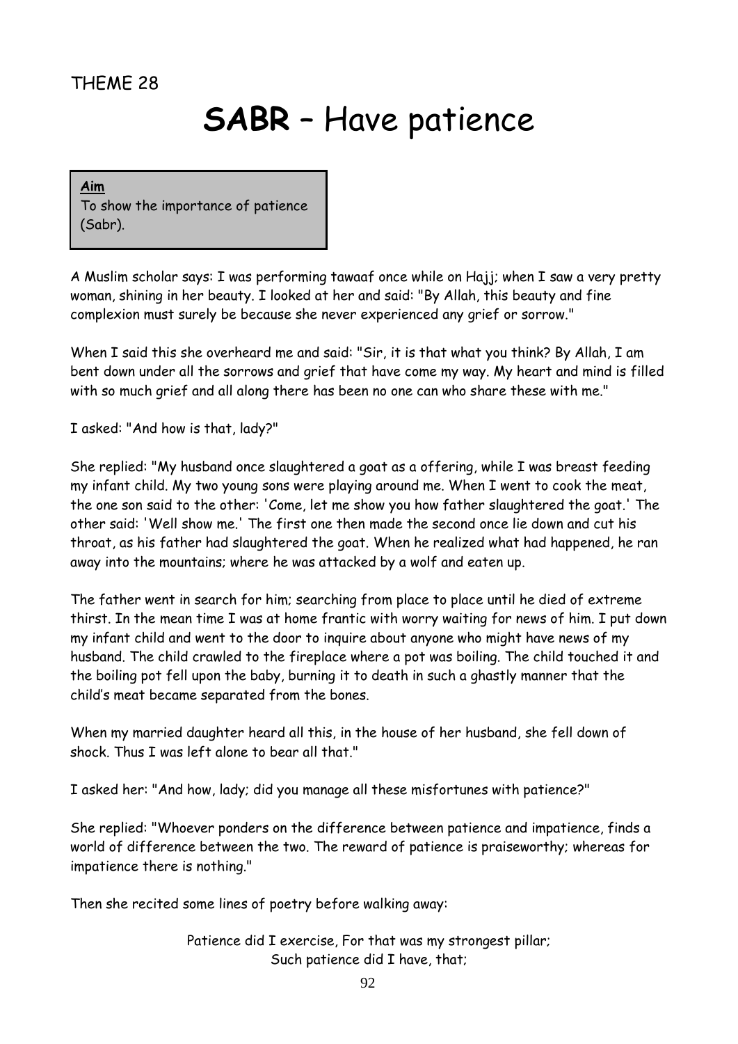THEME 28

# **SABR** – Have patience

**Aim**
To show the importance of patience (Sabr).

A Muslim scholar says: I was performing tawaaf once while on Hajj; when I saw a very pretty woman, shining in her beauty. I looked at her and said: "By Allah, this beauty and fine complexion must surely be because she never experienced any grief or sorrow."

When I said this she overheard me and said: "Sir, it is that what you think? By Allah, I am bent down under all the sorrows and grief that have come my way. My heart and mind is filled with so much grief and all along there has been no one can who share these with me."

I asked: "And how is that, lady?"

She replied: "My husband once slaughtered a goat as a offering, while I was breast feeding my infant child. My two young sons were playing around me. When I went to cook the meat, the one son said to the other: 'Come, let me show you how father slaughtered the goat.' The other said: 'Well show me.' The first one then made the second once lie down and cut his throat, as his father had slaughtered the goat. When he realized what had happened, he ran away into the mountains; where he was attacked by a wolf and eaten up.

The father went in search for him; searching from place to place until he died of extreme thirst. In the mean time I was at home frantic with worry waiting for news of him. I put down my infant child and went to the door to inquire about anyone who might have news of my husband. The child crawled to the fireplace where a pot was boiling. The child touched it and the boiling pot fell upon the baby, burning it to death in such a ghastly manner that the child's meat became separated from the bones.

When my married daughter heard all this, in the house of her husband, she fell down of shock. Thus I was left alone to bear all that."

I asked her: "And how, lady; did you manage all these misfortunes with patience?"

She replied: "Whoever ponders on the difference between patience and impatience, finds a world of difference between the two. The reward of patience is praiseworthy; whereas for impatience there is nothing."

Then she recited some lines of poetry before walking away:

Patience did I exercise, For that was my strongest pillar;
Such patience did I have, that;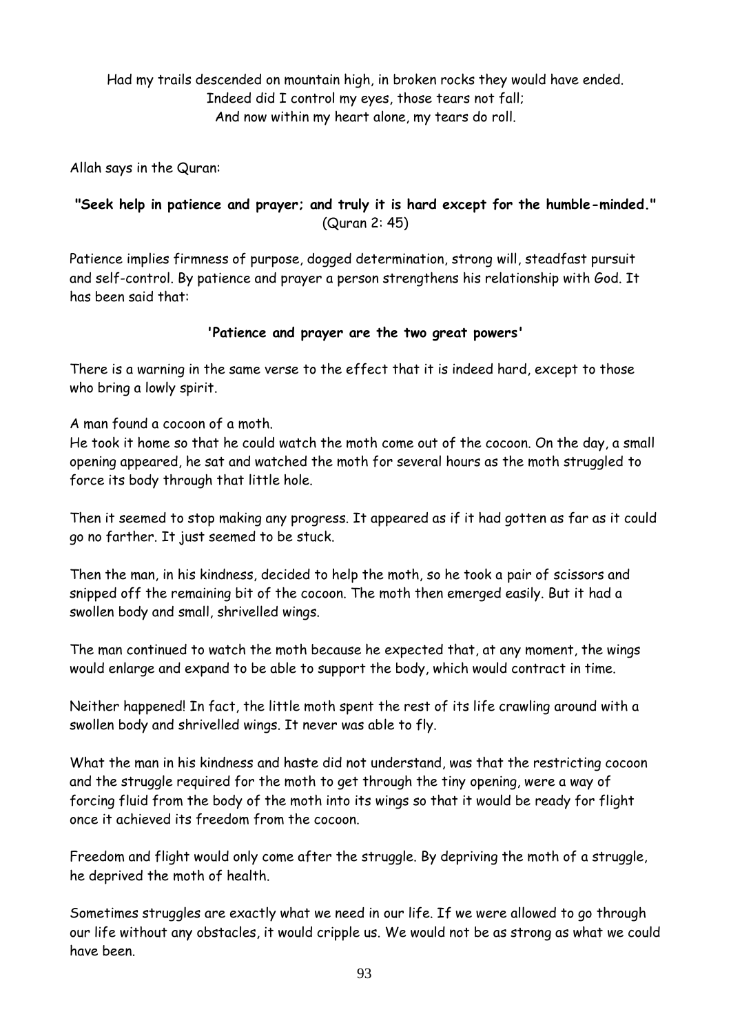Had my trails descended on mountain high, in broken rocks they would have ended.
Indeed did I control my eyes, those tears not fall;
And now within my heart alone, my tears do roll.

Allah says in the Quran:

**"Seek help in patience and prayer; and truly it is hard except for the humble-minded."** (Quran 2: 45)

Patience implies firmness of purpose, dogged determination, strong will, steadfast pursuit and self-control. By patience and prayer a person strengthens his relationship with God. It has been said that:

**'Patience and prayer are the two great powers'**

There is a warning in the same verse to the effect that it is indeed hard, except to those who bring a lowly spirit.

A man found a cocoon of a moth.
He took it home so that he could watch the moth come out of the cocoon. On the day, a small opening appeared, he sat and watched the moth for several hours as the moth struggled to force its body through that little hole.

Then it seemed to stop making any progress. It appeared as if it had gotten as far as it could go no farther. It just seemed to be stuck.

Then the man, in his kindness, decided to help the moth, so he took a pair of scissors and snipped off the remaining bit of the cocoon. The moth then emerged easily. But it had a swollen body and small, shrivelled wings.

The man continued to watch the moth because he expected that, at any moment, the wings would enlarge and expand to be able to support the body, which would contract in time.

Neither happened! In fact, the little moth spent the rest of its life crawling around with a swollen body and shrivelled wings. It never was able to fly.

What the man in his kindness and haste did not understand, was that the restricting cocoon and the struggle required for the moth to get through the tiny opening, were a way of forcing fluid from the body of the moth into its wings so that it would be ready for flight once it achieved its freedom from the cocoon.

Freedom and flight would only come after the struggle. By depriving the moth of a struggle, he deprived the moth of health.

Sometimes struggles are exactly what we need in our life. If we were allowed to go through our life without any obstacles, it would cripple us. We would not be as strong as what we could have been.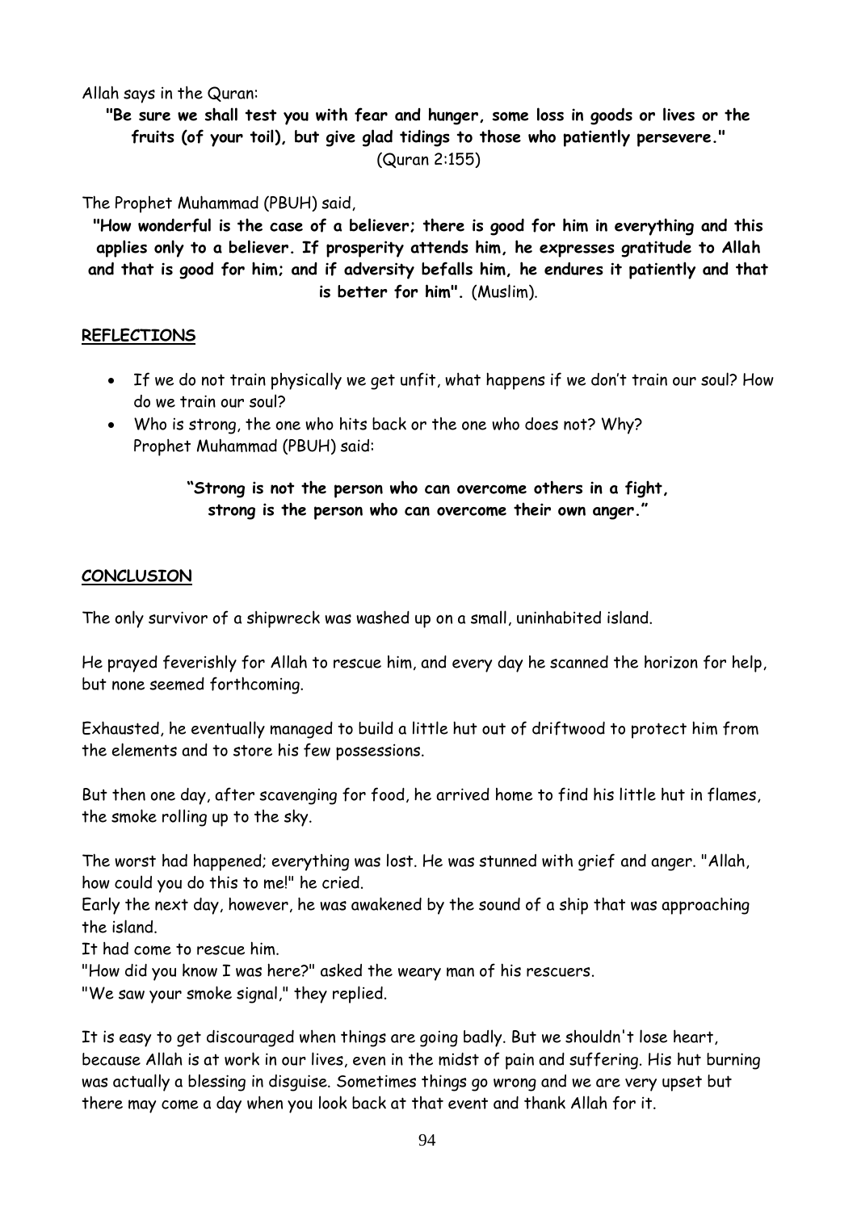Allah says in the Quran:

**"Be sure we shall test you with fear and hunger, some loss in goods or lives or the fruits (of your toil), but give glad tidings to those who patiently persevere."** (Quran 2:155)

The Prophet Muhammad (PBUH) said,

**"How wonderful is the case of a believer; there is good for him in everything and this applies only to a believer. If prosperity attends him, he expresses gratitude to Allah and that is good for him; and if adversity befalls him, he endures it patiently and that is better for him".** (Muslim).

## REFLECTIONS

- If we do not train physically we get unfit, what happens if we don't train our soul? How do we train our soul?
- Who is strong, the one who hits back or the one who does not? Why?
  Prophet Muhammad (PBUH) said:

  **"Strong is not the person who can overcome others in a fight, strong is the person who can overcome their own anger."**

## CONCLUSION

The only survivor of a shipwreck was washed up on a small, uninhabited island.

He prayed feverishly for Allah to rescue him, and every day he scanned the horizon for help, but none seemed forthcoming.

Exhausted, he eventually managed to build a little hut out of driftwood to protect him from the elements and to store his few possessions.

But then one day, after scavenging for food, he arrived home to find his little hut in flames, the smoke rolling up to the sky.

The worst had happened; everything was lost. He was stunned with grief and anger. "Allah, how could you do this to me!" he cried.
Early the next day, however, he was awakened by the sound of a ship that was approaching the island.
It had come to rescue him.
"How did you know I was here?" asked the weary man of his rescuers.
"We saw your smoke signal," they replied.

It is easy to get discouraged when things are going badly. But we shouldn't lose heart, because Allah is at work in our lives, even in the midst of pain and suffering. His hut burning was actually a blessing in disguise. Sometimes things go wrong and we are very upset but there may come a day when you look back at that event and thank Allah for it.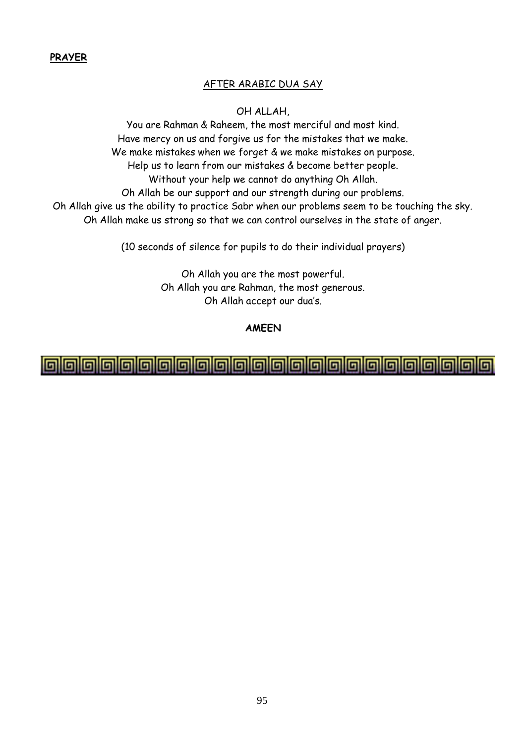**PRAYER**

AFTER ARABIC DUA SAY

OH ALLAH,

You are Rahman & Raheem, the most merciful and most kind.
Have mercy on us and forgive us for the mistakes that we make.
We make mistakes when we forget & we make mistakes on purpose.
Help us to learn from our mistakes & become better people.
Without your help we cannot do anything Oh Allah.
Oh Allah be our support and our strength during our problems.
Oh Allah give us the ability to practice Sabr when our problems seem to be touching the sky.
Oh Allah make us strong so that we can control ourselves in the state of anger.

(10 seconds of silence for pupils to do their individual prayers)

Oh Allah you are the most powerful.
Oh Allah you are Rahman, the most generous.
Oh Allah accept our dua's.

**AMEEN**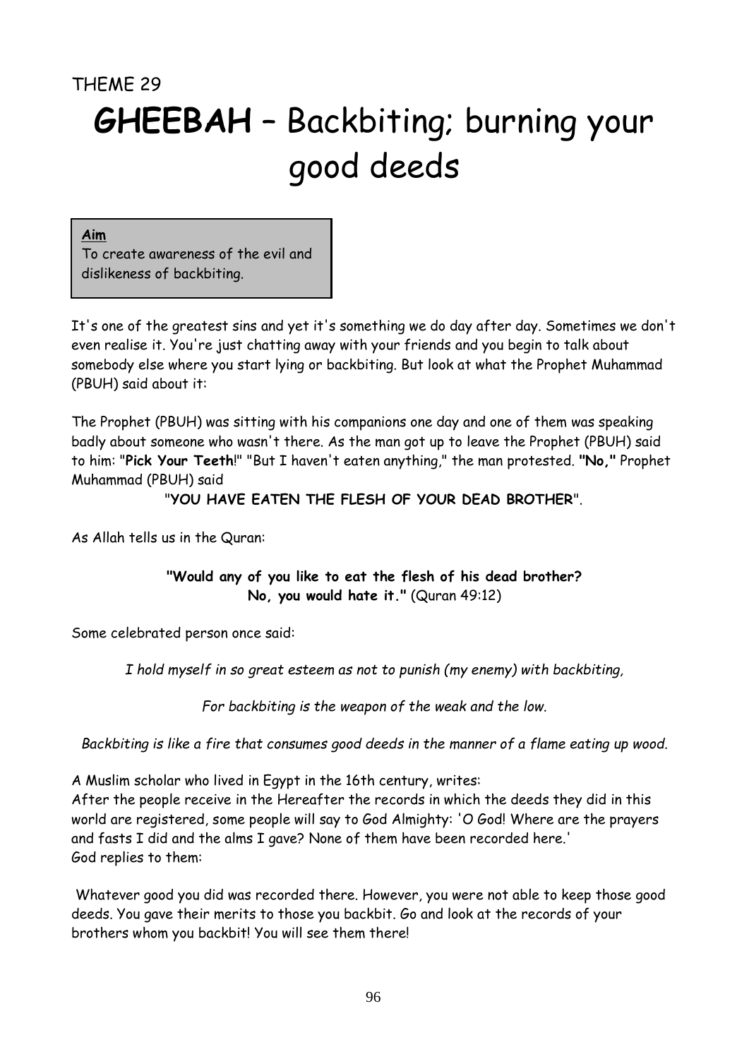THEME 29

# **GHEEBAH** – Backbiting; burning your good deeds

**Aim**
To create awareness of the evil and dislikeness of backbiting.

It's one of the greatest sins and yet it's something we do day after day. Sometimes we don't even realise it. You're just chatting away with your friends and you begin to talk about somebody else where you start lying or backbiting. But look at what the Prophet Muhammad (PBUH) said about it:

The Prophet (PBUH) was sitting with his companions one day and one of them was speaking badly about someone who wasn't there. As the man got up to leave the Prophet (PBUH) said to him: "**Pick Your Teeth**!" "But I haven't eaten anything," the man protested. **"No,"** Prophet Muhammad (PBUH) said

"**YOU HAVE EATEN THE FLESH OF YOUR DEAD BROTHER**".

As Allah tells us in the Quran:

**"Would any of you like to eat the flesh of his dead brother? No, you would hate it."** (Quran 49:12)

Some celebrated person once said:

*I hold myself in so great esteem as not to punish (my enemy) with backbiting,*

*For backbiting is the weapon of the weak and the low.*

*Backbiting is like a fire that consumes good deeds in the manner of a flame eating up wood.*

A Muslim scholar who lived in Egypt in the 16th century, writes:
After the people receive in the Hereafter the records in which the deeds they did in this world are registered, some people will say to God Almighty: 'O God! Where are the prayers and fasts I did and the alms I gave? None of them have been recorded here.'
God replies to them:

Whatever good you did was recorded there. However, you were not able to keep those good deeds. You gave their merits to those you backbit. Go and look at the records of your brothers whom you backbit! You will see them there!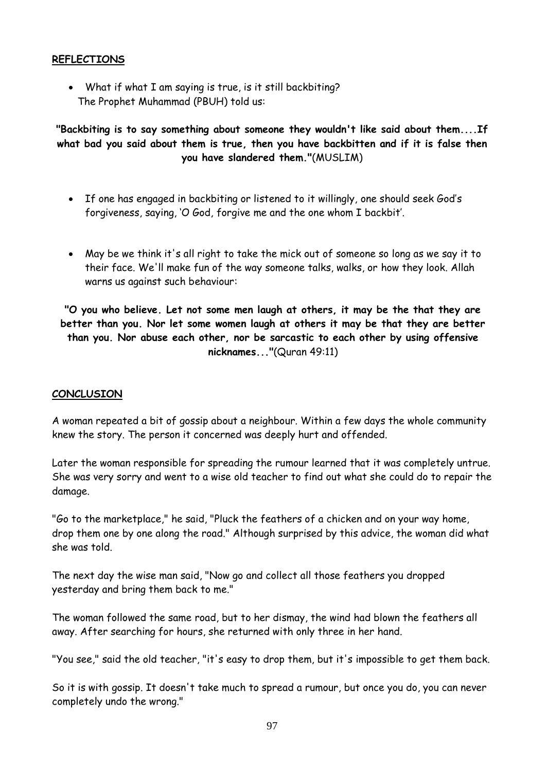## REFLECTIONS

- What if what I am saying is true, is it still backbiting?
  The Prophet Muhammad (PBUH) told us:

**"Backbiting is to say something about someone they wouldn't like said about them....If what bad you said about them is true, then you have backbitten and if it is false then you have slandered them."**(MUSLIM)

- If one has engaged in backbiting or listened to it willingly, one should seek God's forgiveness, saying, 'O God, forgive me and the one whom I backbit'.

- May be we think it's all right to take the mick out of someone so long as we say it to their face. We'll make fun of the way someone talks, walks, or how they look. Allah warns us against such behaviour:

**"O you who believe. Let not some men laugh at others, it may be the that they are better than you. Nor let some women laugh at others it may be that they are better than you. Nor abuse each other, nor be sarcastic to each other by using offensive nicknames..."**(Quran 49:11)

## CONCLUSION

A woman repeated a bit of gossip about a neighbour. Within a few days the whole community knew the story. The person it concerned was deeply hurt and offended.

Later the woman responsible for spreading the rumour learned that it was completely untrue. She was very sorry and went to a wise old teacher to find out what she could do to repair the damage.

"Go to the marketplace," he said, "Pluck the feathers of a chicken and on your way home, drop them one by one along the road." Although surprised by this advice, the woman did what she was told.

The next day the wise man said, "Now go and collect all those feathers you dropped yesterday and bring them back to me."

The woman followed the same road, but to her dismay, the wind had blown the feathers all away. After searching for hours, she returned with only three in her hand.

"You see," said the old teacher, "it's easy to drop them, but it's impossible to get them back.

So it is with gossip. It doesn't take much to spread a rumour, but once you do, you can never completely undo the wrong."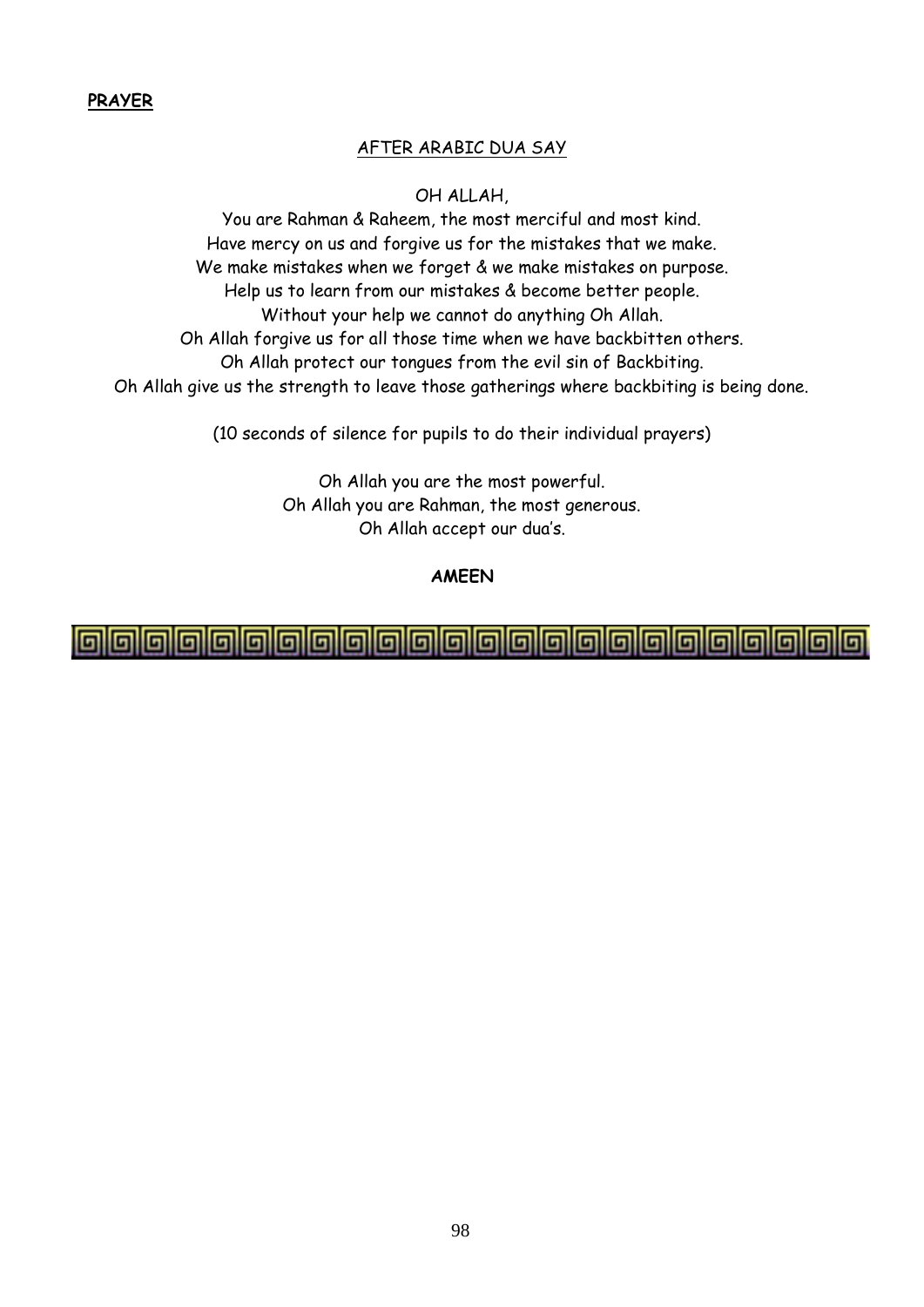**PRAYER**

AFTER ARABIC DUA SAY

OH ALLAH,

You are Rahman & Raheem, the most merciful and most kind.
Have mercy on us and forgive us for the mistakes that we make.
We make mistakes when we forget & we make mistakes on purpose.
Help us to learn from our mistakes & become better people.
Without your help we cannot do anything Oh Allah.
Oh Allah forgive us for all those time when we have backbitten others.
Oh Allah protect our tongues from the evil sin of Backbiting.
Oh Allah give us the strength to leave those gatherings where backbiting is being done.

(10 seconds of silence for pupils to do their individual prayers)

Oh Allah you are the most powerful.
Oh Allah you are Rahman, the most generous.
Oh Allah accept our dua's.

**AMEEN**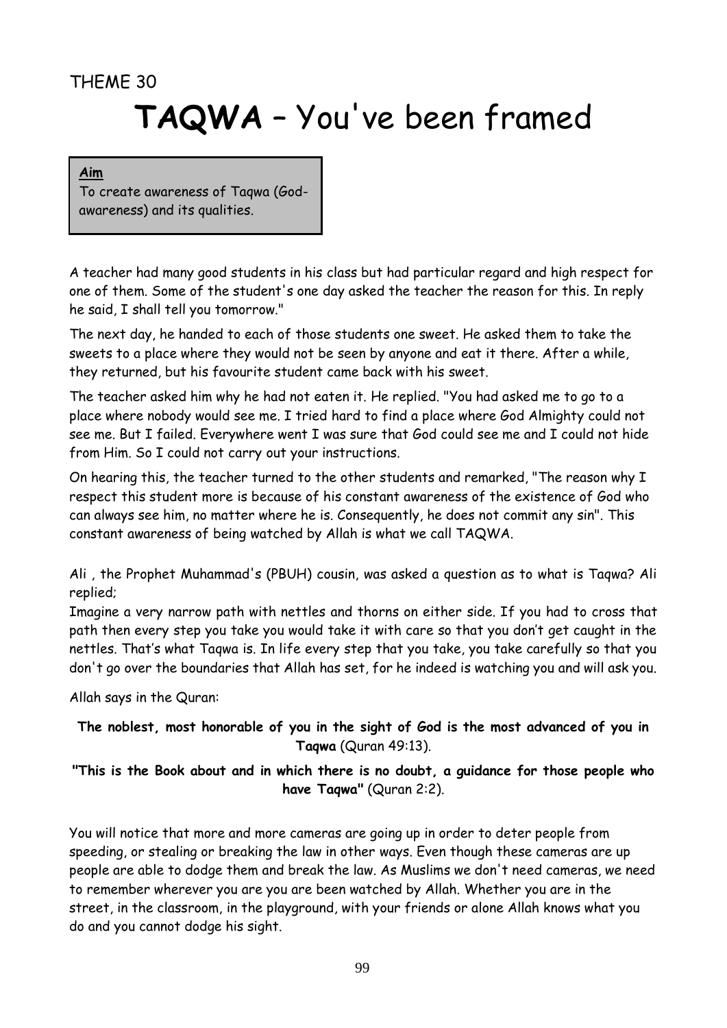THEME 30

# **TAQWA** – You've been framed

**Aim**
To create awareness of Taqwa (God-awareness) and its qualities.

A teacher had many good students in his class but had particular regard and high respect for one of them. Some of the student's one day asked the teacher the reason for this. In reply he said, I shall tell you tomorrow."

The next day, he handed to each of those students one sweet. He asked them to take the sweets to a place where they would not be seen by anyone and eat it there. After a while, they returned, but his favourite student came back with his sweet.

The teacher asked him why he had not eaten it. He replied. "You had asked me to go to a place where nobody would see me. I tried hard to find a place where God Almighty could not see me. But I failed. Everywhere went I was sure that God could see me and I could not hide from Him. So I could not carry out your instructions.

On hearing this, the teacher turned to the other students and remarked, "The reason why I respect this student more is because of his constant awareness of the existence of God who can always see him, no matter where he is. Consequently, he does not commit any sin". This constant awareness of being watched by Allah is what we call TAQWA.

Ali , the Prophet Muhammad's (PBUH) cousin, was asked a question as to what is Taqwa? Ali replied;
Imagine a very narrow path with nettles and thorns on either side. If you had to cross that path then every step you take you would take it with care so that you don't get caught in the nettles. That's what Taqwa is. In life every step that you take, you take carefully so that you don't go over the boundaries that Allah has set, for he indeed is watching you and will ask you.

Allah says in the Quran:

**The noblest, most honorable of you in the sight of God is the most advanced of you in Taqwa** (Quran 49:13).

**"This is the Book about and in which there is no doubt, a guidance for those people who have Taqwa"** (Quran 2:2).

You will notice that more and more cameras are going up in order to deter people from speeding, or stealing or breaking the law in other ways. Even though these cameras are up people are able to dodge them and break the law. As Muslims we don't need cameras, we need to remember wherever you are you are been watched by Allah. Whether you are in the street, in the classroom, in the playground, with your friends or alone Allah knows what you do and you cannot dodge his sight.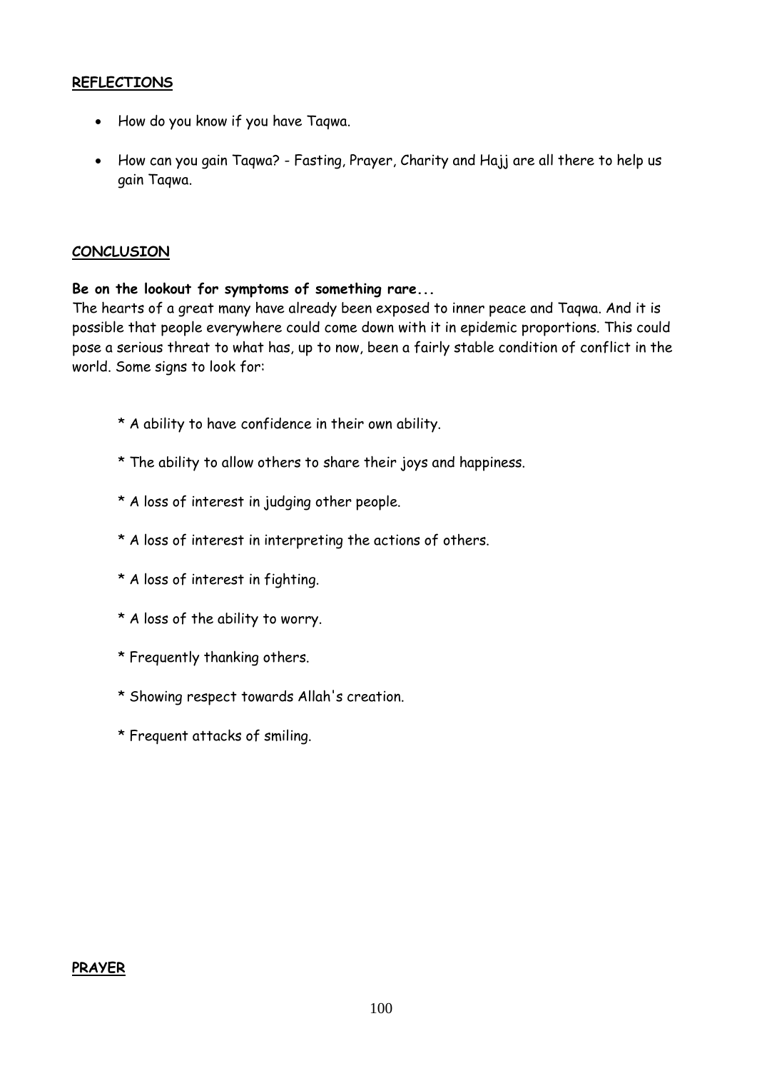**REFLECTIONS**

- How do you know if you have Taqwa.
- How can you gain Taqwa? - Fasting, Prayer, Charity and Hajj are all there to help us gain Taqwa.

**CONCLUSION**

**Be on the lookout for symptoms of something rare...**

The hearts of a great many have already been exposed to inner peace and Taqwa. And it is possible that people everywhere could come down with it in epidemic proportions. This could pose a serious threat to what has, up to now, been a fairly stable condition of conflict in the world. Some signs to look for:

* A ability to have confidence in their own ability.

* The ability to allow others to share their joys and happiness.

* A loss of interest in judging other people.

* A loss of interest in interpreting the actions of others.

* A loss of interest in fighting.

* A loss of the ability to worry.

* Frequently thanking others.

* Showing respect towards Allah's creation.

* Frequent attacks of smiling.

**PRAYER**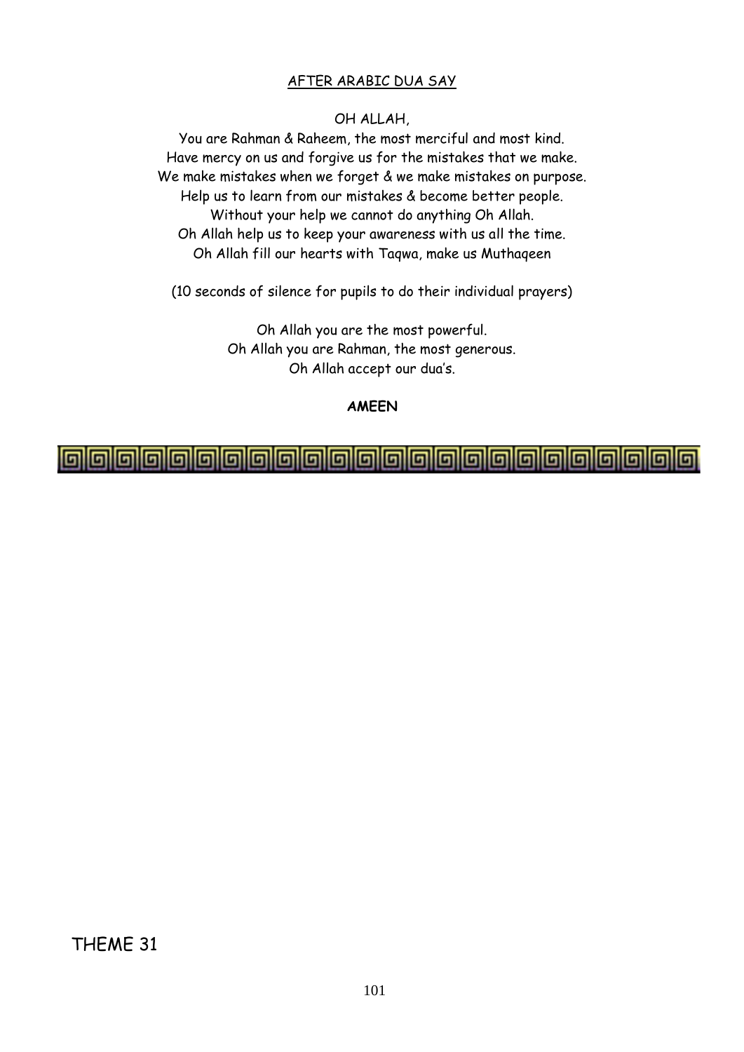AFTER ARABIC DUA SAY

OH ALLAH,

You are Rahman & Raheem, the most merciful and most kind.
Have mercy on us and forgive us for the mistakes that we make.
We make mistakes when we forget & we make mistakes on purpose.
Help us to learn from our mistakes & become better people.
Without your help we cannot do anything Oh Allah.
Oh Allah help us to keep your awareness with us all the time.
Oh Allah fill our hearts with Taqwa, make us Muthaqeen

(10 seconds of silence for pupils to do their individual prayers)

Oh Allah you are the most powerful.
Oh Allah you are Rahman, the most generous.
Oh Allah accept our dua's.

**AMEEN**

THEME 31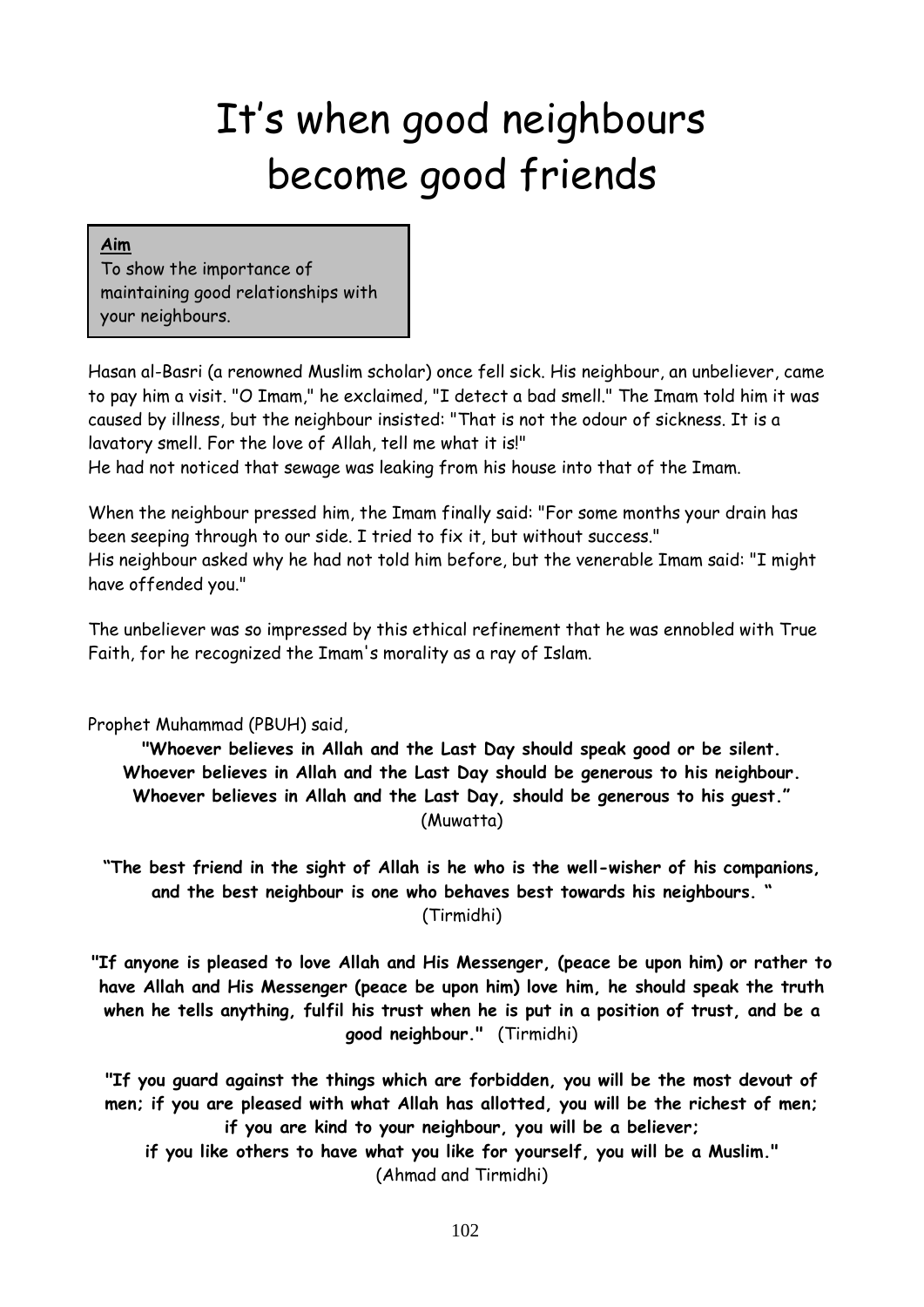# It's when good neighbours become good friends

**Aim**
To show the importance of maintaining good relationships with your neighbours.

Hasan al-Basri (a renowned Muslim scholar) once fell sick. His neighbour, an unbeliever, came to pay him a visit. "O Imam," he exclaimed, "I detect a bad smell." The Imam told him it was caused by illness, but the neighbour insisted: "That is not the odour of sickness. It is a lavatory smell. For the love of Allah, tell me what it is!"
He had not noticed that sewage was leaking from his house into that of the Imam.

When the neighbour pressed him, the Imam finally said: "For some months your drain has been seeping through to our side. I tried to fix it, but without success."
His neighbour asked why he had not told him before, but the venerable Imam said: "I might have offended you."

The unbeliever was so impressed by this ethical refinement that he was ennobled with True Faith, for he recognized the Imam's morality as a ray of Islam.

Prophet Muhammad (PBUH) said,

**"Whoever believes in Allah and the Last Day should speak good or be silent. Whoever believes in Allah and the Last Day should be generous to his neighbour. Whoever believes in Allah and the Last Day, should be generous to his guest."** (Muwatta)

**"The best friend in the sight of Allah is he who is the well-wisher of his companions, and the best neighbour is one who behaves best towards his neighbours. "** (Tirmidhi)

**"If anyone is pleased to love Allah and His Messenger, (peace be upon him) or rather to have Allah and His Messenger (peace be upon him) love him, he should speak the truth when he tells anything, fulfil his trust when he is put in a position of trust, and be a good neighbour."** (Tirmidhi)

**"If you guard against the things which are forbidden, you will be the most devout of men; if you are pleased with what Allah has allotted, you will be the richest of men; if you are kind to your neighbour, you will be a believer; if you like others to have what you like for yourself, you will be a Muslim."** (Ahmad and Tirmidhi)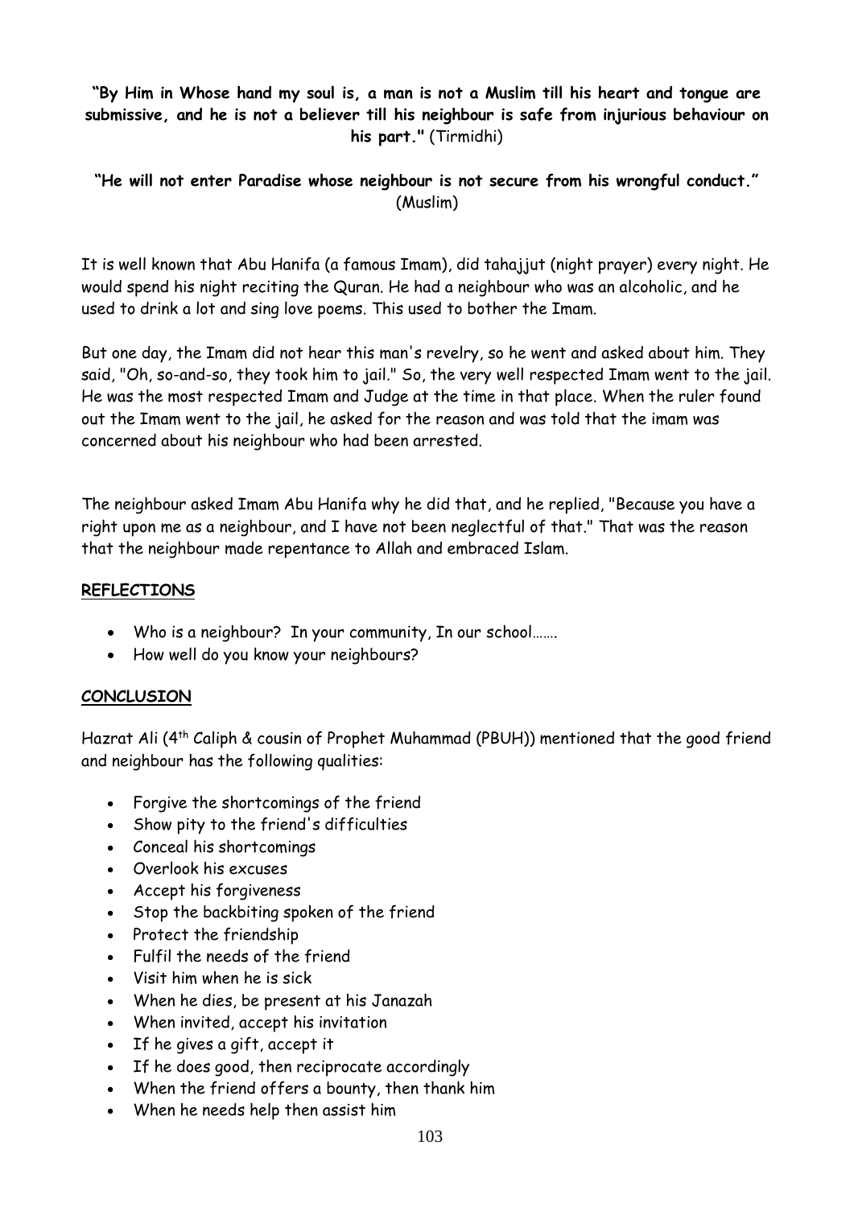**"By Him in Whose hand my soul is, a man is not a Muslim till his heart and tongue are submissive, and he is not a believer till his neighbour is safe from injurious behaviour on his part."** (Tirmidhi)

**"He will not enter Paradise whose neighbour is not secure from his wrongful conduct."** (Muslim)

It is well known that Abu Hanifa (a famous Imam), did tahajjut (night prayer) every night. He would spend his night reciting the Quran. He had a neighbour who was an alcoholic, and he used to drink a lot and sing love poems. This used to bother the Imam.

But one day, the Imam did not hear this man's revelry, so he went and asked about him. They said, "Oh, so-and-so, they took him to jail." So, the very well respected Imam went to the jail. He was the most respected Imam and Judge at the time in that place. When the ruler found out the Imam went to the jail, he asked for the reason and was told that the imam was concerned about his neighbour who had been arrested.

The neighbour asked Imam Abu Hanifa why he did that, and he replied, "Because you have a right upon me as a neighbour, and I have not been neglectful of that." That was the reason that the neighbour made repentance to Allah and embraced Islam.

**REFLECTIONS**

- Who is a neighbour? In your community, In our school…….
- How well do you know your neighbours?

**CONCLUSION**

Hazrat Ali (4th Caliph & cousin of Prophet Muhammad (PBUH)) mentioned that the good friend and neighbour has the following qualities:

- Forgive the shortcomings of the friend
- Show pity to the friend's difficulties
- Conceal his shortcomings
- Overlook his excuses
- Accept his forgiveness
- Stop the backbiting spoken of the friend
- Protect the friendship
- Fulfil the needs of the friend
- Visit him when he is sick
- When he dies, be present at his Janazah
- When invited, accept his invitation
- If he gives a gift, accept it
- If he does good, then reciprocate accordingly
- When the friend offers a bounty, then thank him
- When he needs help then assist him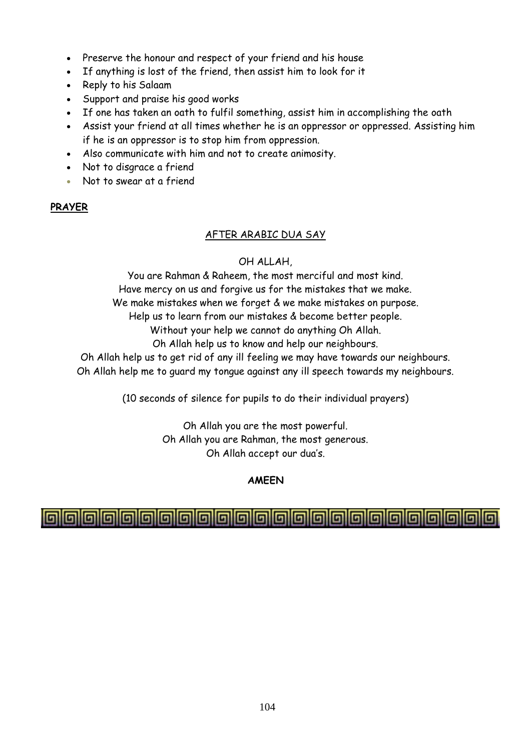- Preserve the honour and respect of your friend and his house
- If anything is lost of the friend, then assist him to look for it
- Reply to his Salaam
- Support and praise his good works
- If one has taken an oath to fulfil something, assist him in accomplishing the oath
- Assist your friend at all times whether he is an oppressor or oppressed. Assisting him if he is an oppressor is to stop him from oppression.
- Also communicate with him and not to create animosity.
- Not to disgrace a friend
- Not to swear at a friend

**PRAYER**

AFTER ARABIC DUA SAY

OH ALLAH,

You are Rahman & Raheem, the most merciful and most kind.
Have mercy on us and forgive us for the mistakes that we make.
We make mistakes when we forget & we make mistakes on purpose.
Help us to learn from our mistakes & become better people.
Without your help we cannot do anything Oh Allah.
Oh Allah help us to know and help our neighbours.
Oh Allah help us to get rid of any ill feeling we may have towards our neighbours.
Oh Allah help me to guard my tongue against any ill speech towards my neighbours.

(10 seconds of silence for pupils to do their individual prayers)

Oh Allah you are the most powerful.
Oh Allah you are Rahman, the most generous.
Oh Allah accept our dua's.

**AMEEN**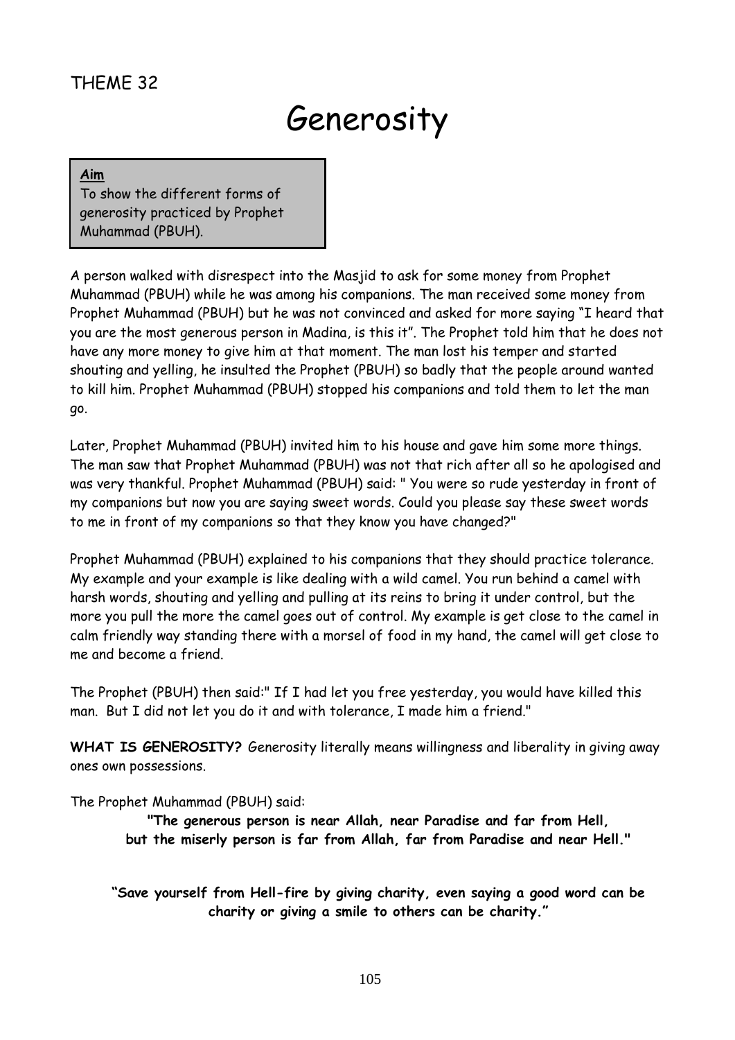THEME 32

# Generosity

**Aim**
To show the different forms of generosity practiced by Prophet Muhammad (PBUH).

A person walked with disrespect into the Masjid to ask for some money from Prophet Muhammad (PBUH) while he was among his companions. The man received some money from Prophet Muhammad (PBUH) but he was not convinced and asked for more saying "I heard that you are the most generous person in Madina, is this it". The Prophet told him that he does not have any more money to give him at that moment. The man lost his temper and started shouting and yelling, he insulted the Prophet (PBUH) so badly that the people around wanted to kill him. Prophet Muhammad (PBUH) stopped his companions and told them to let the man go.

Later, Prophet Muhammad (PBUH) invited him to his house and gave him some more things. The man saw that Prophet Muhammad (PBUH) was not that rich after all so he apologised and was very thankful. Prophet Muhammad (PBUH) said: " You were so rude yesterday in front of my companions but now you are saying sweet words. Could you please say these sweet words to me in front of my companions so that they know you have changed?"

Prophet Muhammad (PBUH) explained to his companions that they should practice tolerance. My example and your example is like dealing with a wild camel. You run behind a camel with harsh words, shouting and yelling and pulling at its reins to bring it under control, but the more you pull the more the camel goes out of control. My example is get close to the camel in calm friendly way standing there with a morsel of food in my hand, the camel will get close to me and become a friend.

The Prophet (PBUH) then said:" If I had let you free yesterday, you would have killed this man. But I did not let you do it and with tolerance, I made him a friend."

**WHAT IS GENEROSITY?** Generosity literally means willingness and liberality in giving away ones own possessions.

The Prophet Muhammad (PBUH) said:

**"The generous person is near Allah, near Paradise and far from Hell, but the miserly person is far from Allah, far from Paradise and near Hell."**

**"Save yourself from Hell-fire by giving charity, even saying a good word can be charity or giving a smile to others can be charity."**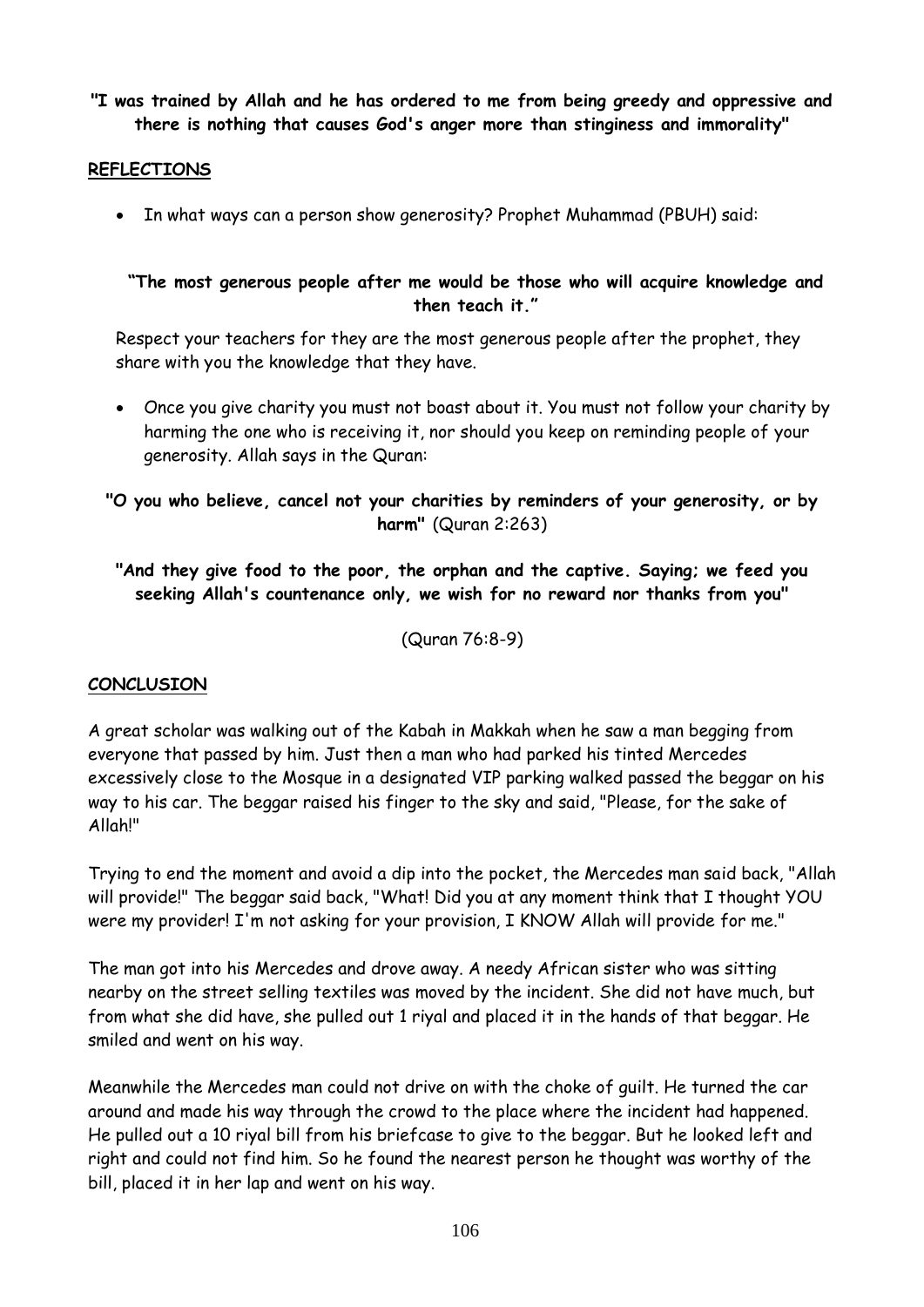**"I was trained by Allah and he has ordered to me from being greedy and oppressive and there is nothing that causes God's anger more than stinginess and immorality"**

## REFLECTIONS

- In what ways can a person show generosity? Prophet Muhammad (PBUH) said:

**"The most generous people after me would be those who will acquire knowledge and then teach it."**

Respect your teachers for they are the most generous people after the prophet, they share with you the knowledge that they have.

- Once you give charity you must not boast about it. You must not follow your charity by harming the one who is receiving it, nor should you keep on reminding people of your generosity. Allah says in the Quran:

**"O you who believe, cancel not your charities by reminders of your generosity, or by harm"** (Quran 2:263)

**"And they give food to the poor, the orphan and the captive. Saying; we feed you seeking Allah's countenance only, we wish for no reward nor thanks from you"**

(Quran 76:8-9)

## CONCLUSION

A great scholar was walking out of the Kabah in Makkah when he saw a man begging from everyone that passed by him. Just then a man who had parked his tinted Mercedes excessively close to the Mosque in a designated VIP parking walked passed the beggar on his way to his car. The beggar raised his finger to the sky and said, "Please, for the sake of Allah!"

Trying to end the moment and avoid a dip into the pocket, the Mercedes man said back, "Allah will provide!" The beggar said back, "What! Did you at any moment think that I thought YOU were my provider! I'm not asking for your provision, I KNOW Allah will provide for me."

The man got into his Mercedes and drove away. A needy African sister who was sitting nearby on the street selling textiles was moved by the incident. She did not have much, but from what she did have, she pulled out 1 riyal and placed it in the hands of that beggar. He smiled and went on his way.

Meanwhile the Mercedes man could not drive on with the choke of guilt. He turned the car around and made his way through the crowd to the place where the incident had happened. He pulled out a 10 riyal bill from his briefcase to give to the beggar. But he looked left and right and could not find him. So he found the nearest person he thought was worthy of the bill, placed it in her lap and went on his way.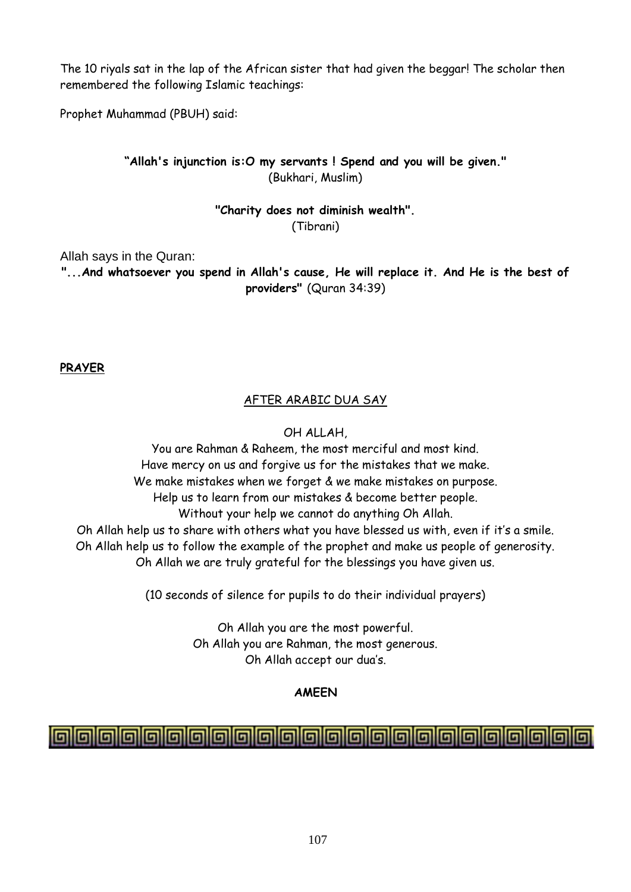The 10 riyals sat in the lap of the African sister that had given the beggar! The scholar then remembered the following Islamic teachings:

Prophet Muhammad (PBUH) said:

**"Allah's injunction is:O my servants ! Spend and you will be given."**
(Bukhari, Muslim)

**"Charity does not diminish wealth".**
(Tibrani)

Allah says in the Quran:
**"...And whatsoever you spend in Allah's cause, He will replace it. And He is the best of providers"** (Quran 34:39)

**PRAYER**

AFTER ARABIC DUA SAY

OH ALLAH,
You are Rahman & Raheem, the most merciful and most kind.
Have mercy on us and forgive us for the mistakes that we make.
We make mistakes when we forget & we make mistakes on purpose.
Help us to learn from our mistakes & become better people.
Without your help we cannot do anything Oh Allah.
Oh Allah help us to share with others what you have blessed us with, even if it's a smile.
Oh Allah help us to follow the example of the prophet and make us people of generosity.
Oh Allah we are truly grateful for the blessings you have given us.

(10 seconds of silence for pupils to do their individual prayers)

Oh Allah you are the most powerful.
Oh Allah you are Rahman, the most generous.
Oh Allah accept our dua's.

**AMEEN**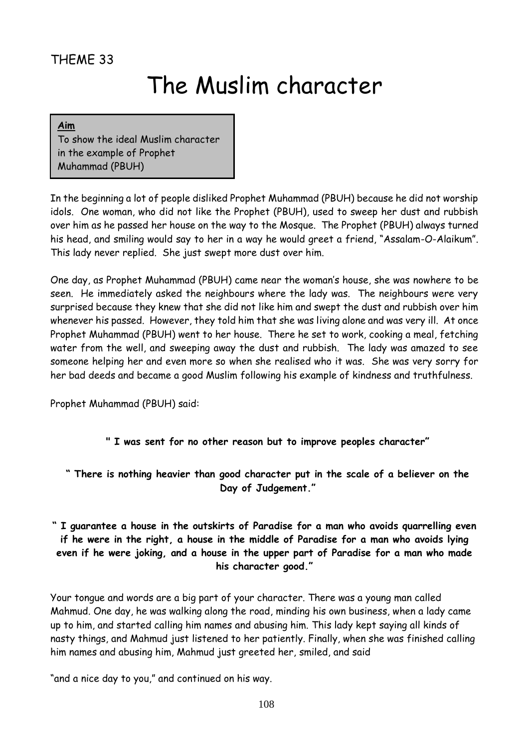THEME 33

# The Muslim character

**Aim**
To show the ideal Muslim character in the example of Prophet Muhammad (PBUH)

In the beginning a lot of people disliked Prophet Muhammad (PBUH) because he did not worship idols. One woman, who did not like the Prophet (PBUH), used to sweep her dust and rubbish over him as he passed her house on the way to the Mosque. The Prophet (PBUH) always turned his head, and smiling would say to her in a way he would greet a friend, "Assalam-O-Alaikum". This lady never replied. She just swept more dust over him.

One day, as Prophet Muhammad (PBUH) came near the woman's house, she was nowhere to be seen. He immediately asked the neighbours where the lady was. The neighbours were very surprised because they knew that she did not like him and swept the dust and rubbish over him whenever his passed. However, they told him that she was living alone and was very ill. At once Prophet Muhammad (PBUH) went to her house. There he set to work, cooking a meal, fetching water from the well, and sweeping away the dust and rubbish. The lady was amazed to see someone helping her and even more so when she realised who it was. She was very sorry for her bad deeds and became a good Muslim following his example of kindness and truthfulness.

Prophet Muhammad (PBUH) said:

**" I was sent for no other reason but to improve peoples character"**

**" There is nothing heavier than good character put in the scale of a believer on the Day of Judgement."**

**" I guarantee a house in the outskirts of Paradise for a man who avoids quarrelling even if he were in the right, a house in the middle of Paradise for a man who avoids lying even if he were joking, and a house in the upper part of Paradise for a man who made his character good."**

Your tongue and words are a big part of your character. There was a young man called Mahmud. One day, he was walking along the road, minding his own business, when a lady came up to him, and started calling him names and abusing him. This lady kept saying all kinds of nasty things, and Mahmud just listened to her patiently. Finally, when she was finished calling him names and abusing him, Mahmud just greeted her, smiled, and said

"and a nice day to you," and continued on his way.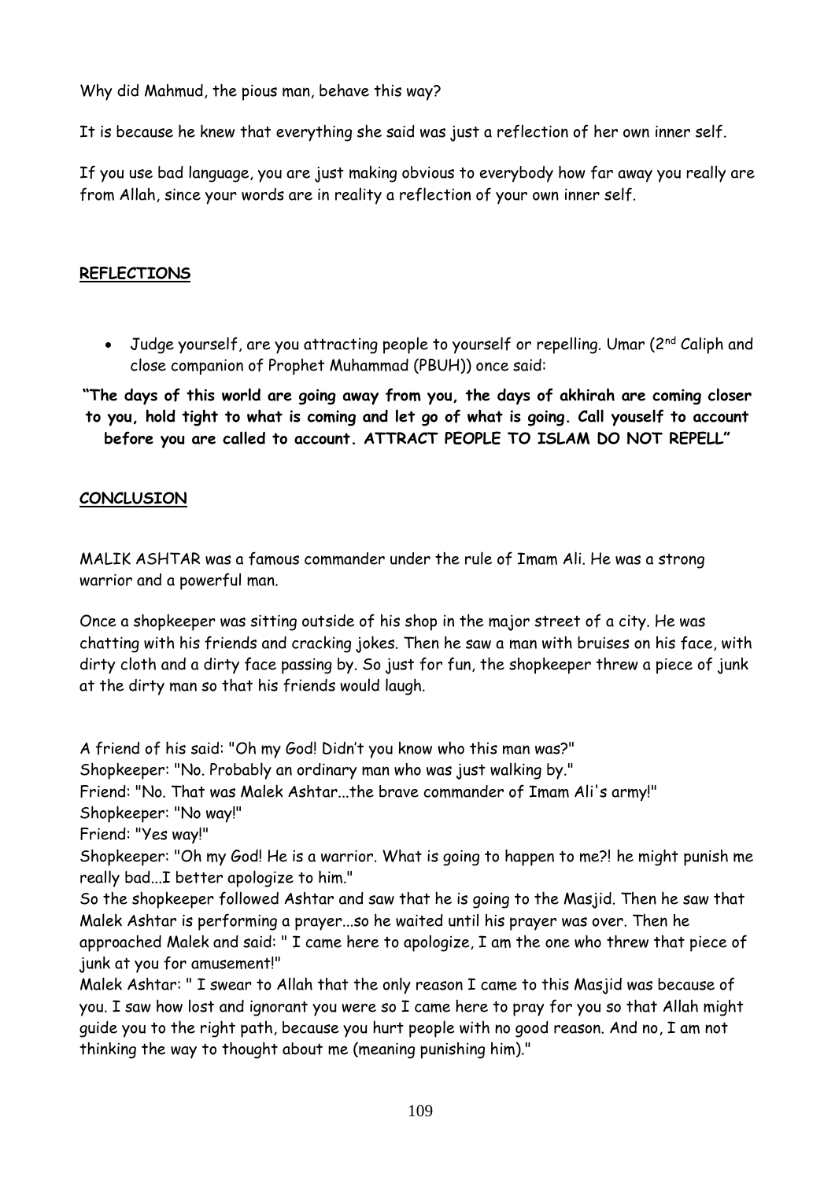Why did Mahmud, the pious man, behave this way?

It is because he knew that everything she said was just a reflection of her own inner self.

If you use bad language, you are just making obvious to everybody how far away you really are from Allah, since your words are in reality a reflection of your own inner self.

## REFLECTIONS

- Judge yourself, are you attracting people to yourself or repelling. Umar (2nd Caliph and close companion of Prophet Muhammad (PBUH)) once said:

**"The days of this world are going away from you, the days of akhirah are coming closer to you, hold tight to what is coming and let go of what is going. Call youself to account before you are called to account. ATTRACT PEOPLE TO ISLAM DO NOT REPELL"**

## CONCLUSION

MALIK ASHTAR was a famous commander under the rule of Imam Ali. He was a strong warrior and a powerful man.

Once a shopkeeper was sitting outside of his shop in the major street of a city. He was chatting with his friends and cracking jokes. Then he saw a man with bruises on his face, with dirty cloth and a dirty face passing by. So just for fun, the shopkeeper threw a piece of junk at the dirty man so that his friends would laugh.

A friend of his said: "Oh my God! Didn't you know who this man was?"
Shopkeeper: "No. Probably an ordinary man who was just walking by."
Friend: "No. That was Malek Ashtar...the brave commander of Imam Ali's army!"
Shopkeeper: "No way!"
Friend: "Yes way!"
Shopkeeper: "Oh my God! He is a warrior. What is going to happen to me?! he might punish me really bad...I better apologize to him."
So the shopkeeper followed Ashtar and saw that he is going to the Masjid. Then he saw that Malek Ashtar is performing a prayer...so he waited until his prayer was over. Then he approached Malek and said: " I came here to apologize, I am the one who threw that piece of junk at you for amusement!"
Malek Ashtar: " I swear to Allah that the only reason I came to this Masjid was because of you. I saw how lost and ignorant you were so I came here to pray for you so that Allah might guide you to the right path, because you hurt people with no good reason. And no, I am not thinking the way to thought about me (meaning punishing him)."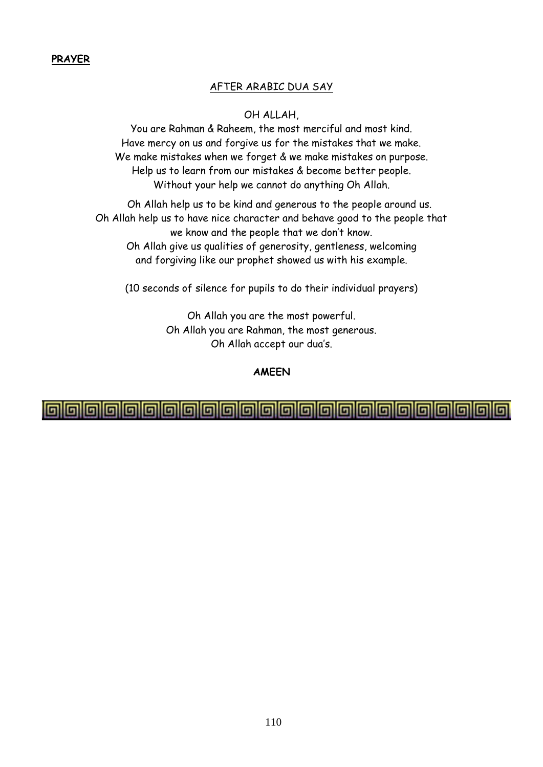**PRAYER**

AFTER ARABIC DUA SAY

OH ALLAH,

You are Rahman & Raheem, the most merciful and most kind.
Have mercy on us and forgive us for the mistakes that we make.
We make mistakes when we forget & we make mistakes on purpose.
Help us to learn from our mistakes & become better people.
Without your help we cannot do anything Oh Allah.

Oh Allah help us to be kind and generous to the people around us.
Oh Allah help us to have nice character and behave good to the people that we know and the people that we don't know.
Oh Allah give us qualities of generosity, gentleness, welcoming and forgiving like our prophet showed us with his example.

(10 seconds of silence for pupils to do their individual prayers)

Oh Allah you are the most powerful.
Oh Allah you are Rahman, the most generous.
Oh Allah accept our dua's.

**AMEEN**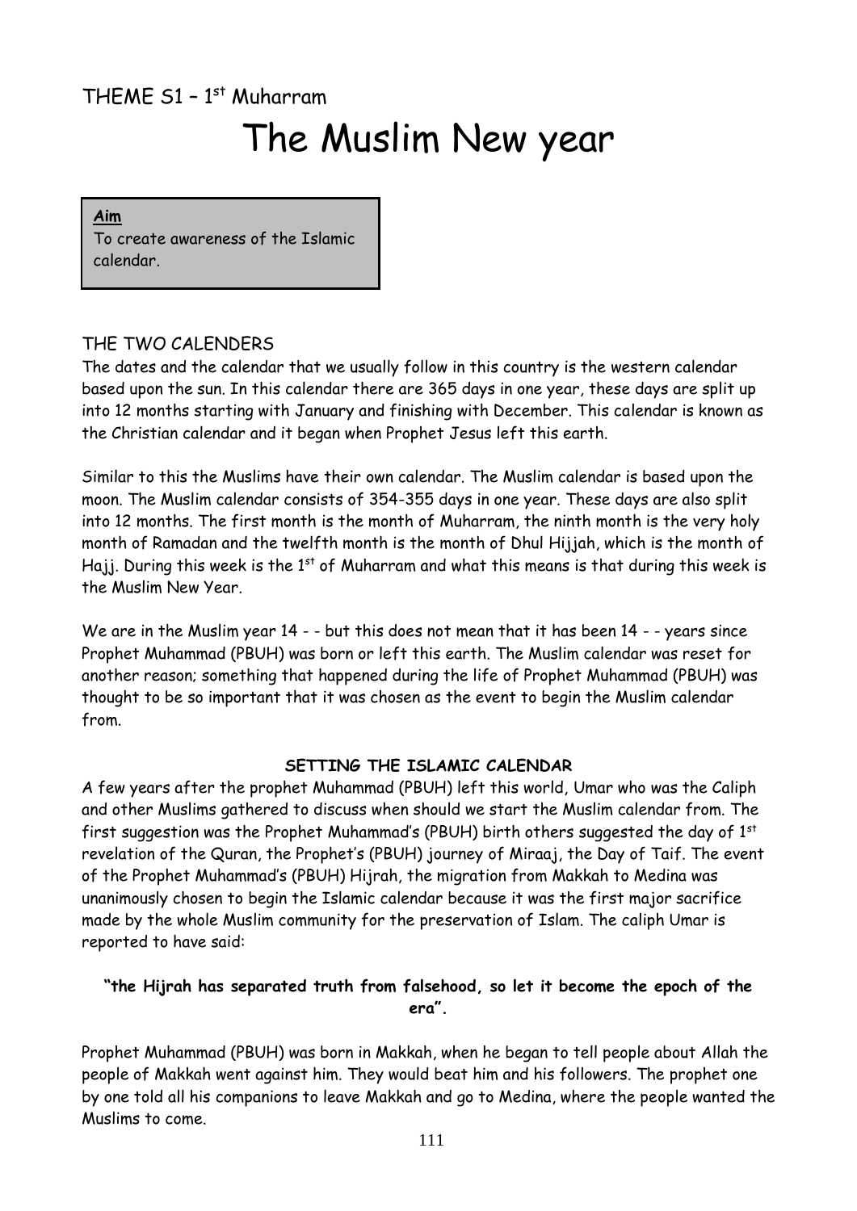THEME S1 – 1st Muharram

# The Muslim New year

**Aim**
To create awareness of the Islamic calendar.

## THE TWO CALENDERS

The dates and the calendar that we usually follow in this country is the western calendar based upon the sun. In this calendar there are 365 days in one year, these days are split up into 12 months starting with January and finishing with December. This calendar is known as the Christian calendar and it began when Prophet Jesus left this earth.

Similar to this the Muslims have their own calendar. The Muslim calendar is based upon the moon. The Muslim calendar consists of 354-355 days in one year. These days are also split into 12 months. The first month is the month of Muharram, the ninth month is the very holy month of Ramadan and the twelfth month is the month of Dhul Hijjah, which is the month of Hajj. During this week is the 1st of Muharram and what this means is that during this week is the Muslim New Year.

We are in the Muslim year 14 - - but this does not mean that it has been 14 - - years since Prophet Muhammad (PBUH) was born or left this earth. The Muslim calendar was reset for another reason; something that happened during the life of Prophet Muhammad (PBUH) was thought to be so important that it was chosen as the event to begin the Muslim calendar from.

### SETTING THE ISLAMIC CALENDAR

A few years after the prophet Muhammad (PBUH) left this world, Umar who was the Caliph and other Muslims gathered to discuss when should we start the Muslim calendar from. The first suggestion was the Prophet Muhammad's (PBUH) birth others suggested the day of 1st revelation of the Quran, the Prophet's (PBUH) journey of Miraaj, the Day of Taif. The event of the Prophet Muhammad's (PBUH) Hijrah, the migration from Makkah to Medina was unanimously chosen to begin the Islamic calendar because it was the first major sacrifice made by the whole Muslim community for the preservation of Islam. The caliph Umar is reported to have said:

**"the Hijrah has separated truth from falsehood, so let it become the epoch of the era".**

Prophet Muhammad (PBUH) was born in Makkah, when he began to tell people about Allah the people of Makkah went against him. They would beat him and his followers. The prophet one by one told all his companions to leave Makkah and go to Medina, where the people wanted the Muslims to come.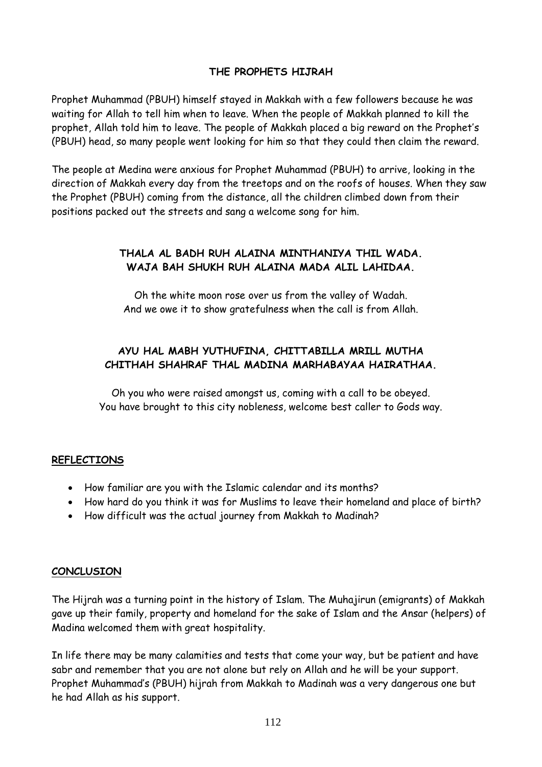### THE PROPHETS HIJRAH

Prophet Muhammad (PBUH) himself stayed in Makkah with a few followers because he was waiting for Allah to tell him when to leave. When the people of Makkah planned to kill the prophet, Allah told him to leave. The people of Makkah placed a big reward on the Prophet's (PBUH) head, so many people went looking for him so that they could then claim the reward.

The people at Medina were anxious for Prophet Muhammad (PBUH) to arrive, looking in the direction of Makkah every day from the treetops and on the roofs of houses. When they saw the Prophet (PBUH) coming from the distance, all the children climbed down from their positions packed out the streets and sang a welcome song for him.

**THALA AL BADH RUH ALAINA MINTHANIYA THIL WADA.**
**WAJA BAH SHUKH RUH ALAINA MADA ALIL LAHIDAA.**

Oh the white moon rose over us from the valley of Wadah.
And we owe it to show gratefulness when the call is from Allah.

**AYU HAL MABH YUTHUFINA, CHITTABILLA MRILL MUTHA**
**CHITHAH SHAHRAF THAL MADINA MARHABAYAA HAIRATHAA.**

Oh you who were raised amongst us, coming with a call to be obeyed.
You have brought to this city nobleness, welcome best caller to Gods way.

## REFLECTIONS

- How familiar are you with the Islamic calendar and its months?
- How hard do you think it was for Muslims to leave their homeland and place of birth?
- How difficult was the actual journey from Makkah to Madinah?

## CONCLUSION

The Hijrah was a turning point in the history of Islam. The Muhajirun (emigrants) of Makkah gave up their family, property and homeland for the sake of Islam and the Ansar (helpers) of Madina welcomed them with great hospitality.

In life there may be many calamities and tests that come your way, but be patient and have sabr and remember that you are not alone but rely on Allah and he will be your support. Prophet Muhammad's (PBUH) hijrah from Makkah to Madinah was a very dangerous one but he had Allah as his support.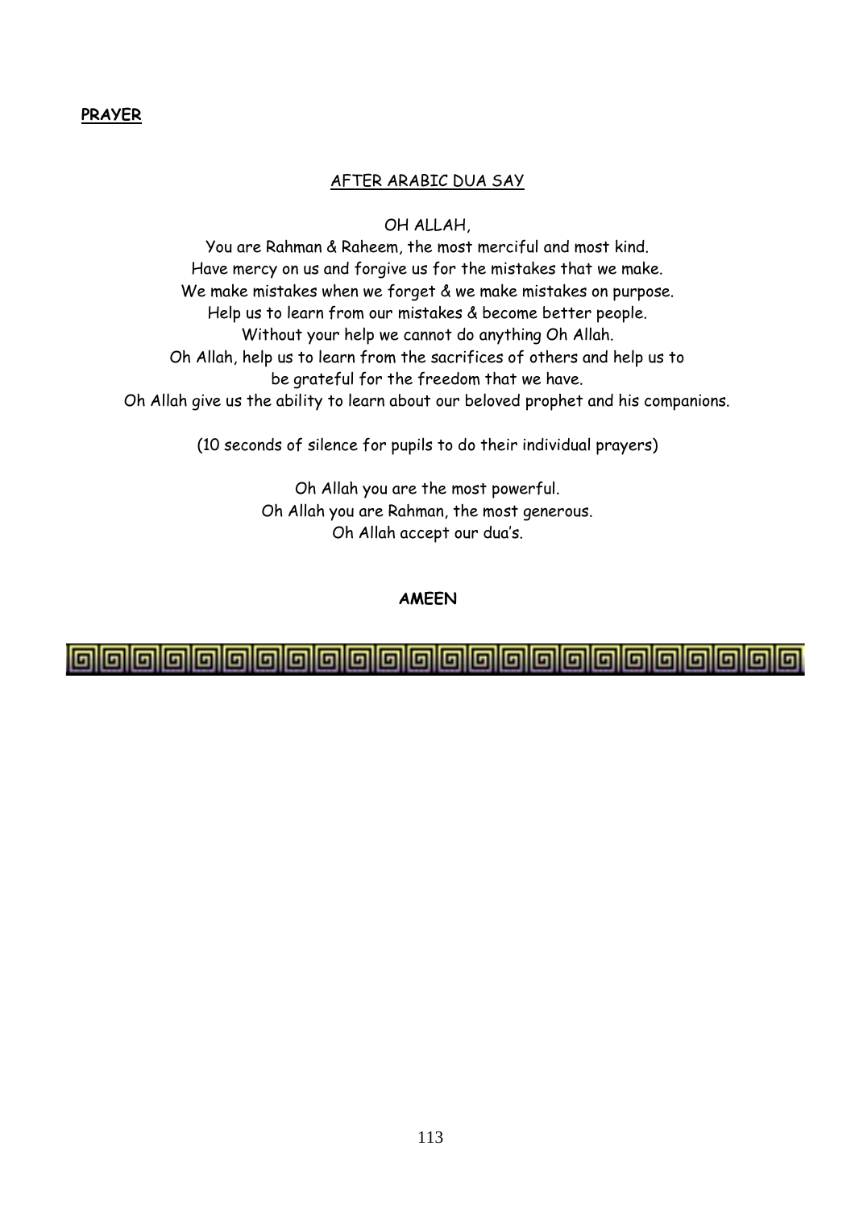**PRAYER**

AFTER ARABIC DUA SAY

OH ALLAH,

You are Rahman & Raheem, the most merciful and most kind.
Have mercy on us and forgive us for the mistakes that we make.
We make mistakes when we forget & we make mistakes on purpose.
Help us to learn from our mistakes & become better people.
Without your help we cannot do anything Oh Allah.
Oh Allah, help us to learn from the sacrifices of others and help us to be grateful for the freedom that we have.
Oh Allah give us the ability to learn about our beloved prophet and his companions.

(10 seconds of silence for pupils to do their individual prayers)

Oh Allah you are the most powerful.
Oh Allah you are Rahman, the most generous.
Oh Allah accept our dua's.

**AMEEN**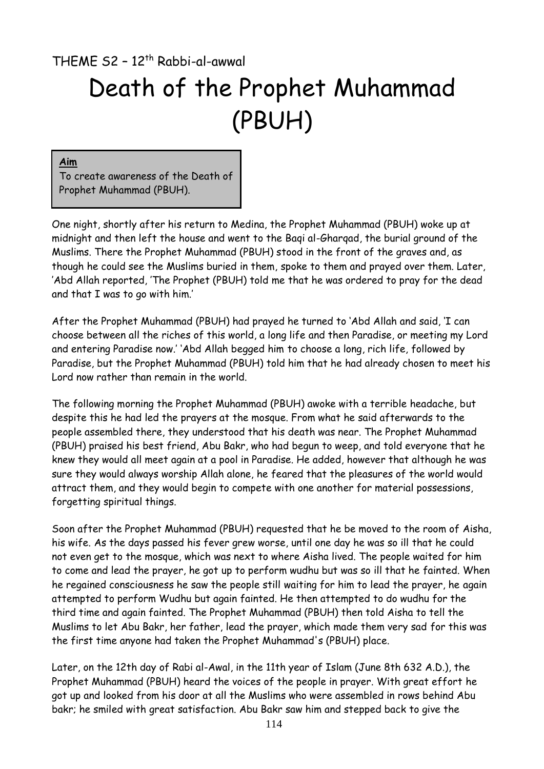THEME S2 – 12th Rabbi-al-awwal

# Death of the Prophet Muhammad (PBUH)

**Aim**

To create awareness of the Death of Prophet Muhammad (PBUH).

One night, shortly after his return to Medina, the Prophet Muhammad (PBUH) woke up at midnight and then left the house and went to the Baqi al-Gharqad, the burial ground of the Muslims. There the Prophet Muhammad (PBUH) stood in the front of the graves and, as though he could see the Muslims buried in them, spoke to them and prayed over them. Later, 'Abd Allah reported, 'The Prophet (PBUH) told me that he was ordered to pray for the dead and that I was to go with him.'

After the Prophet Muhammad (PBUH) had prayed he turned to 'Abd Allah and said, 'I can choose between all the riches of this world, a long life and then Paradise, or meeting my Lord and entering Paradise now.' 'Abd Allah begged him to choose a long, rich life, followed by Paradise, but the Prophet Muhammad (PBUH) told him that he had already chosen to meet his Lord now rather than remain in the world.

The following morning the Prophet Muhammad (PBUH) awoke with a terrible headache, but despite this he had led the prayers at the mosque. From what he said afterwards to the people assembled there, they understood that his death was near. The Prophet Muhammad (PBUH) praised his best friend, Abu Bakr, who had begun to weep, and told everyone that he knew they would all meet again at a pool in Paradise. He added, however that although he was sure they would always worship Allah alone, he feared that the pleasures of the world would attract them, and they would begin to compete with one another for material possessions, forgetting spiritual things.

Soon after the Prophet Muhammad (PBUH) requested that he be moved to the room of Aisha, his wife. As the days passed his fever grew worse, until one day he was so ill that he could not even get to the mosque, which was next to where Aisha lived. The people waited for him to come and lead the prayer, he got up to perform wudhu but was so ill that he fainted. When he regained consciousness he saw the people still waiting for him to lead the prayer, he again attempted to perform Wudhu but again fainted. He then attempted to do wudhu for the third time and again fainted. The Prophet Muhammad (PBUH) then told Aisha to tell the Muslims to let Abu Bakr, her father, lead the prayer, which made them very sad for this was the first time anyone had taken the Prophet Muhammad's (PBUH) place.

Later, on the 12th day of Rabi al-Awal, in the 11th year of Islam (June 8th 632 A.D.), the Prophet Muhammad (PBUH) heard the voices of the people in prayer. With great effort he got up and looked from his door at all the Muslims who were assembled in rows behind Abu bakr; he smiled with great satisfaction. Abu Bakr saw him and stepped back to give the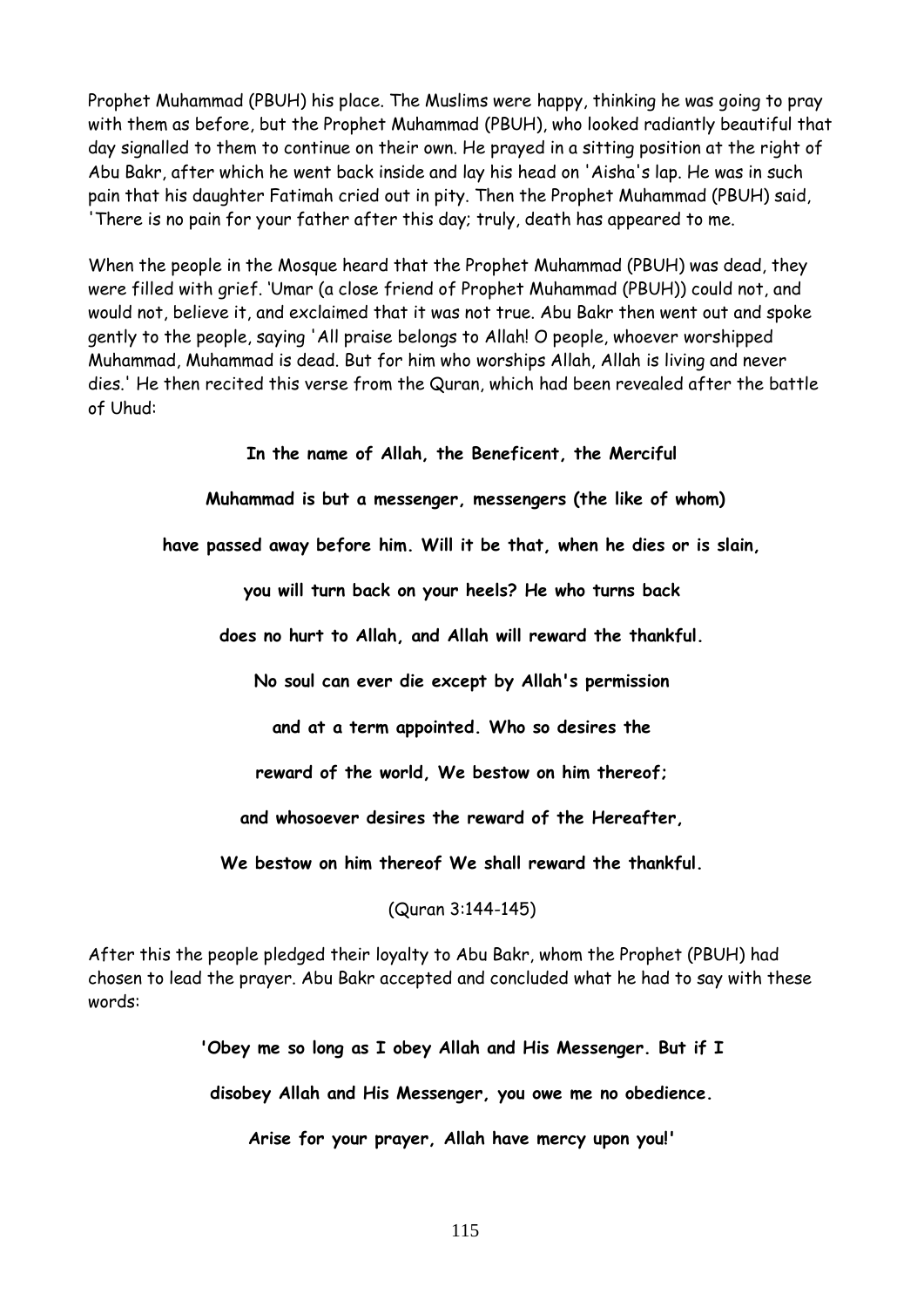Prophet Muhammad (PBUH) his place. The Muslims were happy, thinking he was going to pray with them as before, but the Prophet Muhammad (PBUH), who looked radiantly beautiful that day signalled to them to continue on their own. He prayed in a sitting position at the right of Abu Bakr, after which he went back inside and lay his head on 'Aisha's lap. He was in such pain that his daughter Fatimah cried out in pity. Then the Prophet Muhammad (PBUH) said, 'There is no pain for your father after this day; truly, death has appeared to me.

When the people in the Mosque heard that the Prophet Muhammad (PBUH) was dead, they were filled with grief. 'Umar (a close friend of Prophet Muhammad (PBUH)) could not, and would not, believe it, and exclaimed that it was not true. Abu Bakr then went out and spoke gently to the people, saying 'All praise belongs to Allah! O people, whoever worshipped Muhammad, Muhammad is dead. But for him who worships Allah, Allah is living and never dies.' He then recited this verse from the Quran, which had been revealed after the battle of Uhud:

**In the name of Allah, the Beneficent, the Merciful**

**Muhammad is but a messenger, messengers (the like of whom)**

**have passed away before him. Will it be that, when he dies or is slain,**

**you will turn back on your heels? He who turns back**

**does no hurt to Allah, and Allah will reward the thankful.**

**No soul can ever die except by Allah's permission**

**and at a term appointed. Who so desires the**

**reward of the world, We bestow on him thereof;**

**and whosoever desires the reward of the Hereafter,**

**We bestow on him thereof We shall reward the thankful.**

(Quran 3:144-145)

After this the people pledged their loyalty to Abu Bakr, whom the Prophet (PBUH) had chosen to lead the prayer. Abu Bakr accepted and concluded what he had to say with these words:

**'Obey me so long as I obey Allah and His Messenger. But if I**

**disobey Allah and His Messenger, you owe me no obedience.**

**Arise for your prayer, Allah have mercy upon you!'**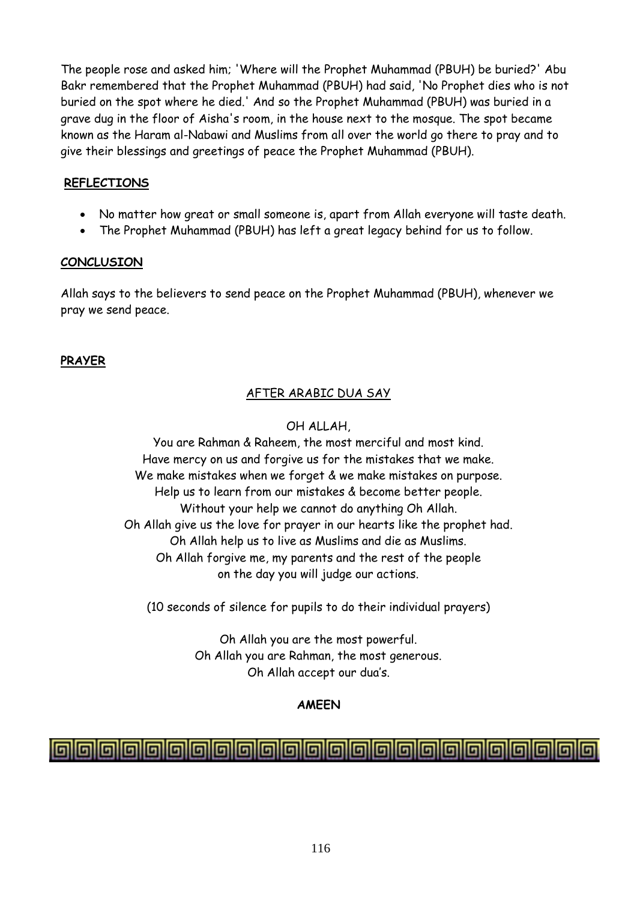The people rose and asked him; 'Where will the Prophet Muhammad (PBUH) be buried?' Abu Bakr remembered that the Prophet Muhammad (PBUH) had said, 'No Prophet dies who is not buried on the spot where he died.' And so the Prophet Muhammad (PBUH) was buried in a grave dug in the floor of Aisha's room, in the house next to the mosque. The spot became known as the Haram al-Nabawi and Muslims from all over the world go there to pray and to give their blessings and greetings of peace the Prophet Muhammad (PBUH).

**REFLECTIONS**

- No matter how great or small someone is, apart from Allah everyone will taste death.
- The Prophet Muhammad (PBUH) has left a great legacy behind for us to follow.

**CONCLUSION**

Allah says to the believers to send peace on the Prophet Muhammad (PBUH), whenever we pray we send peace.

**PRAYER**

AFTER ARABIC DUA SAY

OH ALLAH,
You are Rahman & Raheem, the most merciful and most kind.
Have mercy on us and forgive us for the mistakes that we make.
We make mistakes when we forget & we make mistakes on purpose.
Help us to learn from our mistakes & become better people.
Without your help we cannot do anything Oh Allah.
Oh Allah give us the love for prayer in our hearts like the prophet had.
Oh Allah help us to live as Muslims and die as Muslims.
Oh Allah forgive me, my parents and the rest of the people
on the day you will judge our actions.

(10 seconds of silence for pupils to do their individual prayers)

Oh Allah you are the most powerful.
Oh Allah you are Rahman, the most generous.
Oh Allah accept our dua's.

**AMEEN**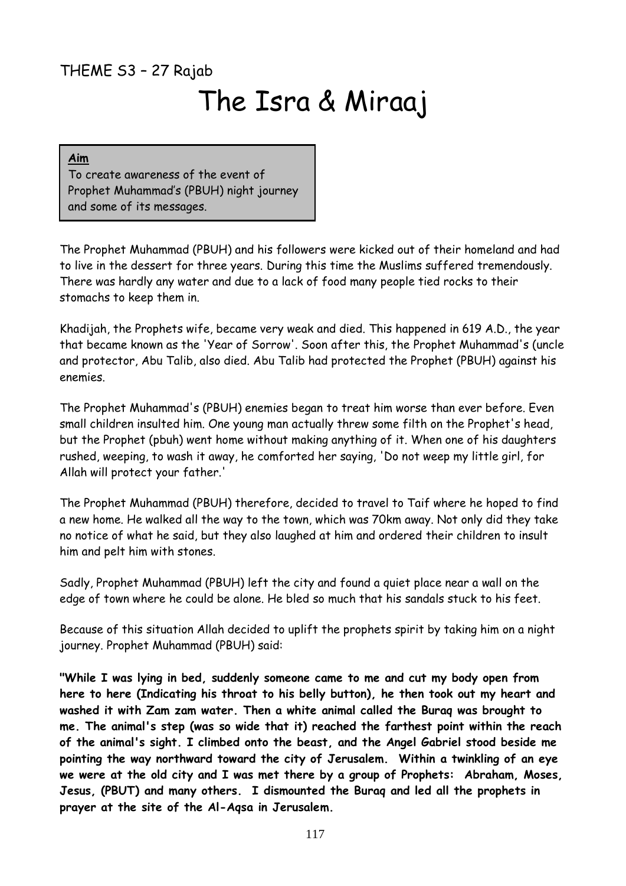THEME S3 – 27 Rajab

# The Isra & Miraaj

**Aim**
To create awareness of the event of Prophet Muhammad's (PBUH) night journey and some of its messages.

The Prophet Muhammad (PBUH) and his followers were kicked out of their homeland and had to live in the dessert for three years. During this time the Muslims suffered tremendously. There was hardly any water and due to a lack of food many people tied rocks to their stomachs to keep them in.

Khadijah, the Prophets wife, became very weak and died. This happened in 619 A.D., the year that became known as the 'Year of Sorrow'. Soon after this, the Prophet Muhammad's (uncle and protector, Abu Talib, also died. Abu Talib had protected the Prophet (PBUH) against his enemies.

The Prophet Muhammad's (PBUH) enemies began to treat him worse than ever before. Even small children insulted him. One young man actually threw some filth on the Prophet's head, but the Prophet (pbuh) went home without making anything of it. When one of his daughters rushed, weeping, to wash it away, he comforted her saying, 'Do not weep my little girl, for Allah will protect your father.'

The Prophet Muhammad (PBUH) therefore, decided to travel to Taif where he hoped to find a new home. He walked all the way to the town, which was 70km away. Not only did they take no notice of what he said, but they also laughed at him and ordered their children to insult him and pelt him with stones.

Sadly, Prophet Muhammad (PBUH) left the city and found a quiet place near a wall on the edge of town where he could be alone. He bled so much that his sandals stuck to his feet.

Because of this situation Allah decided to uplift the prophets spirit by taking him on a night journey. Prophet Muhammad (PBUH) said:

**"While I was lying in bed, suddenly someone came to me and cut my body open from here to here (Indicating his throat to his belly button), he then took out my heart and washed it with Zam zam water. Then a white animal called the Buraq was brought to me. The animal's step (was so wide that it) reached the farthest point within the reach of the animal's sight. I climbed onto the beast, and the Angel Gabriel stood beside me pointing the way northward toward the city of Jerusalem. Within a twinkling of an eye we were at the old city and I was met there by a group of Prophets: Abraham, Moses, Jesus, (PBUT) and many others. I dismounted the Buraq and led all the prophets in prayer at the site of the Al-Aqsa in Jerusalem.**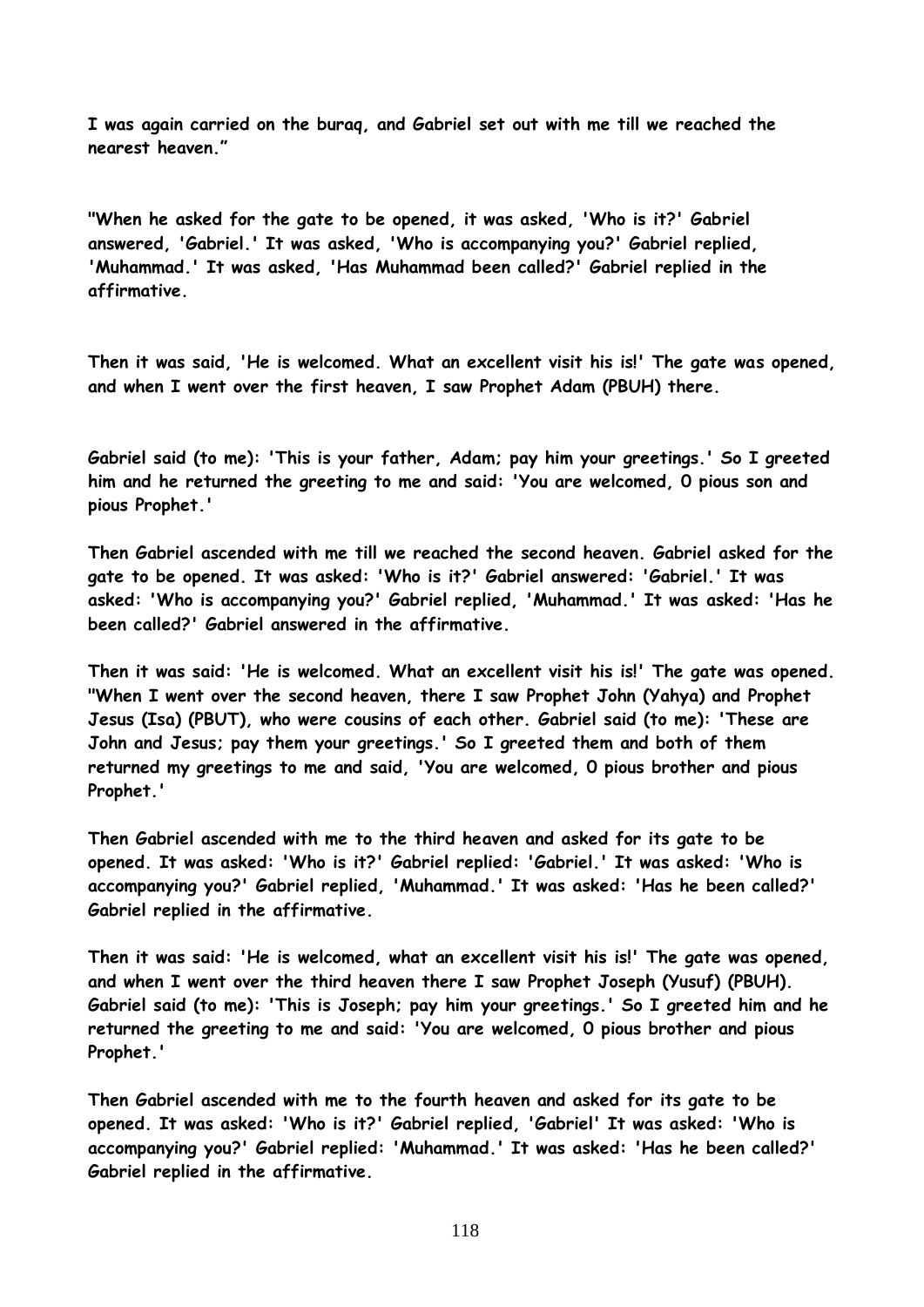**I was again carried on the buraq, and Gabriel set out with me till we reached the nearest heaven."**

**"When he asked for the gate to be opened, it was asked, 'Who is it?' Gabriel answered, 'Gabriel.' It was asked, 'Who is accompanying you?' Gabriel replied, 'Muhammad.' It was asked, 'Has Muhammad been called?' Gabriel replied in the affirmative.**

**Then it was said, 'He is welcomed. What an excellent visit his is!' The gate was opened, and when I went over the first heaven, I saw Prophet Adam (PBUH) there.**

**Gabriel said (to me): 'This is your father, Adam; pay him your greetings.' So I greeted him and he returned the greeting to me and said: 'You are welcomed, O pious son and pious Prophet.'**

**Then Gabriel ascended with me till we reached the second heaven. Gabriel asked for the gate to be opened. It was asked: 'Who is it?' Gabriel answered: 'Gabriel.' It was asked: 'Who is accompanying you?' Gabriel replied, 'Muhammad.' It was asked: 'Has he been called?' Gabriel answered in the affirmative.**

**Then it was said: 'He is welcomed. What an excellent visit his is!' The gate was opened. "When I went over the second heaven, there I saw Prophet John (Yahya) and Prophet Jesus (Isa) (PBUT), who were cousins of each other. Gabriel said (to me): 'These are John and Jesus; pay them your greetings.' So I greeted them and both of them returned my greetings to me and said, 'You are welcomed, O pious brother and pious Prophet.'**

**Then Gabriel ascended with me to the third heaven and asked for its gate to be opened. It was asked: 'Who is it?' Gabriel replied: 'Gabriel.' It was asked: 'Who is accompanying you?' Gabriel replied, 'Muhammad.' It was asked: 'Has he been called?' Gabriel replied in the affirmative.**

**Then it was said: 'He is welcomed, what an excellent visit his is!' The gate was opened, and when I went over the third heaven I saw Prophet Joseph (Yusuf) (PBUH). Gabriel said (to me): 'This is Joseph; pay him your greetings.' So I greeted him and he returned the greeting to me and said: 'You are welcomed, O pious brother and pious Prophet.'**

**Then Gabriel ascended with me to the fourth heaven and asked for its gate to be opened. It was asked: 'Who is it?' Gabriel replied, 'Gabriel' It was asked: 'Who is accompanying you?' Gabriel replied: 'Muhammad.' It was asked: 'Has he been called?' Gabriel replied in the affirmative.**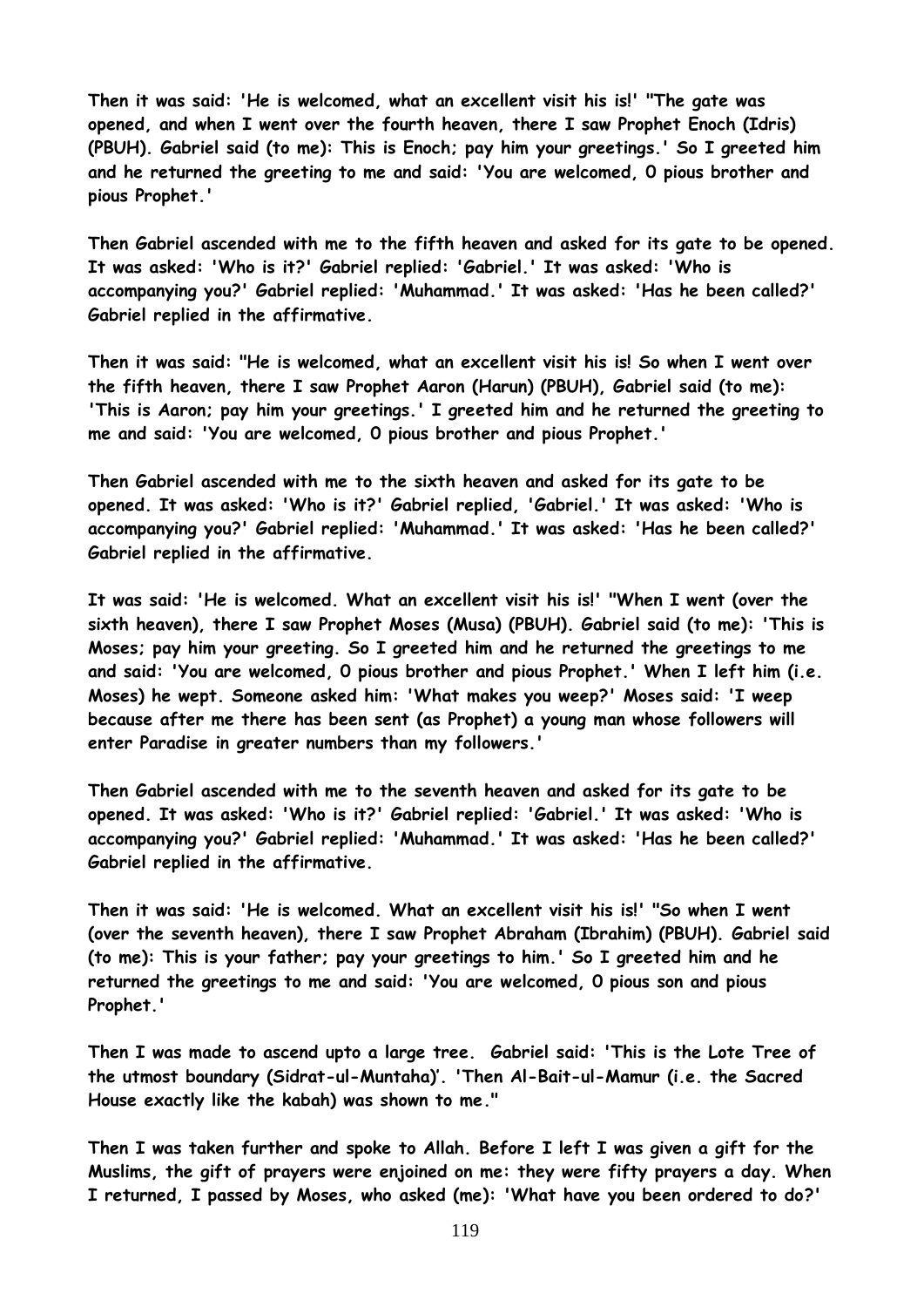**Then it was said: 'He is welcomed, what an excellent visit his is!' "The gate was opened, and when I went over the fourth heaven, there I saw Prophet Enoch (Idris) (PBUH). Gabriel said (to me): This is Enoch; pay him your greetings.' So I greeted him and he returned the greeting to me and said: 'You are welcomed, O pious brother and pious Prophet.'**

**Then Gabriel ascended with me to the fifth heaven and asked for its gate to be opened. It was asked: 'Who is it?' Gabriel replied: 'Gabriel.' It was asked: 'Who is accompanying you?' Gabriel replied: 'Muhammad.' It was asked: 'Has he been called?' Gabriel replied in the affirmative.**

**Then it was said: "He is welcomed, what an excellent visit his is! So when I went over the fifth heaven, there I saw Prophet Aaron (Harun) (PBUH), Gabriel said (to me): 'This is Aaron; pay him your greetings.' I greeted him and he returned the greeting to me and said: 'You are welcomed, O pious brother and pious Prophet.'**

**Then Gabriel ascended with me to the sixth heaven and asked for its gate to be opened. It was asked: 'Who is it?' Gabriel replied, 'Gabriel.' It was asked: 'Who is accompanying you?' Gabriel replied: 'Muhammad.' It was asked: 'Has he been called?' Gabriel replied in the affirmative.**

**It was said: 'He is welcomed. What an excellent visit his is!' "When I went (over the sixth heaven), there I saw Prophet Moses (Musa) (PBUH). Gabriel said (to me): 'This is Moses; pay him your greeting. So I greeted him and he returned the greetings to me and said: 'You are welcomed, O pious brother and pious Prophet.' When I left him (i.e. Moses) he wept. Someone asked him: 'What makes you weep?' Moses said: 'I weep because after me there has been sent (as Prophet) a young man whose followers will enter Paradise in greater numbers than my followers.'**

**Then Gabriel ascended with me to the seventh heaven and asked for its gate to be opened. It was asked: 'Who is it?' Gabriel replied: 'Gabriel.' It was asked: 'Who is accompanying you?' Gabriel replied: 'Muhammad.' It was asked: 'Has he been called?' Gabriel replied in the affirmative.**

**Then it was said: 'He is welcomed. What an excellent visit his is!' "So when I went (over the seventh heaven), there I saw Prophet Abraham (Ibrahim) (PBUH). Gabriel said (to me): This is your father; pay your greetings to him.' So I greeted him and he returned the greetings to me and said: 'You are welcomed, O pious son and pious Prophet.'**

**Then I was made to ascend upto a large tree. Gabriel said: 'This is the Lote Tree of the utmost boundary (Sidrat-ul-Muntaha)'. 'Then Al-Bait-ul-Mamur (i.e. the Sacred House exactly like the kabah) was shown to me."**

**Then I was taken further and spoke to Allah. Before I left I was given a gift for the Muslims, the gift of prayers were enjoined on me: they were fifty prayers a day. When I returned, I passed by Moses, who asked (me): 'What have you been ordered to do?'**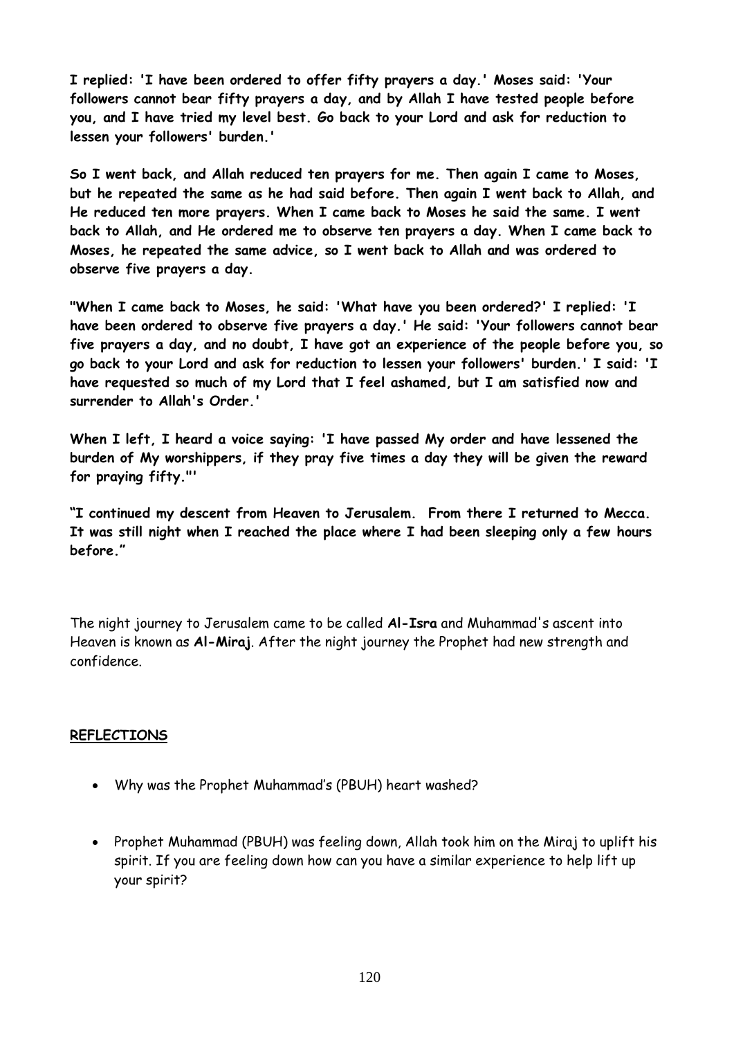**I replied: 'I have been ordered to offer fifty prayers a day.' Moses said: 'Your followers cannot bear fifty prayers a day, and by Allah I have tested people before you, and I have tried my level best. Go back to your Lord and ask for reduction to lessen your followers' burden.'**

**So I went back, and Allah reduced ten prayers for me. Then again I came to Moses, but he repeated the same as he had said before. Then again I went back to Allah, and He reduced ten more prayers. When I came back to Moses he said the same. I went back to Allah, and He ordered me to observe ten prayers a day. When I came back to Moses, he repeated the same advice, so I went back to Allah and was ordered to observe five prayers a day.**

**"When I came back to Moses, he said: 'What have you been ordered?' I replied: 'I have been ordered to observe five prayers a day.' He said: 'Your followers cannot bear five prayers a day, and no doubt, I have got an experience of the people before you, so go back to your Lord and ask for reduction to lessen your followers' burden.' I said: 'I have requested so much of my Lord that I feel ashamed, but I am satisfied now and surrender to Allah's Order.'**

**When I left, I heard a voice saying: 'I have passed My order and have lessened the burden of My worshippers, if they pray five times a day they will be given the reward for praying fifty."'**

**"I continued my descent from Heaven to Jerusalem. From there I returned to Mecca. It was still night when I reached the place where I had been sleeping only a few hours before."**

The night journey to Jerusalem came to be called **Al-Isra** and Muhammad's ascent into Heaven is known as **Al-Miraj**. After the night journey the Prophet had new strength and confidence.

## REFLECTIONS

- Why was the Prophet Muhammad's (PBUH) heart washed?
- Prophet Muhammad (PBUH) was feeling down, Allah took him on the Miraj to uplift his spirit. If you are feeling down how can you have a similar experience to help lift up your spirit?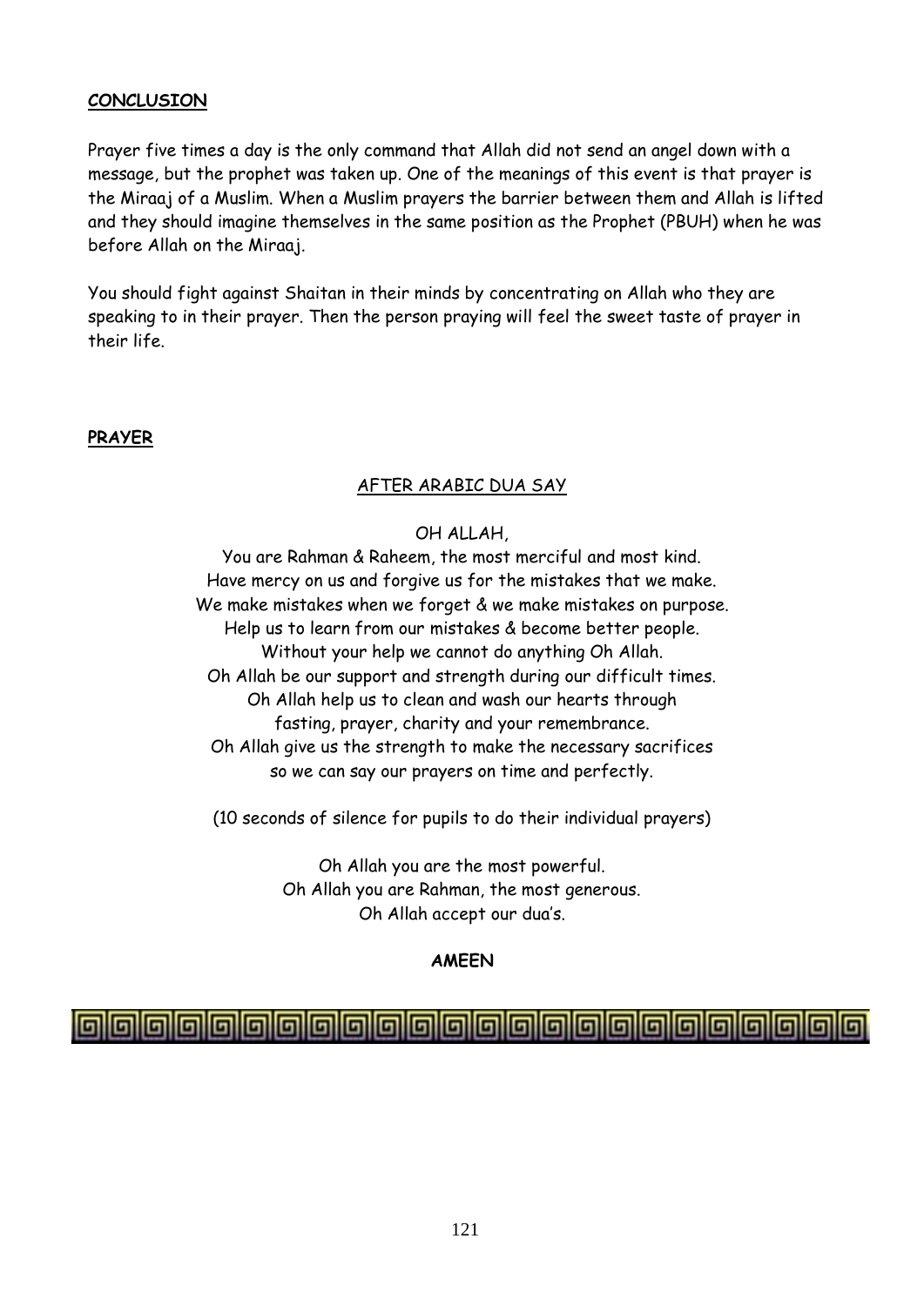**CONCLUSION**

Prayer five times a day is the only command that Allah did not send an angel down with a message, but the prophet was taken up. One of the meanings of this event is that prayer is the Miraaj of a Muslim. When a Muslim prayers the barrier between them and Allah is lifted and they should imagine themselves in the same position as the Prophet (PBUH) when he was before Allah on the Miraaj.

You should fight against Shaitan in their minds by concentrating on Allah who they are speaking to in their prayer. Then the person praying will feel the sweet taste of prayer in their life.

**PRAYER**

AFTER ARABIC DUA SAY

OH ALLAH,
You are Rahman & Raheem, the most merciful and most kind.
Have mercy on us and forgive us for the mistakes that we make.
We make mistakes when we forget & we make mistakes on purpose.
Help us to learn from our mistakes & become better people.
Without your help we cannot do anything Oh Allah.
Oh Allah be our support and strength during our difficult times.
Oh Allah help us to clean and wash our hearts through
fasting, prayer, charity and your remembrance.
Oh Allah give us the strength to make the necessary sacrifices
so we can say our prayers on time and perfectly.

(10 seconds of silence for pupils to do their individual prayers)

Oh Allah you are the most powerful.
Oh Allah you are Rahman, the most generous.
Oh Allah accept our dua's.

**AMEEN**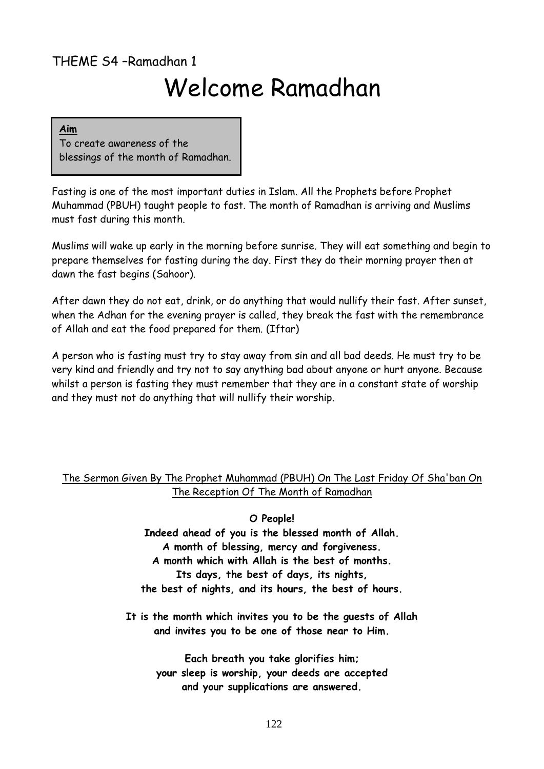THEME S4 –Ramadhan 1

# Welcome Ramadhan

**Aim**
To create awareness of the blessings of the month of Ramadhan.

Fasting is one of the most important duties in Islam. All the Prophets before Prophet Muhammad (PBUH) taught people to fast. The month of Ramadhan is arriving and Muslims must fast during this month.

Muslims will wake up early in the morning before sunrise. They will eat something and begin to prepare themselves for fasting during the day. First they do their morning prayer then at dawn the fast begins (Sahoor).

After dawn they do not eat, drink, or do anything that would nullify their fast. After sunset, when the Adhan for the evening prayer is called, they break the fast with the remembrance of Allah and eat the food prepared for them. (Iftar)

A person who is fasting must try to stay away from sin and all bad deeds. He must try to be very kind and friendly and try not to say anything bad about anyone or hurt anyone. Because whilst a person is fasting they must remember that they are in a constant state of worship and they must not do anything that will nullify their worship.

<u>The Sermon Given By The Prophet Muhammad (PBUH) On The Last Friday Of Sha'ban On The Reception Of The Month of Ramadhan</u>

**O People!**
**Indeed ahead of you is the blessed month of Allah.**
**A month of blessing, mercy and forgiveness.**
**A month which with Allah is the best of months.**
**Its days, the best of days, its nights,**
**the best of nights, and its hours, the best of hours.**

**It is the month which invites you to be the guests of Allah**
**and invites you to be one of those near to Him.**

**Each breath you take glorifies him;**
**your sleep is worship, your deeds are accepted**
**and your supplications are answered.**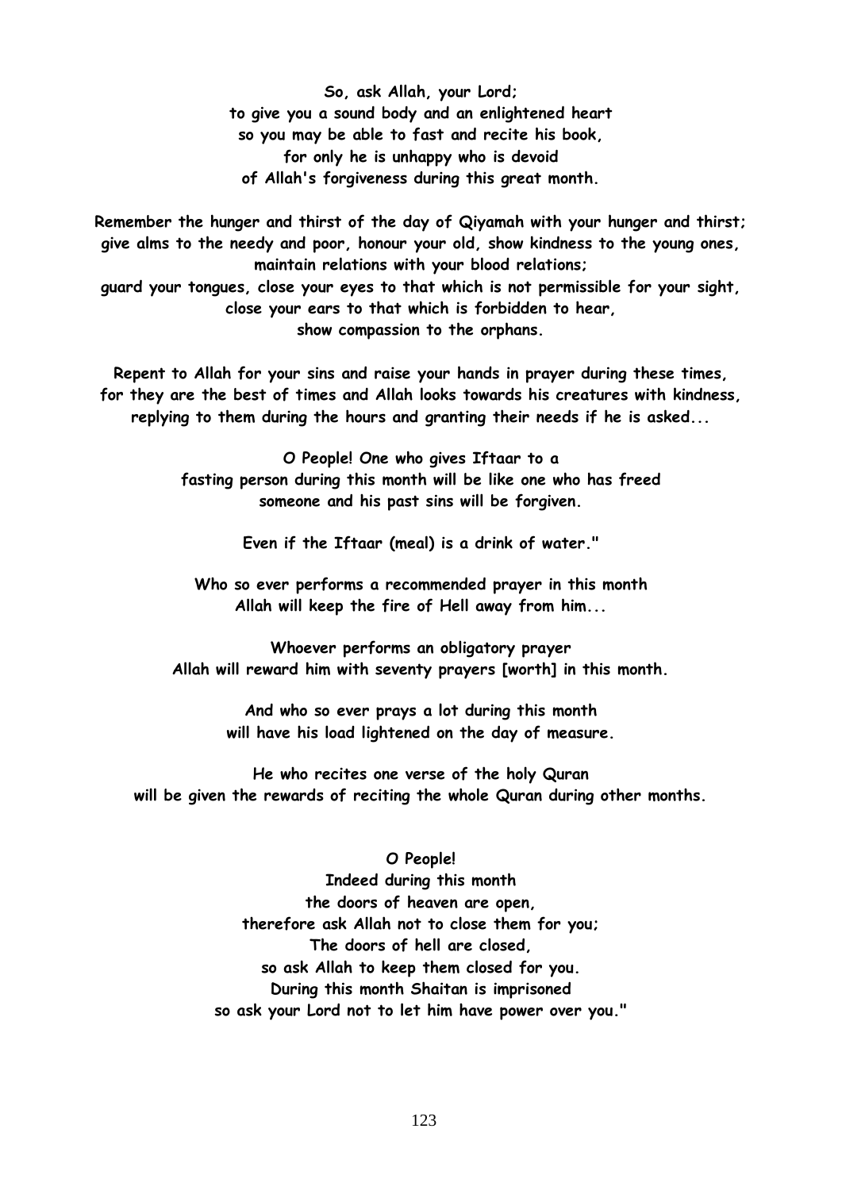**So, ask Allah, your Lord;**
**to give you a sound body and an enlightened heart**
**so you may be able to fast and recite his book,**
**for only he is unhappy who is devoid**
**of Allah's forgiveness during this great month.**

**Remember the hunger and thirst of the day of Qiyamah with your hunger and thirst;**
**give alms to the needy and poor, honour your old, show kindness to the young ones,**
**maintain relations with your blood relations;**
**guard your tongues, close your eyes to that which is not permissible for your sight,**
**close your ears to that which is forbidden to hear,**
**show compassion to the orphans.**

**Repent to Allah for your sins and raise your hands in prayer during these times,**
**for they are the best of times and Allah looks towards his creatures with kindness,**
**replying to them during the hours and granting their needs if he is asked...**

**O People! One who gives Iftaar to a**
**fasting person during this month will be like one who has freed**
**someone and his past sins will be forgiven.**

**Even if the Iftaar (meal) is a drink of water."**

**Who so ever performs a recommended prayer in this month**
**Allah will keep the fire of Hell away from him...**

**Whoever performs an obligatory prayer**
**Allah will reward him with seventy prayers [worth] in this month.**

**And who so ever prays a lot during this month**
**will have his load lightened on the day of measure.**

**He who recites one verse of the holy Quran**
**will be given the rewards of reciting the whole Quran during other months.**

**O People!**
**Indeed during this month**
**the doors of heaven are open,**
**therefore ask Allah not to close them for you;**
**The doors of hell are closed,**
**so ask Allah to keep them closed for you.**
**During this month Shaitan is imprisoned**
**so ask your Lord not to let him have power over you."**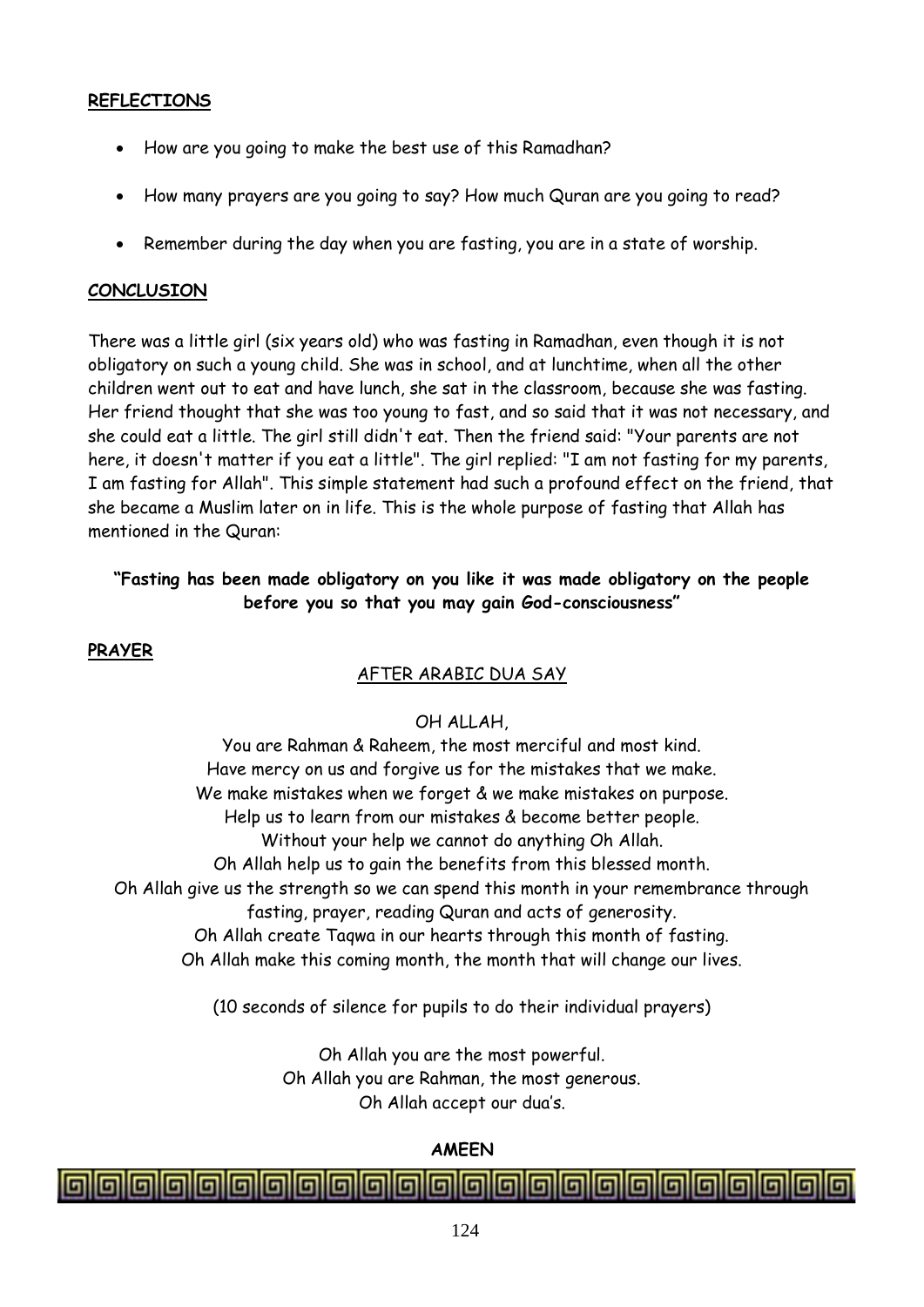**REFLECTIONS**

- How are you going to make the best use of this Ramadhan?
- How many prayers are you going to say? How much Quran are you going to read?
- Remember during the day when you are fasting, you are in a state of worship.

**CONCLUSION**

There was a little girl (six years old) who was fasting in Ramadhan, even though it is not obligatory on such a young child. She was in school, and at lunchtime, when all the other children went out to eat and have lunch, she sat in the classroom, because she was fasting. Her friend thought that she was too young to fast, and so said that it was not necessary, and she could eat a little. The girl still didn't eat. Then the friend said: "Your parents are not here, it doesn't matter if you eat a little". The girl replied: "I am not fasting for my parents, I am fasting for Allah". This simple statement had such a profound effect on the friend, that she became a Muslim later on in life. This is the whole purpose of fasting that Allah has mentioned in the Quran:

**"Fasting has been made obligatory on you like it was made obligatory on the people before you so that you may gain God-consciousness"**

**PRAYER**

AFTER ARABIC DUA SAY

OH ALLAH,

You are Rahman & Raheem, the most merciful and most kind.
Have mercy on us and forgive us for the mistakes that we make.
We make mistakes when we forget & we make mistakes on purpose.
Help us to learn from our mistakes & become better people.
Without your help we cannot do anything Oh Allah.
Oh Allah help us to gain the benefits from this blessed month.
Oh Allah give us the strength so we can spend this month in your remembrance through fasting, prayer, reading Quran and acts of generosity.
Oh Allah create Taqwa in our hearts through this month of fasting.
Oh Allah make this coming month, the month that will change our lives.

(10 seconds of silence for pupils to do their individual prayers)

Oh Allah you are the most powerful.
Oh Allah you are Rahman, the most generous.
Oh Allah accept our dua's.

**AMEEN**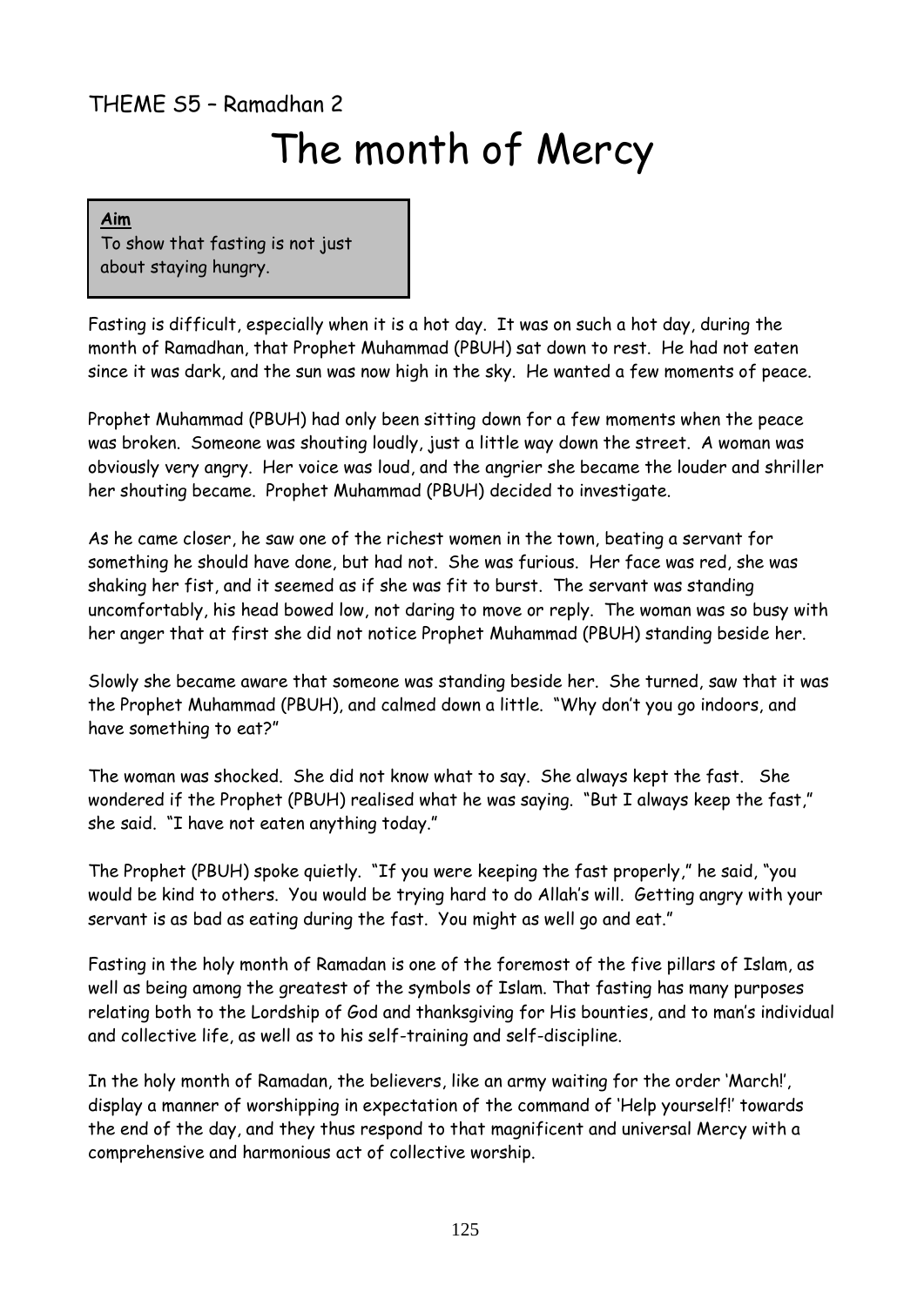THEME S5 – Ramadhan 2

# The month of Mercy

**Aim**

To show that fasting is not just about staying hungry.

Fasting is difficult, especially when it is a hot day. It was on such a hot day, during the month of Ramadhan, that Prophet Muhammad (PBUH) sat down to rest. He had not eaten since it was dark, and the sun was now high in the sky. He wanted a few moments of peace.

Prophet Muhammad (PBUH) had only been sitting down for a few moments when the peace was broken. Someone was shouting loudly, just a little way down the street. A woman was obviously very angry. Her voice was loud, and the angrier she became the louder and shriller her shouting became. Prophet Muhammad (PBUH) decided to investigate.

As he came closer, he saw one of the richest women in the town, beating a servant for something he should have done, but had not. She was furious. Her face was red, she was shaking her fist, and it seemed as if she was fit to burst. The servant was standing uncomfortably, his head bowed low, not daring to move or reply. The woman was so busy with her anger that at first she did not notice Prophet Muhammad (PBUH) standing beside her.

Slowly she became aware that someone was standing beside her. She turned, saw that it was the Prophet Muhammad (PBUH), and calmed down a little. "Why don't you go indoors, and have something to eat?"

The woman was shocked. She did not know what to say. She always kept the fast. She wondered if the Prophet (PBUH) realised what he was saying. "But I always keep the fast," she said. "I have not eaten anything today."

The Prophet (PBUH) spoke quietly. "If you were keeping the fast properly," he said, "you would be kind to others. You would be trying hard to do Allah's will. Getting angry with your servant is as bad as eating during the fast. You might as well go and eat."

Fasting in the holy month of Ramadan is one of the foremost of the five pillars of Islam, as well as being among the greatest of the symbols of Islam. That fasting has many purposes relating both to the Lordship of God and thanksgiving for His bounties, and to man's individual and collective life, as well as to his self-training and self-discipline.

In the holy month of Ramadan, the believers, like an army waiting for the order 'March!', display a manner of worshipping in expectation of the command of 'Help yourself!' towards the end of the day, and they thus respond to that magnificent and universal Mercy with a comprehensive and harmonious act of collective worship.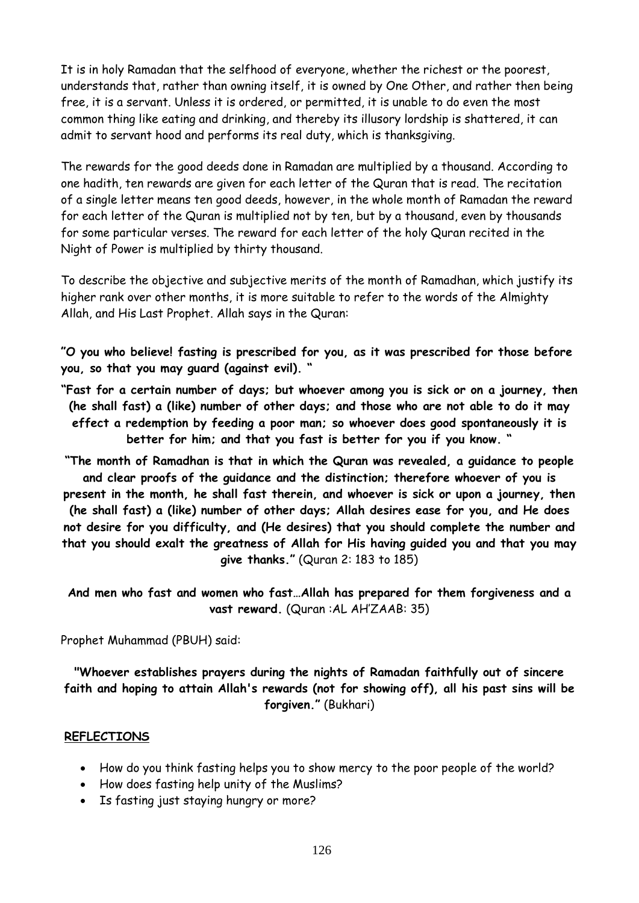It is in holy Ramadan that the selfhood of everyone, whether the richest or the poorest, understands that, rather than owning itself, it is owned by One Other, and rather then being free, it is a servant. Unless it is ordered, or permitted, it is unable to do even the most common thing like eating and drinking, and thereby its illusory lordship is shattered, it can admit to servant hood and performs its real duty, which is thanksgiving.

The rewards for the good deeds done in Ramadan are multiplied by a thousand. According to one hadith, ten rewards are given for each letter of the Quran that is read. The recitation of a single letter means ten good deeds, however, in the whole month of Ramadan the reward for each letter of the Quran is multiplied not by ten, but by a thousand, even by thousands for some particular verses. The reward for each letter of the holy Quran recited in the Night of Power is multiplied by thirty thousand.

To describe the objective and subjective merits of the month of Ramadhan, which justify its higher rank over other months, it is more suitable to refer to the words of the Almighty Allah, and His Last Prophet. Allah says in the Quran:

**"O you who believe! fasting is prescribed for you, as it was prescribed for those before you, so that you may guard (against evil). "**

**"Fast for a certain number of days; but whoever among you is sick or on a journey, then (he shall fast) a (like) number of other days; and those who are not able to do it may effect a redemption by feeding a poor man; so whoever does good spontaneously it is better for him; and that you fast is better for you if you know. "**

**"The month of Ramadhan is that in which the Quran was revealed, a guidance to people and clear proofs of the guidance and the distinction; therefore whoever of you is present in the month, he shall fast therein, and whoever is sick or upon a journey, then (he shall fast) a (like) number of other days; Allah desires ease for you, and He does not desire for you difficulty, and (He desires) that you should complete the number and that you should exalt the greatness of Allah for His having guided you and that you may give thanks."** (Quran 2: 183 to 185)

**And men who fast and women who fast…Allah has prepared for them forgiveness and a vast reward.** (Quran :AL AH'ZAAB: 35)

Prophet Muhammad (PBUH) said:

**"Whoever establishes prayers during the nights of Ramadan faithfully out of sincere faith and hoping to attain Allah's rewards (not for showing off), all his past sins will be forgiven."** (Bukhari)

**REFLECTIONS**

- How do you think fasting helps you to show mercy to the poor people of the world?
- How does fasting help unity of the Muslims?
- Is fasting just staying hungry or more?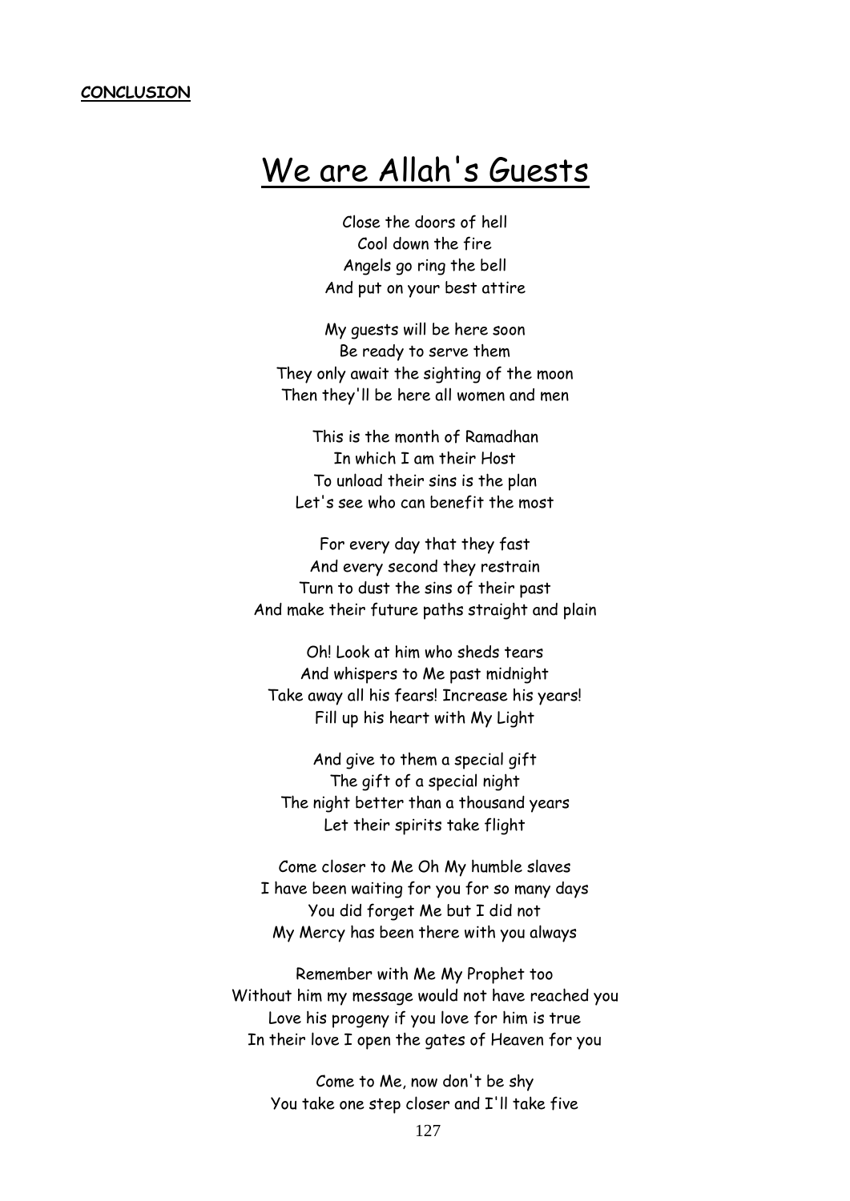**CONCLUSION**

# We are Allah's Guests

Close the doors of hell  
Cool down the fire  
Angels go ring the bell  
And put on your best attire

My guests will be here soon  
Be ready to serve them  
They only await the sighting of the moon  
Then they'll be here all women and men

This is the month of Ramadhan  
In which I am their Host  
To unload their sins is the plan  
Let's see who can benefit the most

For every day that they fast  
And every second they restrain  
Turn to dust the sins of their past  
And make their future paths straight and plain

Oh! Look at him who sheds tears  
And whispers to Me past midnight  
Take away all his fears! Increase his years!  
Fill up his heart with My Light

And give to them a special gift  
The gift of a special night  
The night better than a thousand years  
Let their spirits take flight

Come closer to Me Oh My humble slaves  
I have been waiting for you for so many days  
You did forget Me but I did not  
My Mercy has been there with you always

Remember with Me My Prophet too  
Without him my message would not have reached you  
Love his progeny if you love for him is true  
In their love I open the gates of Heaven for you

Come to Me, now don't be shy  
You take one step closer and I'll take five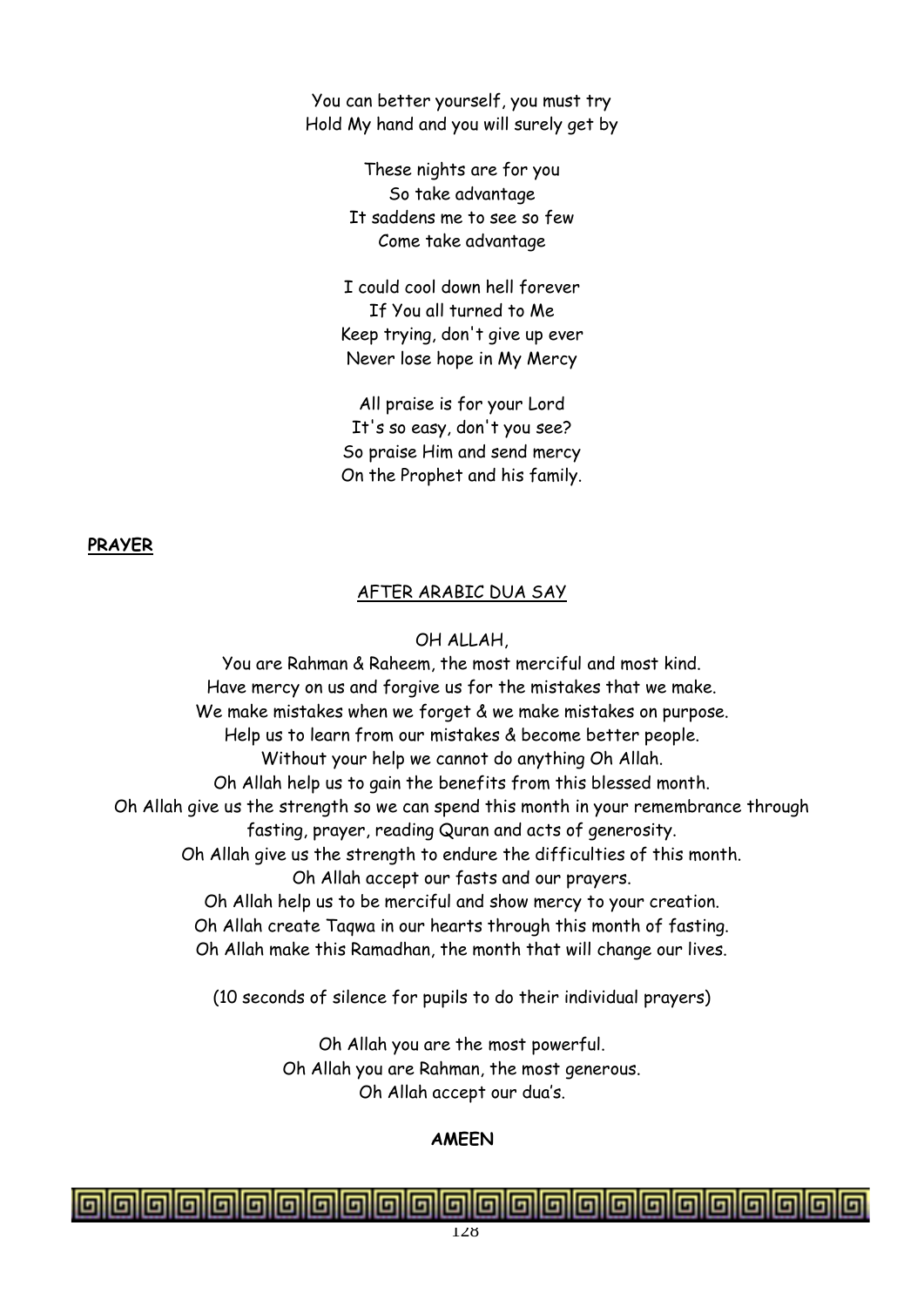You can better yourself, you must try
Hold My hand and you will surely get by

These nights are for you
So take advantage
It saddens me to see so few
Come take advantage

I could cool down hell forever
If You all turned to Me
Keep trying, don't give up ever
Never lose hope in My Mercy

All praise is for your Lord
It's so easy, don't you see?
So praise Him and send mercy
On the Prophet and his family.

**PRAYER**

AFTER ARABIC DUA SAY

OH ALLAH,

You are Rahman & Raheem, the most merciful and most kind.
Have mercy on us and forgive us for the mistakes that we make.
We make mistakes when we forget & we make mistakes on purpose.
Help us to learn from our mistakes & become better people.
Without your help we cannot do anything Oh Allah.
Oh Allah help us to gain the benefits from this blessed month.
Oh Allah give us the strength so we can spend this month in your remembrance through fasting, prayer, reading Quran and acts of generosity.
Oh Allah give us the strength to endure the difficulties of this month.
Oh Allah accept our fasts and our prayers.
Oh Allah help us to be merciful and show mercy to your creation.
Oh Allah create Taqwa in our hearts through this month of fasting.
Oh Allah make this Ramadhan, the month that will change our lives.

(10 seconds of silence for pupils to do their individual prayers)

Oh Allah you are the most powerful.
Oh Allah you are Rahman, the most generous.
Oh Allah accept our dua's.

**AMEEN**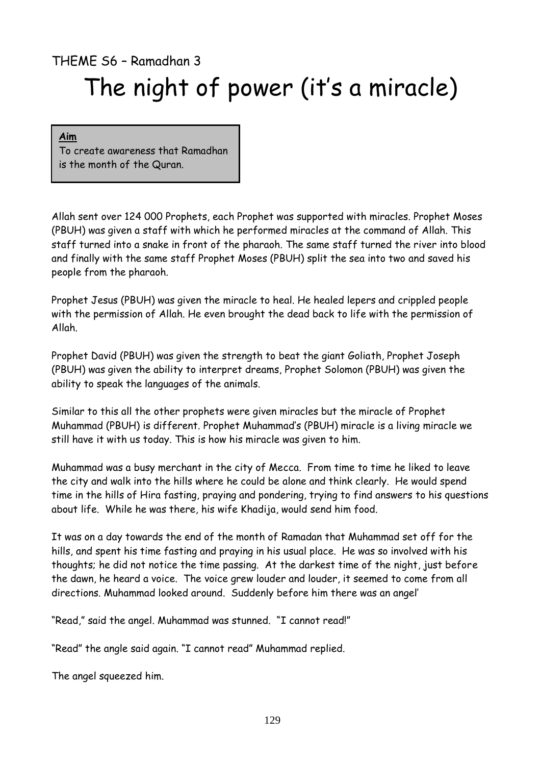THEME S6 – Ramadhan 3

# The night of power (it's a miracle)

**Aim**
To create awareness that Ramadhan is the month of the Quran.

Allah sent over 124 000 Prophets, each Prophet was supported with miracles. Prophet Moses (PBUH) was given a staff with which he performed miracles at the command of Allah. This staff turned into a snake in front of the pharaoh. The same staff turned the river into blood and finally with the same staff Prophet Moses (PBUH) split the sea into two and saved his people from the pharaoh.

Prophet Jesus (PBUH) was given the miracle to heal. He healed lepers and crippled people with the permission of Allah. He even brought the dead back to life with the permission of Allah.

Prophet David (PBUH) was given the strength to beat the giant Goliath, Prophet Joseph (PBUH) was given the ability to interpret dreams, Prophet Solomon (PBUH) was given the ability to speak the languages of the animals.

Similar to this all the other prophets were given miracles but the miracle of Prophet Muhammad (PBUH) is different. Prophet Muhammad's (PBUH) miracle is a living miracle we still have it with us today. This is how his miracle was given to him.

Muhammad was a busy merchant in the city of Mecca. From time to time he liked to leave the city and walk into the hills where he could be alone and think clearly. He would spend time in the hills of Hira fasting, praying and pondering, trying to find answers to his questions about life. While he was there, his wife Khadija, would send him food.

It was on a day towards the end of the month of Ramadan that Muhammad set off for the hills, and spent his time fasting and praying in his usual place. He was so involved with his thoughts; he did not notice the time passing. At the darkest time of the night, just before the dawn, he heard a voice. The voice grew louder and louder, it seemed to come from all directions. Muhammad looked around. Suddenly before him there was an angel'

"Read," said the angel. Muhammad was stunned. "I cannot read!"

"Read" the angle said again. "I cannot read" Muhammad replied.

The angel squeezed him.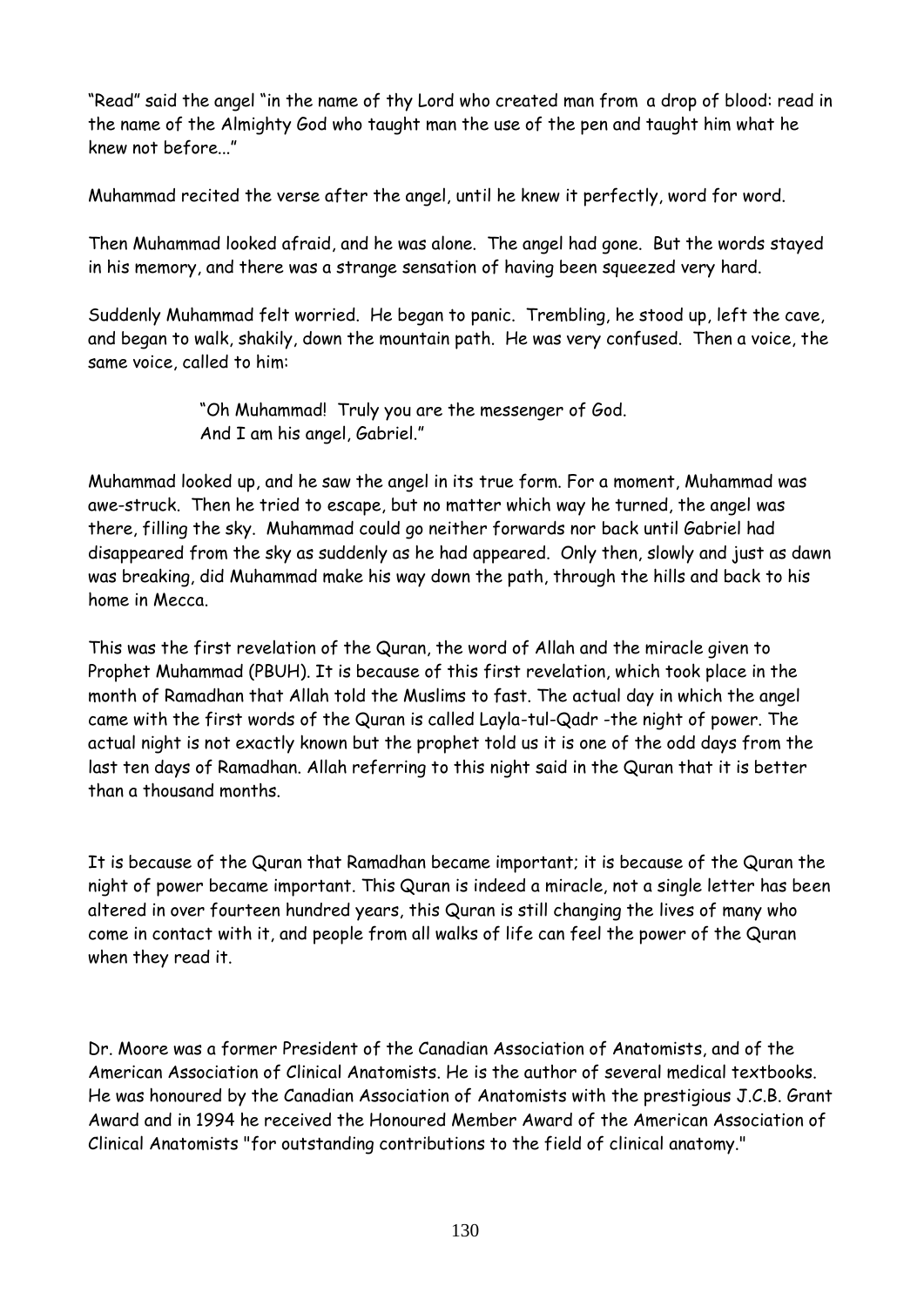"Read" said the angel "in the name of thy Lord who created man from a drop of blood: read in the name of the Almighty God who taught man the use of the pen and taught him what he knew not before..."

Muhammad recited the verse after the angel, until he knew it perfectly, word for word.

Then Muhammad looked afraid, and he was alone. The angel had gone. But the words stayed in his memory, and there was a strange sensation of having been squeezed very hard.

Suddenly Muhammad felt worried. He began to panic. Trembling, he stood up, left the cave, and began to walk, shakily, down the mountain path. He was very confused. Then a voice, the same voice, called to him:

> "Oh Muhammad! Truly you are the messenger of God.
> And I am his angel, Gabriel."

Muhammad looked up, and he saw the angel in its true form. For a moment, Muhammad was awe-struck. Then he tried to escape, but no matter which way he turned, the angel was there, filling the sky. Muhammad could go neither forwards nor back until Gabriel had disappeared from the sky as suddenly as he had appeared. Only then, slowly and just as dawn was breaking, did Muhammad make his way down the path, through the hills and back to his home in Mecca.

This was the first revelation of the Quran, the word of Allah and the miracle given to Prophet Muhammad (PBUH). It is because of this first revelation, which took place in the month of Ramadhan that Allah told the Muslims to fast. The actual day in which the angel came with the first words of the Quran is called Layla-tul-Qadr -the night of power. The actual night is not exactly known but the prophet told us it is one of the odd days from the last ten days of Ramadhan. Allah referring to this night said in the Quran that it is better than a thousand months.

It is because of the Quran that Ramadhan became important; it is because of the Quran the night of power became important. This Quran is indeed a miracle, not a single letter has been altered in over fourteen hundred years, this Quran is still changing the lives of many who come in contact with it, and people from all walks of life can feel the power of the Quran when they read it.

Dr. Moore was a former President of the Canadian Association of Anatomists, and of the American Association of Clinical Anatomists. He is the author of several medical textbooks. He was honoured by the Canadian Association of Anatomists with the prestigious J.C.B. Grant Award and in 1994 he received the Honoured Member Award of the American Association of Clinical Anatomists "for outstanding contributions to the field of clinical anatomy."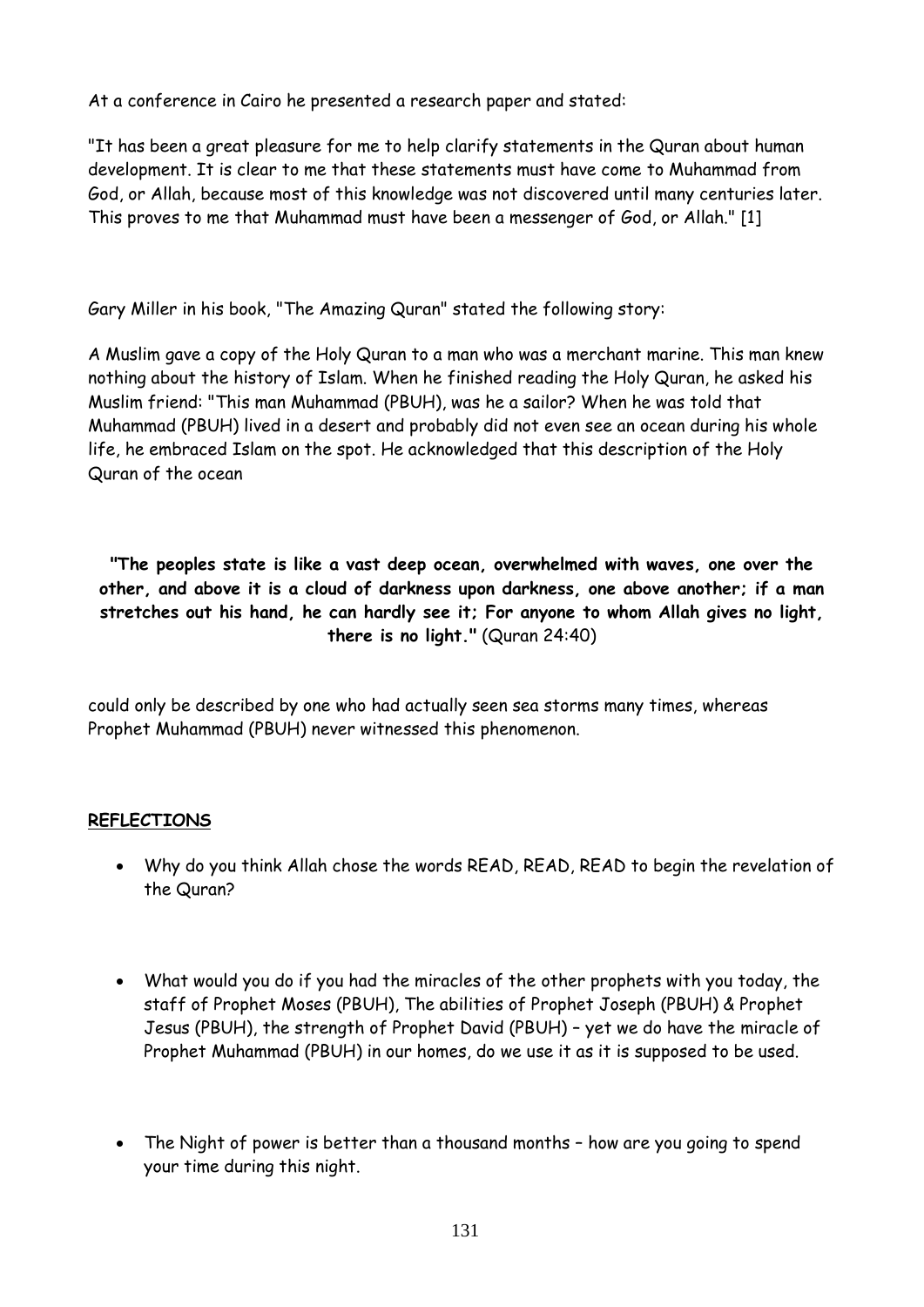At a conference in Cairo he presented a research paper and stated:

"It has been a great pleasure for me to help clarify statements in the Quran about human development. It is clear to me that these statements must have come to Muhammad from God, or Allah, because most of this knowledge was not discovered until many centuries later. This proves to me that Muhammad must have been a messenger of God, or Allah." [1]

Gary Miller in his book, "The Amazing Quran" stated the following story:

A Muslim gave a copy of the Holy Quran to a man who was a merchant marine. This man knew nothing about the history of Islam. When he finished reading the Holy Quran, he asked his Muslim friend: "This man Muhammad (PBUH), was he a sailor? When he was told that Muhammad (PBUH) lived in a desert and probably did not even see an ocean during his whole life, he embraced Islam on the spot. He acknowledged that this description of the Holy Quran of the ocean

**"The peoples state is like a vast deep ocean, overwhelmed with waves, one over the other, and above it is a cloud of darkness upon darkness, one above another; if a man stretches out his hand, he can hardly see it; For anyone to whom Allah gives no light, there is no light."** (Quran 24:40)

could only be described by one who had actually seen sea storms many times, whereas Prophet Muhammad (PBUH) never witnessed this phenomenon.

## REFLECTIONS

- Why do you think Allah chose the words READ, READ, READ to begin the revelation of the Quran?
- What would you do if you had the miracles of the other prophets with you today, the staff of Prophet Moses (PBUH), The abilities of Prophet Joseph (PBUH) & Prophet Jesus (PBUH), the strength of Prophet David (PBUH) – yet we do have the miracle of Prophet Muhammad (PBUH) in our homes, do we use it as it is supposed to be used.
- The Night of power is better than a thousand months – how are you going to spend your time during this night.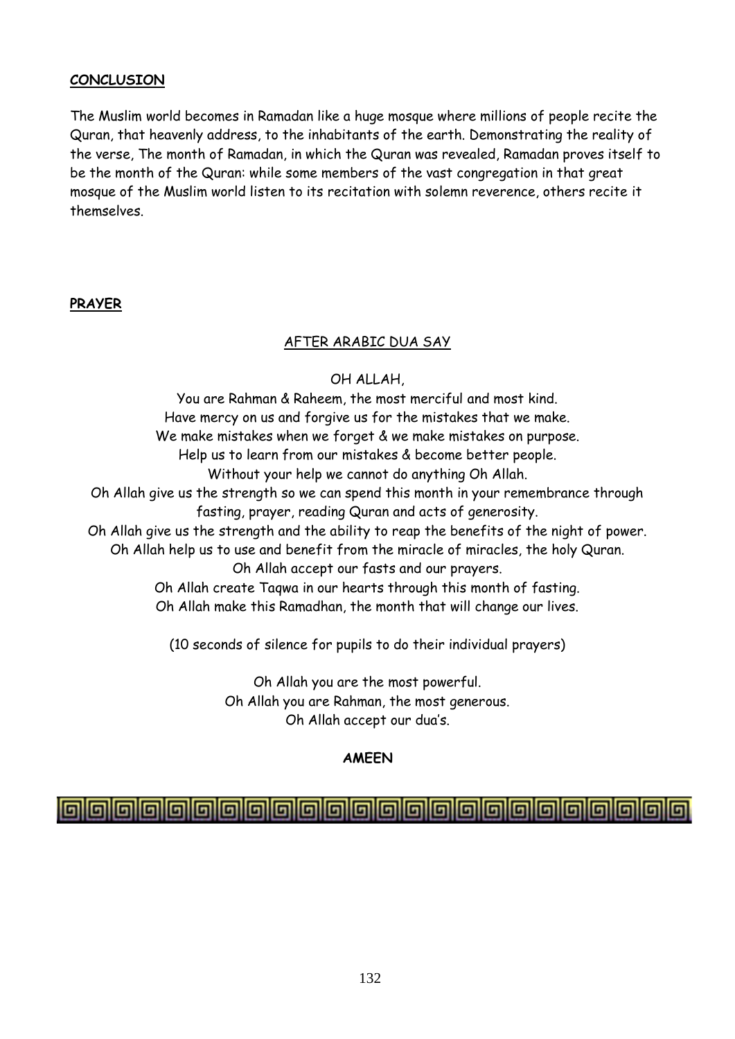**CONCLUSION**

The Muslim world becomes in Ramadan like a huge mosque where millions of people recite the Quran, that heavenly address, to the inhabitants of the earth. Demonstrating the reality of the verse, The month of Ramadan, in which the Quran was revealed, Ramadan proves itself to be the month of the Quran: while some members of the vast congregation in that great mosque of the Muslim world listen to its recitation with solemn reverence, others recite it themselves.

**PRAYER**

AFTER ARABIC DUA SAY

OH ALLAH,

You are Rahman & Raheem, the most merciful and most kind.
Have mercy on us and forgive us for the mistakes that we make.
We make mistakes when we forget & we make mistakes on purpose.
Help us to learn from our mistakes & become better people.
Without your help we cannot do anything Oh Allah.
Oh Allah give us the strength so we can spend this month in your remembrance through fasting, prayer, reading Quran and acts of generosity.
Oh Allah give us the strength and the ability to reap the benefits of the night of power.
Oh Allah help us to use and benefit from the miracle of miracles, the holy Quran.
Oh Allah accept our fasts and our prayers.
Oh Allah create Taqwa in our hearts through this month of fasting.
Oh Allah make this Ramadhan, the month that will change our lives.

(10 seconds of silence for pupils to do their individual prayers)

Oh Allah you are the most powerful.
Oh Allah you are Rahman, the most generous.
Oh Allah accept our dua's.

**AMEEN**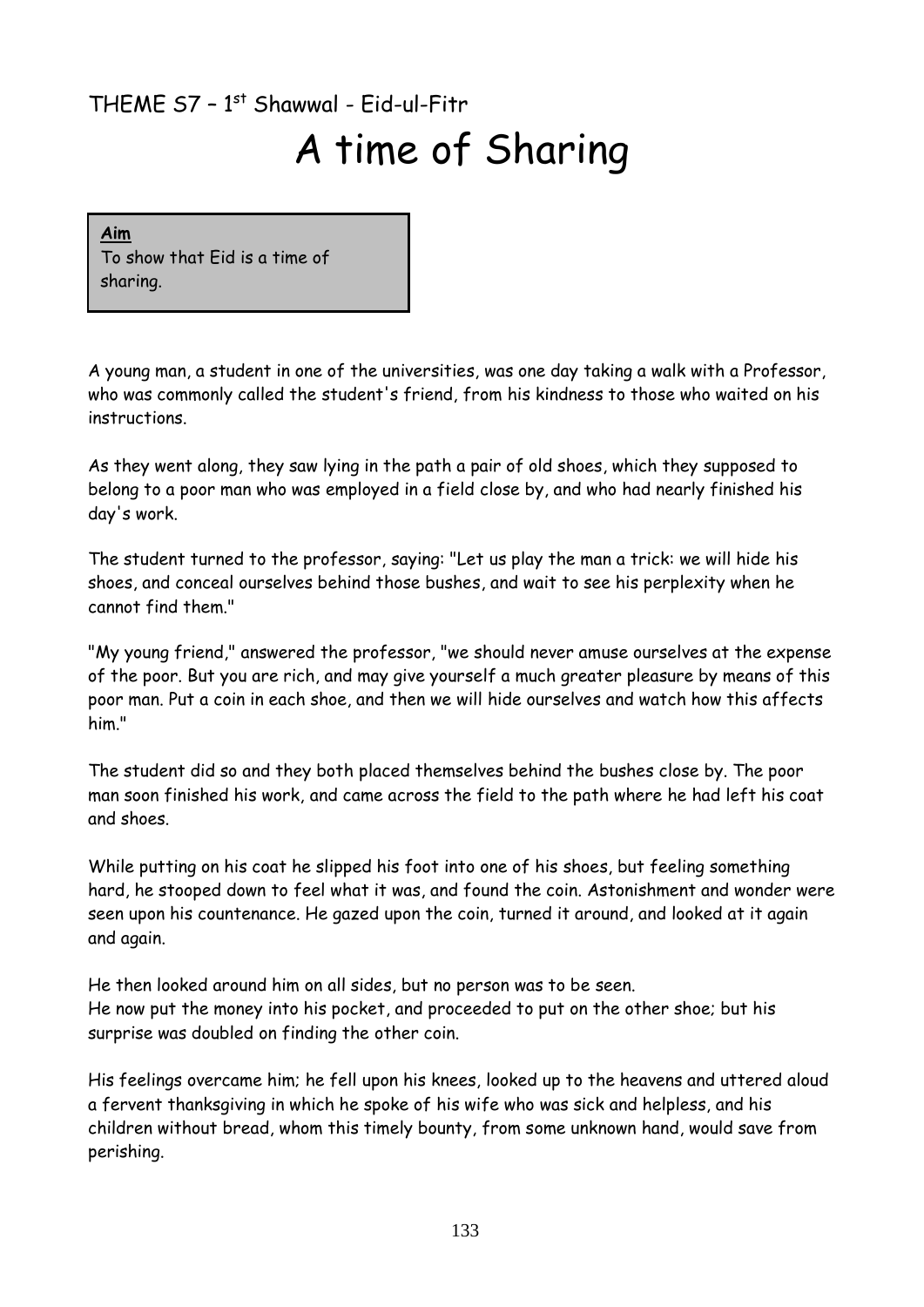THEME S7 – 1st Shawwal - Eid-ul-Fitr

# A time of Sharing

**Aim**
To show that Eid is a time of sharing.

A young man, a student in one of the universities, was one day taking a walk with a Professor, who was commonly called the student's friend, from his kindness to those who waited on his instructions.

As they went along, they saw lying in the path a pair of old shoes, which they supposed to belong to a poor man who was employed in a field close by, and who had nearly finished his day's work.

The student turned to the professor, saying: "Let us play the man a trick: we will hide his shoes, and conceal ourselves behind those bushes, and wait to see his perplexity when he cannot find them."

"My young friend," answered the professor, "we should never amuse ourselves at the expense of the poor. But you are rich, and may give yourself a much greater pleasure by means of this poor man. Put a coin in each shoe, and then we will hide ourselves and watch how this affects him."

The student did so and they both placed themselves behind the bushes close by. The poor man soon finished his work, and came across the field to the path where he had left his coat and shoes.

While putting on his coat he slipped his foot into one of his shoes, but feeling something hard, he stooped down to feel what it was, and found the coin. Astonishment and wonder were seen upon his countenance. He gazed upon the coin, turned it around, and looked at it again and again.

He then looked around him on all sides, but no person was to be seen.
He now put the money into his pocket, and proceeded to put on the other shoe; but his surprise was doubled on finding the other coin.

His feelings overcame him; he fell upon his knees, looked up to the heavens and uttered aloud a fervent thanksgiving in which he spoke of his wife who was sick and helpless, and his children without bread, whom this timely bounty, from some unknown hand, would save from perishing.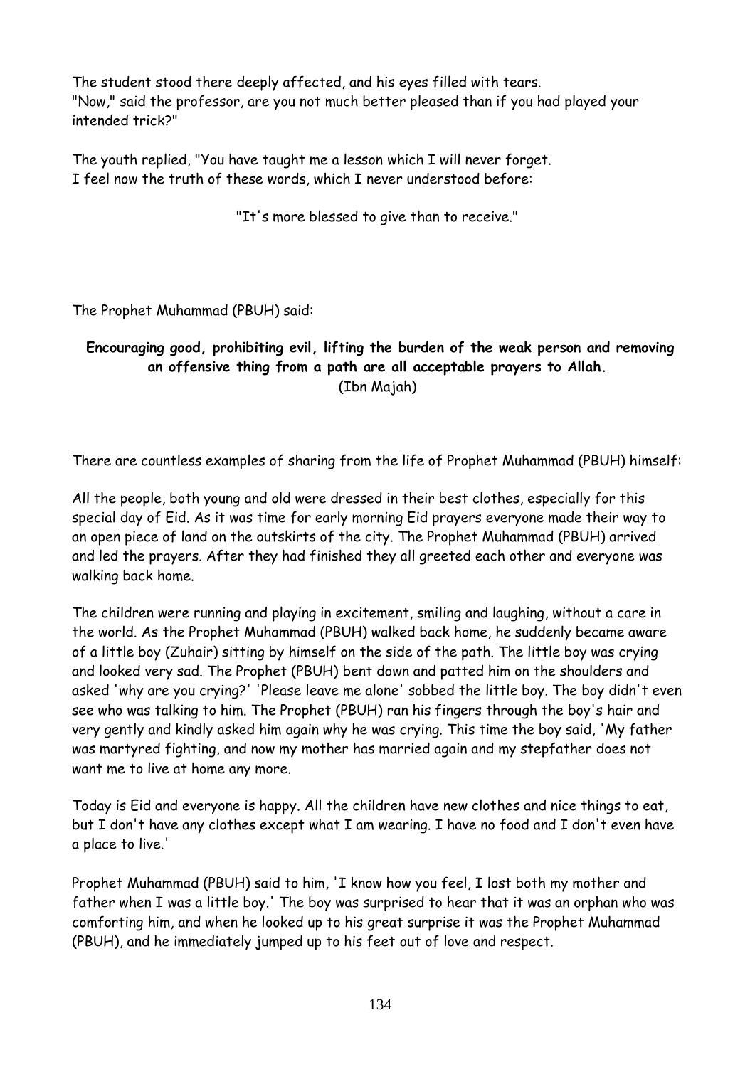The student stood there deeply affected, and his eyes filled with tears.
"Now," said the professor, are you not much better pleased than if you had played your intended trick?"

The youth replied, "You have taught me a lesson which I will never forget.
I feel now the truth of these words, which I never understood before:

"It's more blessed to give than to receive."

The Prophet Muhammad (PBUH) said:

**Encouraging good, prohibiting evil, lifting the burden of the weak person and removing an offensive thing from a path are all acceptable prayers to Allah.**
(Ibn Majah)

There are countless examples of sharing from the life of Prophet Muhammad (PBUH) himself:

All the people, both young and old were dressed in their best clothes, especially for this special day of Eid. As it was time for early morning Eid prayers everyone made their way to an open piece of land on the outskirts of the city. The Prophet Muhammad (PBUH) arrived and led the prayers. After they had finished they all greeted each other and everyone was walking back home.

The children were running and playing in excitement, smiling and laughing, without a care in the world. As the Prophet Muhammad (PBUH) walked back home, he suddenly became aware of a little boy (Zuhair) sitting by himself on the side of the path. The little boy was crying and looked very sad. The Prophet (PBUH) bent down and patted him on the shoulders and asked 'why are you crying?' 'Please leave me alone' sobbed the little boy. The boy didn't even see who was talking to him. The Prophet (PBUH) ran his fingers through the boy's hair and very gently and kindly asked him again why he was crying. This time the boy said, 'My father was martyred fighting, and now my mother has married again and my stepfather does not want me to live at home any more.

Today is Eid and everyone is happy. All the children have new clothes and nice things to eat, but I don't have any clothes except what I am wearing. I have no food and I don't even have a place to live.'

Prophet Muhammad (PBUH) said to him, 'I know how you feel, I lost both my mother and father when I was a little boy.' The boy was surprised to hear that it was an orphan who was comforting him, and when he looked up to his great surprise it was the Prophet Muhammad (PBUH), and he immediately jumped up to his feet out of love and respect.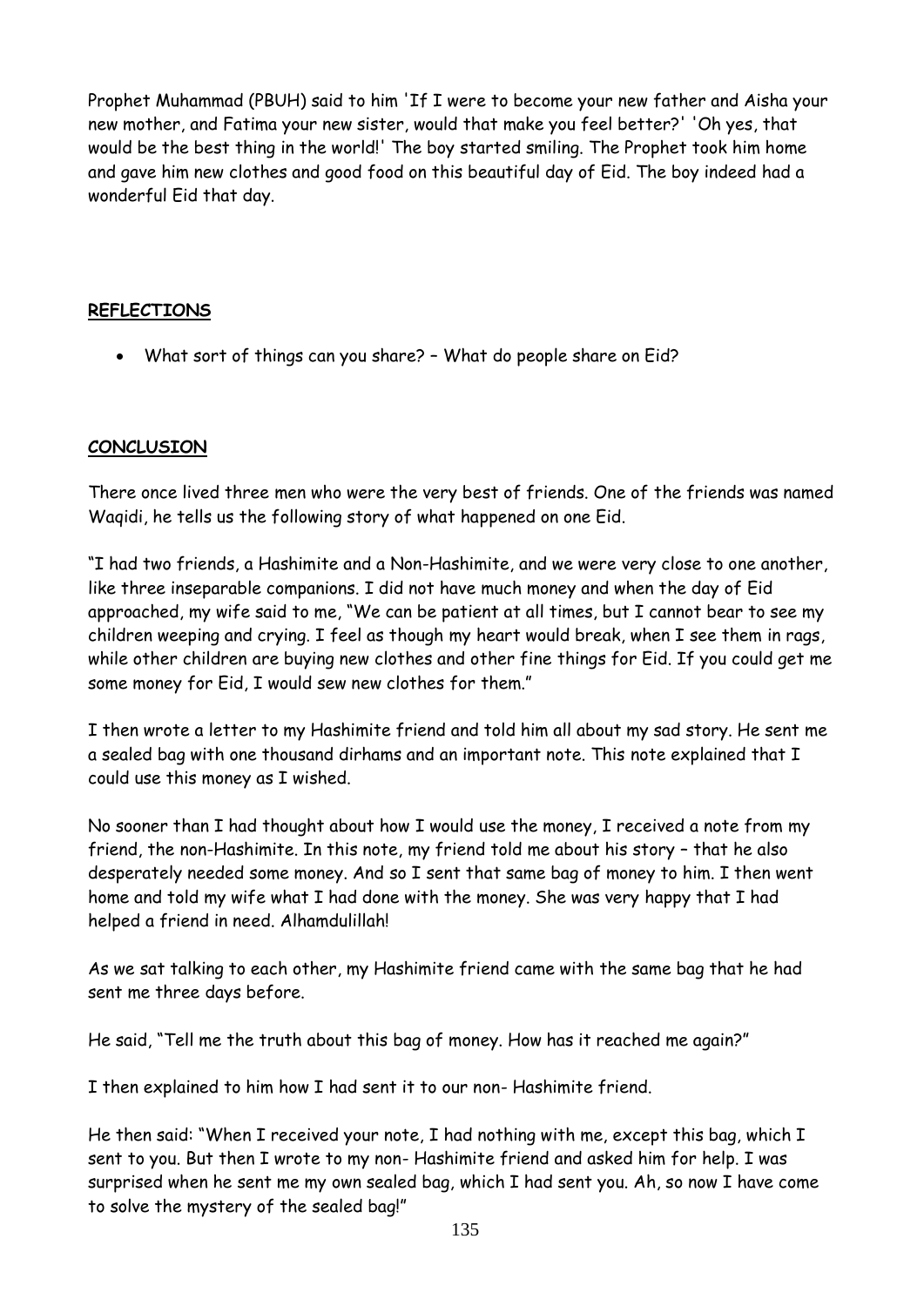Prophet Muhammad (PBUH) said to him 'If I were to become your new father and Aisha your new mother, and Fatima your new sister, would that make you feel better?' 'Oh yes, that would be the best thing in the world!' The boy started smiling. The Prophet took him home and gave him new clothes and good food on this beautiful day of Eid. The boy indeed had a wonderful Eid that day.

## REFLECTIONS

- What sort of things can you share? – What do people share on Eid?

## CONCLUSION

There once lived three men who were the very best of friends. One of the friends was named Waqidi, he tells us the following story of what happened on one Eid.

"I had two friends, a Hashimite and a Non-Hashimite, and we were very close to one another, like three inseparable companions. I did not have much money and when the day of Eid approached, my wife said to me, "We can be patient at all times, but I cannot bear to see my children weeping and crying. I feel as though my heart would break, when I see them in rags, while other children are buying new clothes and other fine things for Eid. If you could get me some money for Eid, I would sew new clothes for them."

I then wrote a letter to my Hashimite friend and told him all about my sad story. He sent me a sealed bag with one thousand dirhams and an important note. This note explained that I could use this money as I wished.

No sooner than I had thought about how I would use the money, I received a note from my friend, the non-Hashimite. In this note, my friend told me about his story – that he also desperately needed some money. And so I sent that same bag of money to him. I then went home and told my wife what I had done with the money. She was very happy that I had helped a friend in need. Alhamdulillah!

As we sat talking to each other, my Hashimite friend came with the same bag that he had sent me three days before.

He said, "Tell me the truth about this bag of money. How has it reached me again?"

I then explained to him how I had sent it to our non- Hashimite friend.

He then said: "When I received your note, I had nothing with me, except this bag, which I sent to you. But then I wrote to my non- Hashimite friend and asked him for help. I was surprised when he sent me my own sealed bag, which I had sent you. Ah, so now I have come to solve the mystery of the sealed bag!"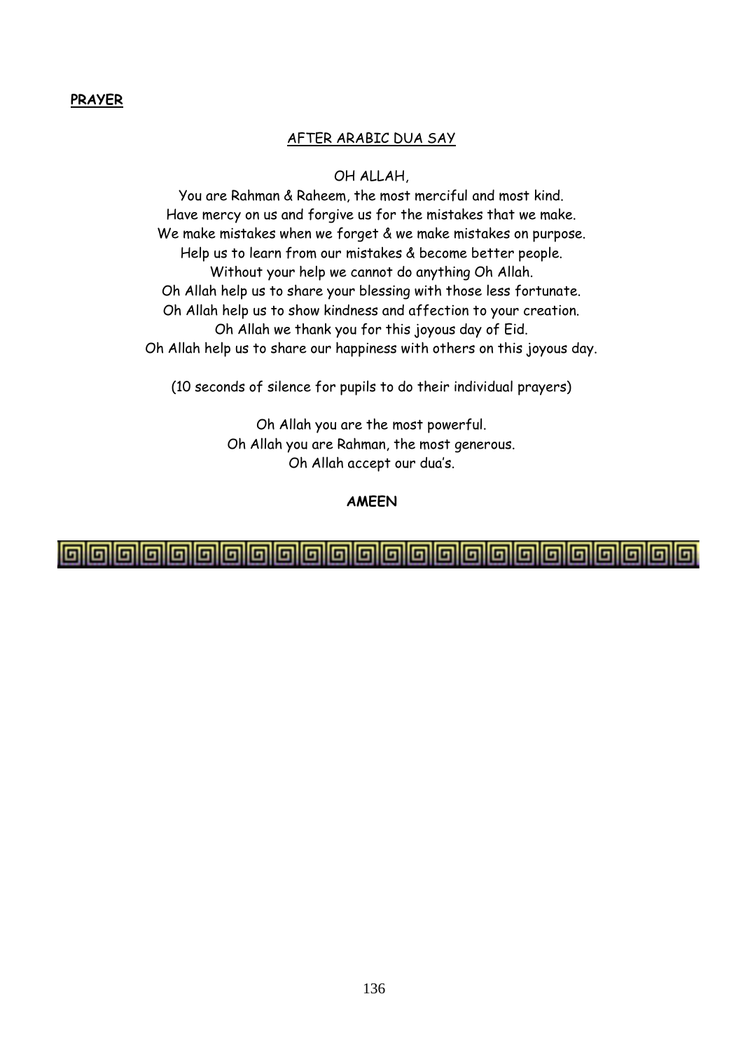**PRAYER**

AFTER ARABIC DUA SAY

OH ALLAH,

You are Rahman & Raheem, the most merciful and most kind.
Have mercy on us and forgive us for the mistakes that we make.
We make mistakes when we forget & we make mistakes on purpose.
Help us to learn from our mistakes & become better people.
Without your help we cannot do anything Oh Allah.
Oh Allah help us to share your blessing with those less fortunate.
Oh Allah help us to show kindness and affection to your creation.
Oh Allah we thank you for this joyous day of Eid.
Oh Allah help us to share our happiness with others on this joyous day.

(10 seconds of silence for pupils to do their individual prayers)

Oh Allah you are the most powerful.
Oh Allah you are Rahman, the most generous.
Oh Allah accept our dua's.

**AMEEN**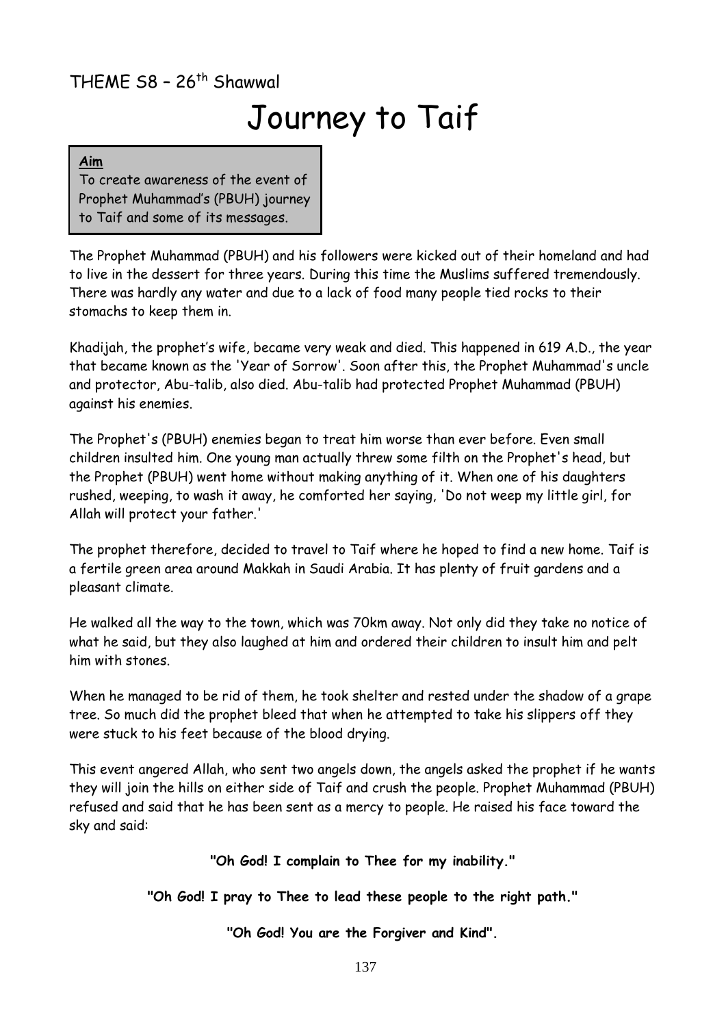THEME S8 – 26th Shawwal

# Journey to Taif

**Aim**

To create awareness of the event of Prophet Muhammad's (PBUH) journey to Taif and some of its messages.

The Prophet Muhammad (PBUH) and his followers were kicked out of their homeland and had to live in the dessert for three years. During this time the Muslims suffered tremendously. There was hardly any water and due to a lack of food many people tied rocks to their stomachs to keep them in.

Khadijah, the prophet's wife, became very weak and died. This happened in 619 A.D., the year that became known as the 'Year of Sorrow'. Soon after this, the Prophet Muhammad's uncle and protector, Abu-talib, also died. Abu-talib had protected Prophet Muhammad (PBUH) against his enemies.

The Prophet's (PBUH) enemies began to treat him worse than ever before. Even small children insulted him. One young man actually threw some filth on the Prophet's head, but the Prophet (PBUH) went home without making anything of it. When one of his daughters rushed, weeping, to wash it away, he comforted her saying, 'Do not weep my little girl, for Allah will protect your father.'

The prophet therefore, decided to travel to Taif where he hoped to find a new home. Taif is a fertile green area around Makkah in Saudi Arabia. It has plenty of fruit gardens and a pleasant climate.

He walked all the way to the town, which was 70km away. Not only did they take no notice of what he said, but they also laughed at him and ordered their children to insult him and pelt him with stones.

When he managed to be rid of them, he took shelter and rested under the shadow of a grape tree. So much did the prophet bleed that when he attempted to take his slippers off they were stuck to his feet because of the blood drying.

This event angered Allah, who sent two angels down, the angels asked the prophet if he wants they will join the hills on either side of Taif and crush the people. Prophet Muhammad (PBUH) refused and said that he has been sent as a mercy to people. He raised his face toward the sky and said:

**"Oh God! I complain to Thee for my inability."**

**"Oh God! I pray to Thee to lead these people to the right path."**

**"Oh God! You are the Forgiver and Kind".**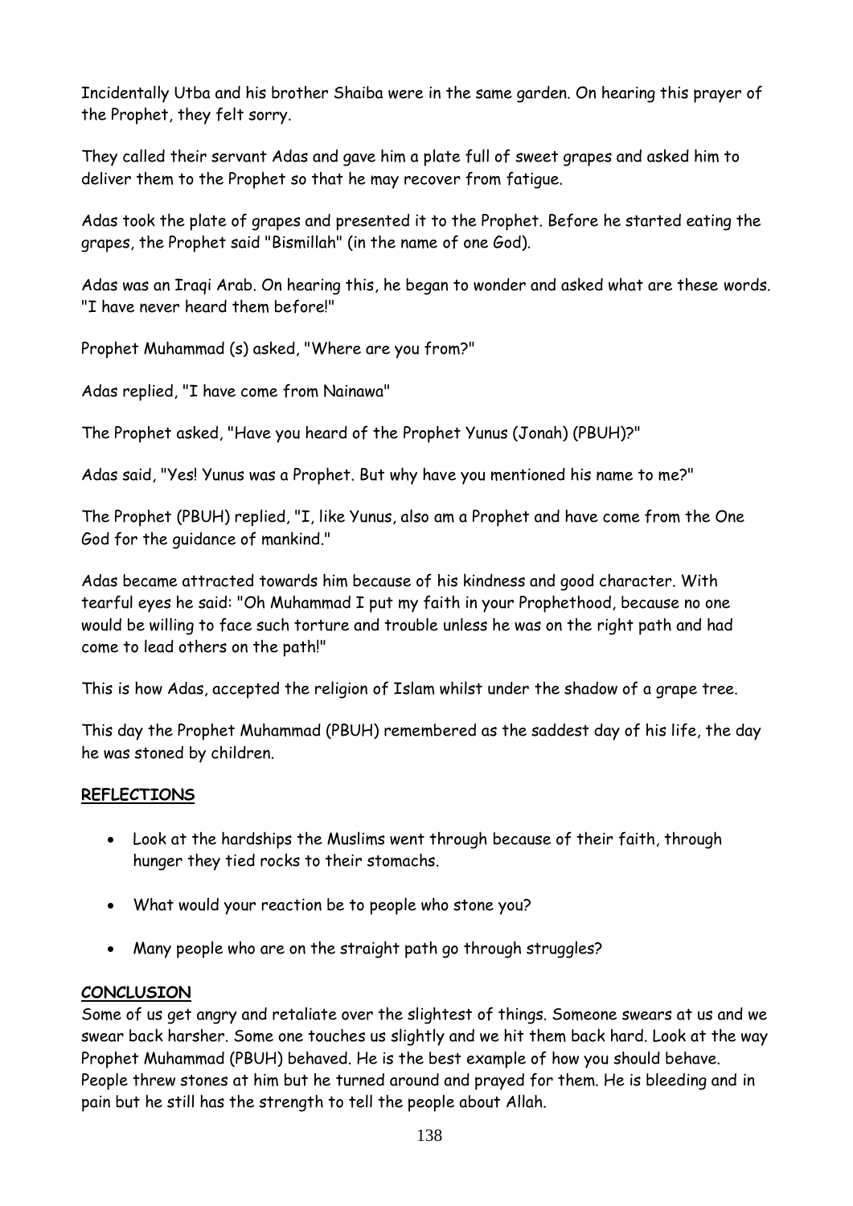Incidentally Utba and his brother Shaiba were in the same garden. On hearing this prayer of the Prophet, they felt sorry.

They called their servant Adas and gave him a plate full of sweet grapes and asked him to deliver them to the Prophet so that he may recover from fatigue.

Adas took the plate of grapes and presented it to the Prophet. Before he started eating the grapes, the Prophet said "Bismillah" (in the name of one God).

Adas was an Iraqi Arab. On hearing this, he began to wonder and asked what are these words. "I have never heard them before!"

Prophet Muhammad (s) asked, "Where are you from?"

Adas replied, "I have come from Nainawa"

The Prophet asked, "Have you heard of the Prophet Yunus (Jonah) (PBUH)?"

Adas said, "Yes! Yunus was a Prophet. But why have you mentioned his name to me?"

The Prophet (PBUH) replied, "I, like Yunus, also am a Prophet and have come from the One God for the guidance of mankind."

Adas became attracted towards him because of his kindness and good character. With tearful eyes he said: "Oh Muhammad I put my faith in your Prophethood, because no one would be willing to face such torture and trouble unless he was on the right path and had come to lead others on the path!"

This is how Adas, accepted the religion of Islam whilst under the shadow of a grape tree.

This day the Prophet Muhammad (PBUH) remembered as the saddest day of his life, the day he was stoned by children.

**REFLECTIONS**

- Look at the hardships the Muslims went through because of their faith, through hunger they tied rocks to their stomachs.
- What would your reaction be to people who stone you?
- Many people who are on the straight path go through struggles?

**CONCLUSION**

Some of us get angry and retaliate over the slightest of things. Someone swears at us and we swear back harsher. Some one touches us slightly and we hit them back hard. Look at the way Prophet Muhammad (PBUH) behaved. He is the best example of how you should behave. People threw stones at him but he turned around and prayed for them. He is bleeding and in pain but he still has the strength to tell the people about Allah.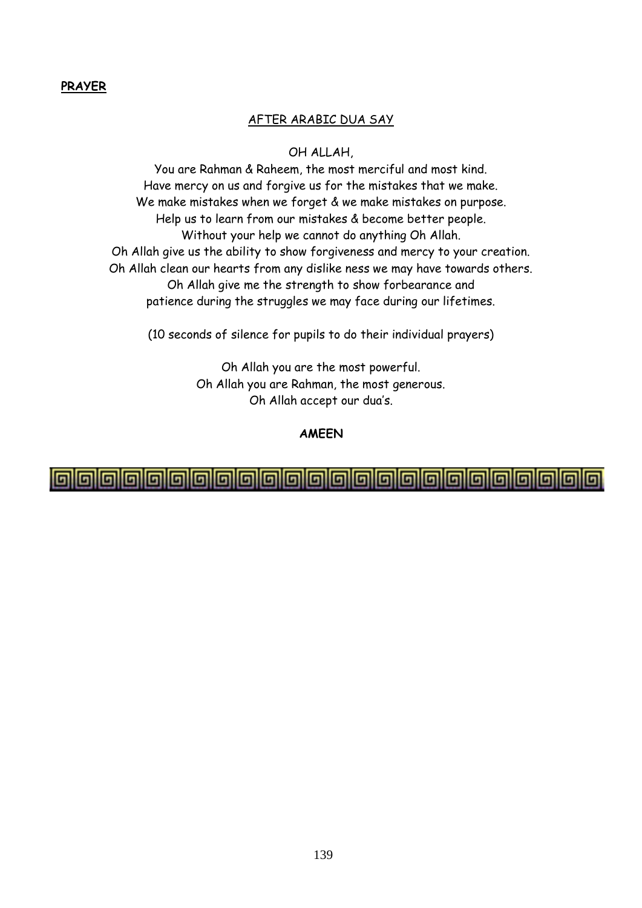**PRAYER**

AFTER ARABIC DUA SAY

OH ALLAH,

You are Rahman & Raheem, the most merciful and most kind.
Have mercy on us and forgive us for the mistakes that we make.
We make mistakes when we forget & we make mistakes on purpose.
Help us to learn from our mistakes & become better people.
Without your help we cannot do anything Oh Allah.
Oh Allah give us the ability to show forgiveness and mercy to your creation.
Oh Allah clean our hearts from any dislike ness we may have towards others.
Oh Allah give me the strength to show forbearance and
patience during the struggles we may face during our lifetimes.

(10 seconds of silence for pupils to do their individual prayers)

Oh Allah you are the most powerful.
Oh Allah you are Rahman, the most generous.
Oh Allah accept our dua's.

**AMEEN**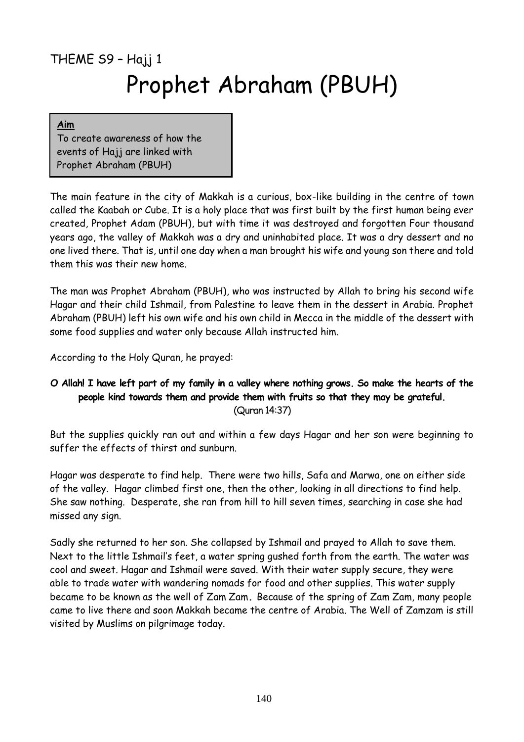THEME S9 – Hajj 1

# Prophet Abraham (PBUH)

**Aim**
To create awareness of how the events of Hajj are linked with Prophet Abraham (PBUH)

The main feature in the city of Makkah is a curious, box-like building in the centre of town called the Kaabah or Cube. It is a holy place that was first built by the first human being ever created, Prophet Adam (PBUH), but with time it was destroyed and forgotten Four thousand years ago, the valley of Makkah was a dry and uninhabited place. It was a dry dessert and no one lived there. That is, until one day when a man brought his wife and young son there and told them this was their new home.

The man was Prophet Abraham (PBUH), who was instructed by Allah to bring his second wife Hagar and their child Ishmail, from Palestine to leave them in the dessert in Arabia. Prophet Abraham (PBUH) left his own wife and his own child in Mecca in the middle of the dessert with some food supplies and water only because Allah instructed him.

According to the Holy Quran, he prayed:

**O Allah! I have left part of my family in a valley where nothing grows. So make the hearts of the people kind towards them and provide them with fruits so that they may be grateful.**
(Quran 14:37)

But the supplies quickly ran out and within a few days Hagar and her son were beginning to suffer the effects of thirst and sunburn.

Hagar was desperate to find help. There were two hills, Safa and Marwa, one on either side of the valley. Hagar climbed first one, then the other, looking in all directions to find help. She saw nothing. Desperate, she ran from hill to hill seven times, searching in case she had missed any sign.

Sadly she returned to her son. She collapsed by Ishmail and prayed to Allah to save them. Next to the little Ishmail's feet, a water spring gushed forth from the earth. The water was cool and sweet. Hagar and Ishmail were saved. With their water supply secure, they were able to trade water with wandering nomads for food and other supplies. This water supply became to be known as the well of Zam Zam**.** Because of the spring of Zam Zam, many people came to live there and soon Makkah became the centre of Arabia. The Well of Zamzam is still visited by Muslims on pilgrimage today.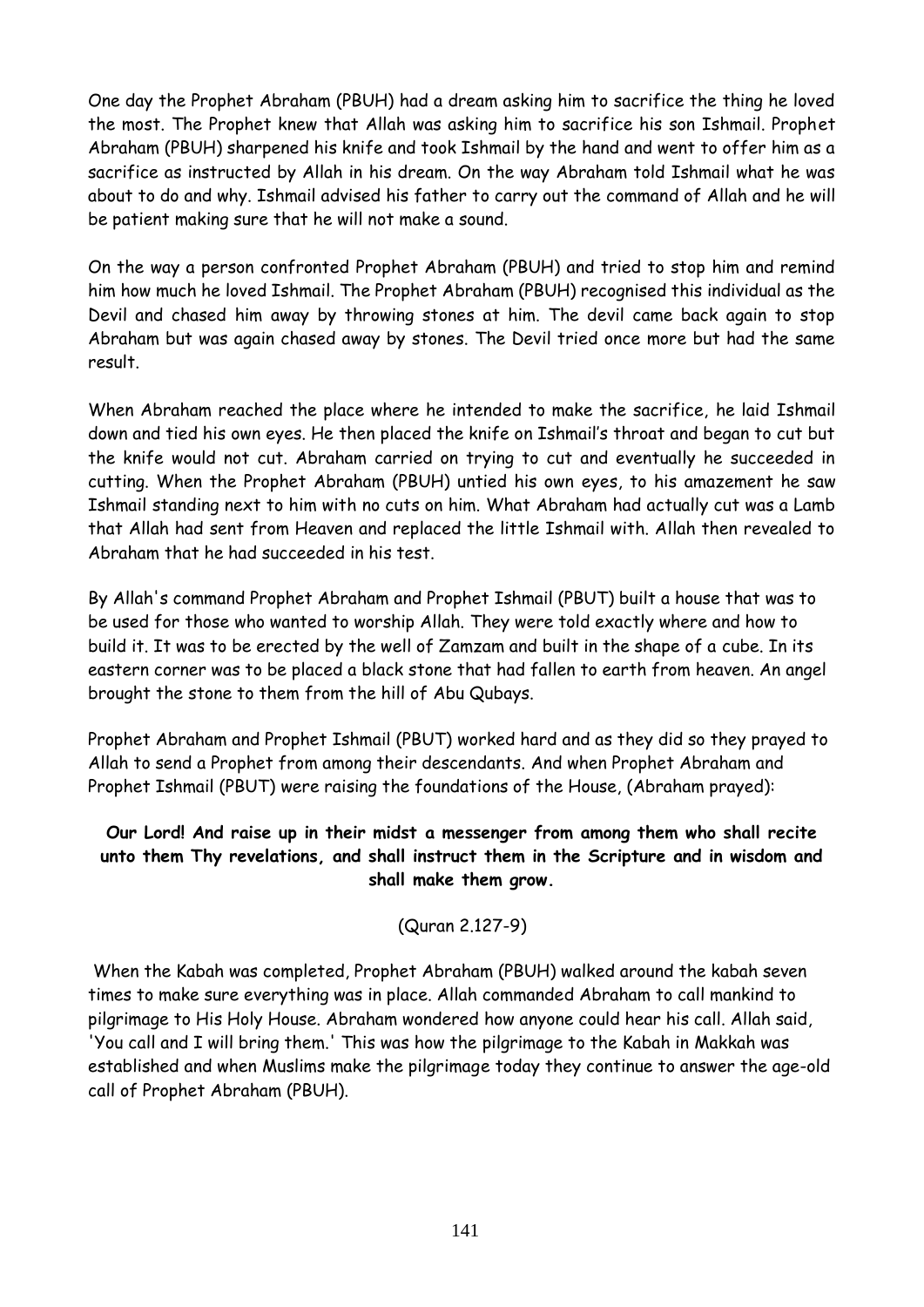One day the Prophet Abraham (PBUH) had a dream asking him to sacrifice the thing he loved the most. The Prophet knew that Allah was asking him to sacrifice his son Ishmail. Prophet Abraham (PBUH) sharpened his knife and took Ishmail by the hand and went to offer him as a sacrifice as instructed by Allah in his dream. On the way Abraham told Ishmail what he was about to do and why. Ishmail advised his father to carry out the command of Allah and he will be patient making sure that he will not make a sound.

On the way a person confronted Prophet Abraham (PBUH) and tried to stop him and remind him how much he loved Ishmail. The Prophet Abraham (PBUH) recognised this individual as the Devil and chased him away by throwing stones at him. The devil came back again to stop Abraham but was again chased away by stones. The Devil tried once more but had the same result.

When Abraham reached the place where he intended to make the sacrifice, he laid Ishmail down and tied his own eyes. He then placed the knife on Ishmail's throat and began to cut but the knife would not cut. Abraham carried on trying to cut and eventually he succeeded in cutting. When the Prophet Abraham (PBUH) untied his own eyes, to his amazement he saw Ishmail standing next to him with no cuts on him. What Abraham had actually cut was a Lamb that Allah had sent from Heaven and replaced the little Ishmail with. Allah then revealed to Abraham that he had succeeded in his test.

By Allah's command Prophet Abraham and Prophet Ishmail (PBUT) built a house that was to be used for those who wanted to worship Allah. They were told exactly where and how to build it. It was to be erected by the well of Zamzam and built in the shape of a cube. In its eastern corner was to be placed a black stone that had fallen to earth from heaven. An angel brought the stone to them from the hill of Abu Qubays.

Prophet Abraham and Prophet Ishmail (PBUT) worked hard and as they did so they prayed to Allah to send a Prophet from among their descendants. And when Prophet Abraham and Prophet Ishmail (PBUT) were raising the foundations of the House, (Abraham prayed):

**Our Lord! And raise up in their midst a messenger from among them who shall recite unto them Thy revelations, and shall instruct them in the Scripture and in wisdom and shall make them grow.**

(Quran 2.127-9)

When the Kabah was completed, Prophet Abraham (PBUH) walked around the kabah seven times to make sure everything was in place. Allah commanded Abraham to call mankind to pilgrimage to His Holy House. Abraham wondered how anyone could hear his call. Allah said, 'You call and I will bring them.' This was how the pilgrimage to the Kabah in Makkah was established and when Muslims make the pilgrimage today they continue to answer the age-old call of Prophet Abraham (PBUH).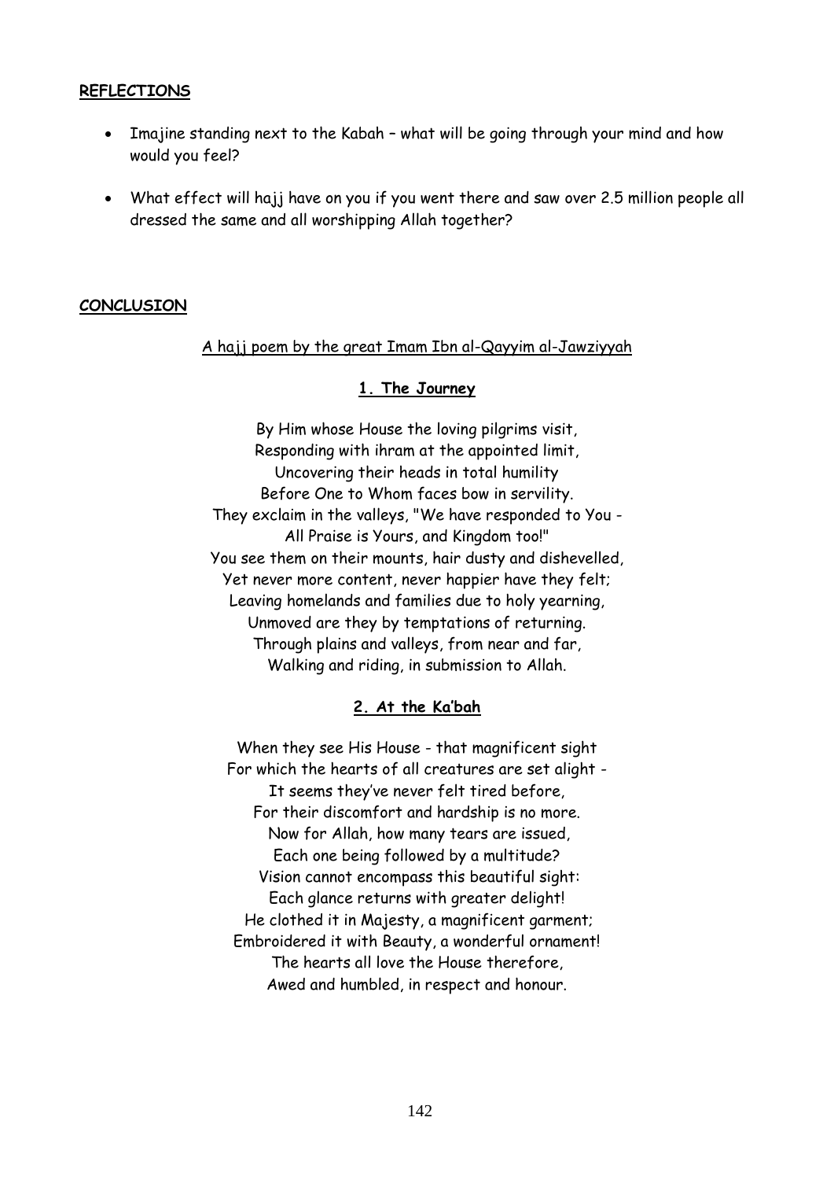**REFLECTIONS**

- Imajine standing next to the Kabah – what will be going through your mind and how would you feel?
- What effect will hajj have on you if you went there and saw over 2.5 million people all dressed the same and all worshipping Allah together?

**CONCLUSION**

A hajj poem by the great Imam Ibn al-Qayyim al-Jawziyyah

**1. The Journey**

By Him whose House the loving pilgrims visit,
Responding with ihram at the appointed limit,
Uncovering their heads in total humility
Before One to Whom faces bow in servility.
They exclaim in the valleys, "We have responded to You -
All Praise is Yours, and Kingdom too!"
You see them on their mounts, hair dusty and dishevelled,
Yet never more content, never happier have they felt;
Leaving homelands and families due to holy yearning,
Unmoved are they by temptations of returning.
Through plains and valleys, from near and far,
Walking and riding, in submission to Allah.

**2. At the Ka'bah**

When they see His House - that magnificent sight
For which the hearts of all creatures are set alight -
It seems they've never felt tired before,
For their discomfort and hardship is no more.
Now for Allah, how many tears are issued,
Each one being followed by a multitude?
Vision cannot encompass this beautiful sight:
Each glance returns with greater delight!
He clothed it in Majesty, a magnificent garment;
Embroidered it with Beauty, a wonderful ornament!
The hearts all love the House therefore,
Awed and humbled, in respect and honour.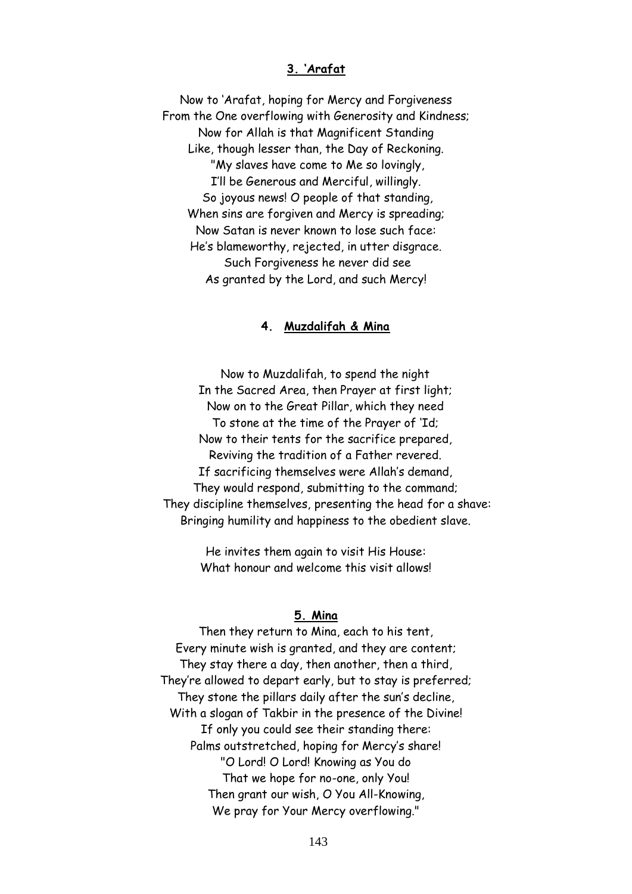### **3. 'Arafat**

Now to 'Arafat, hoping for Mercy and Forgiveness
From the One overflowing with Generosity and Kindness;
Now for Allah is that Magnificent Standing
Like, though lesser than, the Day of Reckoning.
"My slaves have come to Me so lovingly,
I'll be Generous and Merciful, willingly.
So joyous news! O people of that standing,
When sins are forgiven and Mercy is spreading;
Now Satan is never known to lose such face:
He's blameworthy, rejected, in utter disgrace.
Such Forgiveness he never did see
As granted by the Lord, and such Mercy!

### **4. Muzdalifah & Mina**

Now to Muzdalifah, to spend the night
In the Sacred Area, then Prayer at first light;
Now on to the Great Pillar, which they need
To stone at the time of the Prayer of 'Id;
Now to their tents for the sacrifice prepared,
Reviving the tradition of a Father revered.
If sacrificing themselves were Allah's demand,
They would respond, submitting to the command;
They discipline themselves, presenting the head for a shave:
Bringing humility and happiness to the obedient slave.

He invites them again to visit His House:
What honour and welcome this visit allows!

### **5. Mina**

Then they return to Mina, each to his tent,
Every minute wish is granted, and they are content;
They stay there a day, then another, then a third,
They're allowed to depart early, but to stay is preferred;
They stone the pillars daily after the sun's decline,
With a slogan of Takbir in the presence of the Divine!
If only you could see their standing there:
Palms outstretched, hoping for Mercy's share!
"O Lord! O Lord! Knowing as You do
That we hope for no-one, only You!
Then grant our wish, O You All-Knowing,
We pray for Your Mercy overflowing."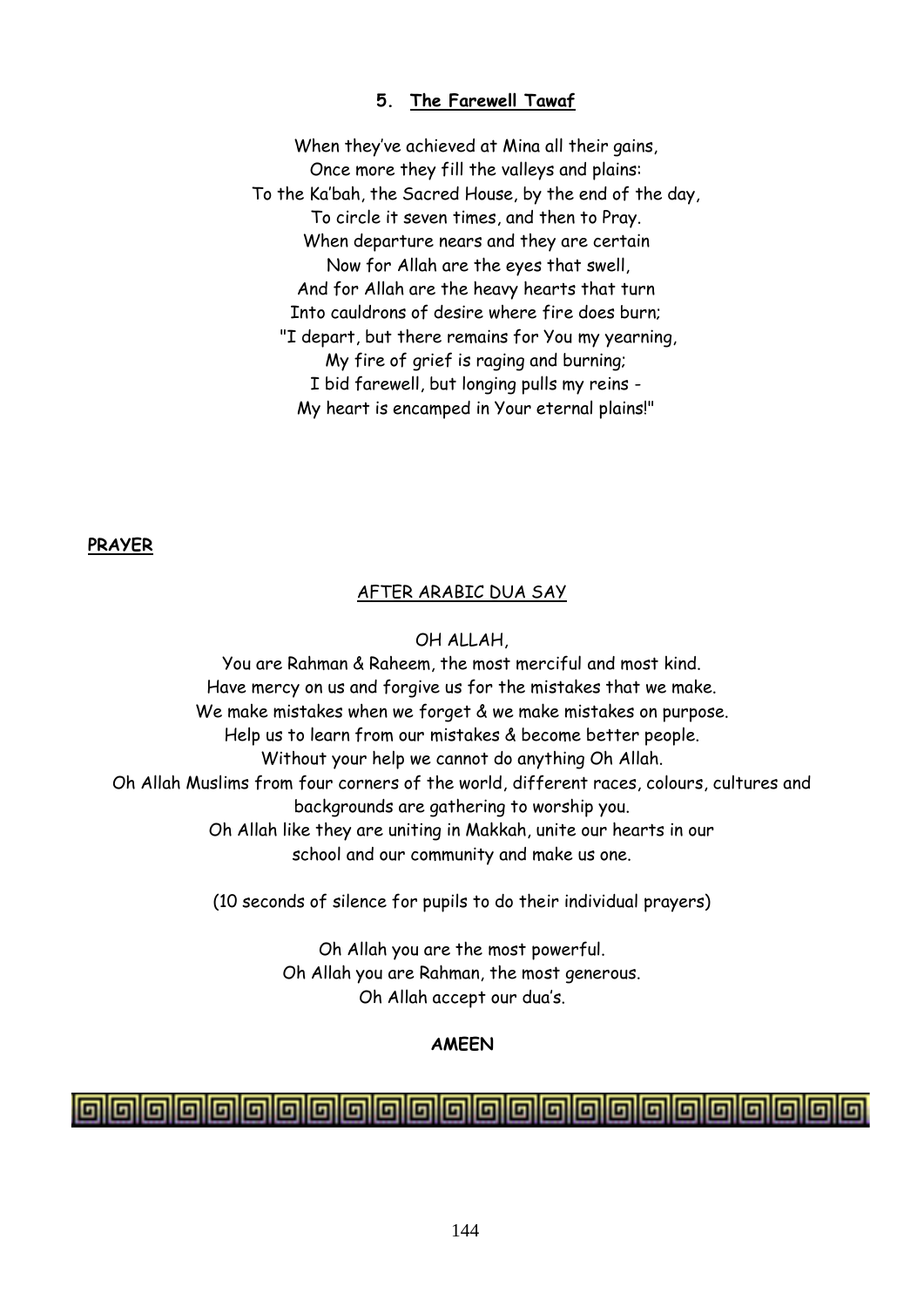### 5. The Farewell Tawaf

When they've achieved at Mina all their gains,
Once more they fill the valleys and plains:
To the Ka'bah, the Sacred House, by the end of the day,
To circle it seven times, and then to Pray.
When departure nears and they are certain
Now for Allah are the eyes that swell,
And for Allah are the heavy hearts that turn
Into cauldrons of desire where fire does burn;
"I depart, but there remains for You my yearning,
My fire of grief is raging and burning;
I bid farewell, but longing pulls my reins -
My heart is encamped in Your eternal plains!"

**PRAYER**

AFTER ARABIC DUA SAY

OH ALLAH,
You are Rahman & Raheem, the most merciful and most kind.
Have mercy on us and forgive us for the mistakes that we make.
We make mistakes when we forget & we make mistakes on purpose.
Help us to learn from our mistakes & become better people.
Without your help we cannot do anything Oh Allah.
Oh Allah Muslims from four corners of the world, different races, colours, cultures and backgrounds are gathering to worship you.
Oh Allah like they are uniting in Makkah, unite our hearts in our school and our community and make us one.

(10 seconds of silence for pupils to do their individual prayers)

Oh Allah you are the most powerful.
Oh Allah you are Rahman, the most generous.
Oh Allah accept our dua's.

**AMEEN**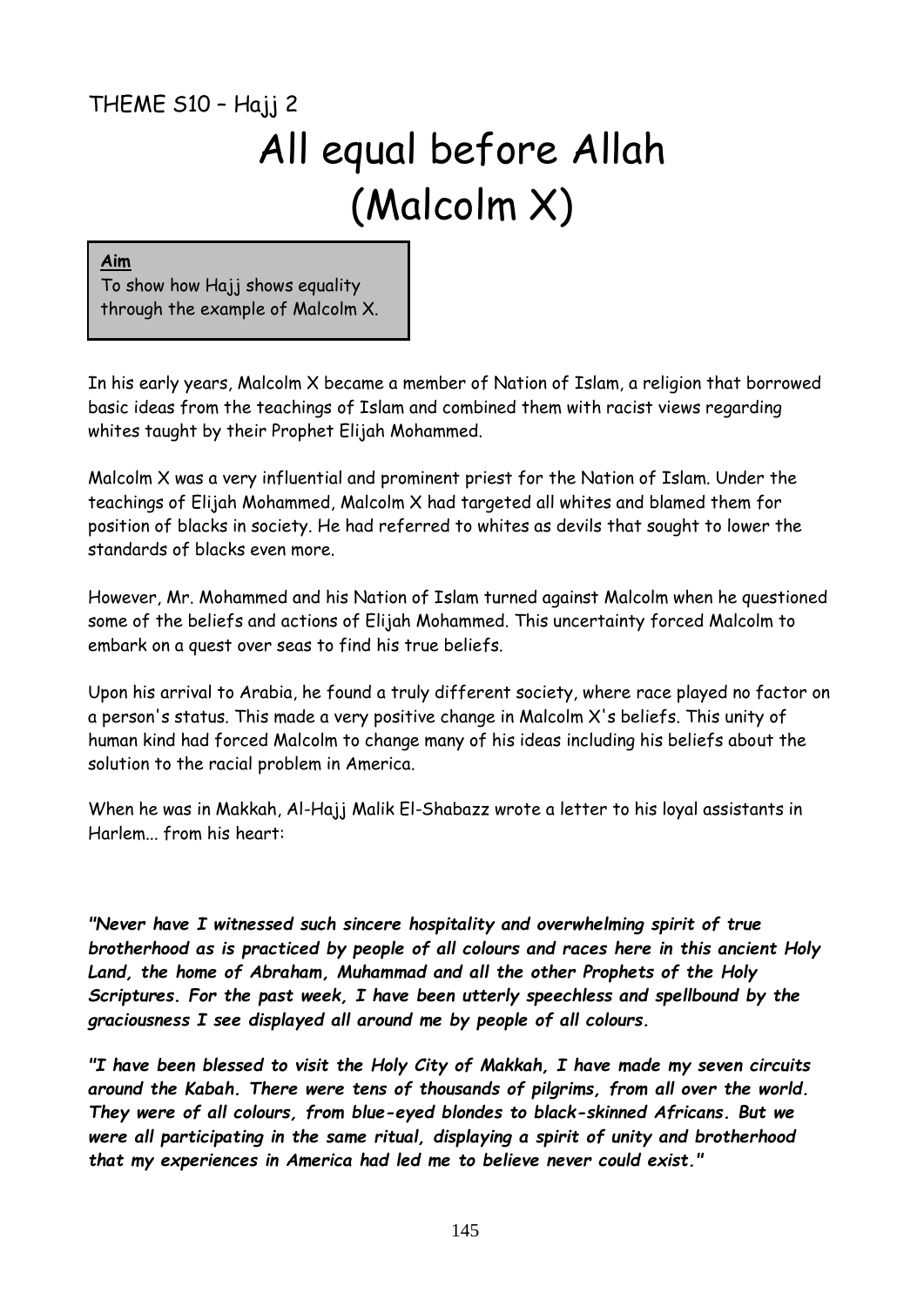THEME S10 – Hajj 2

# All equal before Allah (Malcolm X)

**Aim**
To show how Hajj shows equality through the example of Malcolm X.

In his early years, Malcolm X became a member of Nation of Islam, a religion that borrowed basic ideas from the teachings of Islam and combined them with racist views regarding whites taught by their Prophet Elijah Mohammed.

Malcolm X was a very influential and prominent priest for the Nation of Islam. Under the teachings of Elijah Mohammed, Malcolm X had targeted all whites and blamed them for position of blacks in society. He had referred to whites as devils that sought to lower the standards of blacks even more.

However, Mr. Mohammed and his Nation of Islam turned against Malcolm when he questioned some of the beliefs and actions of Elijah Mohammed. This uncertainty forced Malcolm to embark on a quest over seas to find his true beliefs.

Upon his arrival to Arabia, he found a truly different society, where race played no factor on a person's status. This made a very positive change in Malcolm X's beliefs. This unity of human kind had forced Malcolm to change many of his ideas including his beliefs about the solution to the racial problem in America.

When he was in Makkah, Al-Hajj Malik El-Shabazz wrote a letter to his loyal assistants in Harlem... from his heart:

***"Never have I witnessed such sincere hospitality and overwhelming spirit of true brotherhood as is practiced by people of all colours and races here in this ancient Holy Land, the home of Abraham, Muhammad and all the other Prophets of the Holy Scriptures. For the past week, I have been utterly speechless and spellbound by the graciousness I see displayed all around me by people of all colours.***

***"I have been blessed to visit the Holy City of Makkah, I have made my seven circuits around the Kabah. There were tens of thousands of pilgrims, from all over the world. They were of all colours, from blue-eyed blondes to black-skinned Africans. But we were all participating in the same ritual, displaying a spirit of unity and brotherhood that my experiences in America had led me to believe never could exist."***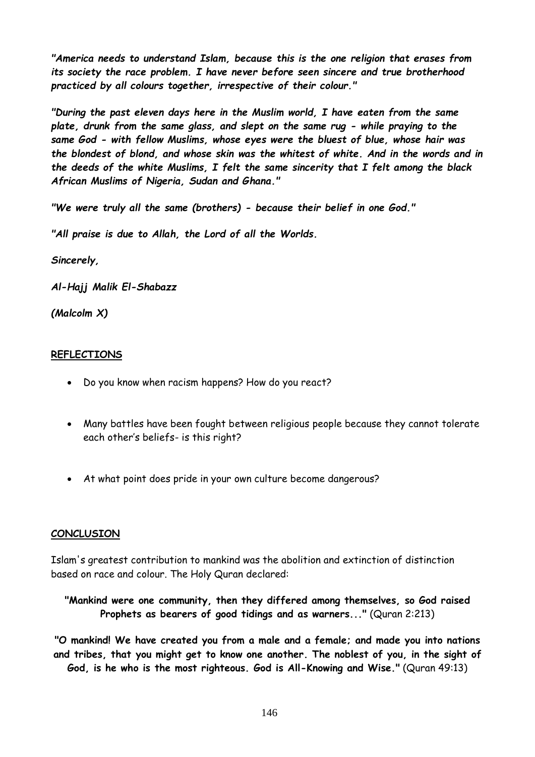***"America needs to understand Islam, because this is the one religion that erases from its society the race problem. I have never before seen sincere and true brotherhood practiced by all colours together, irrespective of their colour."***

***"During the past eleven days here in the Muslim world, I have eaten from the same plate, drunk from the same glass, and slept on the same rug - while praying to the same God - with fellow Muslims, whose eyes were the bluest of blue, whose hair was the blondest of blond, and whose skin was the whitest of white. And in the words and in the deeds of the white Muslims, I felt the same sincerity that I felt among the black African Muslims of Nigeria, Sudan and Ghana."***

***"We were truly all the same (brothers) - because their belief in one God."***

***"All praise is due to Allah, the Lord of all the Worlds.***

***Sincerely,***

***Al-Hajj Malik El-Shabazz***

***(Malcolm X)***

## REFLECTIONS

- Do you know when racism happens? How do you react?
- Many battles have been fought between religious people because they cannot tolerate each other's beliefs- is this right?
- At what point does pride in your own culture become dangerous?

## CONCLUSION

Islam's greatest contribution to mankind was the abolition and extinction of distinction based on race and colour. The Holy Quran declared:

**"Mankind were one community, then they differed among themselves, so God raised Prophets as bearers of good tidings and as warners..."** (Quran 2:213)

**"O mankind! We have created you from a male and a female; and made you into nations and tribes, that you might get to know one another. The noblest of you, in the sight of God, is he who is the most righteous. God is All-Knowing and Wise."** (Quran 49:13)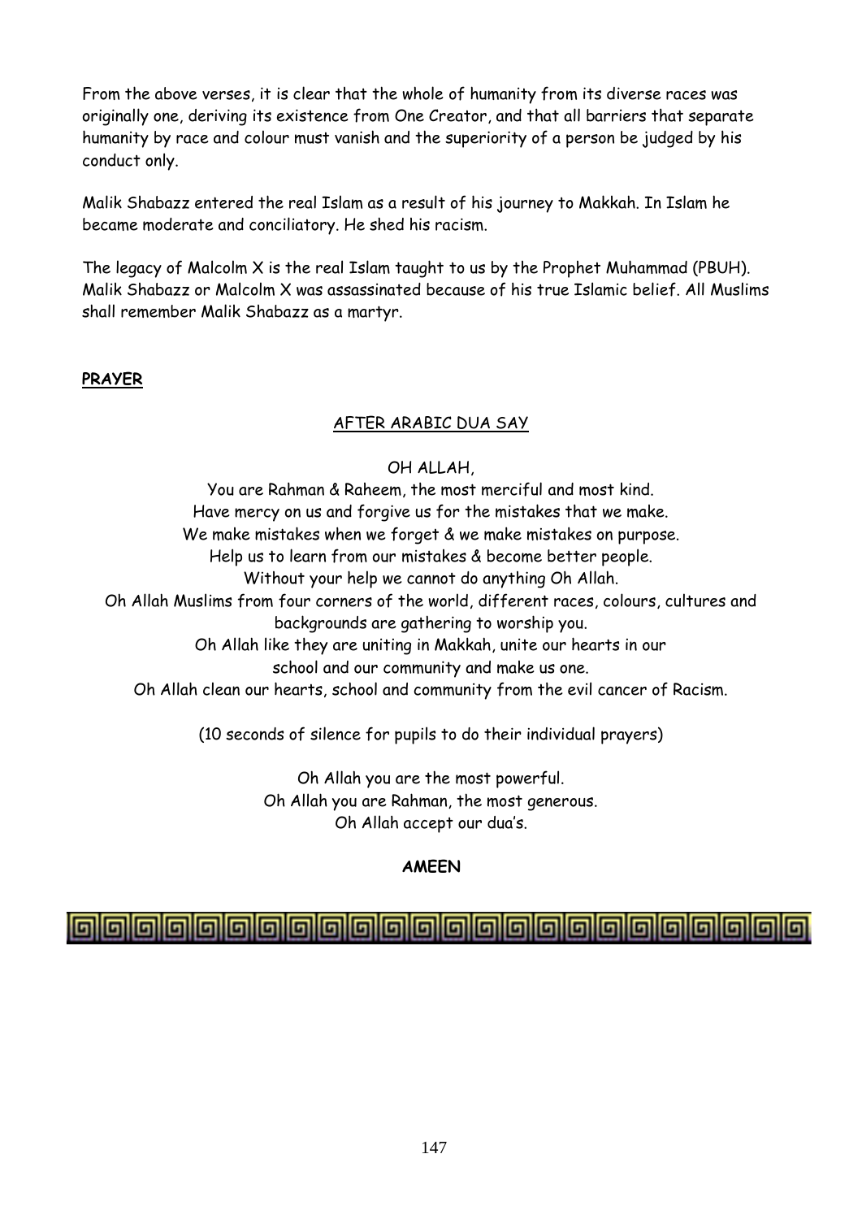From the above verses, it is clear that the whole of humanity from its diverse races was originally one, deriving its existence from One Creator, and that all barriers that separate humanity by race and colour must vanish and the superiority of a person be judged by his conduct only.

Malik Shabazz entered the real Islam as a result of his journey to Makkah. In Islam he became moderate and conciliatory. He shed his racism.

The legacy of Malcolm X is the real Islam taught to us by the Prophet Muhammad (PBUH). Malik Shabazz or Malcolm X was assassinated because of his true Islamic belief. All Muslims shall remember Malik Shabazz as a martyr.

**PRAYER**

AFTER ARABIC DUA SAY

OH ALLAH,
You are Rahman & Raheem, the most merciful and most kind.
Have mercy on us and forgive us for the mistakes that we make.
We make mistakes when we forget & we make mistakes on purpose.
Help us to learn from our mistakes & become better people.
Without your help we cannot do anything Oh Allah.
Oh Allah Muslims from four corners of the world, different races, colours, cultures and backgrounds are gathering to worship you.
Oh Allah like they are uniting in Makkah, unite our hearts in our school and our community and make us one.
Oh Allah clean our hearts, school and community from the evil cancer of Racism.

(10 seconds of silence for pupils to do their individual prayers)

Oh Allah you are the most powerful.
Oh Allah you are Rahman, the most generous.
Oh Allah accept our dua's.

**AMEEN**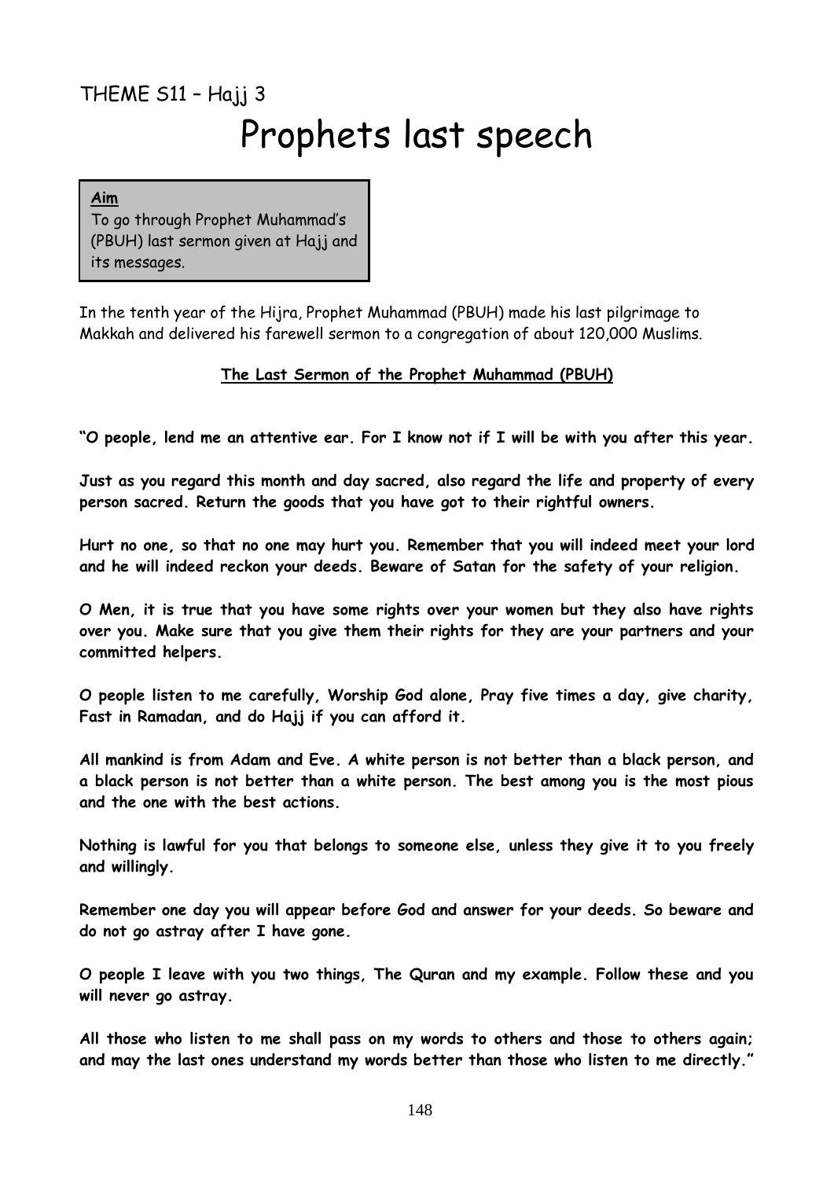THEME S11 – Hajj 3

# Prophets last speech

> **Aim**
> To go through Prophet Muhammad's (PBUH) last sermon given at Hajj and its messages.

In the tenth year of the Hijra, Prophet Muhammad (PBUH) made his last pilgrimage to Makkah and delivered his farewell sermon to a congregation of about 120,000 Muslims.

## The Last Sermon of the Prophet Muhammad (PBUH)

**"O people, lend me an attentive ear. For I know not if I will be with you after this year.**

**Just as you regard this month and day sacred, also regard the life and property of every person sacred. Return the goods that you have got to their rightful owners.**

**Hurt no one, so that no one may hurt you. Remember that you will indeed meet your lord and he will indeed reckon your deeds. Beware of Satan for the safety of your religion.**

**O Men, it is true that you have some rights over your women but they also have rights over you. Make sure that you give them their rights for they are your partners and your committed helpers.**

**O people listen to me carefully, Worship God alone, Pray five times a day, give charity, Fast in Ramadan, and do Hajj if you can afford it.**

**All mankind is from Adam and Eve. A white person is not better than a black person, and a black person is not better than a white person. The best among you is the most pious and the one with the best actions.**

**Nothing is lawful for you that belongs to someone else, unless they give it to you freely and willingly.**

**Remember one day you will appear before God and answer for your deeds. So beware and do not go astray after I have gone.**

**O people I leave with you two things, The Quran and my example. Follow these and you will never go astray.**

**All those who listen to me shall pass on my words to others and those to others again; and may the last ones understand my words better than those who listen to me directly."**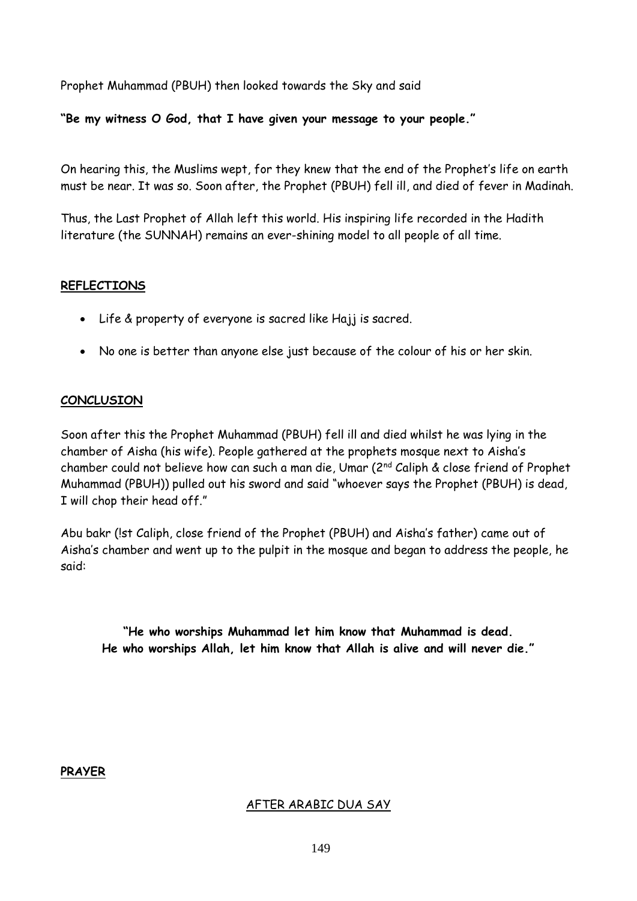Prophet Muhammad (PBUH) then looked towards the Sky and said

**"Be my witness O God, that I have given your message to your people."**

On hearing this, the Muslims wept, for they knew that the end of the Prophet's life on earth must be near. It was so. Soon after, the Prophet (PBUH) fell ill, and died of fever in Madinah.

Thus, the Last Prophet of Allah left this world. His inspiring life recorded in the Hadith literature (the SUNNAH) remains an ever-shining model to all people of all time.

## **REFLECTIONS**

- Life & property of everyone is sacred like Hajj is sacred.
- No one is better than anyone else just because of the colour of his or her skin.

## **CONCLUSION**

Soon after this the Prophet Muhammad (PBUH) fell ill and died whilst he was lying in the chamber of Aisha (his wife). People gathered at the prophets mosque next to Aisha's chamber could not believe how can such a man die, Umar (2nd Caliph & close friend of Prophet Muhammad (PBUH)) pulled out his sword and said "whoever says the Prophet (PBUH) is dead, I will chop their head off."

Abu bakr (!st Caliph, close friend of the Prophet (PBUH) and Aisha's father) came out of Aisha's chamber and went up to the pulpit in the mosque and began to address the people, he said:

**"He who worships Muhammad let him know that Muhammad is dead.**
**He who worships Allah, let him know that Allah is alive and will never die."**

## **PRAYER**

AFTER ARABIC DUA SAY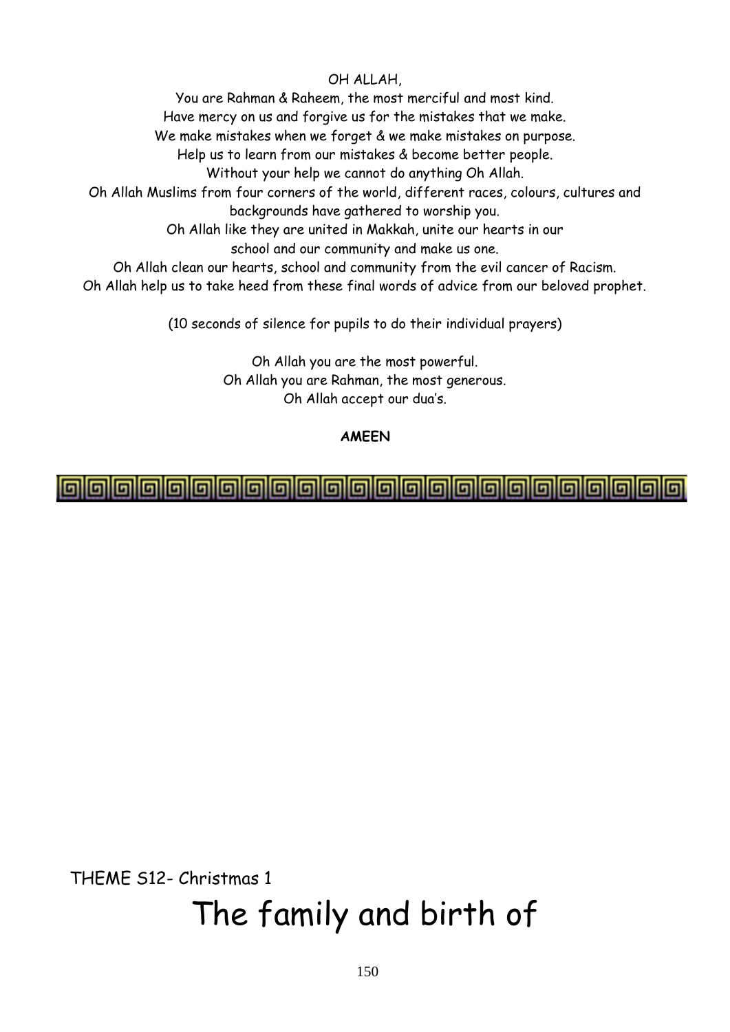OH ALLAH,

You are Rahman & Raheem, the most merciful and most kind.
Have mercy on us and forgive us for the mistakes that we make.
We make mistakes when we forget & we make mistakes on purpose.
Help us to learn from our mistakes & become better people.
Without your help we cannot do anything Oh Allah.
Oh Allah Muslims from four corners of the world, different races, colours, cultures and backgrounds have gathered to worship you.
Oh Allah like they are united in Makkah, unite our hearts in our school and our community and make us one.
Oh Allah clean our hearts, school and community from the evil cancer of Racism.
Oh Allah help us to take heed from these final words of advice from our beloved prophet.

(10 seconds of silence for pupils to do their individual prayers)

Oh Allah you are the most powerful.
Oh Allah you are Rahman, the most generous.
Oh Allah accept our dua's.

**AMEEN**

---

THEME S12- Christmas 1

# The family and birth of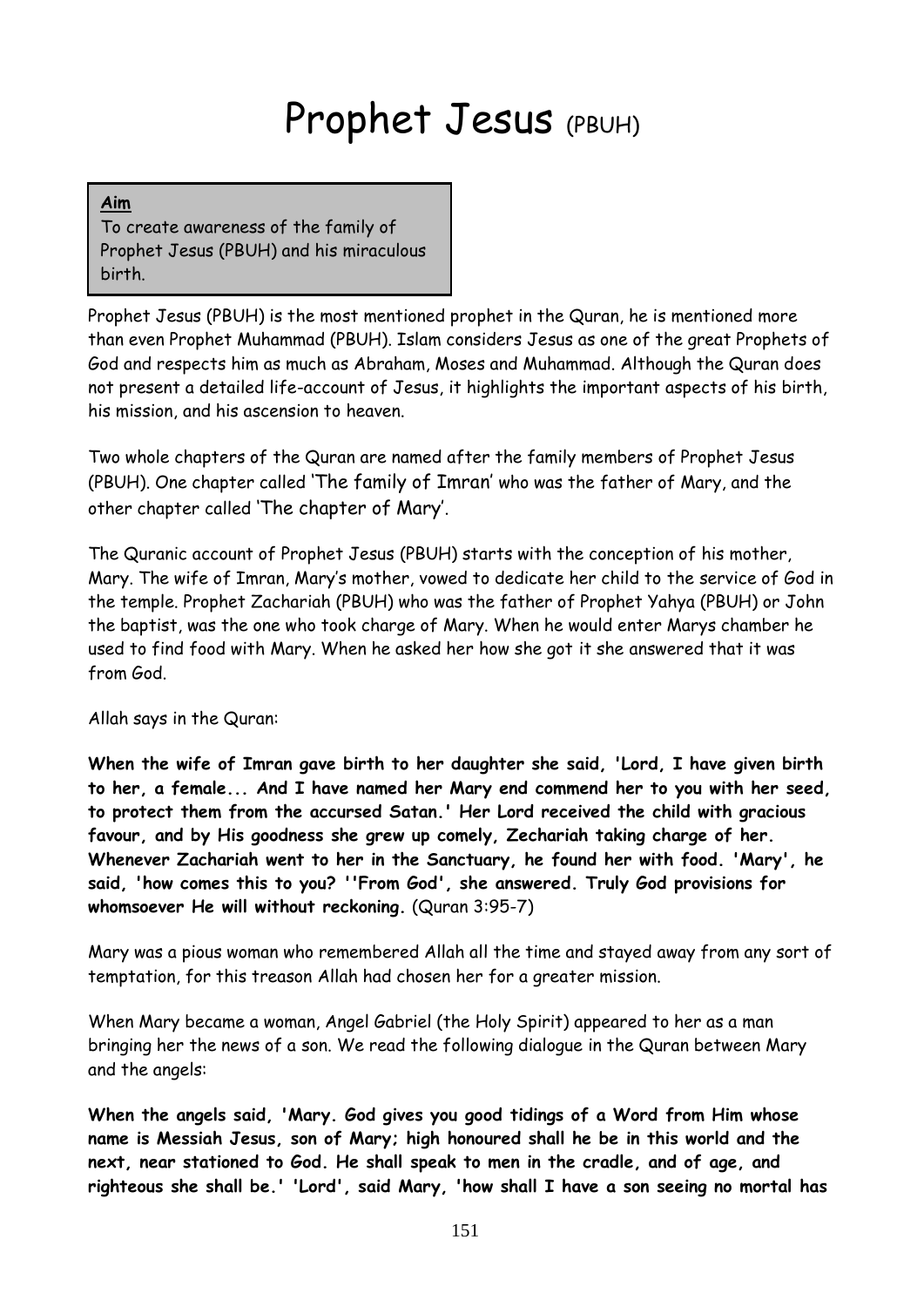# Prophet Jesus (PBUH)

**Aim**
To create awareness of the family of Prophet Jesus (PBUH) and his miraculous birth.

Prophet Jesus (PBUH) is the most mentioned prophet in the Quran, he is mentioned more than even Prophet Muhammad (PBUH). Islam considers Jesus as one of the great Prophets of God and respects him as much as Abraham, Moses and Muhammad. Although the Quran does not present a detailed life-account of Jesus, it highlights the important aspects of his birth, his mission, and his ascension to heaven.

Two whole chapters of the Quran are named after the family members of Prophet Jesus (PBUH). One chapter called 'The family of Imran' who was the father of Mary, and the other chapter called 'The chapter of Mary'.

The Quranic account of Prophet Jesus (PBUH) starts with the conception of his mother, Mary. The wife of Imran, Mary's mother, vowed to dedicate her child to the service of God in the temple. Prophet Zachariah (PBUH) who was the father of Prophet Yahya (PBUH) or John the baptist, was the one who took charge of Mary. When he would enter Marys chamber he used to find food with Mary. When he asked her how she got it she answered that it was from God.

Allah says in the Quran:

**When the wife of Imran gave birth to her daughter she said, 'Lord, I have given birth to her, a female... And I have named her Mary end commend her to you with her seed, to protect them from the accursed Satan.' Her Lord received the child with gracious favour, and by His goodness she grew up comely, Zechariah taking charge of her. Whenever Zachariah went to her in the Sanctuary, he found her with food. 'Mary', he said, 'how comes this to you? ''From God', she answered. Truly God provisions for whomsoever He will without reckoning.** (Quran 3:95-7)

Mary was a pious woman who remembered Allah all the time and stayed away from any sort of temptation, for this treason Allah had chosen her for a greater mission.

When Mary became a woman, Angel Gabriel (the Holy Spirit) appeared to her as a man bringing her the news of a son. We read the following dialogue in the Quran between Mary and the angels:

**When the angels said, 'Mary. God gives you good tidings of a Word from Him whose name is Messiah Jesus, son of Mary; high honoured shall he be in this world and the next, near stationed to God. He shall speak to men in the cradle, and of age, and righteous she shall be.' 'Lord', said Mary, 'how shall I have a son seeing no mortal has**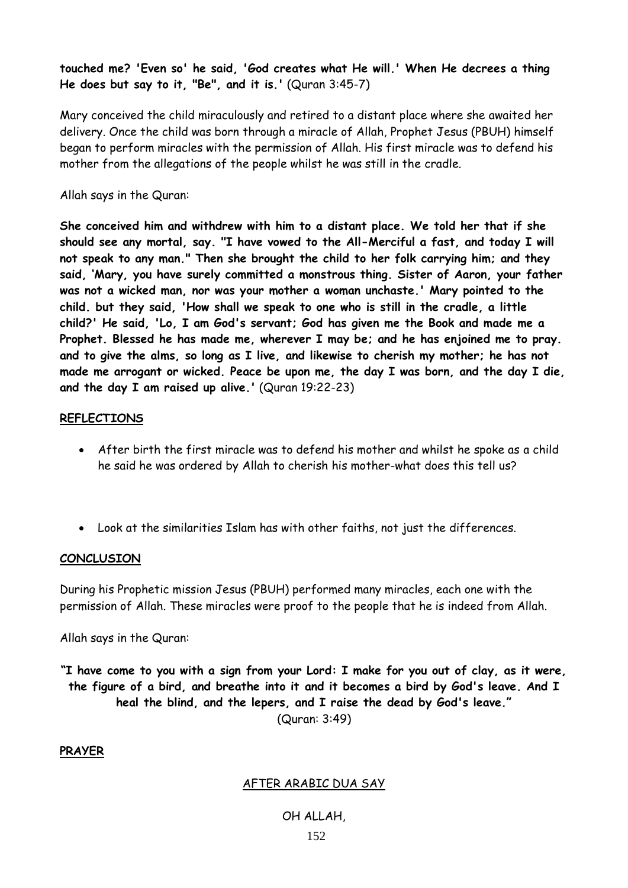**touched me? 'Even so' he said, 'God creates what He will.' When He decrees a thing He does but say to it, "Be", and it is.'** (Quran 3:45-7)

Mary conceived the child miraculously and retired to a distant place where she awaited her delivery. Once the child was born through a miracle of Allah, Prophet Jesus (PBUH) himself began to perform miracles with the permission of Allah. His first miracle was to defend his mother from the allegations of the people whilst he was still in the cradle.

Allah says in the Quran:

**She conceived him and withdrew with him to a distant place. We told her that if she should see any mortal, say. "I have vowed to the All-Merciful a fast, and today I will not speak to any man." Then she brought the child to her folk carrying him; and they said, 'Mary, you have surely committed a monstrous thing. Sister of Aaron, your father was not a wicked man, nor was your mother a woman unchaste.' Mary pointed to the child. but they said, 'How shall we speak to one who is still in the cradle, a little child?' He said, 'Lo, I am God's servant; God has given me the Book and made me a Prophet. Blessed he has made me, wherever I may be; and he has enjoined me to pray. and to give the alms, so long as I live, and likewise to cherish my mother; he has not made me arrogant or wicked. Peace be upon me, the day I was born, and the day I die, and the day I am raised up alive.'** (Quran 19:22-23)

**REFLECTIONS**

- After birth the first miracle was to defend his mother and whilst he spoke as a child he said he was ordered by Allah to cherish his mother-what does this tell us?

- Look at the similarities Islam has with other faiths, not just the differences.

**CONCLUSION**

During his Prophetic mission Jesus (PBUH) performed many miracles, each one with the permission of Allah. These miracles were proof to the people that he is indeed from Allah.

Allah says in the Quran:

**"I have come to you with a sign from your Lord: I make for you out of clay, as it were, the figure of a bird, and breathe into it and it becomes a bird by God's leave. And I heal the blind, and the lepers, and I raise the dead by God's leave."**
(Quran: 3:49)

**PRAYER**

AFTER ARABIC DUA SAY

OH ALLAH,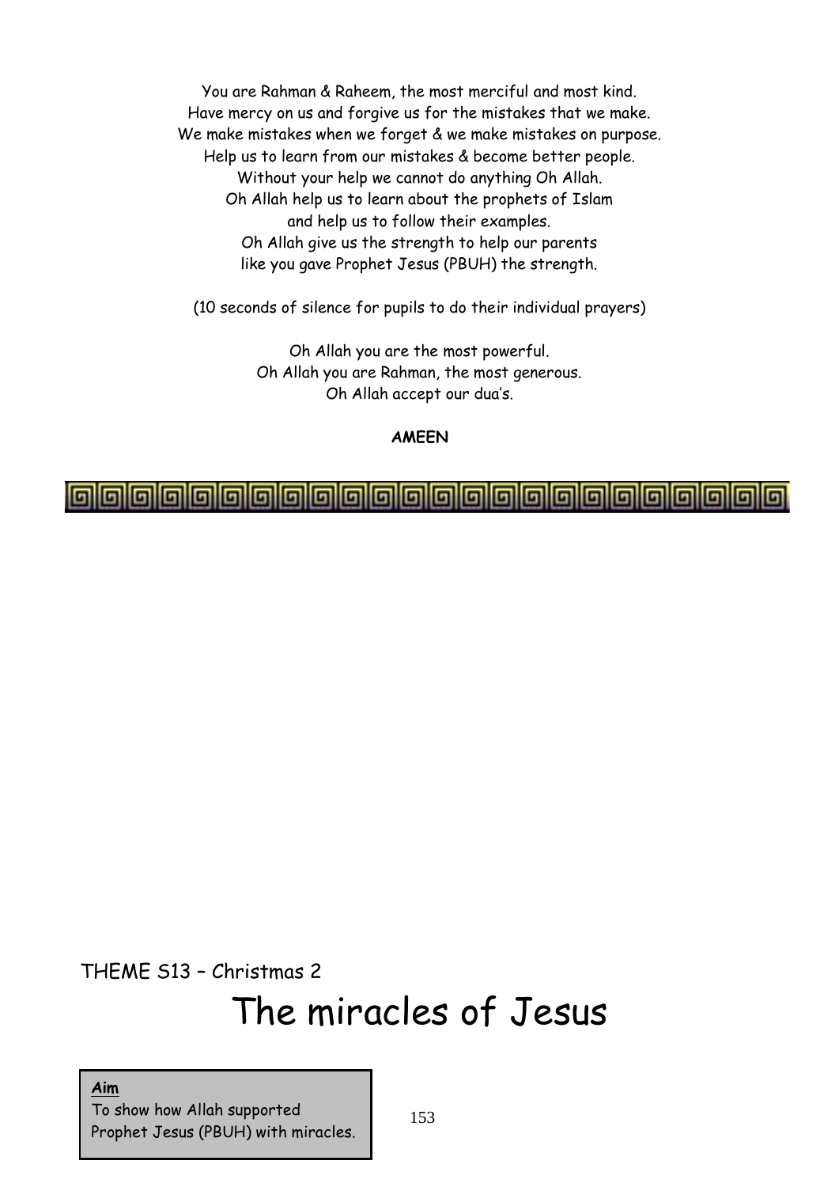You are Rahman & Raheem, the most merciful and most kind.
Have mercy on us and forgive us for the mistakes that we make.
We make mistakes when we forget & we make mistakes on purpose.
Help us to learn from our mistakes & become better people.
Without your help we cannot do anything Oh Allah.
Oh Allah help us to learn about the prophets of Islam
and help us to follow their examples.
Oh Allah give us the strength to help our parents
like you gave Prophet Jesus (PBUH) the strength.

(10 seconds of silence for pupils to do their individual prayers)

Oh Allah you are the most powerful.
Oh Allah you are Rahman, the most generous.
Oh Allah accept our dua's.

**AMEEN**

---

THEME S13 – Christmas 2

# The miracles of Jesus

**Aim**
To show how Allah supported Prophet Jesus (PBUH) with miracles.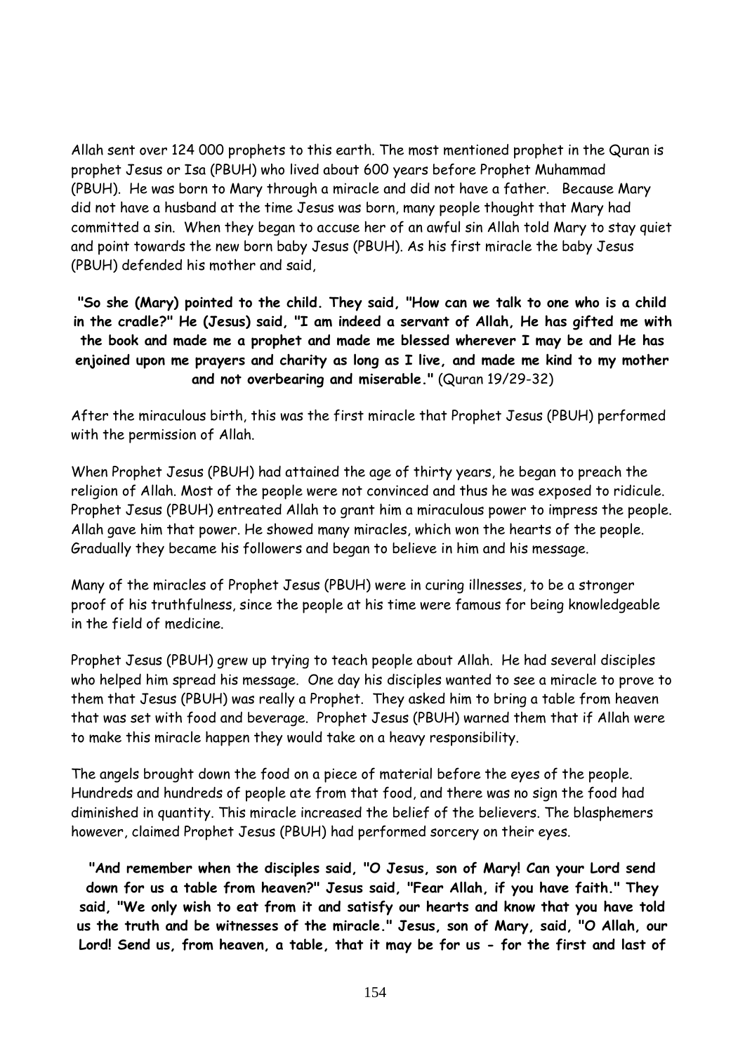Allah sent over 124 000 prophets to this earth. The most mentioned prophet in the Quran is prophet Jesus or Isa (PBUH) who lived about 600 years before Prophet Muhammad (PBUH). He was born to Mary through a miracle and did not have a father. Because Mary did not have a husband at the time Jesus was born, many people thought that Mary had committed a sin. When they began to accuse her of an awful sin Allah told Mary to stay quiet and point towards the new born baby Jesus (PBUH). As his first miracle the baby Jesus (PBUH) defended his mother and said,

**"So she (Mary) pointed to the child. They said, "How can we talk to one who is a child in the cradle?" He (Jesus) said, "I am indeed a servant of Allah, He has gifted me with the book and made me a prophet and made me blessed wherever I may be and He has enjoined upon me prayers and charity as long as I live, and made me kind to my mother and not overbearing and miserable."** (Quran 19/29-32)

After the miraculous birth, this was the first miracle that Prophet Jesus (PBUH) performed with the permission of Allah.

When Prophet Jesus (PBUH) had attained the age of thirty years, he began to preach the religion of Allah. Most of the people were not convinced and thus he was exposed to ridicule. Prophet Jesus (PBUH) entreated Allah to grant him a miraculous power to impress the people. Allah gave him that power. He showed many miracles, which won the hearts of the people. Gradually they became his followers and began to believe in him and his message.

Many of the miracles of Prophet Jesus (PBUH) were in curing illnesses, to be a stronger proof of his truthfulness, since the people at his time were famous for being knowledgeable in the field of medicine.

Prophet Jesus (PBUH) grew up trying to teach people about Allah. He had several disciples who helped him spread his message. One day his disciples wanted to see a miracle to prove to them that Jesus (PBUH) was really a Prophet. They asked him to bring a table from heaven that was set with food and beverage. Prophet Jesus (PBUH) warned them that if Allah were to make this miracle happen they would take on a heavy responsibility.

The angels brought down the food on a piece of material before the eyes of the people. Hundreds and hundreds of people ate from that food, and there was no sign the food had diminished in quantity. This miracle increased the belief of the believers. The blasphemers however, claimed Prophet Jesus (PBUH) had performed sorcery on their eyes.

**"And remember when the disciples said, "O Jesus, son of Mary! Can your Lord send down for us a table from heaven?" Jesus said, "Fear Allah, if you have faith." They said, "We only wish to eat from it and satisfy our hearts and know that you have told us the truth and be witnesses of the miracle." Jesus, son of Mary, said, "O Allah, our Lord! Send us, from heaven, a table, that it may be for us - for the first and last of**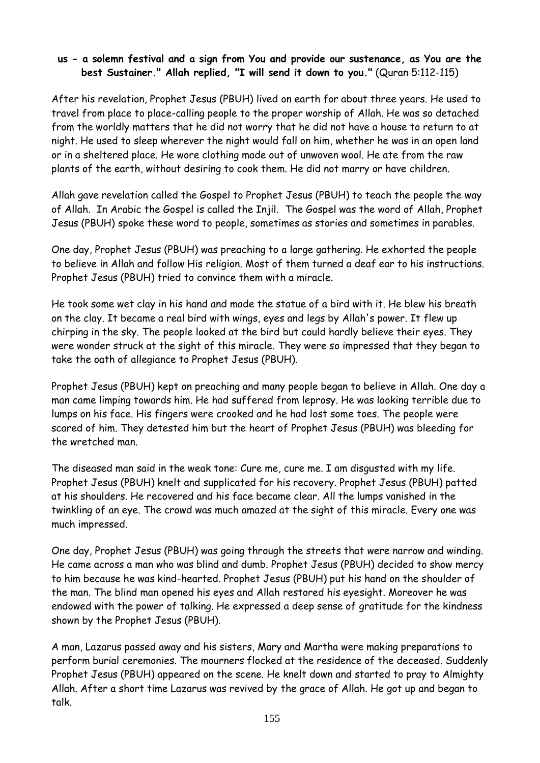**us - a solemn festival and a sign from You and provide our sustenance, as You are the best Sustainer." Allah replied, "I will send it down to you."** (Quran 5:112-115)

After his revelation, Prophet Jesus (PBUH) lived on earth for about three years. He used to travel from place to place-calling people to the proper worship of Allah. He was so detached from the worldly matters that he did not worry that he did not have a house to return to at night. He used to sleep wherever the night would fall on him, whether he was in an open land or in a sheltered place. He wore clothing made out of unwoven wool. He ate from the raw plants of the earth, without desiring to cook them. He did not marry or have children.

Allah gave revelation called the Gospel to Prophet Jesus (PBUH) to teach the people the way of Allah. In Arabic the Gospel is called the Injil. The Gospel was the word of Allah, Prophet Jesus (PBUH) spoke these word to people, sometimes as stories and sometimes in parables.

One day, Prophet Jesus (PBUH) was preaching to a large gathering. He exhorted the people to believe in Allah and follow His religion. Most of them turned a deaf ear to his instructions. Prophet Jesus (PBUH) tried to convince them with a miracle.

He took some wet clay in his hand and made the statue of a bird with it. He blew his breath on the clay. It became a real bird with wings, eyes and legs by Allah's power. It flew up chirping in the sky. The people looked at the bird but could hardly believe their eyes. They were wonder struck at the sight of this miracle. They were so impressed that they began to take the oath of allegiance to Prophet Jesus (PBUH).

Prophet Jesus (PBUH) kept on preaching and many people began to believe in Allah. One day a man came limping towards him. He had suffered from leprosy. He was looking terrible due to lumps on his face. His fingers were crooked and he had lost some toes. The people were scared of him. They detested him but the heart of Prophet Jesus (PBUH) was bleeding for the wretched man.

The diseased man said in the weak tone: Cure me, cure me. I am disgusted with my life. Prophet Jesus (PBUH) knelt and supplicated for his recovery. Prophet Jesus (PBUH) patted at his shoulders. He recovered and his face became clear. All the lumps vanished in the twinkling of an eye. The crowd was much amazed at the sight of this miracle. Every one was much impressed.

One day, Prophet Jesus (PBUH) was going through the streets that were narrow and winding. He came across a man who was blind and dumb. Prophet Jesus (PBUH) decided to show mercy to him because he was kind-hearted. Prophet Jesus (PBUH) put his hand on the shoulder of the man. The blind man opened his eyes and Allah restored his eyesight. Moreover he was endowed with the power of talking. He expressed a deep sense of gratitude for the kindness shown by the Prophet Jesus (PBUH).

A man, Lazarus passed away and his sisters, Mary and Martha were making preparations to perform burial ceremonies. The mourners flocked at the residence of the deceased. Suddenly Prophet Jesus (PBUH) appeared on the scene. He knelt down and started to pray to Almighty Allah. After a short time Lazarus was revived by the grace of Allah. He got up and began to talk.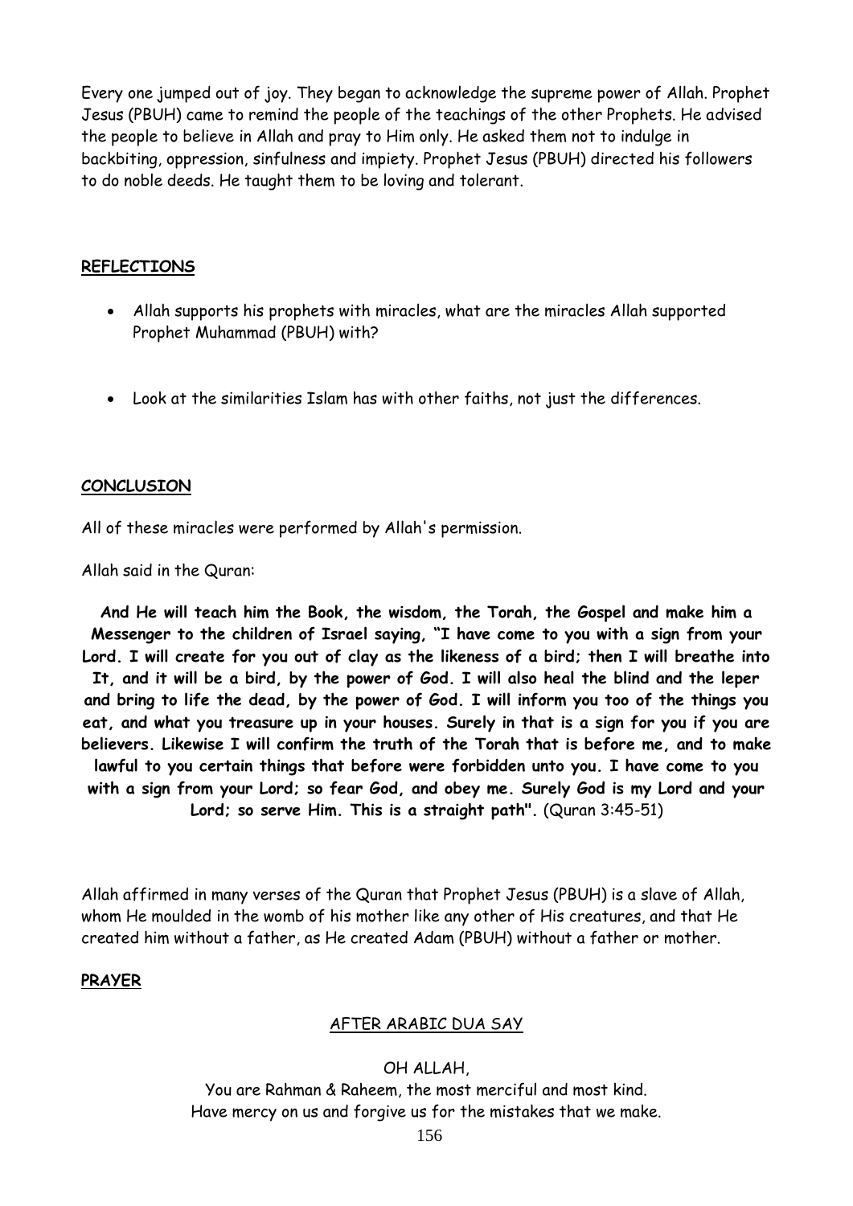Every one jumped out of joy. They began to acknowledge the supreme power of Allah. Prophet Jesus (PBUH) came to remind the people of the teachings of the other Prophets. He advised the people to believe in Allah and pray to Him only. He asked them not to indulge in backbiting, oppression, sinfulness and impiety. Prophet Jesus (PBUH) directed his followers to do noble deeds. He taught them to be loving and tolerant.

## REFLECTIONS

- Allah supports his prophets with miracles, what are the miracles Allah supported Prophet Muhammad (PBUH) with?

- Look at the similarities Islam has with other faiths, not just the differences.

## CONCLUSION

All of these miracles were performed by Allah's permission.

Allah said in the Quran:

**And He will teach him the Book, the wisdom, the Torah, the Gospel and make him a Messenger to the children of Israel saying, "I have come to you with a sign from your Lord. I will create for you out of clay as the likeness of a bird; then I will breathe into It, and it will be a bird, by the power of God. I will also heal the blind and the leper and bring to life the dead, by the power of God. I will inform you too of the things you eat, and what you treasure up in your houses. Surely in that is a sign for you if you are believers. Likewise I will confirm the truth of the Torah that is before me, and to make lawful to you certain things that before were forbidden unto you. I have come to you with a sign from your Lord; so fear God, and obey me. Surely God is my Lord and your Lord; so serve Him. This is a straight path".** (Quran 3:45-51)

Allah affirmed in many verses of the Quran that Prophet Jesus (PBUH) is a slave of Allah, whom He moulded in the womb of his mother like any other of His creatures, and that He created him without a father, as He created Adam (PBUH) without a father or mother.

## PRAYER

AFTER ARABIC DUA SAY

OH ALLAH,
You are Rahman & Raheem, the most merciful and most kind.
Have mercy on us and forgive us for the mistakes that we make.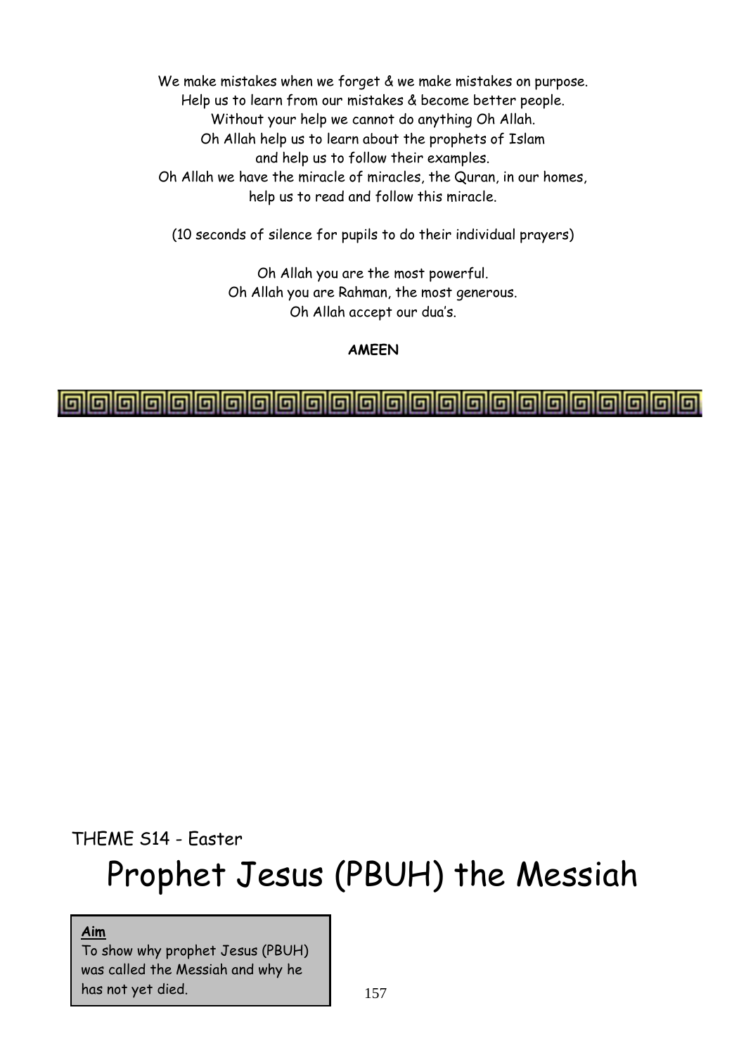We make mistakes when we forget & we make mistakes on purpose.
Help us to learn from our mistakes & become better people.
Without your help we cannot do anything Oh Allah.
Oh Allah help us to learn about the prophets of Islam
and help us to follow their examples.
Oh Allah we have the miracle of miracles, the Quran, in our homes,
help us to read and follow this miracle.

(10 seconds of silence for pupils to do their individual prayers)

Oh Allah you are the most powerful.
Oh Allah you are Rahman, the most generous.
Oh Allah accept our dua's.

**AMEEN**

THEME S14 - Easter

# Prophet Jesus (PBUH) the Messiah

**Aim**
To show why prophet Jesus (PBUH) was called the Messiah and why he has not yet died.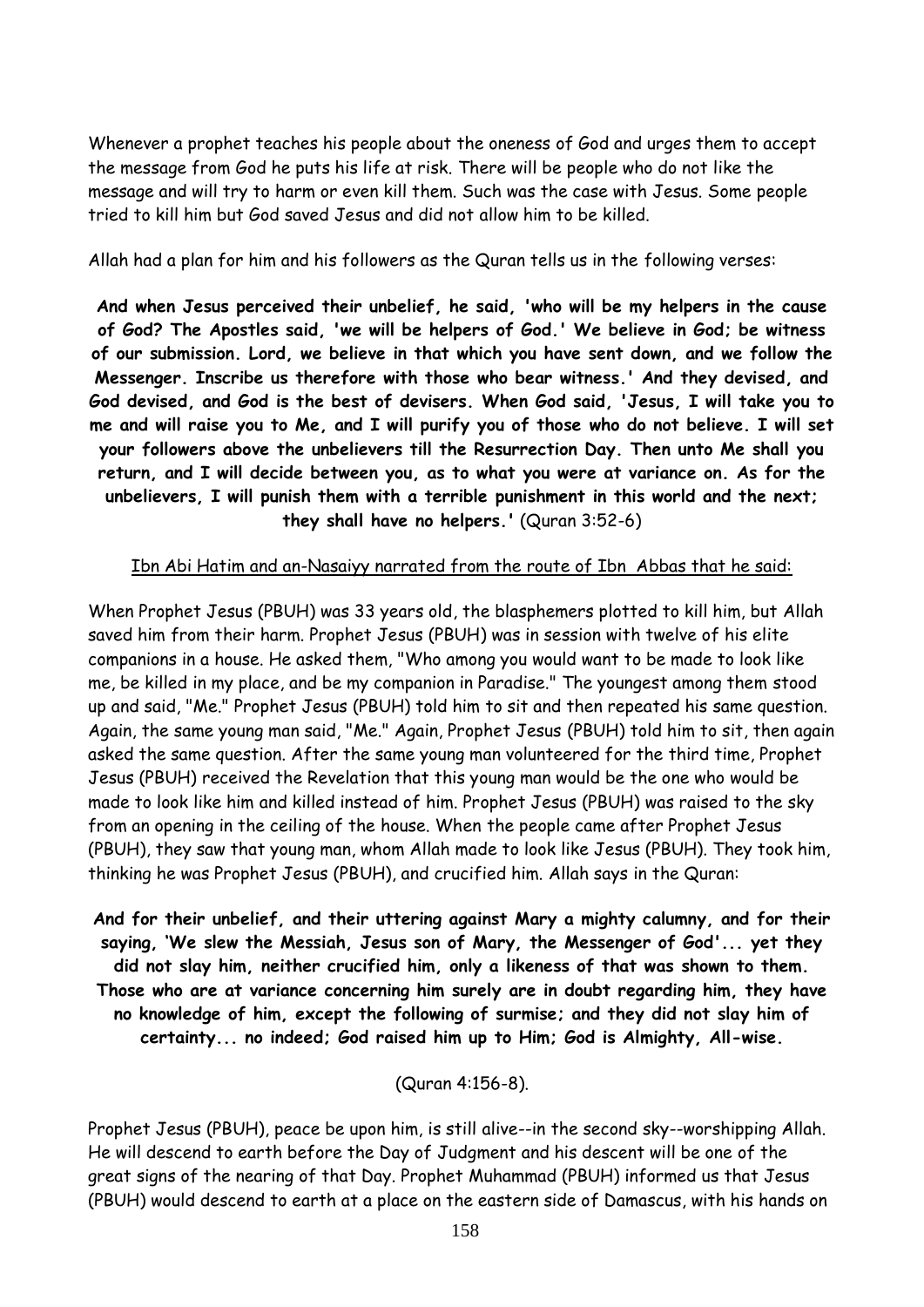Whenever a prophet teaches his people about the oneness of God and urges them to accept the message from God he puts his life at risk. There will be people who do not like the message and will try to harm or even kill them. Such was the case with Jesus. Some people tried to kill him but God saved Jesus and did not allow him to be killed.

Allah had a plan for him and his followers as the Quran tells us in the following verses:

**And when Jesus perceived their unbelief, he said, 'who will be my helpers in the cause of God? The Apostles said, 'we will be helpers of God.' We believe in God; be witness of our submission. Lord, we believe in that which you have sent down, and we follow the Messenger. Inscribe us therefore with those who bear witness.' And they devised, and God devised, and God is the best of devisers. When God said, 'Jesus, I will take you to me and will raise you to Me, and I will purify you of those who do not believe. I will set your followers above the unbelievers till the Resurrection Day. Then unto Me shall you return, and I will decide between you, as to what you were at variance on. As for the unbelievers, I will punish them with a terrible punishment in this world and the next; they shall have no helpers.'** (Quran 3:52-6)

Ibn Abi Hatim and an-Nasaiyy narrated from the route of Ibn Abbas that he said:

When Prophet Jesus (PBUH) was 33 years old, the blasphemers plotted to kill him, but Allah saved him from their harm. Prophet Jesus (PBUH) was in session with twelve of his elite companions in a house. He asked them, "Who among you would want to be made to look like me, be killed in my place, and be my companion in Paradise." The youngest among them stood up and said, "Me." Prophet Jesus (PBUH) told him to sit and then repeated his same question. Again, the same young man said, "Me." Again, Prophet Jesus (PBUH) told him to sit, then again asked the same question. After the same young man volunteered for the third time, Prophet Jesus (PBUH) received the Revelation that this young man would be the one who would be made to look like him and killed instead of him. Prophet Jesus (PBUH) was raised to the sky from an opening in the ceiling of the house. When the people came after Prophet Jesus (PBUH), they saw that young man, whom Allah made to look like Jesus (PBUH). They took him, thinking he was Prophet Jesus (PBUH), and crucified him. Allah says in the Quran:

**And for their unbelief, and their uttering against Mary a mighty calumny, and for their saying, 'We slew the Messiah, Jesus son of Mary, the Messenger of God'... yet they did not slay him, neither crucified him, only a likeness of that was shown to them. Those who are at variance concerning him surely are in doubt regarding him, they have no knowledge of him, except the following of surmise; and they did not slay him of certainty... no indeed; God raised him up to Him; God is Almighty, All-wise.**

(Quran 4:156-8).

Prophet Jesus (PBUH), peace be upon him, is still alive--in the second sky--worshipping Allah. He will descend to earth before the Day of Judgment and his descent will be one of the great signs of the nearing of that Day. Prophet Muhammad (PBUH) informed us that Jesus (PBUH) would descend to earth at a place on the eastern side of Damascus, with his hands on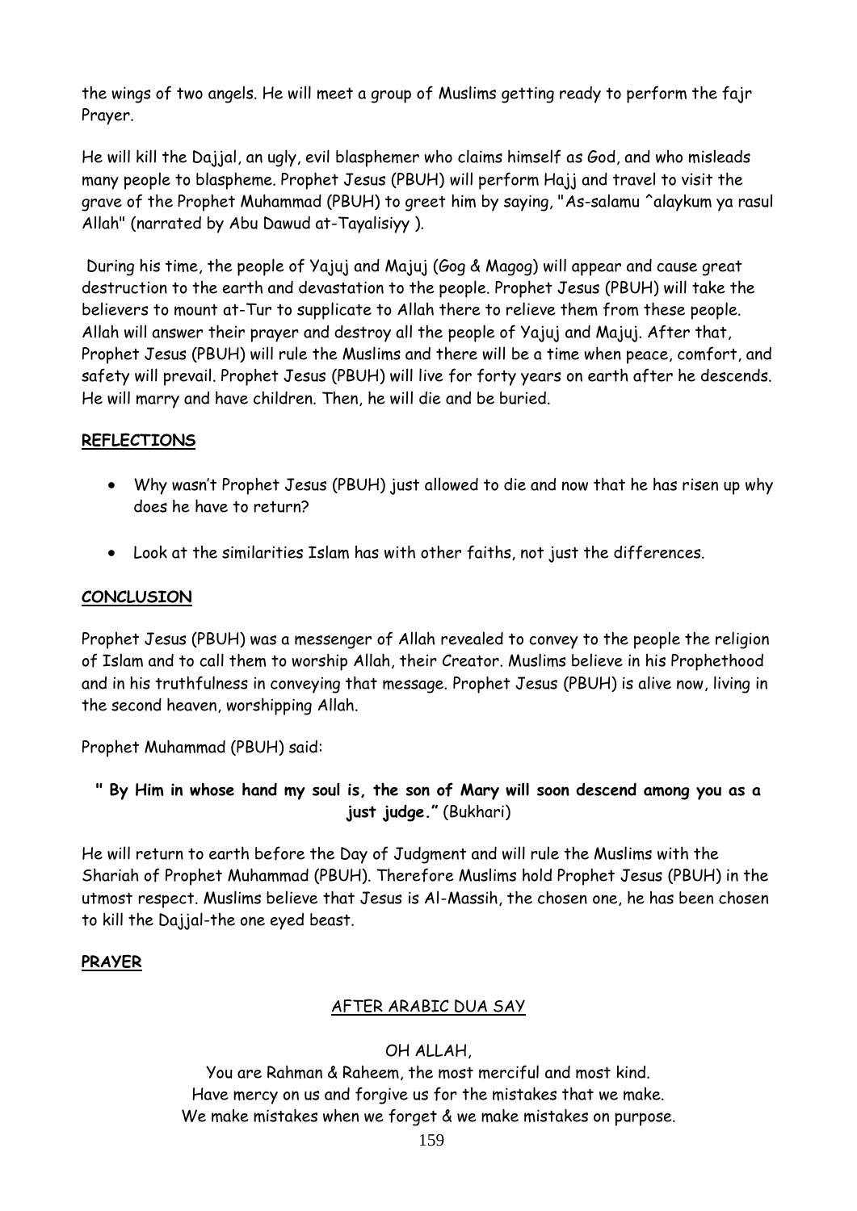the wings of two angels. He will meet a group of Muslims getting ready to perform the fajr Prayer.

He will kill the Dajjal, an ugly, evil blasphemer who claims himself as God, and who misleads many people to blaspheme. Prophet Jesus (PBUH) will perform Hajj and travel to visit the grave of the Prophet Muhammad (PBUH) to greet him by saying, "As-salamu ^alaykum ya rasul Allah" (narrated by Abu Dawud at-Tayalisiyy ).

During his time, the people of Yajuj and Majuj (Gog & Magog) will appear and cause great destruction to the earth and devastation to the people. Prophet Jesus (PBUH) will take the believers to mount at-Tur to supplicate to Allah there to relieve them from these people. Allah will answer their prayer and destroy all the people of Yajuj and Majuj. After that, Prophet Jesus (PBUH) will rule the Muslims and there will be a time when peace, comfort, and safety will prevail. Prophet Jesus (PBUH) will live for forty years on earth after he descends. He will marry and have children. Then, he will die and be buried.

## REFLECTIONS

- Why wasn't Prophet Jesus (PBUH) just allowed to die and now that he has risen up why does he have to return?
- Look at the similarities Islam has with other faiths, not just the differences.

## CONCLUSION

Prophet Jesus (PBUH) was a messenger of Allah revealed to convey to the people the religion of Islam and to call them to worship Allah, their Creator. Muslims believe in his Prophethood and in his truthfulness in conveying that message. Prophet Jesus (PBUH) is alive now, living in the second heaven, worshipping Allah.

Prophet Muhammad (PBUH) said:

**" By Him in whose hand my soul is, the son of Mary will soon descend among you as a just judge."** (Bukhari)

He will return to earth before the Day of Judgment and will rule the Muslims with the Shariah of Prophet Muhammad (PBUH). Therefore Muslims hold Prophet Jesus (PBUH) in the utmost respect. Muslims believe that Jesus is Al-Massih, the chosen one, he has been chosen to kill the Dajjal-the one eyed beast.

## PRAYER

AFTER ARABIC DUA SAY

OH ALLAH,

You are Rahman & Raheem, the most merciful and most kind.
Have mercy on us and forgive us for the mistakes that we make.
We make mistakes when we forget & we make mistakes on purpose.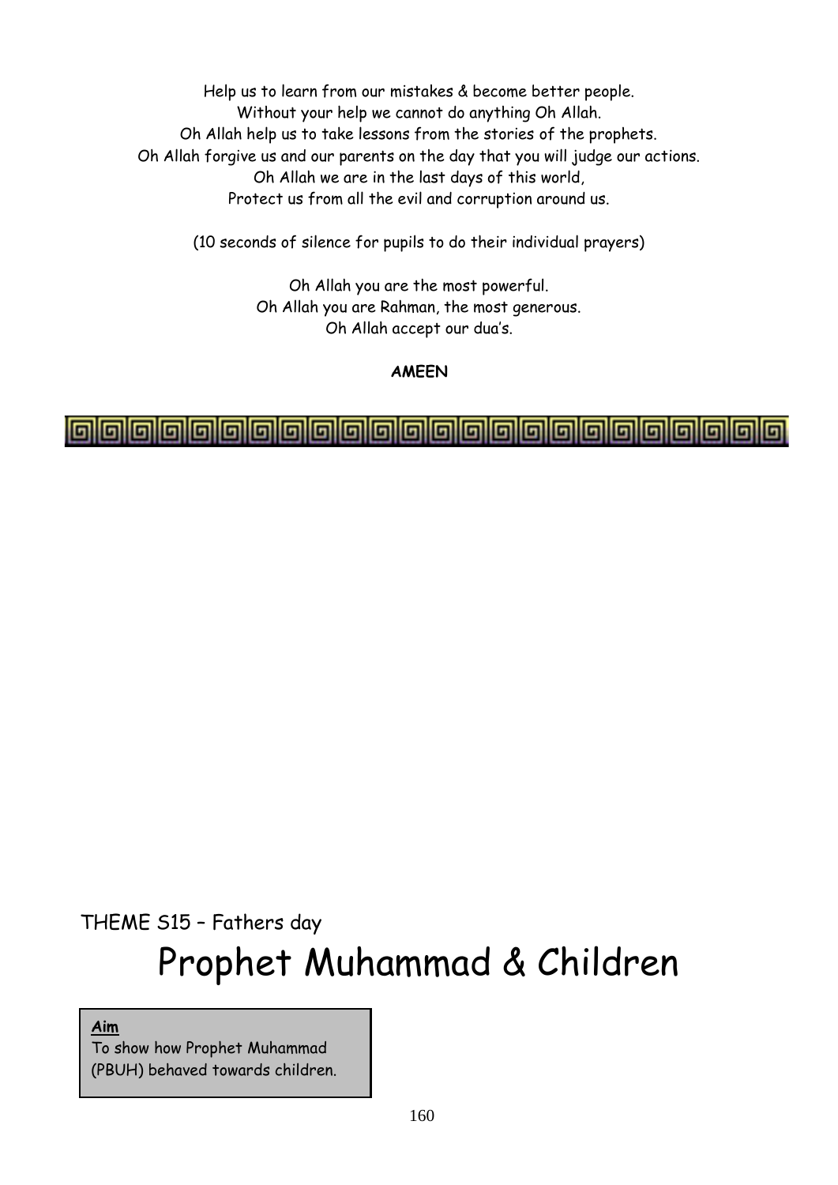Help us to learn from our mistakes & become better people.
Without your help we cannot do anything Oh Allah.
Oh Allah help us to take lessons from the stories of the prophets.
Oh Allah forgive us and our parents on the day that you will judge our actions.
Oh Allah we are in the last days of this world,
Protect us from all the evil and corruption around us.

(10 seconds of silence for pupils to do their individual prayers)

Oh Allah you are the most powerful.
Oh Allah you are Rahman, the most generous.
Oh Allah accept our dua's.

**AMEEN**

---

THEME S15 – Fathers day

# Prophet Muhammad & Children

**Aim**

To show how Prophet Muhammad (PBUH) behaved towards children.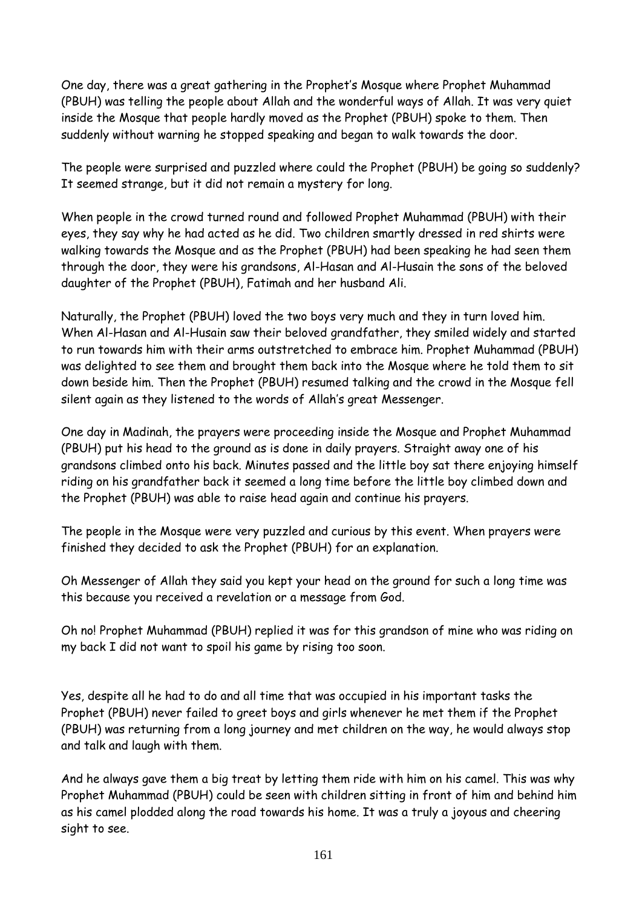One day, there was a great gathering in the Prophet's Mosque where Prophet Muhammad (PBUH) was telling the people about Allah and the wonderful ways of Allah. It was very quiet inside the Mosque that people hardly moved as the Prophet (PBUH) spoke to them. Then suddenly without warning he stopped speaking and began to walk towards the door.

The people were surprised and puzzled where could the Prophet (PBUH) be going so suddenly? It seemed strange, but it did not remain a mystery for long.

When people in the crowd turned round and followed Prophet Muhammad (PBUH) with their eyes, they say why he had acted as he did. Two children smartly dressed in red shirts were walking towards the Mosque and as the Prophet (PBUH) had been speaking he had seen them through the door, they were his grandsons, Al-Hasan and Al-Husain the sons of the beloved daughter of the Prophet (PBUH), Fatimah and her husband Ali.

Naturally, the Prophet (PBUH) loved the two boys very much and they in turn loved him. When Al-Hasan and Al-Husain saw their beloved grandfather, they smiled widely and started to run towards him with their arms outstretched to embrace him. Prophet Muhammad (PBUH) was delighted to see them and brought them back into the Mosque where he told them to sit down beside him. Then the Prophet (PBUH) resumed talking and the crowd in the Mosque fell silent again as they listened to the words of Allah's great Messenger.

One day in Madinah, the prayers were proceeding inside the Mosque and Prophet Muhammad (PBUH) put his head to the ground as is done in daily prayers. Straight away one of his grandsons climbed onto his back. Minutes passed and the little boy sat there enjoying himself riding on his grandfather back it seemed a long time before the little boy climbed down and the Prophet (PBUH) was able to raise head again and continue his prayers.

The people in the Mosque were very puzzled and curious by this event. When prayers were finished they decided to ask the Prophet (PBUH) for an explanation.

Oh Messenger of Allah they said you kept your head on the ground for such a long time was this because you received a revelation or a message from God.

Oh no! Prophet Muhammad (PBUH) replied it was for this grandson of mine who was riding on my back I did not want to spoil his game by rising too soon.

Yes, despite all he had to do and all time that was occupied in his important tasks the Prophet (PBUH) never failed to greet boys and girls whenever he met them if the Prophet (PBUH) was returning from a long journey and met children on the way, he would always stop and talk and laugh with them.

And he always gave them a big treat by letting them ride with him on his camel. This was why Prophet Muhammad (PBUH) could be seen with children sitting in front of him and behind him as his camel plodded along the road towards his home. It was a truly a joyous and cheering sight to see.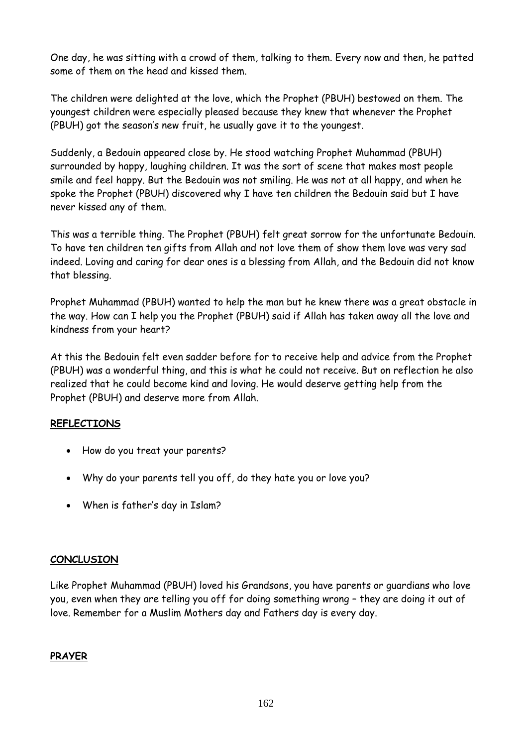One day, he was sitting with a crowd of them, talking to them. Every now and then, he patted some of them on the head and kissed them.

The children were delighted at the love, which the Prophet (PBUH) bestowed on them. The youngest children were especially pleased because they knew that whenever the Prophet (PBUH) got the season's new fruit, he usually gave it to the youngest.

Suddenly, a Bedouin appeared close by. He stood watching Prophet Muhammad (PBUH) surrounded by happy, laughing children. It was the sort of scene that makes most people smile and feel happy. But the Bedouin was not smiling. He was not at all happy, and when he spoke the Prophet (PBUH) discovered why I have ten children the Bedouin said but I have never kissed any of them.

This was a terrible thing. The Prophet (PBUH) felt great sorrow for the unfortunate Bedouin. To have ten children ten gifts from Allah and not love them of show them love was very sad indeed. Loving and caring for dear ones is a blessing from Allah, and the Bedouin did not know that blessing.

Prophet Muhammad (PBUH) wanted to help the man but he knew there was a great obstacle in the way. How can I help you the Prophet (PBUH) said if Allah has taken away all the love and kindness from your heart?

At this the Bedouin felt even sadder before for to receive help and advice from the Prophet (PBUH) was a wonderful thing, and this is what he could not receive. But on reflection he also realized that he could become kind and loving. He would deserve getting help from the Prophet (PBUH) and deserve more from Allah.

**REFLECTIONS**

- How do you treat your parents?
- Why do your parents tell you off, do they hate you or love you?
- When is father's day in Islam?

**CONCLUSION**

Like Prophet Muhammad (PBUH) loved his Grandsons, you have parents or guardians who love you, even when they are telling you off for doing something wrong – they are doing it out of love. Remember for a Muslim Mothers day and Fathers day is every day.

**PRAYER**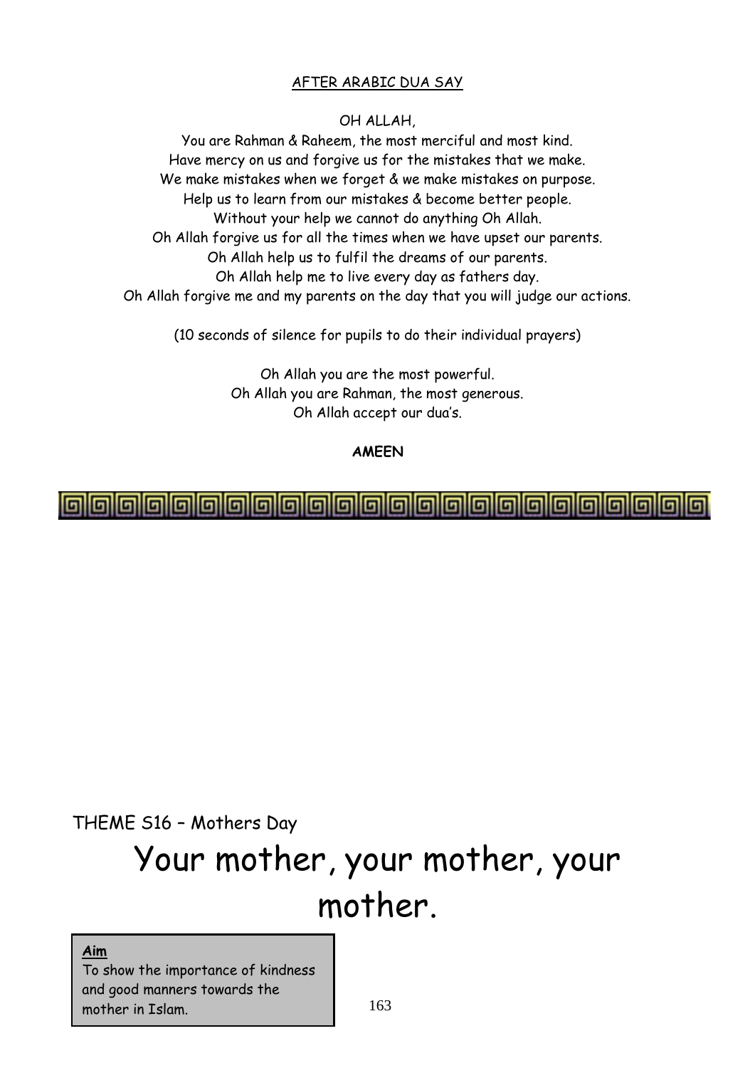AFTER ARABIC DUA SAY

OH ALLAH,

You are Rahman & Raheem, the most merciful and most kind.
Have mercy on us and forgive us for the mistakes that we make.
We make mistakes when we forget & we make mistakes on purpose.
Help us to learn from our mistakes & become better people.
Without your help we cannot do anything Oh Allah.
Oh Allah forgive us for all the times when we have upset our parents.
Oh Allah help us to fulfil the dreams of our parents.
Oh Allah help me to live every day as fathers day.
Oh Allah forgive me and my parents on the day that you will judge our actions.

(10 seconds of silence for pupils to do their individual prayers)

Oh Allah you are the most powerful.
Oh Allah you are Rahman, the most generous.
Oh Allah accept our dua's.

**AMEEN**

---

THEME S16 – Mothers Day

# Your mother, your mother, your mother.

**Aim**
To show the importance of kindness and good manners towards the mother in Islam.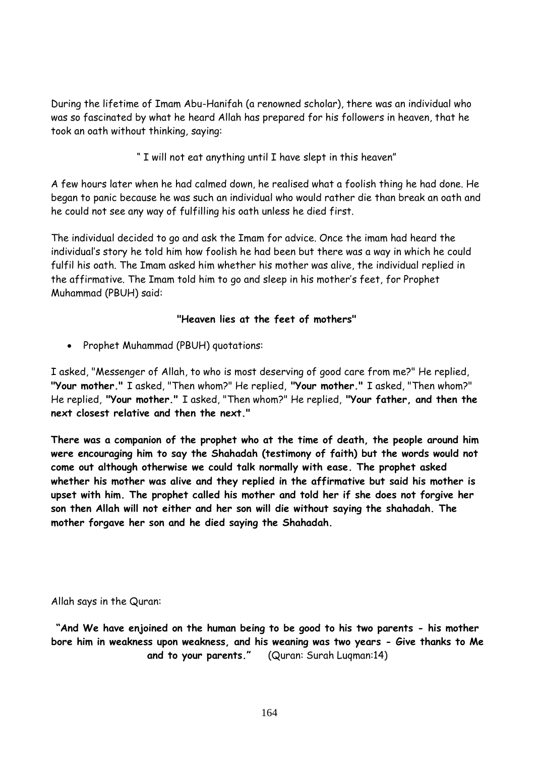During the lifetime of Imam Abu-Hanifah (a renowned scholar), there was an individual who was so fascinated by what he heard Allah has prepared for his followers in heaven, that he took an oath without thinking, saying:

" I will not eat anything until I have slept in this heaven"

A few hours later when he had calmed down, he realised what a foolish thing he had done. He began to panic because he was such an individual who would rather die than break an oath and he could not see any way of fulfilling his oath unless he died first.

The individual decided to go and ask the Imam for advice. Once the imam had heard the individual's story he told him how foolish he had been but there was a way in which he could fulfil his oath. The Imam asked him whether his mother was alive, the individual replied in the affirmative. The Imam told him to go and sleep in his mother's feet, for Prophet Muhammad (PBUH) said:

**"Heaven lies at the feet of mothers"**

- Prophet Muhammad (PBUH) quotations:

I asked, "Messenger of Allah, to who is most deserving of good care from me?" He replied, **"Your mother."** I asked, "Then whom?" He replied, **"Your mother."** I asked, "Then whom?" He replied, **"Your mother."** I asked, "Then whom?" He replied, **"Your father, and then the next closest relative and then the next."**

**There was a companion of the prophet who at the time of death, the people around him were encouraging him to say the Shahadah (testimony of faith) but the words would not come out although otherwise we could talk normally with ease. The prophet asked whether his mother was alive and they replied in the affirmative but said his mother is upset with him. The prophet called his mother and told her if she does not forgive her son then Allah will not either and her son will die without saying the shahadah. The mother forgave her son and he died saying the Shahadah.**

Allah says in the Quran:

**"And We have enjoined on the human being to be good to his two parents - his mother bore him in weakness upon weakness, and his weaning was two years - Give thanks to Me and to your parents."** (Quran: Surah Luqman:14)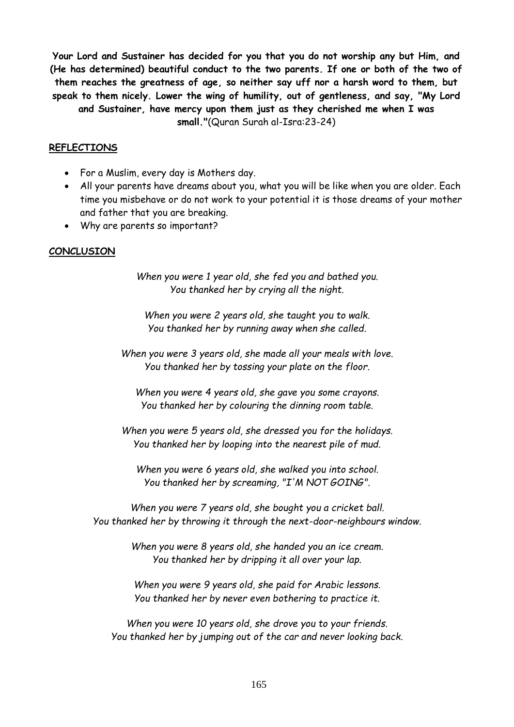**Your Lord and Sustainer has decided for you that you do not worship any but Him, and (He has determined) beautiful conduct to the two parents. If one or both of the two of them reaches the greatness of age, so neither say uff nor a harsh word to them, but speak to them nicely. Lower the wing of humility, out of gentleness, and say, "My Lord and Sustainer, have mercy upon them just as they cherished me when I was small."**(Quran Surah al-Isra:23-24)

**REFLECTIONS**

- For a Muslim, every day is Mothers day.
- All your parents have dreams about you, what you will be like when you are older. Each time you misbehave or do not work to your potential it is those dreams of your mother and father that you are breaking.
- Why are parents so important?

**CONCLUSION**

*When you were 1 year old, she fed you and bathed you.*
*You thanked her by crying all the night.*

*When you were 2 years old, she taught you to walk.*
*You thanked her by running away when she called.*

*When you were 3 years old, she made all your meals with love.*
*You thanked her by tossing your plate on the floor.*

*When you were 4 years old, she gave you some crayons.*
*You thanked her by colouring the dinning room table.*

*When you were 5 years old, she dressed you for the holidays.*
*You thanked her by looping into the nearest pile of mud.*

*When you were 6 years old, she walked you into school.*
*You thanked her by screaming, "I'M NOT GOING".*

*When you were 7 years old, she bought you a cricket ball.*
*You thanked her by throwing it through the next-door-neighbours window.*

*When you were 8 years old, she handed you an ice cream.*
*You thanked her by dripping it all over your lap.*

*When you were 9 years old, she paid for Arabic lessons.*
*You thanked her by never even bothering to practice it.*

*When you were 10 years old, she drove you to your friends.*
*You thanked her by jumping out of the car and never looking back.*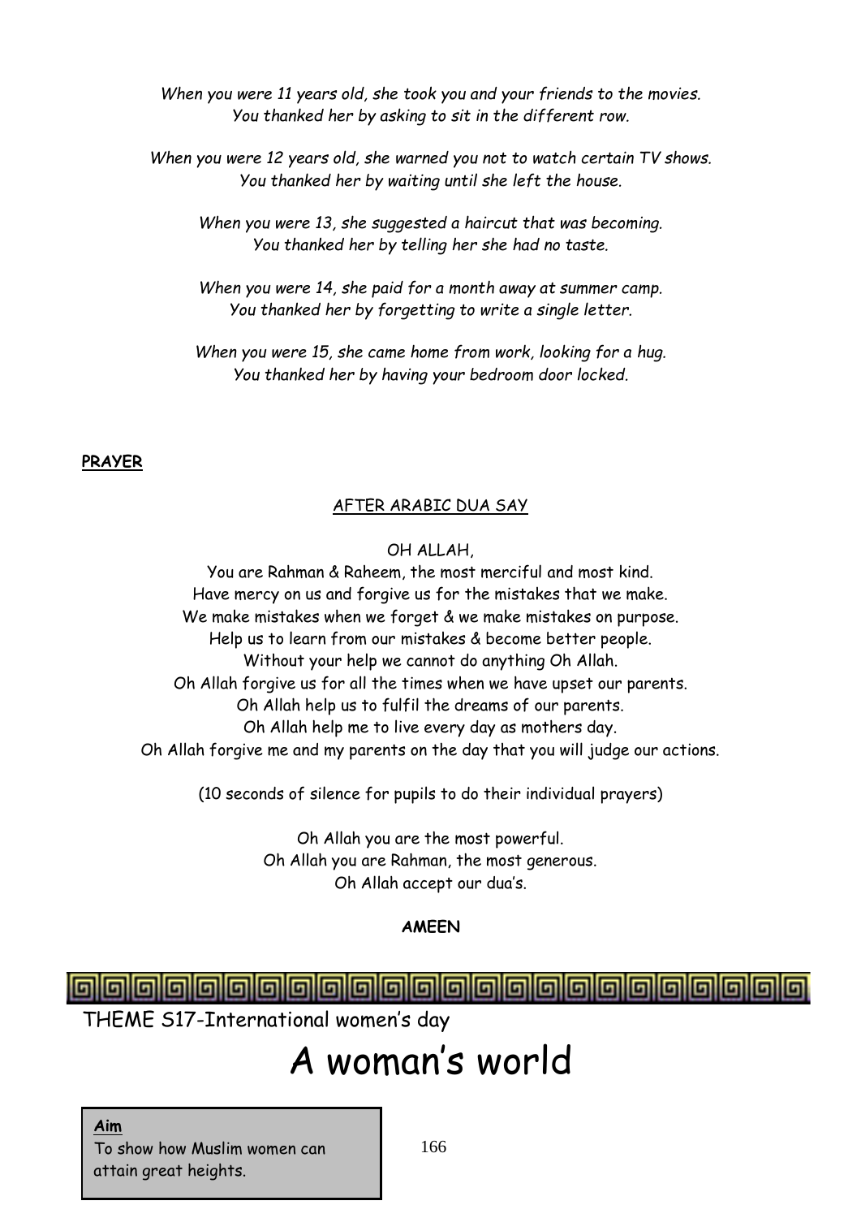*When you were 11 years old, she took you and your friends to the movies.*
*You thanked her by asking to sit in the different row.*

*When you were 12 years old, she warned you not to watch certain TV shows.*
*You thanked her by waiting until she left the house.*

*When you were 13, she suggested a haircut that was becoming.*
*You thanked her by telling her she had no taste.*

*When you were 14, she paid for a month away at summer camp.*
*You thanked her by forgetting to write a single letter.*

*When you were 15, she came home from work, looking for a hug.*
*You thanked her by having your bedroom door locked.*

**PRAYER**

AFTER ARABIC DUA SAY

OH ALLAH,
You are Rahman & Raheem, the most merciful and most kind.
Have mercy on us and forgive us for the mistakes that we make.
We make mistakes when we forget & we make mistakes on purpose.
Help us to learn from our mistakes & become better people.
Without your help we cannot do anything Oh Allah.
Oh Allah forgive us for all the times when we have upset our parents.
Oh Allah help us to fulfil the dreams of our parents.
Oh Allah help me to live every day as mothers day.
Oh Allah forgive me and my parents on the day that you will judge our actions.

(10 seconds of silence for pupils to do their individual prayers)

Oh Allah you are the most powerful.
Oh Allah you are Rahman, the most generous.
Oh Allah accept our dua's.

**AMEEN**

THEME S17-International women's day

# A woman's world

**Aim**
To show how Muslim women can attain great heights.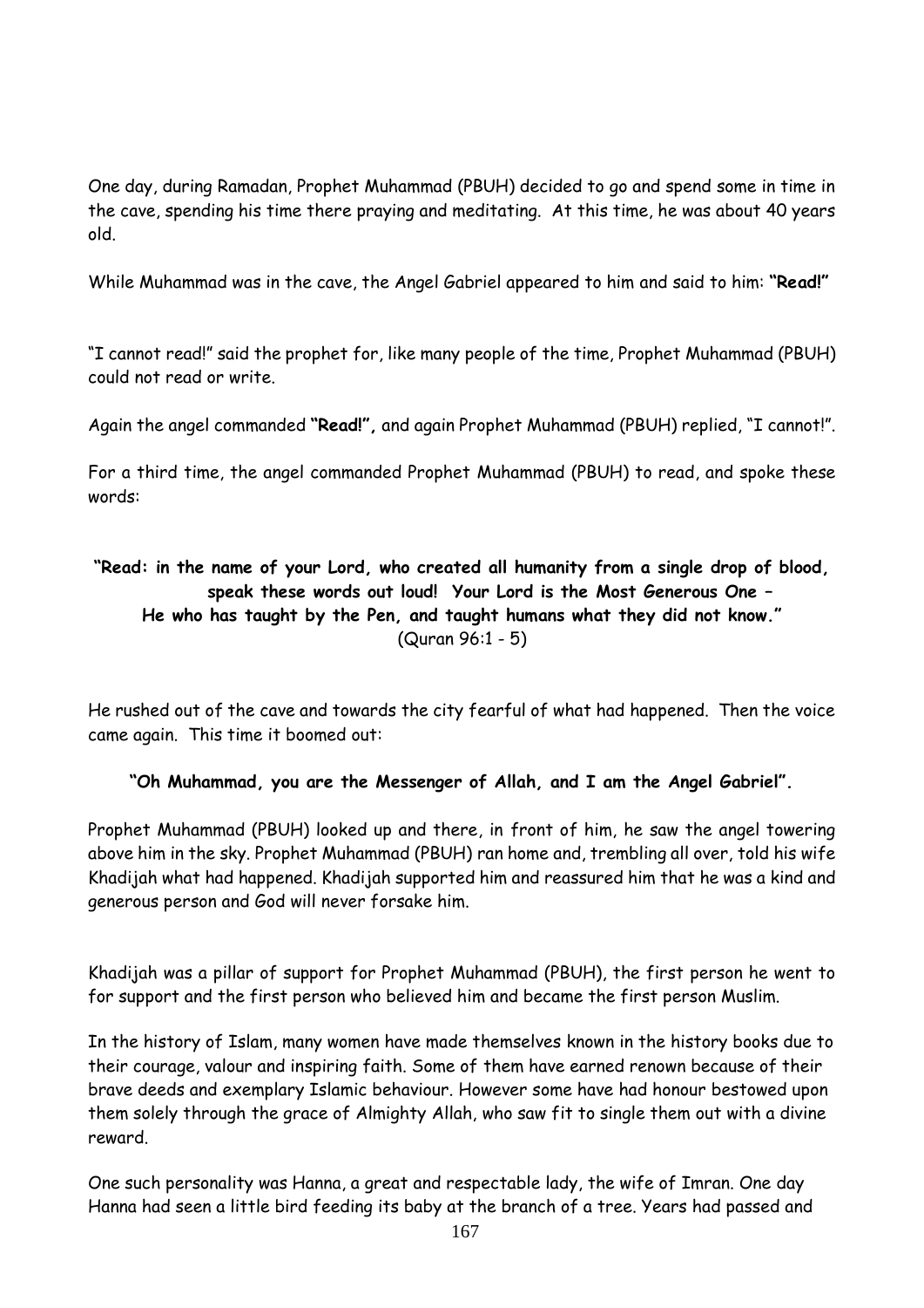One day, during Ramadan, Prophet Muhammad (PBUH) decided to go and spend some in time in the cave, spending his time there praying and meditating. At this time, he was about 40 years old.

While Muhammad was in the cave, the Angel Gabriel appeared to him and said to him: **"Read!"**

"I cannot read!" said the prophet for, like many people of the time, Prophet Muhammad (PBUH) could not read or write.

Again the angel commanded **"Read!",** and again Prophet Muhammad (PBUH) replied, "I cannot!".

For a third time, the angel commanded Prophet Muhammad (PBUH) to read, and spoke these words:

**"Read: in the name of your Lord, who created all humanity from a single drop of blood, speak these words out loud! Your Lord is the Most Generous One – He who has taught by the Pen, and taught humans what they did not know."** (Quran 96:1 - 5)

He rushed out of the cave and towards the city fearful of what had happened. Then the voice came again. This time it boomed out:

**"Oh Muhammad, you are the Messenger of Allah, and I am the Angel Gabriel".**

Prophet Muhammad (PBUH) looked up and there, in front of him, he saw the angel towering above him in the sky. Prophet Muhammad (PBUH) ran home and, trembling all over, told his wife Khadijah what had happened. Khadijah supported him and reassured him that he was a kind and generous person and God will never forsake him.

Khadijah was a pillar of support for Prophet Muhammad (PBUH), the first person he went to for support and the first person who believed him and became the first person Muslim.

In the history of Islam, many women have made themselves known in the history books due to their courage, valour and inspiring faith. Some of them have earned renown because of their brave deeds and exemplary Islamic behaviour. However some have had honour bestowed upon them solely through the grace of Almighty Allah, who saw fit to single them out with a divine reward.

One such personality was Hanna, a great and respectable lady, the wife of Imran. One day Hanna had seen a little bird feeding its baby at the branch of a tree. Years had passed and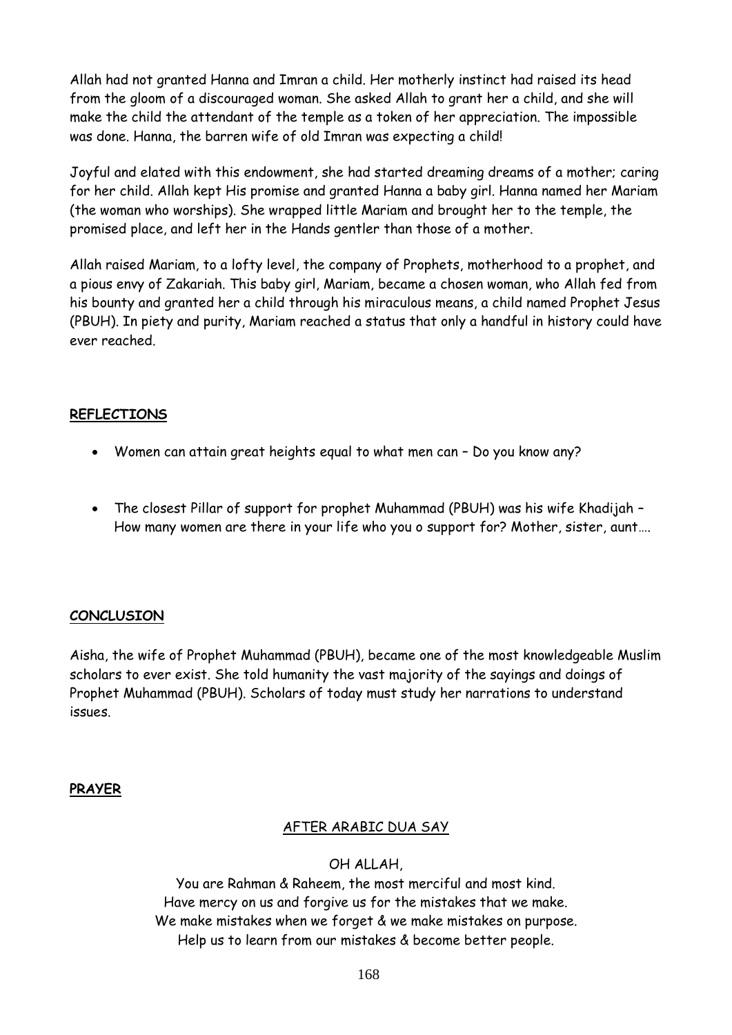Allah had not granted Hanna and Imran a child. Her motherly instinct had raised its head from the gloom of a discouraged woman. She asked Allah to grant her a child, and she will make the child the attendant of the temple as a token of her appreciation. The impossible was done. Hanna, the barren wife of old Imran was expecting a child!

Joyful and elated with this endowment, she had started dreaming dreams of a mother; caring for her child. Allah kept His promise and granted Hanna a baby girl. Hanna named her Mariam (the woman who worships). She wrapped little Mariam and brought her to the temple, the promised place, and left her in the Hands gentler than those of a mother.

Allah raised Mariam, to a lofty level, the company of Prophets, motherhood to a prophet, and a pious envy of Zakariah. This baby girl, Mariam, became a chosen woman, who Allah fed from his bounty and granted her a child through his miraculous means, a child named Prophet Jesus (PBUH). In piety and purity, Mariam reached a status that only a handful in history could have ever reached.

## REFLECTIONS

- Women can attain great heights equal to what men can – Do you know any?
- The closest Pillar of support for prophet Muhammad (PBUH) was his wife Khadijah – How many women are there in your life who you o support for? Mother, sister, aunt….

## CONCLUSION

Aisha, the wife of Prophet Muhammad (PBUH), became one of the most knowledgeable Muslim scholars to ever exist. She told humanity the vast majority of the sayings and doings of Prophet Muhammad (PBUH). Scholars of today must study her narrations to understand issues.

## PRAYER

AFTER ARABIC DUA SAY

OH ALLAH,

You are Rahman & Raheem, the most merciful and most kind.
Have mercy on us and forgive us for the mistakes that we make.
We make mistakes when we forget & we make mistakes on purpose.
Help us to learn from our mistakes & become better people.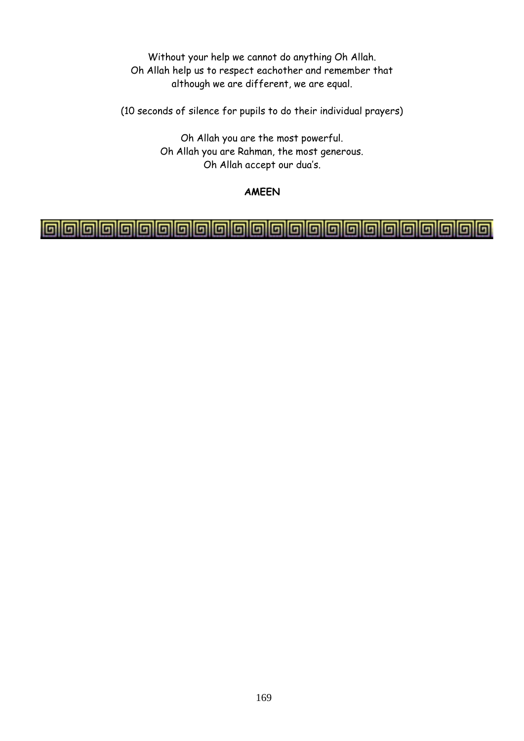Without your help we cannot do anything Oh Allah.
Oh Allah help us to respect eachother and remember that
although we are different, we are equal.

(10 seconds of silence for pupils to do their individual prayers)

Oh Allah you are the most powerful.
Oh Allah you are Rahman, the most generous.
Oh Allah accept our dua's.

**AMEEN**